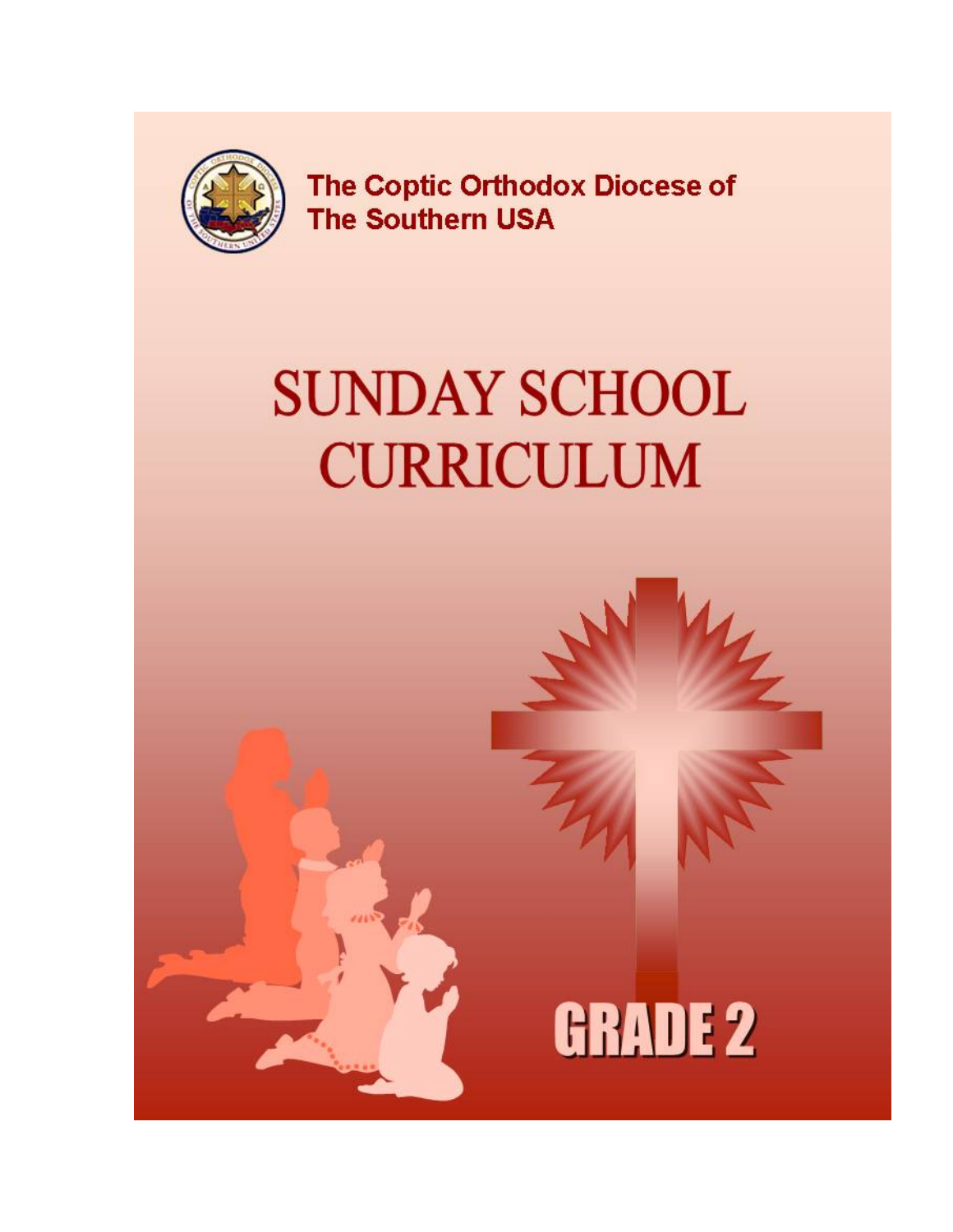The Coptic Orthodox Diocese of The Southern USA

# SUNDAY SCHOOL CURRICULUM

## GRADE 2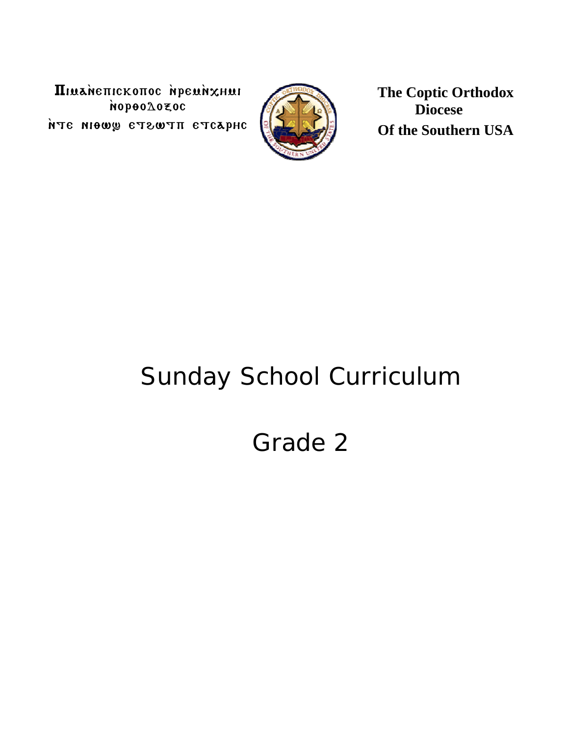Ⲡⲓⲙⲁⲛ̀ⲉⲡⲓⲥⲕⲟⲡⲟⲥ ⲛ̀ⲣⲉⲙ̀ⲛ̀ⲭⲏⲙⲓ ⲛ̀ⲟⲣⲑⲟⲇⲟⲝⲟⲥ
ⲛ̀ⲧⲉ ⲛⲓⲑⲱϣ ⲉⲧϩⲱⲧⲡ ⲉⲧⲥⲁⲣⲏⲥ

**The Coptic Orthodox Diocese Of the Southern USA**

# Sunday School Curriculum

# Grade 2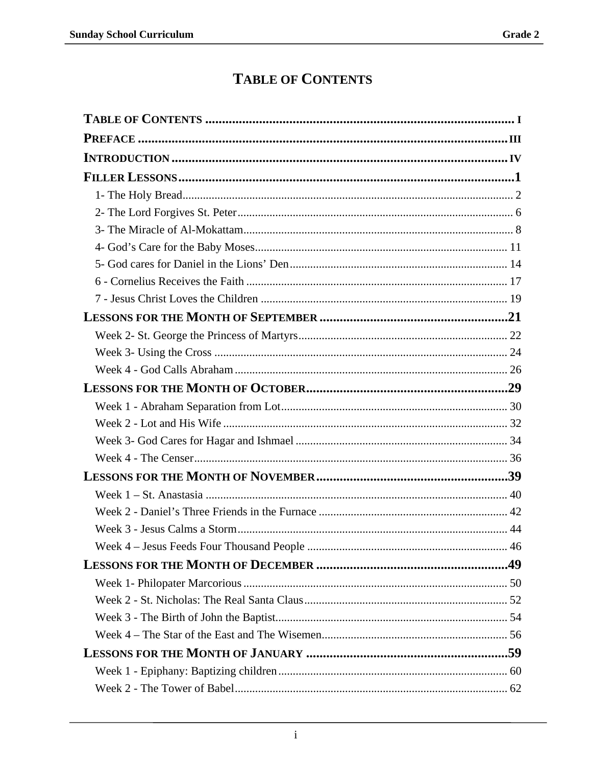# TABLE OF CONTENTS

**TABLE OF CONTENTS** ........................................................................................ I

**PREFACE** ........................................................................................................ III

**INTRODUCTION** ............................................................................................. IV

**FILLER LESSONS** .............................................................................................. 1

- 1- The Holy Bread .................................................................................................. 2
- 2- The Lord Forgives St. Peter ............................................................................. 6
- 3- The Miracle of Al-Mokattam ........................................................................... 8
- 4- God's Care for the Baby Moses ...................................................................... 11
- 5- God cares for Daniel in the Lions' Den .......................................................... 14
- 6 - Cornelius Receives the Faith ......................................................................... 17
- 7 - Jesus Christ Loves the Children .................................................................... 19

**LESSONS FOR THE MONTH OF SEPTEMBER** ............................................... 21

- Week 2- St. George the Princess of Martyrs ....................................................... 22
- Week 3- Using the Cross .................................................................................... 24
- Week 4 - God Calls Abraham ............................................................................. 26

**LESSONS FOR THE MONTH OF OCTOBER** ..................................................... 29

- Week 1 - Abraham Separation from Lot ............................................................. 30
- Week 2 - Lot and His Wife ................................................................................. 32
- Week 3- God Cares for Hagar and Ishmael ........................................................ 34
- Week 4 - The Censer .......................................................................................... 36

**LESSONS FOR THE MONTH OF NOVEMBER** .................................................. 39

- Week 1 – St. Anastasia ....................................................................................... 40
- Week 2 - Daniel's Three Friends in the Furnace ................................................ 42
- Week 3 - Jesus Calms a Storm ............................................................................ 44
- Week 4 – Jesus Feeds Four Thousand People .................................................... 46

**LESSONS FOR THE MONTH OF DECEMBER** ................................................... 49

- Week 1- Philopater Marcorious .......................................................................... 50
- Week 2 - St. Nicholas: The Real Santa Claus ..................................................... 52
- Week 3 - The Birth of John the Baptist ............................................................... 54
- Week 4 – The Star of the East and The Wisemen ............................................... 56

**LESSONS FOR THE MONTH OF JANUARY** ....................................................... 59

- Week 1 - Epiphany: Baptizing children .............................................................. 60
- Week 2 - The Tower of Babel ............................................................................. 62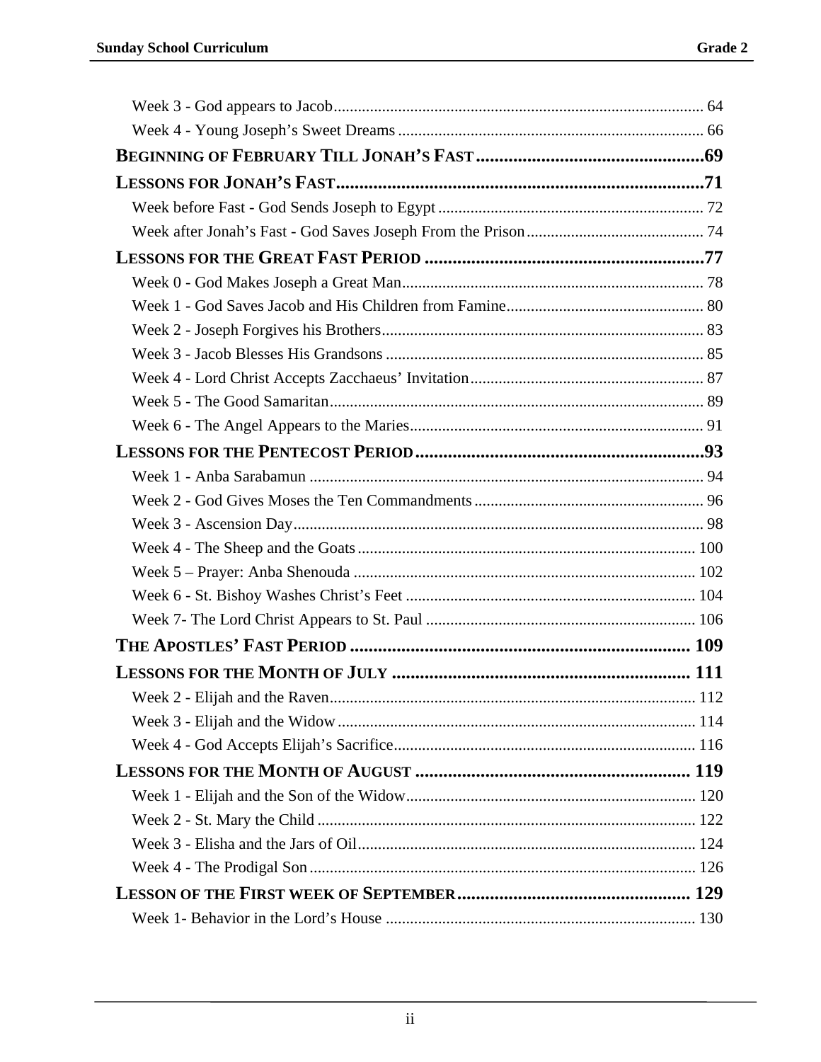Week 3 - God appears to Jacob ........................................................................................... 64
Week 4 - Young Joseph's Sweet Dreams ........................................................................... 66

**BEGINNING OF FEBRUARY TILL JONAH'S FAST .................................................. 69**

**LESSONS FOR JONAH'S FAST .................................................................................. 71**

Week before Fast - God Sends Joseph to Egypt ................................................................. 72
Week after Jonah's Fast - God Saves Joseph From the Prison ............................................ 74

**LESSONS FOR THE GREAT FAST PERIOD ............................................................. 77**

Week 0 - God Makes Joseph a Great Man .......................................................................... 78
Week 1 - God Saves Jacob and His Children from Famine ................................................ 80
Week 2 - Joseph Forgives his Brothers ............................................................................... 83
Week 3 - Jacob Blesses His Grandsons .............................................................................. 85
Week 4 - Lord Christ Accepts Zacchaeus' Invitation ......................................................... 87
Week 5 - The Good Samaritan ............................................................................................ 89
Week 6 - The Angel Appears to the Maries ........................................................................ 91

**LESSONS FOR THE PENTECOST PERIOD ................................................................ 93**

Week 1 - Anba Sarabamun ................................................................................................. 94
Week 2 - God Gives Moses the Ten Commandments ......................................................... 96
Week 3 - Ascension Day ..................................................................................................... 98
Week 4 - The Sheep and the Goats .................................................................................... 100
Week 5 – Prayer: Anba Shenouda ..................................................................................... 102
Week 6 - St. Bishoy Washes Christ's Feet ........................................................................ 104
Week 7- The Lord Christ Appears to St. Paul ................................................................... 106

**THE APOSTLES' FAST PERIOD ............................................................................. 109**

**LESSONS FOR THE MONTH OF JULY .................................................................. 111**

Week 2 - Elijah and the Raven ........................................................................................... 112
Week 3 - Elijah and the Widow ......................................................................................... 114
Week 4 - God Accepts Elijah's Sacrifice ........................................................................... 116

**LESSONS FOR THE MONTH OF AUGUST ............................................................ 119**

Week 1 - Elijah and the Son of the Widow ........................................................................ 120
Week 2 - St. Mary the Child .............................................................................................. 122
Week 3 - Elisha and the Jars of Oil .................................................................................... 124
Week 4 - The Prodigal Son ................................................................................................ 126

**LESSON OF THE FIRST WEEK OF SEPTEMBER .................................................. 129**

Week 1- Behavior in the Lord's House ............................................................................. 130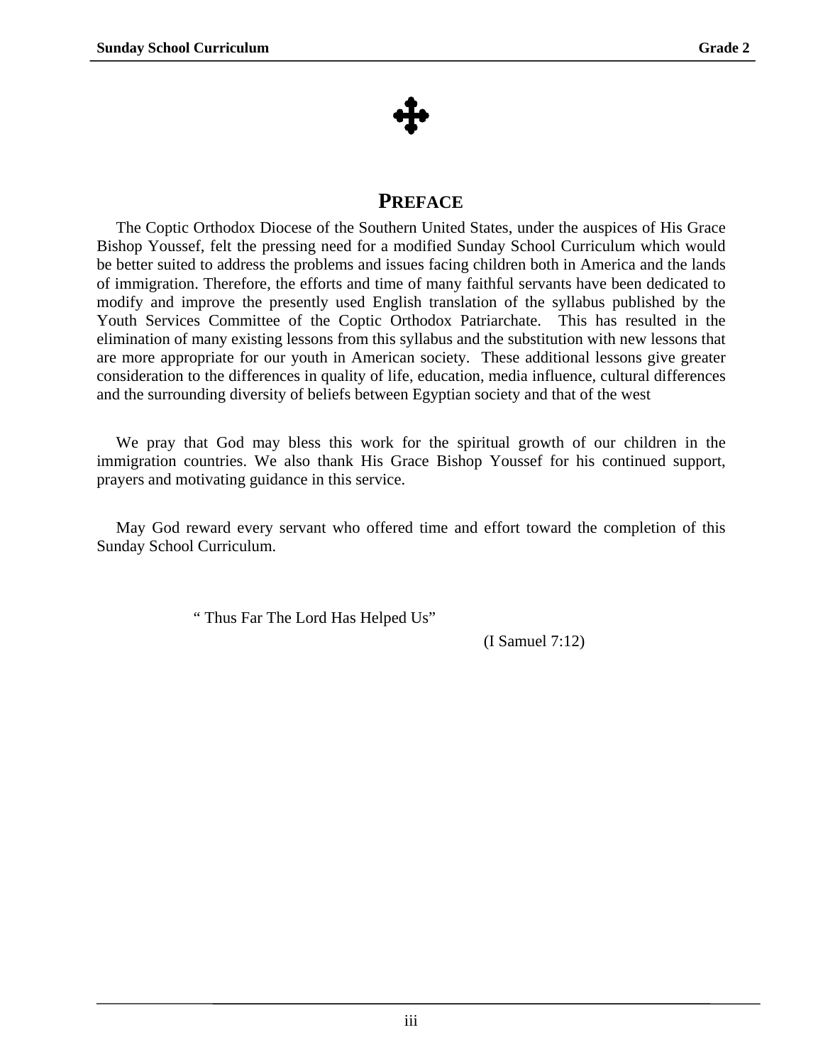# PREFACE

The Coptic Orthodox Diocese of the Southern United States, under the auspices of His Grace Bishop Youssef, felt the pressing need for a modified Sunday School Curriculum which would be better suited to address the problems and issues facing children both in America and the lands of immigration. Therefore, the efforts and time of many faithful servants have been dedicated to modify and improve the presently used English translation of the syllabus published by the Youth Services Committee of the Coptic Orthodox Patriarchate. This has resulted in the elimination of many existing lessons from this syllabus and the substitution with new lessons that are more appropriate for our youth in American society. These additional lessons give greater consideration to the differences in quality of life, education, media influence, cultural differences and the surrounding diversity of beliefs between Egyptian society and that of the west

We pray that God may bless this work for the spiritual growth of our children in the immigration countries. We also thank His Grace Bishop Youssef for his continued support, prayers and motivating guidance in this service.

May God reward every servant who offered time and effort toward the completion of this Sunday School Curriculum.

" Thus Far The Lord Has Helped Us"

(I Samuel 7:12)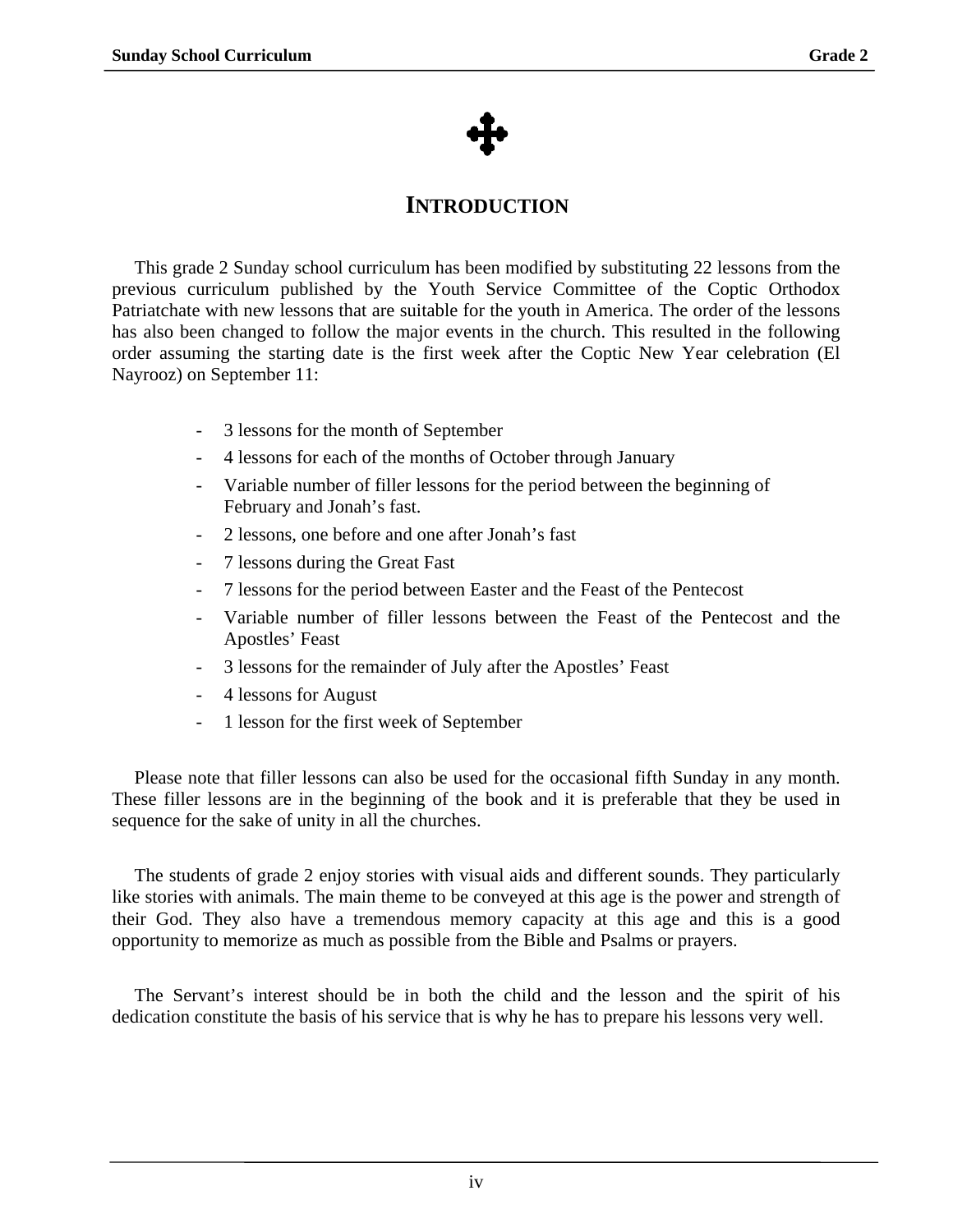✣

# INTRODUCTION

This grade 2 Sunday school curriculum has been modified by substituting 22 lessons from the previous curriculum published by the Youth Service Committee of the Coptic Orthodox Patriatchate with new lessons that are suitable for the youth in America. The order of the lessons has also been changed to follow the major events in the church. This resulted in the following order assuming the starting date is the first week after the Coptic New Year celebration (El Nayrooz) on September 11:

- 3 lessons for the month of September
- 4 lessons for each of the months of October through January
- Variable number of filler lessons for the period between the beginning of February and Jonah's fast.
- 2 lessons, one before and one after Jonah's fast
- 7 lessons during the Great Fast
- 7 lessons for the period between Easter and the Feast of the Pentecost
- Variable number of filler lessons between the Feast of the Pentecost and the Apostles' Feast
- 3 lessons for the remainder of July after the Apostles' Feast
- 4 lessons for August
- 1 lesson for the first week of September

Please note that filler lessons can also be used for the occasional fifth Sunday in any month. These filler lessons are in the beginning of the book and it is preferable that they be used in sequence for the sake of unity in all the churches.

The students of grade 2 enjoy stories with visual aids and different sounds. They particularly like stories with animals. The main theme to be conveyed at this age is the power and strength of their God. They also have a tremendous memory capacity at this age and this is a good opportunity to memorize as much as possible from the Bible and Psalms or prayers.

The Servant's interest should be in both the child and the lesson and the spirit of his dedication constitute the basis of his service that is why he has to prepare his lessons very well.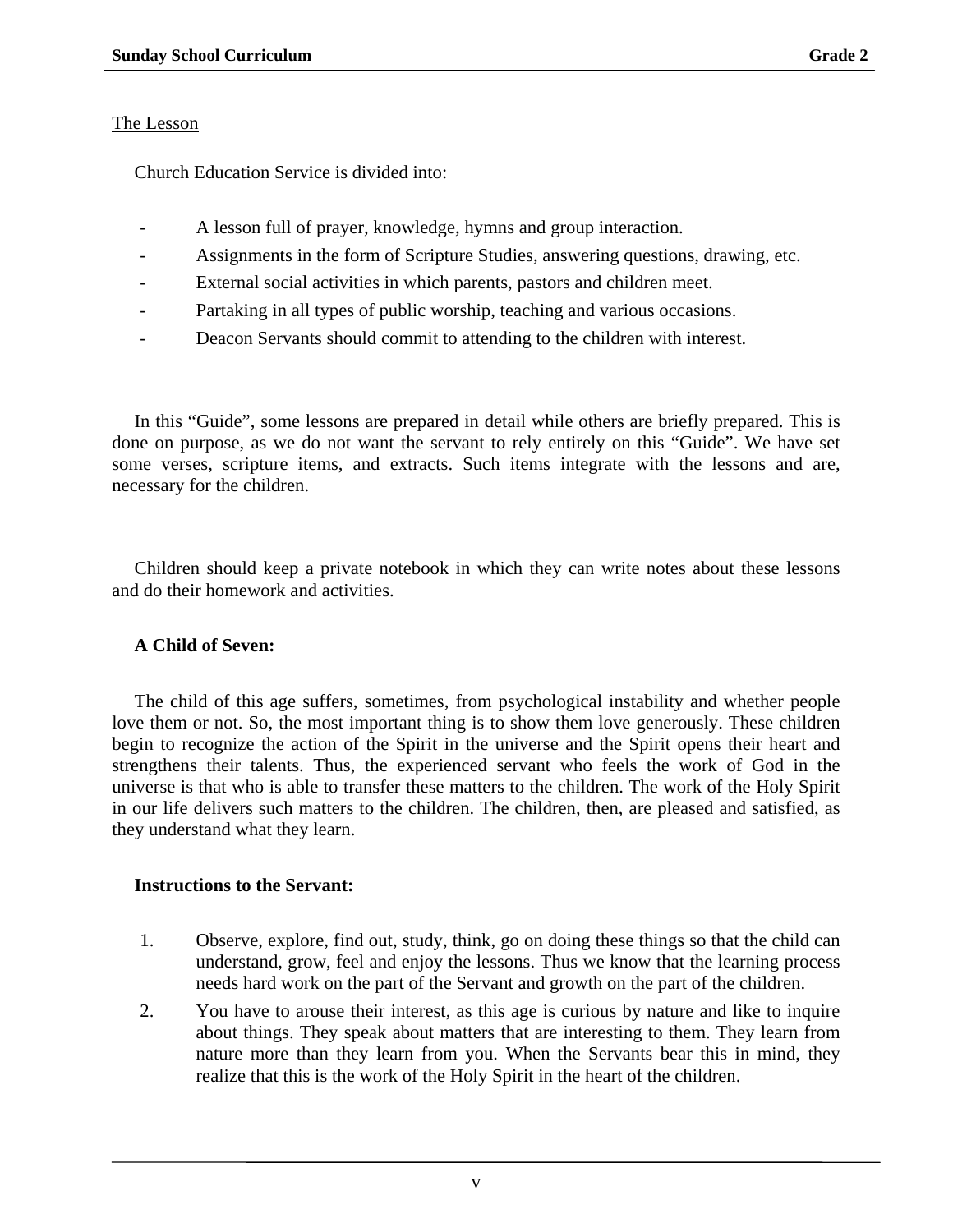The Lesson

Church Education Service is divided into:

- A lesson full of prayer, knowledge, hymns and group interaction.
- Assignments in the form of Scripture Studies, answering questions, drawing, etc.
- External social activities in which parents, pastors and children meet.
- Partaking in all types of public worship, teaching and various occasions.
- Deacon Servants should commit to attending to the children with interest.

In this "Guide", some lessons are prepared in detail while others are briefly prepared. This is done on purpose, as we do not want the servant to rely entirely on this "Guide". We have set some verses, scripture items, and extracts. Such items integrate with the lessons and are, necessary for the children.

Children should keep a private notebook in which they can write notes about these lessons and do their homework and activities.

**A Child of Seven:**

The child of this age suffers, sometimes, from psychological instability and whether people love them or not. So, the most important thing is to show them love generously. These children begin to recognize the action of the Spirit in the universe and the Spirit opens their heart and strengthens their talents. Thus, the experienced servant who feels the work of God in the universe is that who is able to transfer these matters to the children. The work of the Holy Spirit in our life delivers such matters to the children. The children, then, are pleased and satisfied, as they understand what they learn.

**Instructions to the Servant:**

1. Observe, explore, find out, study, think, go on doing these things so that the child can understand, grow, feel and enjoy the lessons. Thus we know that the learning process needs hard work on the part of the Servant and growth on the part of the children.
2. You have to arouse their interest, as this age is curious by nature and like to inquire about things. They speak about matters that are interesting to them. They learn from nature more than they learn from you. When the Servants bear this in mind, they realize that this is the work of the Holy Spirit in the heart of the children.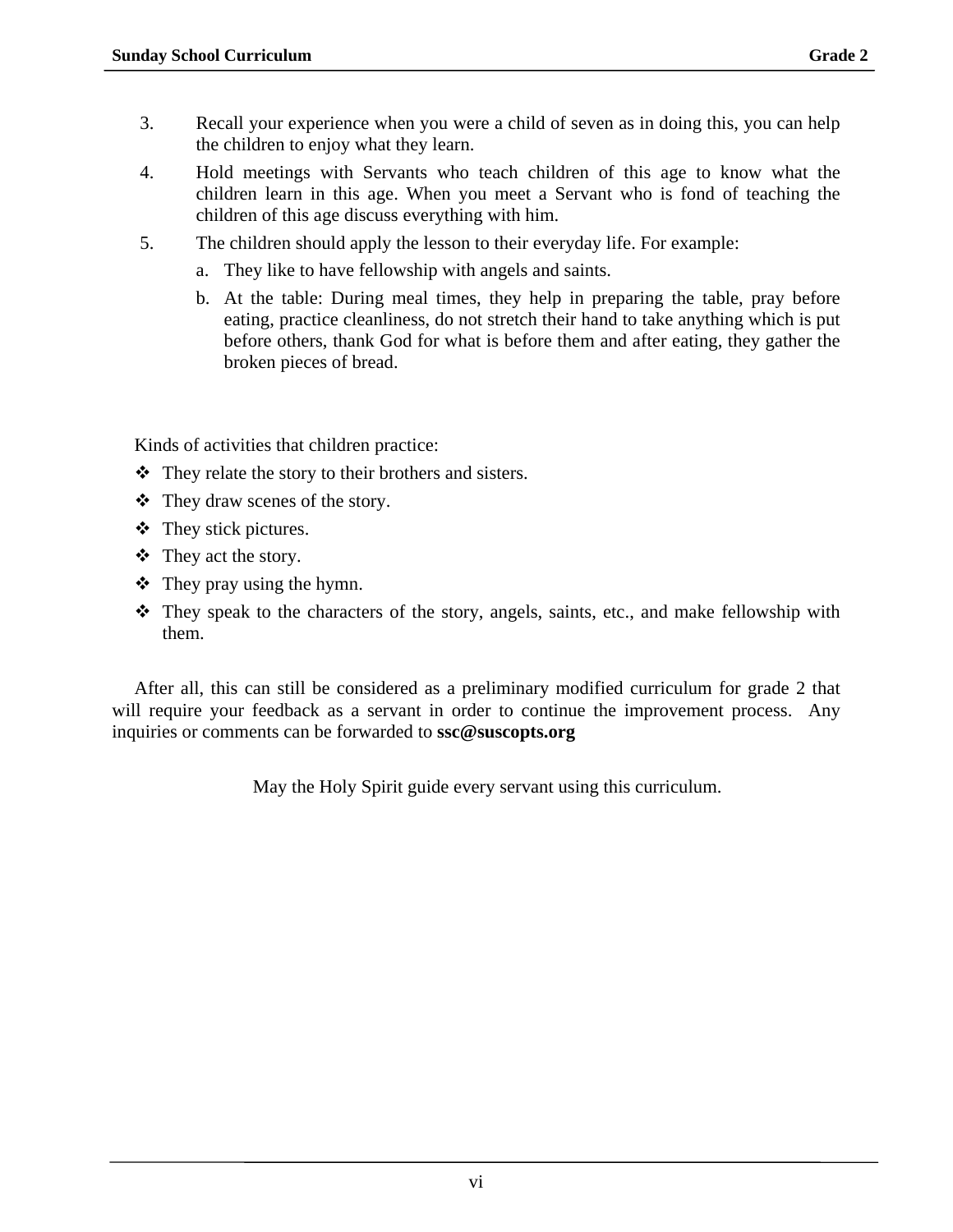3. Recall your experience when you were a child of seven as in doing this, you can help the children to enjoy what they learn.
4. Hold meetings with Servants who teach children of this age to know what the children learn in this age. When you meet a Servant who is fond of teaching the children of this age discuss everything with him.
5. The children should apply the lesson to their everyday life. For example:
   a. They like to have fellowship with angels and saints.
   b. At the table: During meal times, they help in preparing the table, pray before eating, practice cleanliness, do not stretch their hand to take anything which is put before others, thank God for what is before them and after eating, they gather the broken pieces of bread.

Kinds of activities that children practice:

- They relate the story to their brothers and sisters.
- They draw scenes of the story.
- They stick pictures.
- They act the story.
- They pray using the hymn.
- They speak to the characters of the story, angels, saints, etc., and make fellowship with them.

After all, this can still be considered as a preliminary modified curriculum for grade 2 that will require your feedback as a servant in order to continue the improvement process. Any inquiries or comments can be forwarded to **ssc@suscopts.org**

May the Holy Spirit guide every servant using this curriculum.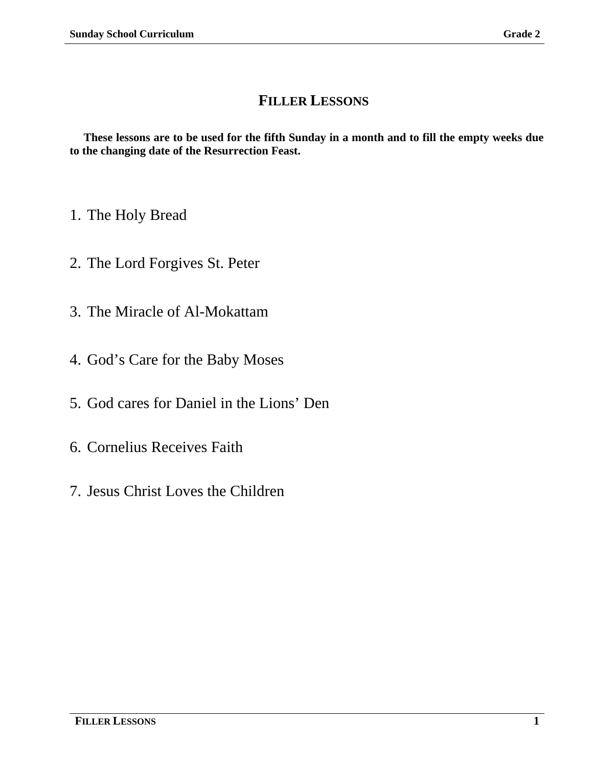# Filler Lessons

**These lessons are to be used for the fifth Sunday in a month and to fill the empty weeks due to the changing date of the Resurrection Feast.**

1. The Holy Bread
2. The Lord Forgives St. Peter
3. The Miracle of Al-Mokattam
4. God's Care for the Baby Moses
5. God cares for Daniel in the Lions' Den
6. Cornelius Receives Faith
7. Jesus Christ Loves the Children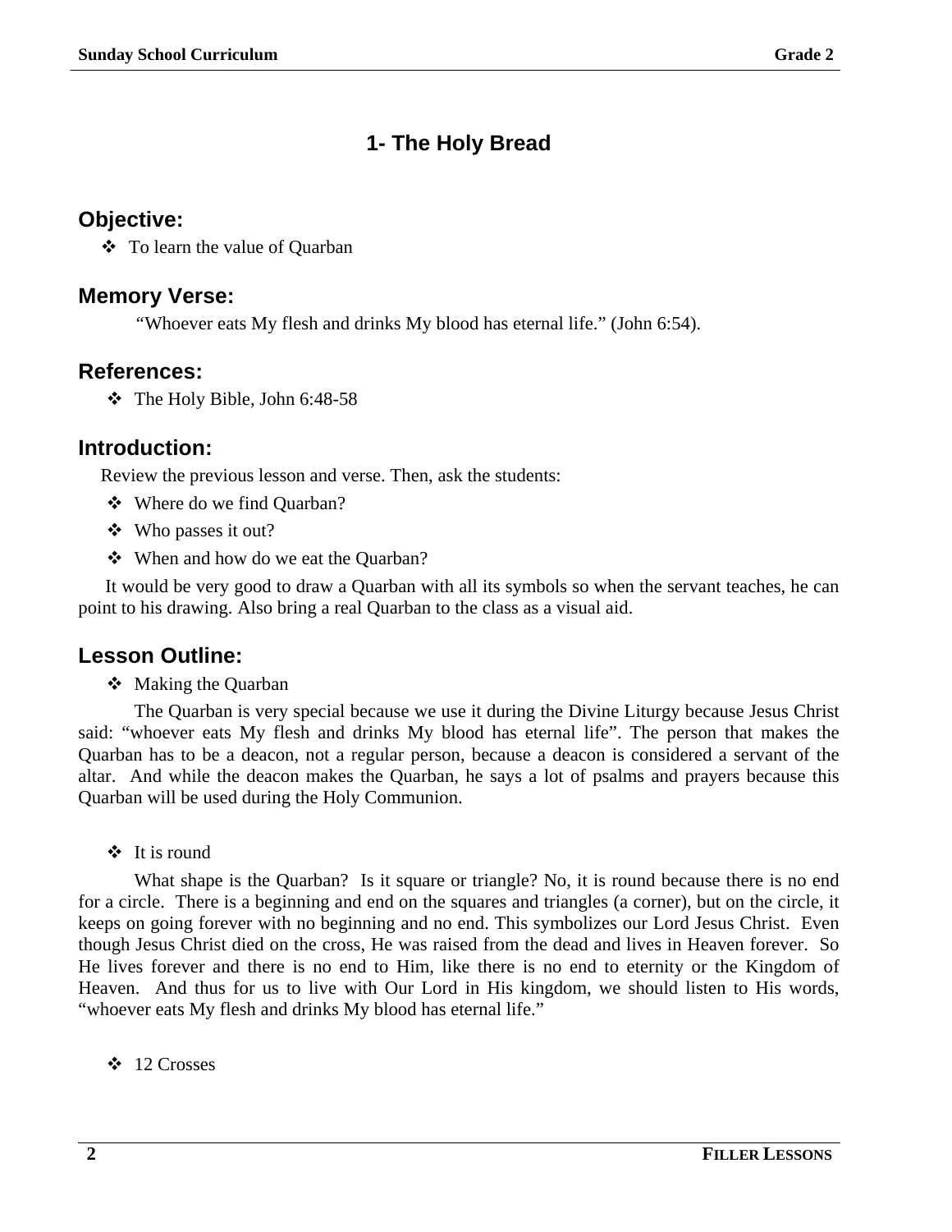# 1- The Holy Bread

## Objective:

- To learn the value of Quarban

## Memory Verse:

"Whoever eats My flesh and drinks My blood has eternal life." (John 6:54).

## References:

- The Holy Bible, John 6:48-58

## Introduction:

Review the previous lesson and verse. Then, ask the students:

- Where do we find Quarban?
- Who passes it out?
- When and how do we eat the Quarban?

It would be very good to draw a Quarban with all its symbols so when the servant teaches, he can point to his drawing. Also bring a real Quarban to the class as a visual aid.

## Lesson Outline:

- Making the Quarban

The Quarban is very special because we use it during the Divine Liturgy because Jesus Christ said: "whoever eats My flesh and drinks My blood has eternal life". The person that makes the Quarban has to be a deacon, not a regular person, because a deacon is considered a servant of the altar. And while the deacon makes the Quarban, he says a lot of psalms and prayers because this Quarban will be used during the Holy Communion.

- It is round

What shape is the Quarban? Is it square or triangle? No, it is round because there is no end for a circle. There is a beginning and end on the squares and triangles (a corner), but on the circle, it keeps on going forever with no beginning and no end. This symbolizes our Lord Jesus Christ. Even though Jesus Christ died on the cross, He was raised from the dead and lives in Heaven forever. So He lives forever and there is no end to Him, like there is no end to eternity or the Kingdom of Heaven. And thus for us to live with Our Lord in His kingdom, we should listen to His words, "whoever eats My flesh and drinks My blood has eternal life."

- 12 Crosses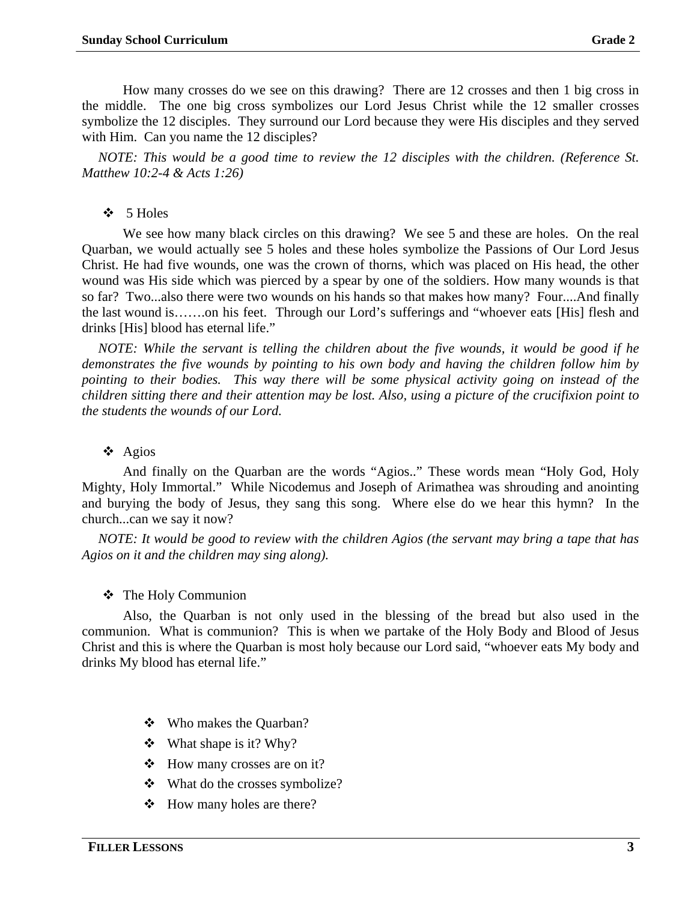How many crosses do we see on this drawing? There are 12 crosses and then 1 big cross in the middle. The one big cross symbolizes our Lord Jesus Christ while the 12 smaller crosses symbolize the 12 disciples. They surround our Lord because they were His disciples and they served with Him. Can you name the 12 disciples?

*NOTE: This would be a good time to review the 12 disciples with the children. (Reference St. Matthew 10:2-4 & Acts 1:26)*

- 5 Holes

We see how many black circles on this drawing? We see 5 and these are holes. On the real Quarban, we would actually see 5 holes and these holes symbolize the Passions of Our Lord Jesus Christ. He had five wounds, one was the crown of thorns, which was placed on His head, the other wound was His side which was pierced by a spear by one of the soldiers. How many wounds is that so far? Two...also there were two wounds on his hands so that makes how many? Four....And finally the last wound is…….on his feet. Through our Lord's sufferings and "whoever eats [His] flesh and drinks [His] blood has eternal life."

*NOTE: While the servant is telling the children about the five wounds, it would be good if he demonstrates the five wounds by pointing to his own body and having the children follow him by pointing to their bodies. This way there will be some physical activity going on instead of the children sitting there and their attention may be lost. Also, using a picture of the crucifixion point to the students the wounds of our Lord.*

- Agios

And finally on the Quarban are the words "Agios.." These words mean "Holy God, Holy Mighty, Holy Immortal." While Nicodemus and Joseph of Arimathea was shrouding and anointing and burying the body of Jesus, they sang this song. Where else do we hear this hymn? In the church...can we say it now?

*NOTE: It would be good to review with the children Agios (the servant may bring a tape that has Agios on it and the children may sing along).*

- The Holy Communion

Also, the Quarban is not only used in the blessing of the bread but also used in the communion. What is communion? This is when we partake of the Holy Body and Blood of Jesus Christ and this is where the Quarban is most holy because our Lord said, "whoever eats My body and drinks My blood has eternal life."

- Who makes the Quarban?
- What shape is it? Why?
- How many crosses are on it?
- What do the crosses symbolize?
- How many holes are there?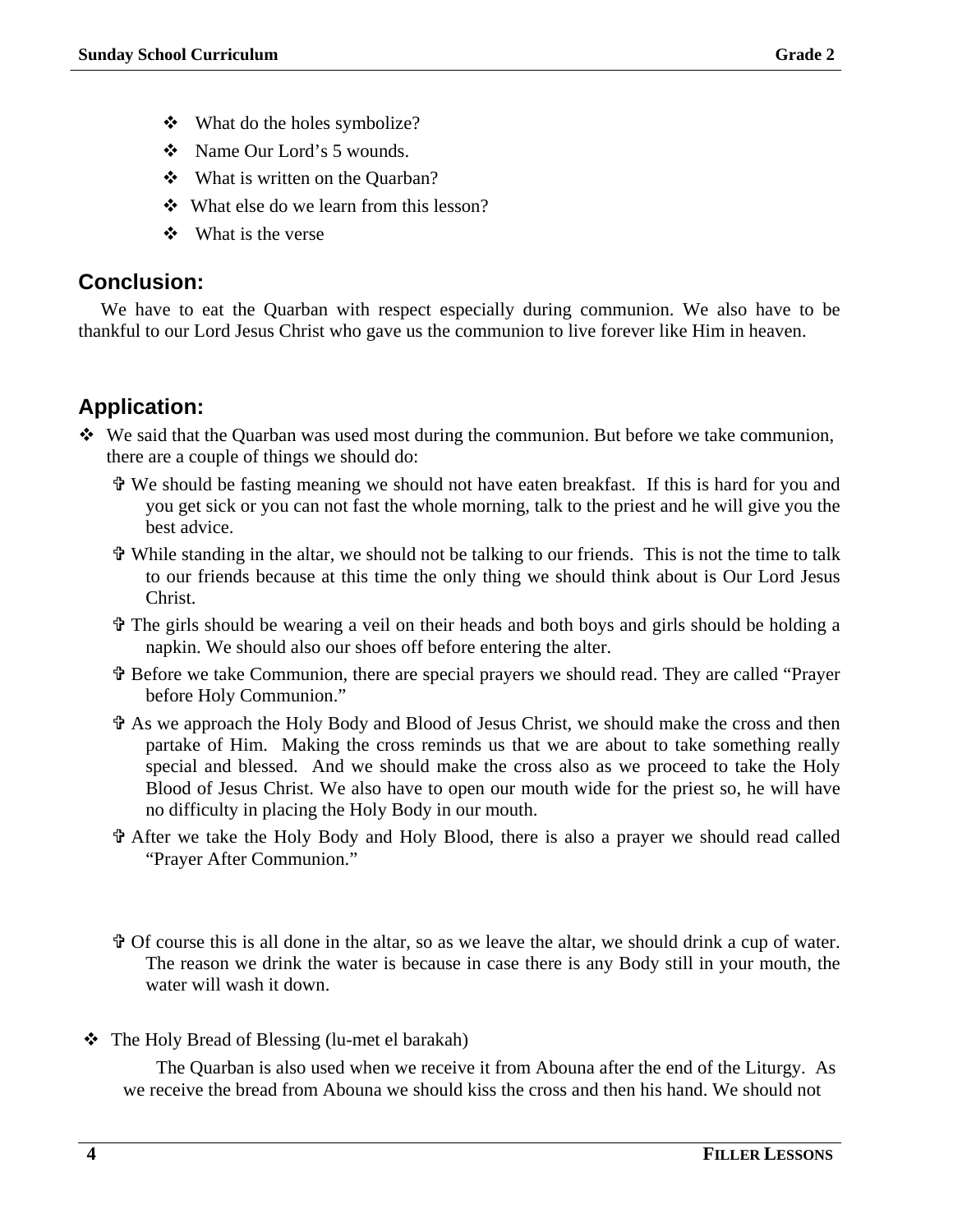- What do the holes symbolize?
- Name Our Lord's 5 wounds.
- What is written on the Quarban?
- What else do we learn from this lesson?
- What is the verse

## Conclusion:

We have to eat the Quarban with respect especially during communion. We also have to be thankful to our Lord Jesus Christ who gave us the communion to live forever like Him in heaven.

## Application:

- We said that the Quarban was used most during the communion. But before we take communion, there are a couple of things we should do:
  - ✞ We should be fasting meaning we should not have eaten breakfast. If this is hard for you and you get sick or you can not fast the whole morning, talk to the priest and he will give you the best advice.
  - ✞ While standing in the altar, we should not be talking to our friends. This is not the time to talk to our friends because at this time the only thing we should think about is Our Lord Jesus Christ.
  - ✞ The girls should be wearing a veil on their heads and both boys and girls should be holding a napkin. We should also our shoes off before entering the alter.
  - ✞ Before we take Communion, there are special prayers we should read. They are called "Prayer before Holy Communion."
  - ✞ As we approach the Holy Body and Blood of Jesus Christ, we should make the cross and then partake of Him. Making the cross reminds us that we are about to take something really special and blessed. And we should make the cross also as we proceed to take the Holy Blood of Jesus Christ. We also have to open our mouth wide for the priest so, he will have no difficulty in placing the Holy Body in our mouth.
  - ✞ After we take the Holy Body and Holy Blood, there is also a prayer we should read called "Prayer After Communion."
  - ✞ Of course this is all done in the altar, so as we leave the altar, we should drink a cup of water. The reason we drink the water is because in case there is any Body still in your mouth, the water will wash it down.
- The Holy Bread of Blessing (lu-met el barakah)

  The Quarban is also used when we receive it from Abouna after the end of the Liturgy. As we receive the bread from Abouna we should kiss the cross and then his hand. We should not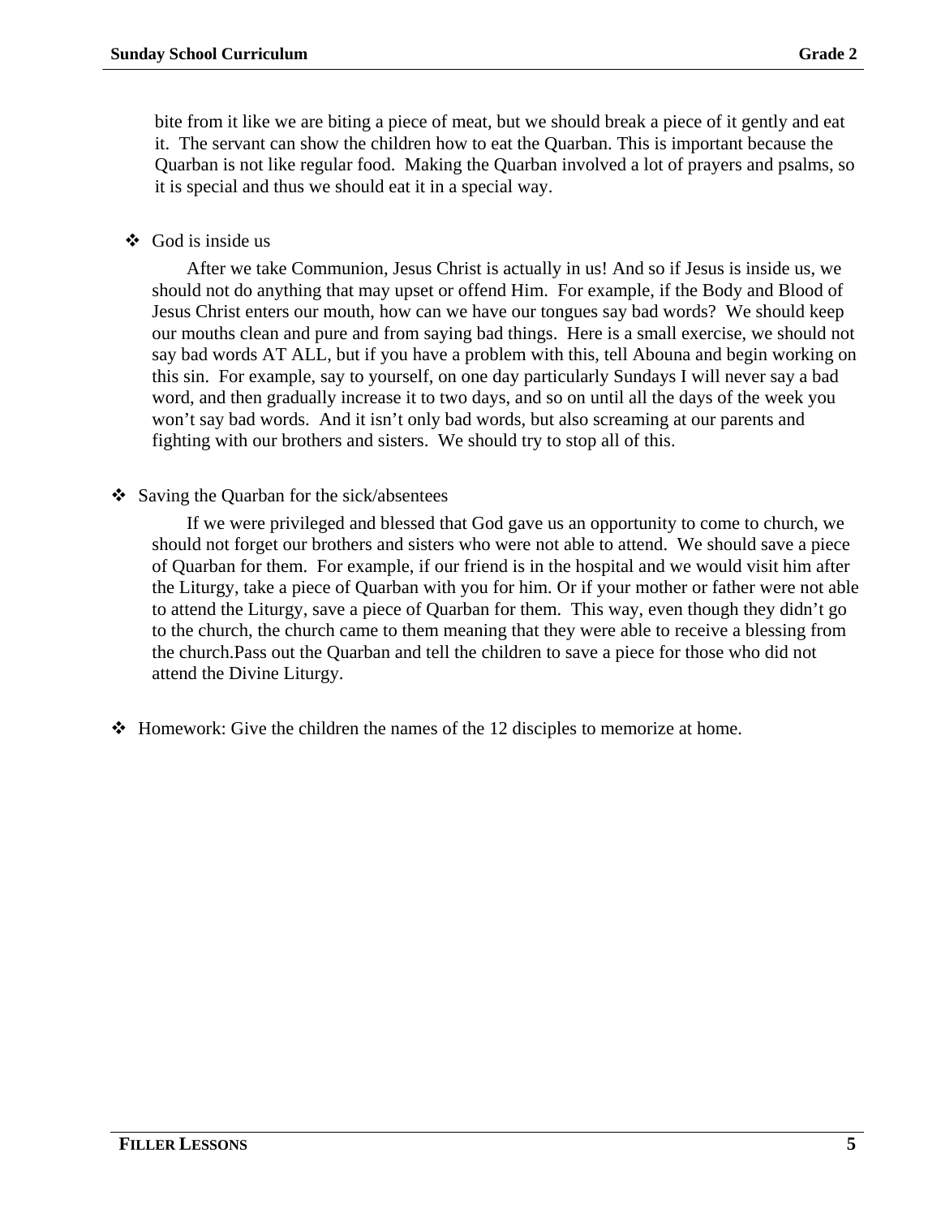bite from it like we are biting a piece of meat, but we should break a piece of it gently and eat it. The servant can show the children how to eat the Quarban. This is important because the Quarban is not like regular food. Making the Quarban involved a lot of prayers and psalms, so it is special and thus we should eat it in a special way.

- God is inside us

  After we take Communion, Jesus Christ is actually in us! And so if Jesus is inside us, we should not do anything that may upset or offend Him. For example, if the Body and Blood of Jesus Christ enters our mouth, how can we have our tongues say bad words? We should keep our mouths clean and pure and from saying bad things. Here is a small exercise, we should not say bad words AT ALL, but if you have a problem with this, tell Abouna and begin working on this sin. For example, say to yourself, on one day particularly Sundays I will never say a bad word, and then gradually increase it to two days, and so on until all the days of the week you won't say bad words. And it isn't only bad words, but also screaming at our parents and fighting with our brothers and sisters. We should try to stop all of this.

- Saving the Quarban for the sick/absentees

  If we were privileged and blessed that God gave us an opportunity to come to church, we should not forget our brothers and sisters who were not able to attend. We should save a piece of Quarban for them. For example, if our friend is in the hospital and we would visit him after the Liturgy, take a piece of Quarban with you for him. Or if your mother or father were not able to attend the Liturgy, save a piece of Quarban for them. This way, even though they didn't go to the church, the church came to them meaning that they were able to receive a blessing from the church.Pass out the Quarban and tell the children to save a piece for those who did not attend the Divine Liturgy.

- Homework: Give the children the names of the 12 disciples to memorize at home.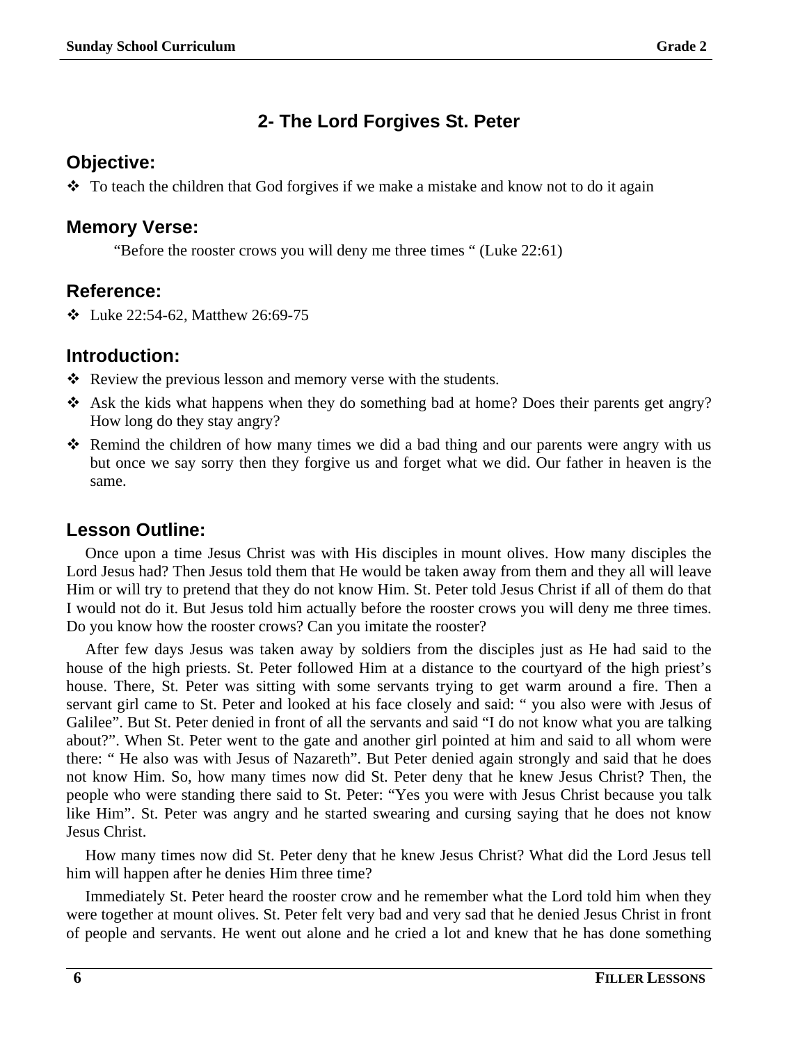## 2- The Lord Forgives St. Peter

### Objective:

- To teach the children that God forgives if we make a mistake and know not to do it again

### Memory Verse:

"Before the rooster crows you will deny me three times " (Luke 22:61)

### Reference:

- Luke 22:54-62, Matthew 26:69-75

### Introduction:

- Review the previous lesson and memory verse with the students.
- Ask the kids what happens when they do something bad at home? Does their parents get angry? How long do they stay angry?
- Remind the children of how many times we did a bad thing and our parents were angry with us but once we say sorry then they forgive us and forget what we did. Our father in heaven is the same.

### Lesson Outline:

Once upon a time Jesus Christ was with His disciples in mount olives. How many disciples the Lord Jesus had? Then Jesus told them that He would be taken away from them and they all will leave Him or will try to pretend that they do not know Him. St. Peter told Jesus Christ if all of them do that I would not do it. But Jesus told him actually before the rooster crows you will deny me three times. Do you know how the rooster crows? Can you imitate the rooster?

After few days Jesus was taken away by soldiers from the disciples just as He had said to the house of the high priests. St. Peter followed Him at a distance to the courtyard of the high priest's house. There, St. Peter was sitting with some servants trying to get warm around a fire. Then a servant girl came to St. Peter and looked at his face closely and said: " you also were with Jesus of Galilee". But St. Peter denied in front of all the servants and said "I do not know what you are talking about?". When St. Peter went to the gate and another girl pointed at him and said to all whom were there: " He also was with Jesus of Nazareth". But Peter denied again strongly and said that he does not know Him. So, how many times now did St. Peter deny that he knew Jesus Christ? Then, the people who were standing there said to St. Peter: "Yes you were with Jesus Christ because you talk like Him". St. Peter was angry and he started swearing and cursing saying that he does not know Jesus Christ.

How many times now did St. Peter deny that he knew Jesus Christ? What did the Lord Jesus tell him will happen after he denies Him three time?

Immediately St. Peter heard the rooster crow and he remember what the Lord told him when they were together at mount olives. St. Peter felt very bad and very sad that he denied Jesus Christ in front of people and servants. He went out alone and he cried a lot and knew that he has done something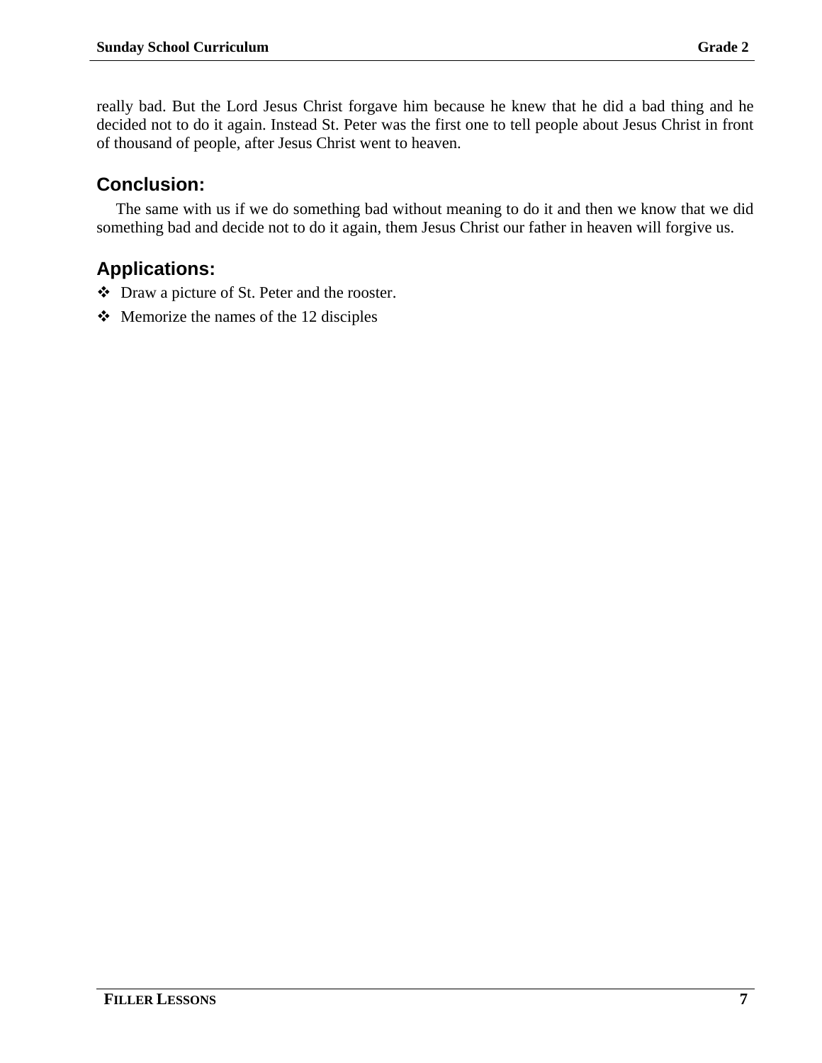really bad. But the Lord Jesus Christ forgave him because he knew that he did a bad thing and he decided not to do it again. Instead St. Peter was the first one to tell people about Jesus Christ in front of thousand of people, after Jesus Christ went to heaven.

## Conclusion:

The same with us if we do something bad without meaning to do it and then we know that we did something bad and decide not to do it again, them Jesus Christ our father in heaven will forgive us.

## Applications:

- Draw a picture of St. Peter and the rooster.
- Memorize the names of the 12 disciples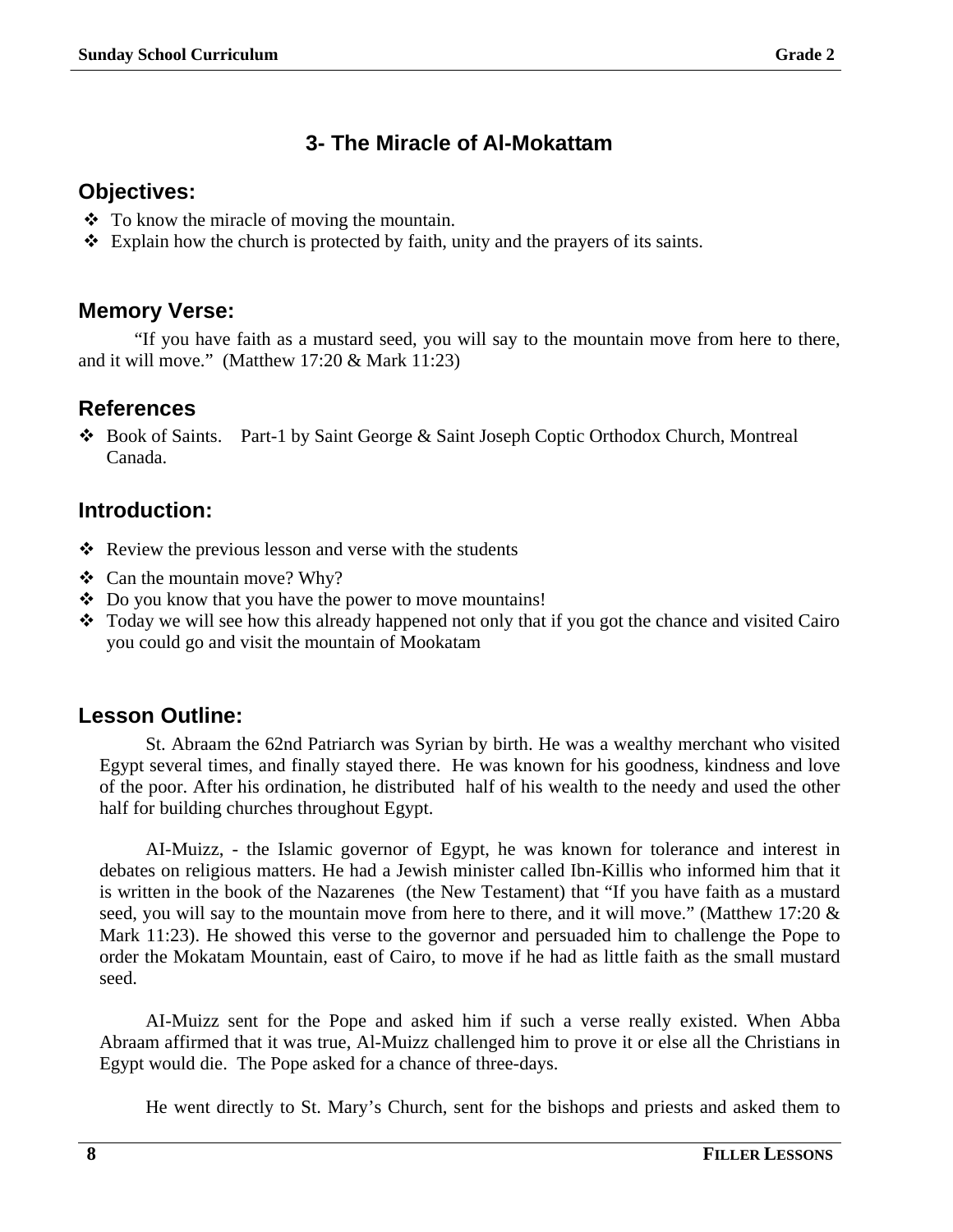## 3- The Miracle of Al-Mokattam

### Objectives:

- To know the miracle of moving the mountain.
- Explain how the church is protected by faith, unity and the prayers of its saints.

### Memory Verse:

"If you have faith as a mustard seed, you will say to the mountain move from here to there, and it will move." (Matthew 17:20 & Mark 11:23)

### References

- Book of Saints. Part-1 by Saint George & Saint Joseph Coptic Orthodox Church, Montreal Canada.

### Introduction:

- Review the previous lesson and verse with the students
- Can the mountain move? Why?
- Do you know that you have the power to move mountains!
- Today we will see how this already happened not only that if you got the chance and visited Cairo you could go and visit the mountain of Mookatam

### Lesson Outline:

St. Abraam the 62nd Patriarch was Syrian by birth. He was a wealthy merchant who visited Egypt several times, and finally stayed there. He was known for his goodness, kindness and love of the poor. After his ordination, he distributed half of his wealth to the needy and used the other half for building churches throughout Egypt.

AI-Muizz, - the Islamic governor of Egypt, he was known for tolerance and interest in debates on religious matters. He had a Jewish minister called Ibn-Killis who informed him that it is written in the book of the Nazarenes (the New Testament) that "If you have faith as a mustard seed, you will say to the mountain move from here to there, and it will move." (Matthew 17:20 & Mark 11:23). He showed this verse to the governor and persuaded him to challenge the Pope to order the Mokatam Mountain, east of Cairo, to move if he had as little faith as the small mustard seed.

AI-Muizz sent for the Pope and asked him if such a verse really existed. When Abba Abraam affirmed that it was true, Al-Muizz challenged him to prove it or else all the Christians in Egypt would die. The Pope asked for a chance of three-days.

He went directly to St. Mary's Church, sent for the bishops and priests and asked them to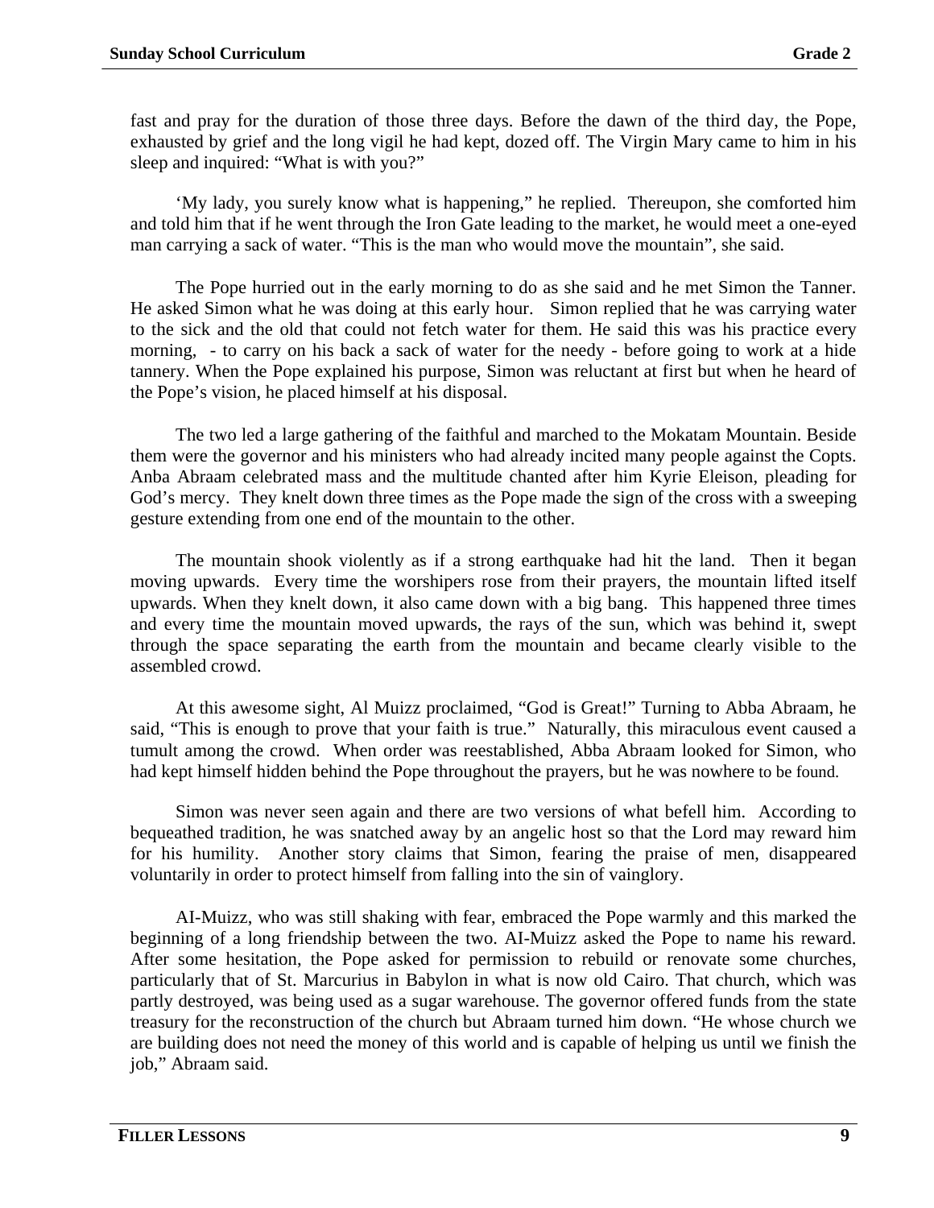fast and pray for the duration of those three days. Before the dawn of the third day, the Pope, exhausted by grief and the long vigil he had kept, dozed off. The Virgin Mary came to him in his sleep and inquired: "What is with you?"

'My lady, you surely know what is happening," he replied. Thereupon, she comforted him and told him that if he went through the Iron Gate leading to the market, he would meet a one-eyed man carrying a sack of water. "This is the man who would move the mountain", she said.

The Pope hurried out in the early morning to do as she said and he met Simon the Tanner. He asked Simon what he was doing at this early hour. Simon replied that he was carrying water to the sick and the old that could not fetch water for them. He said this was his practice every morning, - to carry on his back a sack of water for the needy - before going to work at a hide tannery. When the Pope explained his purpose, Simon was reluctant at first but when he heard of the Pope's vision, he placed himself at his disposal.

The two led a large gathering of the faithful and marched to the Mokatam Mountain. Beside them were the governor and his ministers who had already incited many people against the Copts. Anba Abraam celebrated mass and the multitude chanted after him Kyrie Eleison, pleading for God's mercy. They knelt down three times as the Pope made the sign of the cross with a sweeping gesture extending from one end of the mountain to the other.

The mountain shook violently as if a strong earthquake had hit the land. Then it began moving upwards. Every time the worshipers rose from their prayers, the mountain lifted itself upwards. When they knelt down, it also came down with a big bang. This happened three times and every time the mountain moved upwards, the rays of the sun, which was behind it, swept through the space separating the earth from the mountain and became clearly visible to the assembled crowd.

At this awesome sight, Al Muizz proclaimed, "God is Great!" Turning to Abba Abraam, he said, "This is enough to prove that your faith is true." Naturally, this miraculous event caused a tumult among the crowd. When order was reestablished, Abba Abraam looked for Simon, who had kept himself hidden behind the Pope throughout the prayers, but he was nowhere to be found.

Simon was never seen again and there are two versions of what befell him. According to bequeathed tradition, he was snatched away by an angelic host so that the Lord may reward him for his humility. Another story claims that Simon, fearing the praise of men, disappeared voluntarily in order to protect himself from falling into the sin of vainglory.

AI-Muizz, who was still shaking with fear, embraced the Pope warmly and this marked the beginning of a long friendship between the two. AI-Muizz asked the Pope to name his reward. After some hesitation, the Pope asked for permission to rebuild or renovate some churches, particularly that of St. Marcurius in Babylon in what is now old Cairo. That church, which was partly destroyed, was being used as a sugar warehouse. The governor offered funds from the state treasury for the reconstruction of the church but Abraam turned him down. "He whose church we are building does not need the money of this world and is capable of helping us until we finish the job," Abraam said.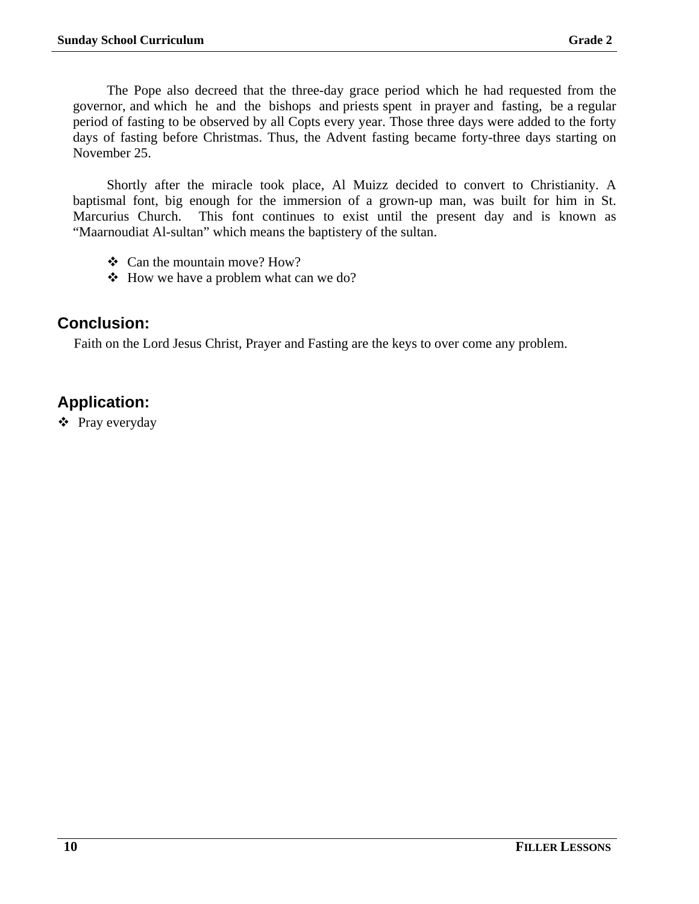The Pope also decreed that the three-day grace period which he had requested from the governor, and which he and the bishops and priests spent in prayer and fasting, be a regular period of fasting to be observed by all Copts every year. Those three days were added to the forty days of fasting before Christmas. Thus, the Advent fasting became forty-three days starting on November 25.

Shortly after the miracle took place, Al Muizz decided to convert to Christianity. A baptismal font, big enough for the immersion of a grown-up man, was built for him in St. Marcurius Church. This font continues to exist until the present day and is known as "Maarnoudiat Al-sultan" which means the baptistery of the sultan.

- Can the mountain move? How?
- How we have a problem what can we do?

## Conclusion:

Faith on the Lord Jesus Christ, Prayer and Fasting are the keys to over come any problem.

## Application:

- Pray everyday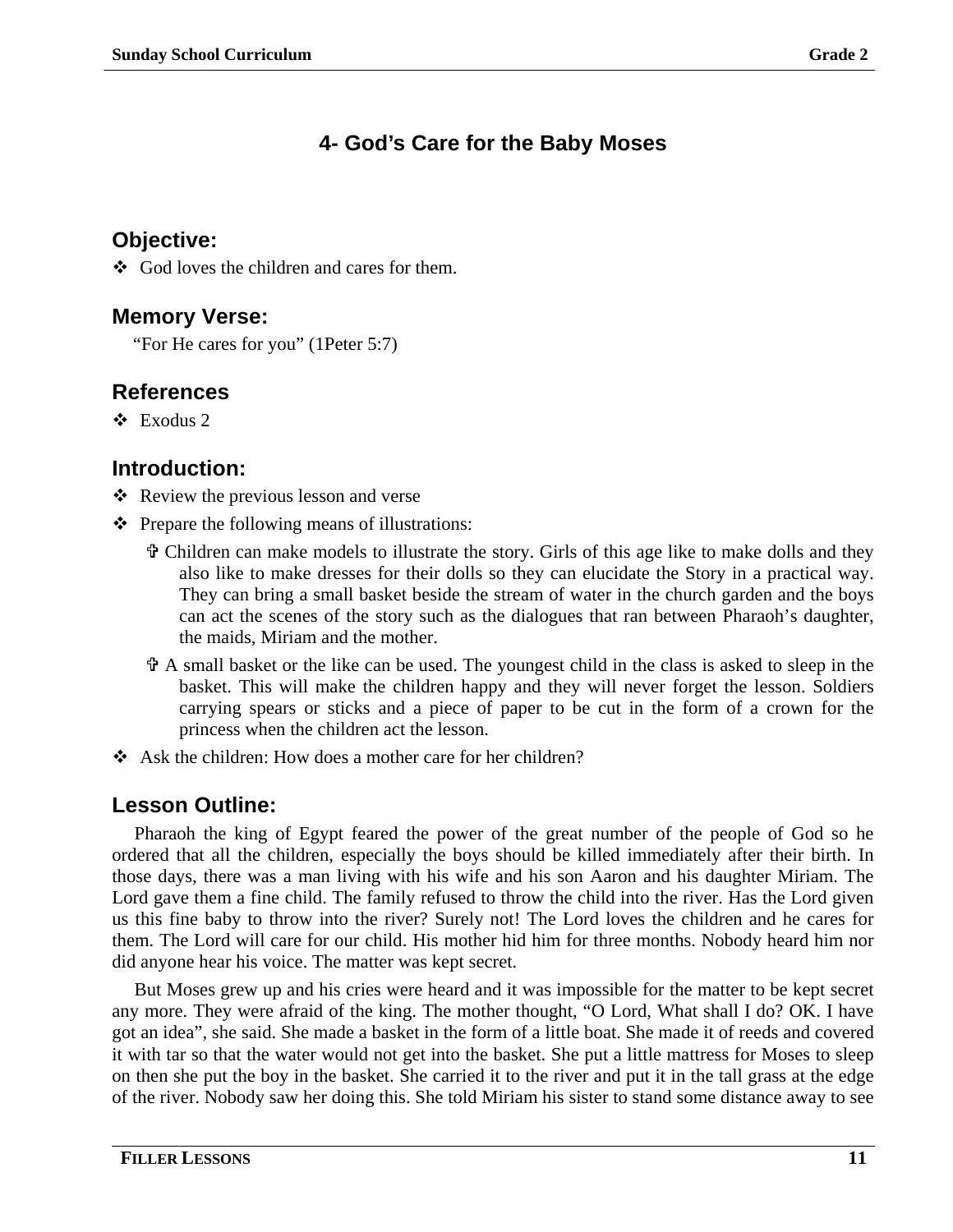## 4- God's Care for the Baby Moses

### Objective:

- God loves the children and cares for them.

### Memory Verse:

"For He cares for you" (1Peter 5:7)

### References

- Exodus 2

### Introduction:

- Review the previous lesson and verse
- Prepare the following means of illustrations:
  - ✞ Children can make models to illustrate the story. Girls of this age like to make dolls and they also like to make dresses for their dolls so they can elucidate the Story in a practical way. They can bring a small basket beside the stream of water in the church garden and the boys can act the scenes of the story such as the dialogues that ran between Pharaoh's daughter, the maids, Miriam and the mother.
  - ✞ A small basket or the like can be used. The youngest child in the class is asked to sleep in the basket. This will make the children happy and they will never forget the lesson. Soldiers carrying spears or sticks and a piece of paper to be cut in the form of a crown for the princess when the children act the lesson.
- Ask the children: How does a mother care for her children?

### Lesson Outline:

Pharaoh the king of Egypt feared the power of the great number of the people of God so he ordered that all the children, especially the boys should be killed immediately after their birth. In those days, there was a man living with his wife and his son Aaron and his daughter Miriam. The Lord gave them a fine child. The family refused to throw the child into the river. Has the Lord given us this fine baby to throw into the river? Surely not! The Lord loves the children and he cares for them. The Lord will care for our child. His mother hid him for three months. Nobody heard him nor did anyone hear his voice. The matter was kept secret.

But Moses grew up and his cries were heard and it was impossible for the matter to be kept secret any more. They were afraid of the king. The mother thought, "O Lord, What shall I do? OK. I have got an idea", she said. She made a basket in the form of a little boat. She made it of reeds and covered it with tar so that the water would not get into the basket. She put a little mattress for Moses to sleep on then she put the boy in the basket. She carried it to the river and put it in the tall grass at the edge of the river. Nobody saw her doing this. She told Miriam his sister to stand some distance away to see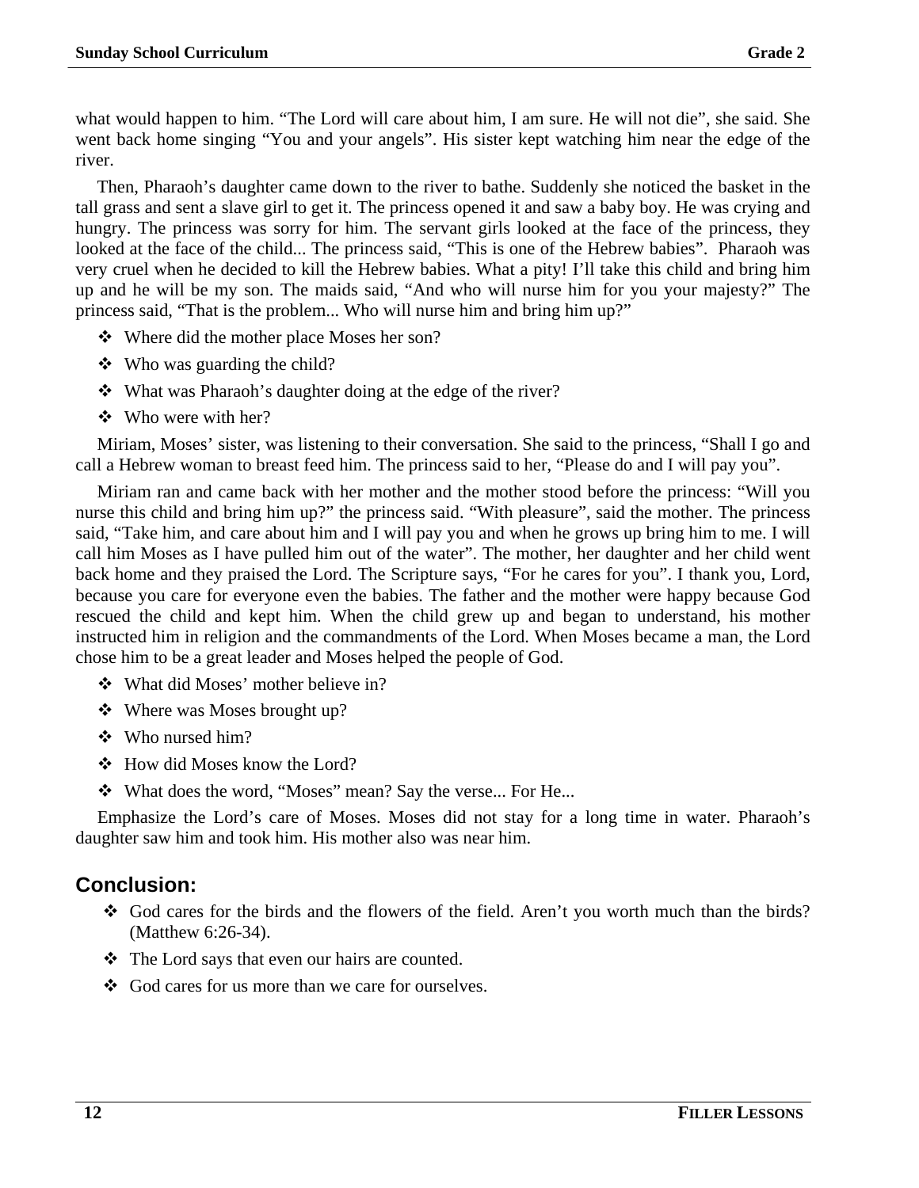what would happen to him. "The Lord will care about him, I am sure. He will not die", she said. She went back home singing "You and your angels". His sister kept watching him near the edge of the river.

Then, Pharaoh's daughter came down to the river to bathe. Suddenly she noticed the basket in the tall grass and sent a slave girl to get it. The princess opened it and saw a baby boy. He was crying and hungry. The princess was sorry for him. The servant girls looked at the face of the princess, they looked at the face of the child... The princess said, "This is one of the Hebrew babies". Pharaoh was very cruel when he decided to kill the Hebrew babies. What a pity! I'll take this child and bring him up and he will be my son. The maids said, "And who will nurse him for you your majesty?" The princess said, "That is the problem... Who will nurse him and bring him up?"

- ❖ Where did the mother place Moses her son?
- ❖ Who was guarding the child?
- ❖ What was Pharaoh's daughter doing at the edge of the river?
- ❖ Who were with her?

Miriam, Moses' sister, was listening to their conversation. She said to the princess, "Shall I go and call a Hebrew woman to breast feed him. The princess said to her, "Please do and I will pay you".

Miriam ran and came back with her mother and the mother stood before the princess: "Will you nurse this child and bring him up?" the princess said. "With pleasure", said the mother. The princess said, "Take him, and care about him and I will pay you and when he grows up bring him to me. I will call him Moses as I have pulled him out of the water". The mother, her daughter and her child went back home and they praised the Lord. The Scripture says, "For he cares for you". I thank you, Lord, because you care for everyone even the babies. The father and the mother were happy because God rescued the child and kept him. When the child grew up and began to understand, his mother instructed him in religion and the commandments of the Lord. When Moses became a man, the Lord chose him to be a great leader and Moses helped the people of God.

- ❖ What did Moses' mother believe in?
- ❖ Where was Moses brought up?
- ❖ Who nursed him?
- ❖ How did Moses know the Lord?
- ❖ What does the word, "Moses" mean? Say the verse... For He...

Emphasize the Lord's care of Moses. Moses did not stay for a long time in water. Pharaoh's daughter saw him and took him. His mother also was near him.

## Conclusion:

- ❖ God cares for the birds and the flowers of the field. Aren't you worth much than the birds? (Matthew 6:26-34).
- ❖ The Lord says that even our hairs are counted.
- ❖ God cares for us more than we care for ourselves.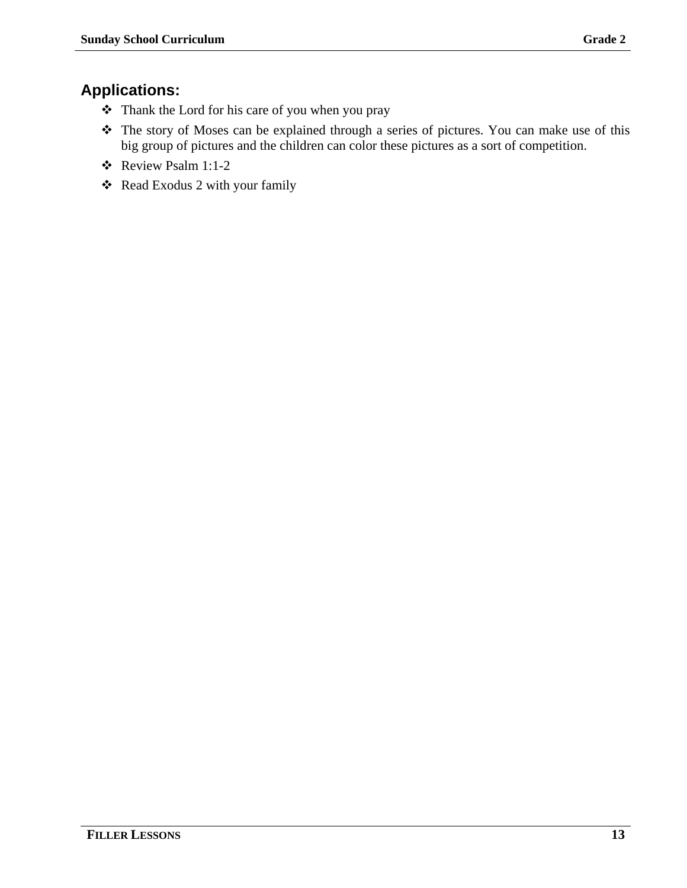## Applications:

- Thank the Lord for his care of you when you pray
- The story of Moses can be explained through a series of pictures. You can make use of this big group of pictures and the children can color these pictures as a sort of competition.
- Review Psalm 1:1-2
- Read Exodus 2 with your family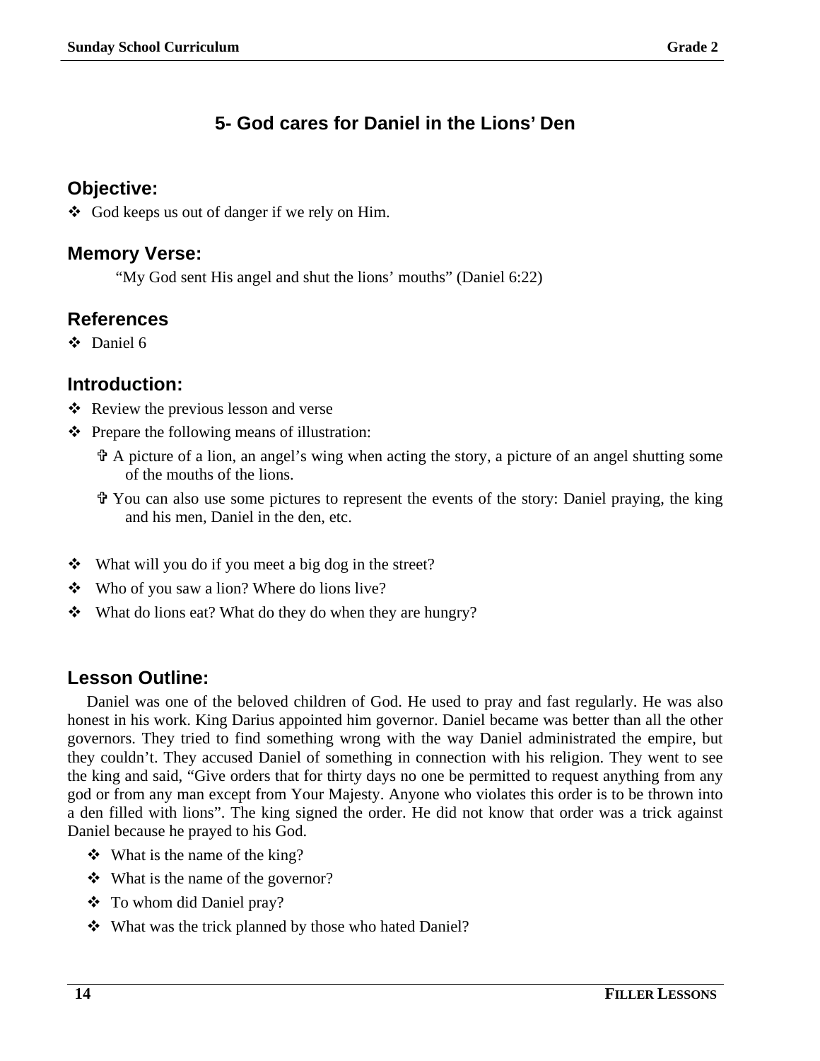## 5- God cares for Daniel in the Lions' Den

### Objective:

- God keeps us out of danger if we rely on Him.

### Memory Verse:

"My God sent His angel and shut the lions' mouths" (Daniel 6:22)

### References

- Daniel 6

### Introduction:

- Review the previous lesson and verse
- Prepare the following means of illustration:
  - ✞ A picture of a lion, an angel's wing when acting the story, a picture of an angel shutting some of the mouths of the lions.
  - ✞ You can also use some pictures to represent the events of the story: Daniel praying, the king and his men, Daniel in the den, etc.

- What will you do if you meet a big dog in the street?
- Who of you saw a lion? Where do lions live?
- What do lions eat? What do they do when they are hungry?

### Lesson Outline:

Daniel was one of the beloved children of God. He used to pray and fast regularly. He was also honest in his work. King Darius appointed him governor. Daniel became was better than all the other governors. They tried to find something wrong with the way Daniel administrated the empire, but they couldn't. They accused Daniel of something in connection with his religion. They went to see the king and said, "Give orders that for thirty days no one be permitted to request anything from any god or from any man except from Your Majesty. Anyone who violates this order is to be thrown into a den filled with lions". The king signed the order. He did not know that order was a trick against Daniel because he prayed to his God.

- What is the name of the king?
- What is the name of the governor?
- To whom did Daniel pray?
- What was the trick planned by those who hated Daniel?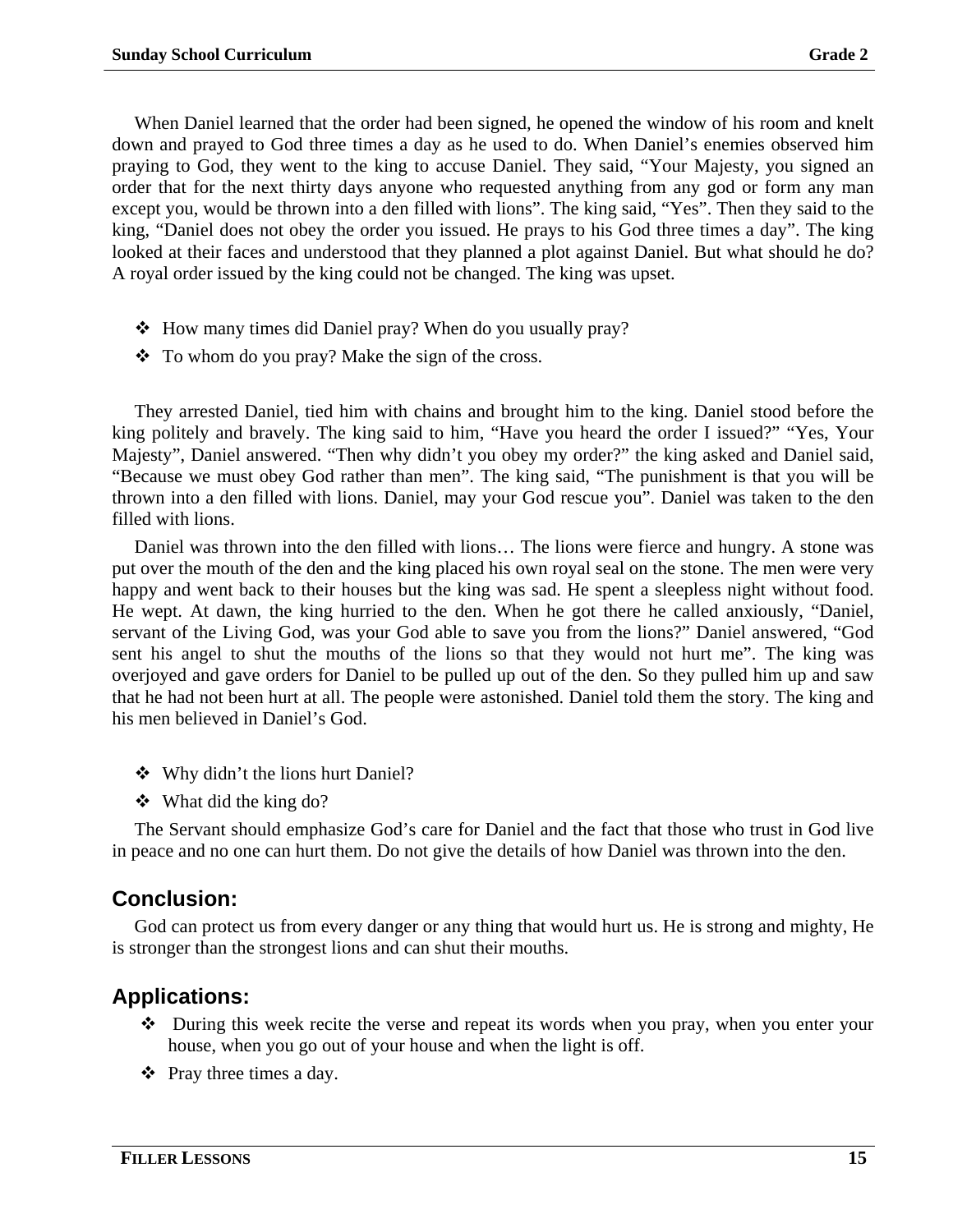When Daniel learned that the order had been signed, he opened the window of his room and knelt down and prayed to God three times a day as he used to do. When Daniel's enemies observed him praying to God, they went to the king to accuse Daniel. They said, "Your Majesty, you signed an order that for the next thirty days anyone who requested anything from any god or form any man except you, would be thrown into a den filled with lions". The king said, "Yes". Then they said to the king, "Daniel does not obey the order you issued. He prays to his God three times a day". The king looked at their faces and understood that they planned a plot against Daniel. But what should he do? A royal order issued by the king could not be changed. The king was upset.

- ❖ How many times did Daniel pray? When do you usually pray?
- ❖ To whom do you pray? Make the sign of the cross.

They arrested Daniel, tied him with chains and brought him to the king. Daniel stood before the king politely and bravely. The king said to him, "Have you heard the order I issued?" "Yes, Your Majesty", Daniel answered. "Then why didn't you obey my order?" the king asked and Daniel said, "Because we must obey God rather than men". The king said, "The punishment is that you will be thrown into a den filled with lions. Daniel, may your God rescue you". Daniel was taken to the den filled with lions.

Daniel was thrown into the den filled with lions… The lions were fierce and hungry. A stone was put over the mouth of the den and the king placed his own royal seal on the stone. The men were very happy and went back to their houses but the king was sad. He spent a sleepless night without food. He wept. At dawn, the king hurried to the den. When he got there he called anxiously, "Daniel, servant of the Living God, was your God able to save you from the lions?" Daniel answered, "God sent his angel to shut the mouths of the lions so that they would not hurt me". The king was overjoyed and gave orders for Daniel to be pulled up out of the den. So they pulled him up and saw that he had not been hurt at all. The people were astonished. Daniel told them the story. The king and his men believed in Daniel's God.

- ❖ Why didn't the lions hurt Daniel?
- ❖ What did the king do?

The Servant should emphasize God's care for Daniel and the fact that those who trust in God live in peace and no one can hurt them. Do not give the details of how Daniel was thrown into the den.

## Conclusion:

God can protect us from every danger or any thing that would hurt us. He is strong and mighty, He is stronger than the strongest lions and can shut their mouths.

## Applications:

- ❖ During this week recite the verse and repeat its words when you pray, when you enter your house, when you go out of your house and when the light is off.
- ❖ Pray three times a day.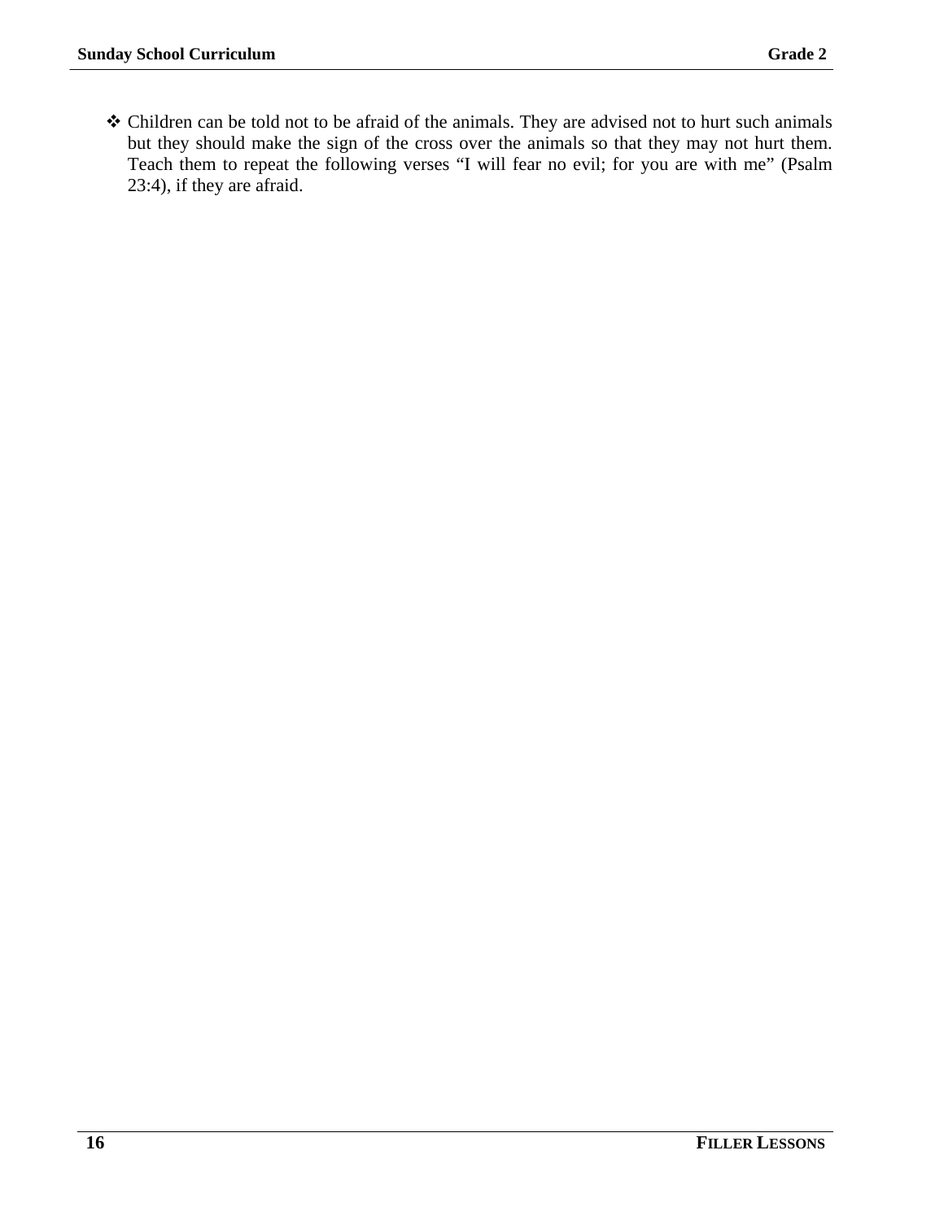- Children can be told not to be afraid of the animals. They are advised not to hurt such animals but they should make the sign of the cross over the animals so that they may not hurt them. Teach them to repeat the following verses "I will fear no evil; for you are with me" (Psalm 23:4), if they are afraid.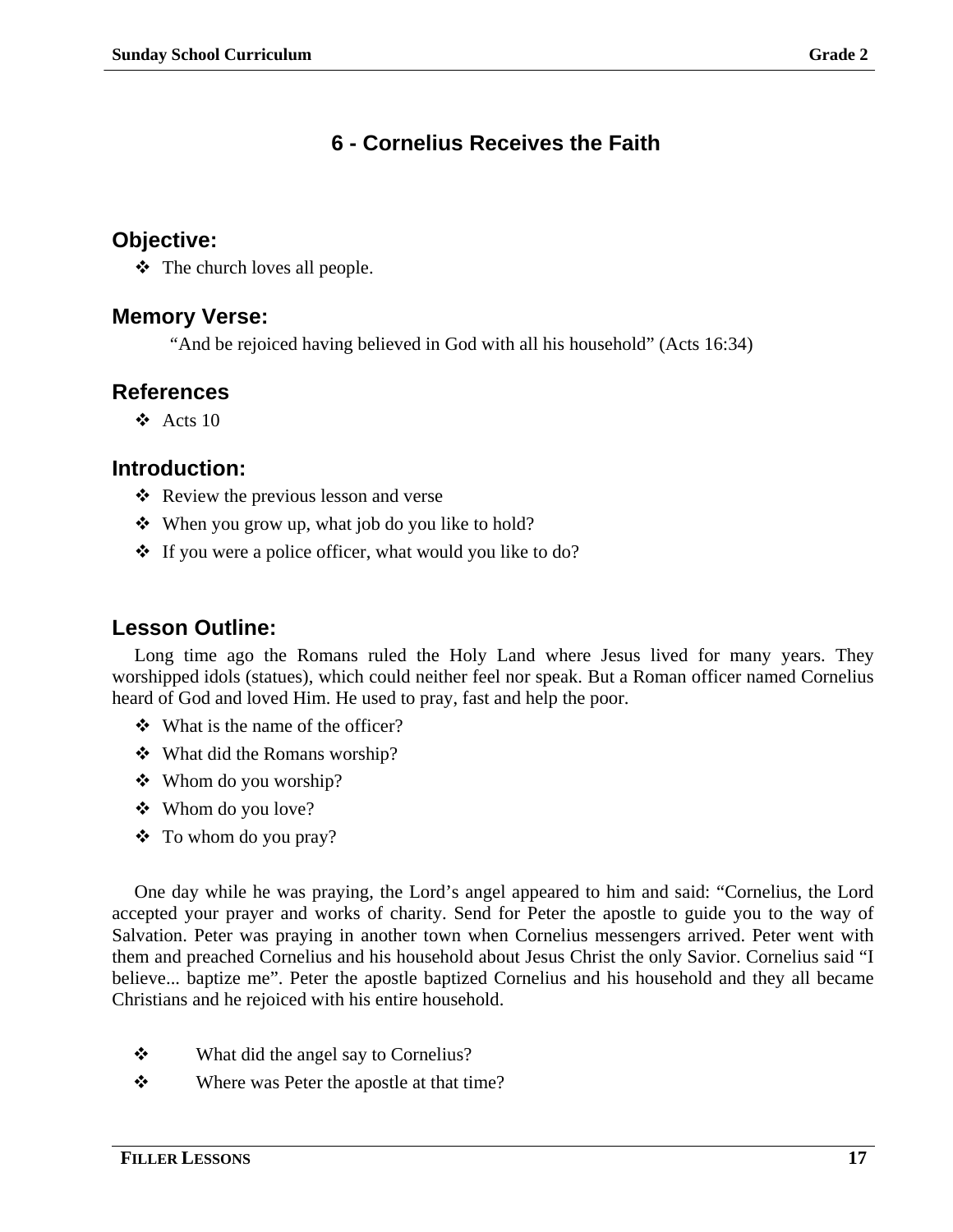## 6 - Cornelius Receives the Faith

### Objective:

- The church loves all people.

### Memory Verse:

"And be rejoiced having believed in God with all his household" (Acts 16:34)

### References

- Acts 10

### Introduction:

- Review the previous lesson and verse
- When you grow up, what job do you like to hold?
- If you were a police officer, what would you like to do?

### Lesson Outline:

Long time ago the Romans ruled the Holy Land where Jesus lived for many years. They worshipped idols (statues), which could neither feel nor speak. But a Roman officer named Cornelius heard of God and loved Him. He used to pray, fast and help the poor.

- What is the name of the officer?
- What did the Romans worship?
- Whom do you worship?
- Whom do you love?
- To whom do you pray?

One day while he was praying, the Lord's angel appeared to him and said: "Cornelius, the Lord accepted your prayer and works of charity. Send for Peter the apostle to guide you to the way of Salvation. Peter was praying in another town when Cornelius messengers arrived. Peter went with them and preached Cornelius and his household about Jesus Christ the only Savior. Cornelius said "I believe... baptize me". Peter the apostle baptized Cornelius and his household and they all became Christians and he rejoiced with his entire household.

- What did the angel say to Cornelius?
- Where was Peter the apostle at that time?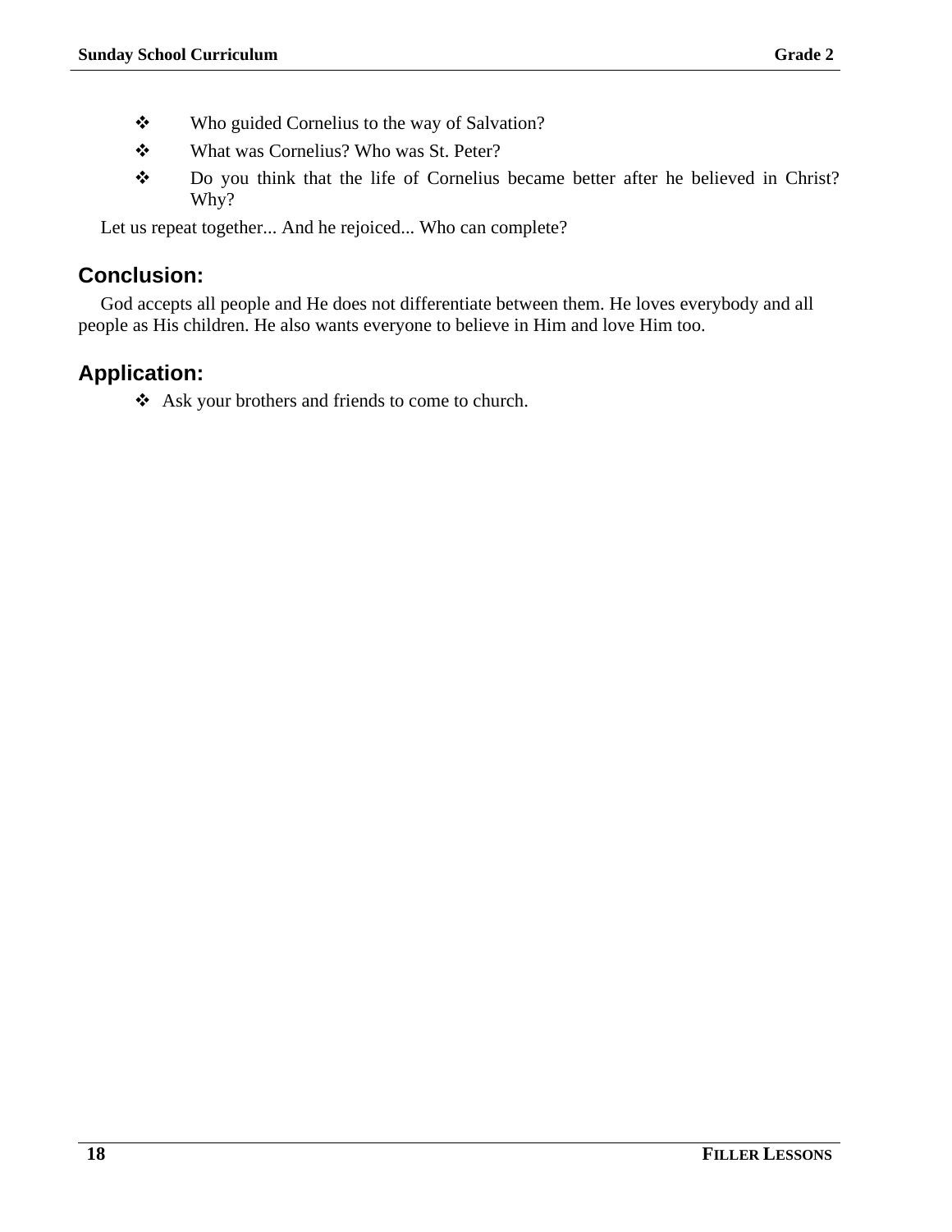- Who guided Cornelius to the way of Salvation?
- What was Cornelius? Who was St. Peter?
- Do you think that the life of Cornelius became better after he believed in Christ? Why?

Let us repeat together... And he rejoiced... Who can complete?

## Conclusion:

God accepts all people and He does not differentiate between them. He loves everybody and all people as His children. He also wants everyone to believe in Him and love Him too.

## Application:

- Ask your brothers and friends to come to church.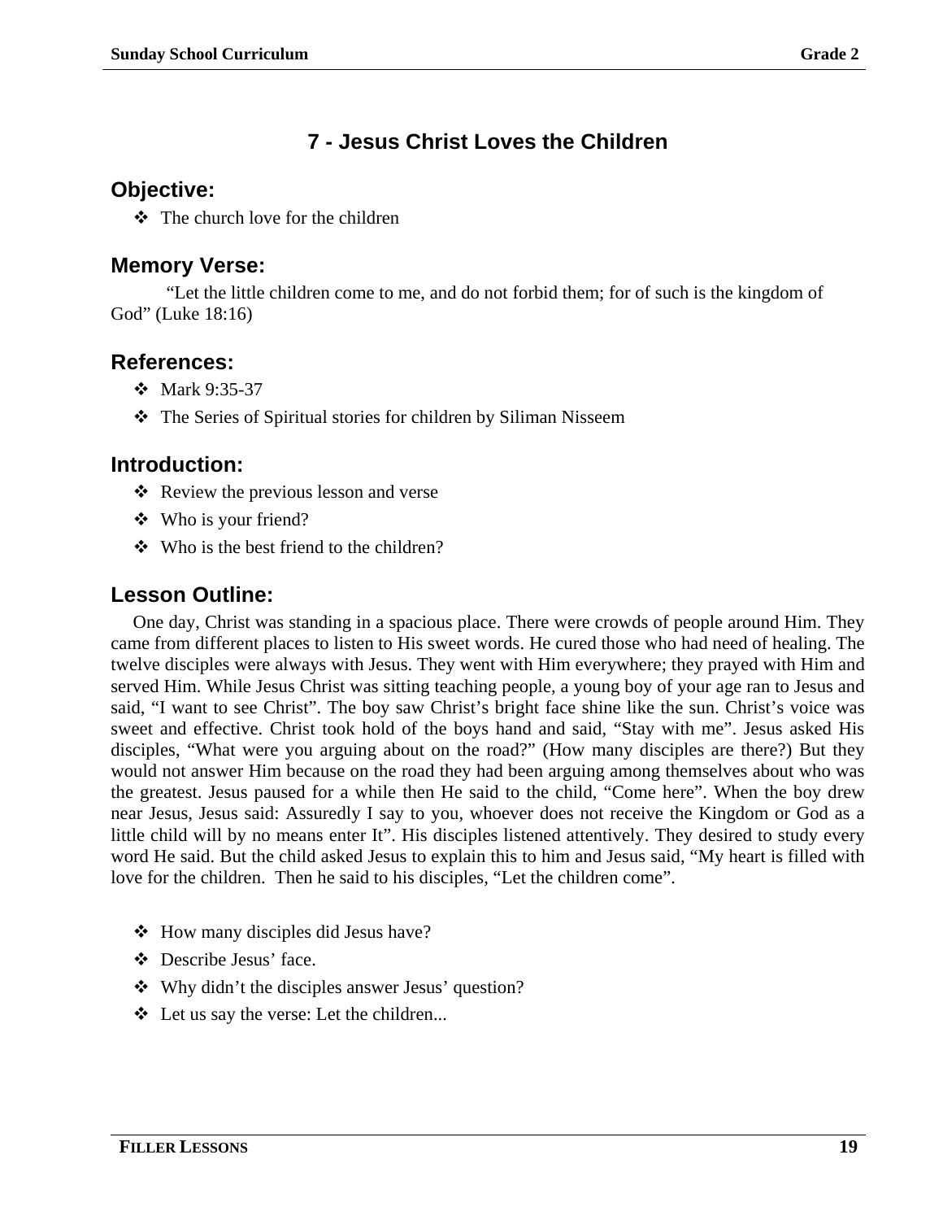## 7 - Jesus Christ Loves the Children

### Objective:

- The church love for the children

### Memory Verse:

"Let the little children come to me, and do not forbid them; for of such is the kingdom of God" (Luke 18:16)

### References:

- Mark 9:35-37
- The Series of Spiritual stories for children by Siliman Nisseem

### Introduction:

- Review the previous lesson and verse
- Who is your friend?
- Who is the best friend to the children?

### Lesson Outline:

One day, Christ was standing in a spacious place. There were crowds of people around Him. They came from different places to listen to His sweet words. He cured those who had need of healing. The twelve disciples were always with Jesus. They went with Him everywhere; they prayed with Him and served Him. While Jesus Christ was sitting teaching people, a young boy of your age ran to Jesus and said, "I want to see Christ". The boy saw Christ's bright face shine like the sun. Christ's voice was sweet and effective. Christ took hold of the boys hand and said, "Stay with me". Jesus asked His disciples, "What were you arguing about on the road?" (How many disciples are there?) But they would not answer Him because on the road they had been arguing among themselves about who was the greatest. Jesus paused for a while then He said to the child, "Come here". When the boy drew near Jesus, Jesus said: Assuredly I say to you, whoever does not receive the Kingdom or God as a little child will by no means enter It". His disciples listened attentively. They desired to study every word He said. But the child asked Jesus to explain this to him and Jesus said, "My heart is filled with love for the children. Then he said to his disciples, "Let the children come".

- How many disciples did Jesus have?
- Describe Jesus' face.
- Why didn't the disciples answer Jesus' question?
- Let us say the verse: Let the children...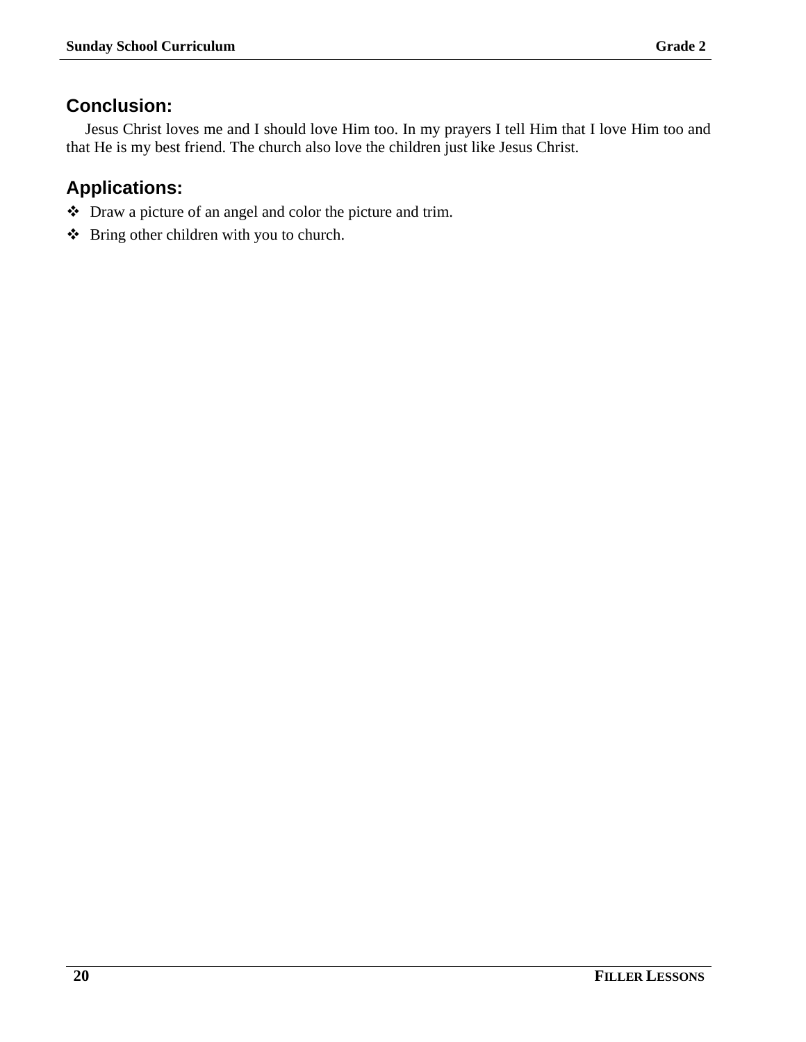## Conclusion:

Jesus Christ loves me and I should love Him too. In my prayers I tell Him that I love Him too and that He is my best friend. The church also love the children just like Jesus Christ.

## Applications:

- Draw a picture of an angel and color the picture and trim.
- Bring other children with you to church.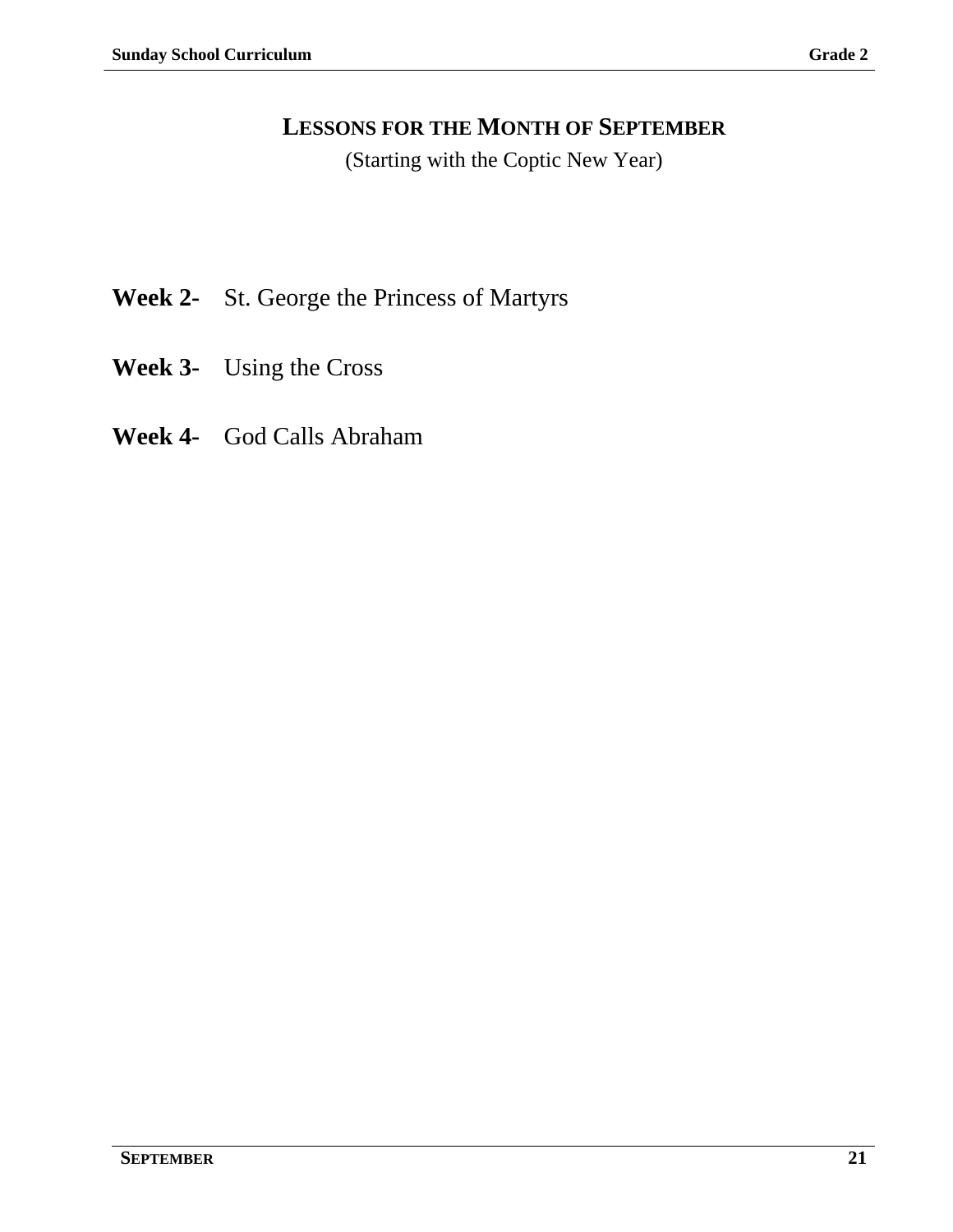# LESSONS FOR THE MONTH OF SEPTEMBER

(Starting with the Coptic New Year)

**Week 2-** St. George the Princess of Martyrs

**Week 3-** Using the Cross

**Week 4-** God Calls Abraham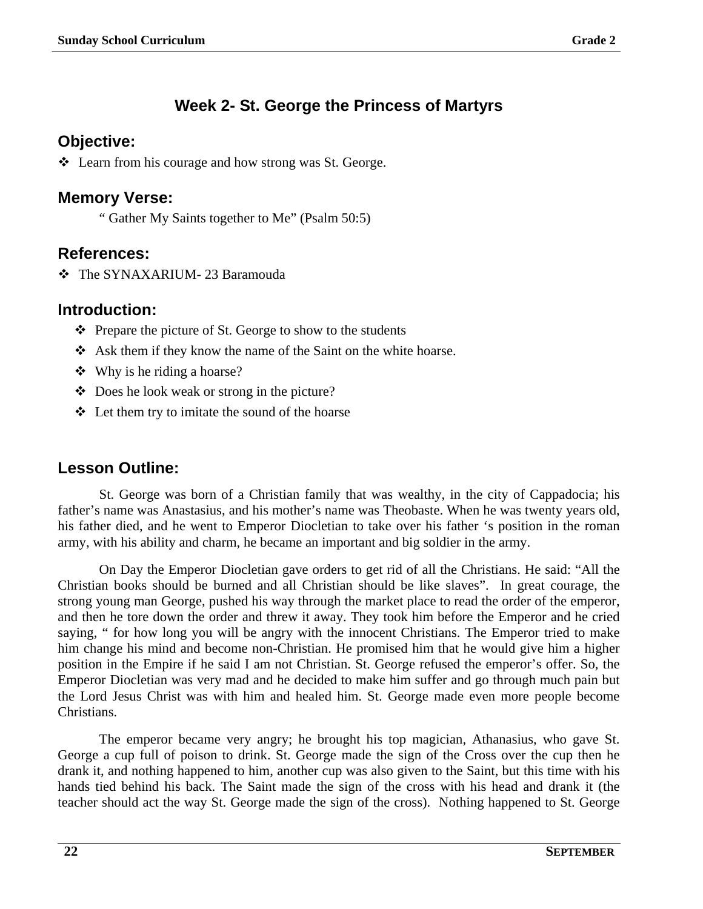## Week 2- St. George the Princess of Martyrs

### Objective:

- ❖ Learn from his courage and how strong was St. George.

### Memory Verse:

" Gather My Saints together to Me" (Psalm 50:5)

### References:

- ❖ The SYNAXARIUM- 23 Baramouda

### Introduction:

- ❖ Prepare the picture of St. George to show to the students
- ❖ Ask them if they know the name of the Saint on the white hoarse.
- ❖ Why is he riding a hoarse?
- ❖ Does he look weak or strong in the picture?
- ❖ Let them try to imitate the sound of the hoarse

### Lesson Outline:

St. George was born of a Christian family that was wealthy, in the city of Cappadocia; his father's name was Anastasius, and his mother's name was Theobaste. When he was twenty years old, his father died, and he went to Emperor Diocletian to take over his father 's position in the roman army, with his ability and charm, he became an important and big soldier in the army.

On Day the Emperor Diocletian gave orders to get rid of all the Christians. He said: "All the Christian books should be burned and all Christian should be like slaves". In great courage, the strong young man George, pushed his way through the market place to read the order of the emperor, and then he tore down the order and threw it away. They took him before the Emperor and he cried saying, " for how long you will be angry with the innocent Christians. The Emperor tried to make him change his mind and become non-Christian. He promised him that he would give him a higher position in the Empire if he said I am not Christian. St. George refused the emperor's offer. So, the Emperor Diocletian was very mad and he decided to make him suffer and go through much pain but the Lord Jesus Christ was with him and healed him. St. George made even more people become Christians.

The emperor became very angry; he brought his top magician, Athanasius, who gave St. George a cup full of poison to drink. St. George made the sign of the Cross over the cup then he drank it, and nothing happened to him, another cup was also given to the Saint, but this time with his hands tied behind his back. The Saint made the sign of the cross with his head and drank it (the teacher should act the way St. George made the sign of the cross). Nothing happened to St. George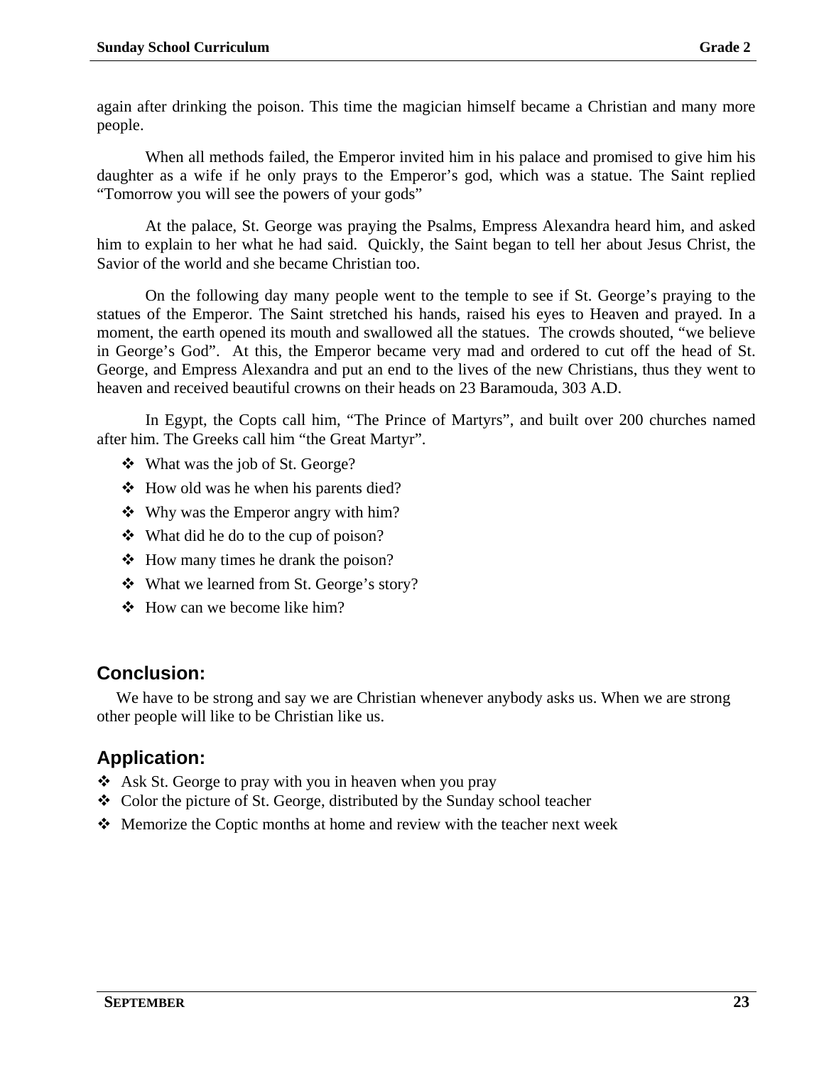again after drinking the poison. This time the magician himself became a Christian and many more people.

When all methods failed, the Emperor invited him in his palace and promised to give him his daughter as a wife if he only prays to the Emperor's god, which was a statue. The Saint replied "Tomorrow you will see the powers of your gods"

At the palace, St. George was praying the Psalms, Empress Alexandra heard him, and asked him to explain to her what he had said. Quickly, the Saint began to tell her about Jesus Christ, the Savior of the world and she became Christian too.

On the following day many people went to the temple to see if St. George's praying to the statues of the Emperor. The Saint stretched his hands, raised his eyes to Heaven and prayed. In a moment, the earth opened its mouth and swallowed all the statues. The crowds shouted, "we believe in George's God". At this, the Emperor became very mad and ordered to cut off the head of St. George, and Empress Alexandra and put an end to the lives of the new Christians, thus they went to heaven and received beautiful crowns on their heads on 23 Baramouda, 303 A.D.

In Egypt, the Copts call him, "The Prince of Martyrs", and built over 200 churches named after him. The Greeks call him "the Great Martyr".

- What was the job of St. George?
- How old was he when his parents died?
- Why was the Emperor angry with him?
- What did he do to the cup of poison?
- How many times he drank the poison?
- What we learned from St. George's story?
- How can we become like him?

## Conclusion:

We have to be strong and say we are Christian whenever anybody asks us. When we are strong other people will like to be Christian like us.

## Application:

- Ask St. George to pray with you in heaven when you pray
- Color the picture of St. George, distributed by the Sunday school teacher
- Memorize the Coptic months at home and review with the teacher next week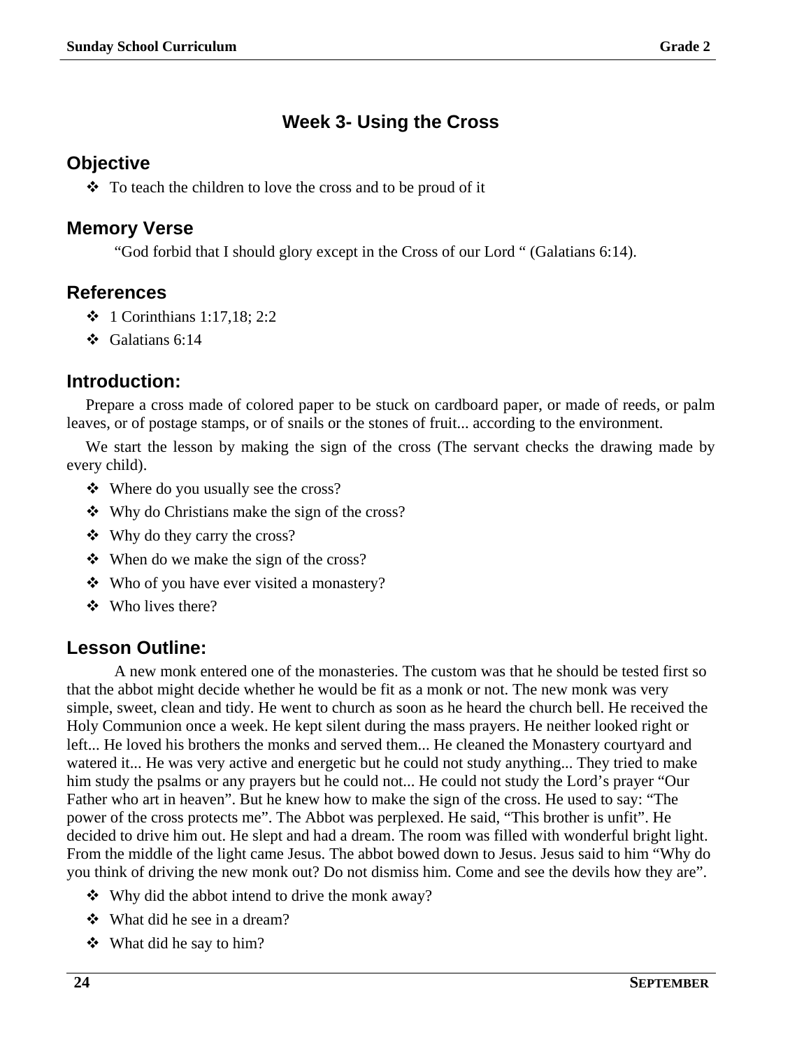## Week 3- Using the Cross

### Objective

- To teach the children to love the cross and to be proud of it

### Memory Verse

"God forbid that I should glory except in the Cross of our Lord " (Galatians 6:14).

### References

- 1 Corinthians 1:17,18; 2:2
- Galatians 6:14

### Introduction:

Prepare a cross made of colored paper to be stuck on cardboard paper, or made of reeds, or palm leaves, or of postage stamps, or of snails or the stones of fruit... according to the environment.

We start the lesson by making the sign of the cross (The servant checks the drawing made by every child).

- Where do you usually see the cross?
- Why do Christians make the sign of the cross?
- Why do they carry the cross?
- When do we make the sign of the cross?
- Who of you have ever visited a monastery?
- Who lives there?

### Lesson Outline:

A new monk entered one of the monasteries. The custom was that he should be tested first so that the abbot might decide whether he would be fit as a monk or not. The new monk was very simple, sweet, clean and tidy. He went to church as soon as he heard the church bell. He received the Holy Communion once a week. He kept silent during the mass prayers. He neither looked right or left... He loved his brothers the monks and served them... He cleaned the Monastery courtyard and watered it... He was very active and energetic but he could not study anything... They tried to make him study the psalms or any prayers but he could not... He could not study the Lord's prayer "Our Father who art in heaven". But he knew how to make the sign of the cross. He used to say: "The power of the cross protects me". The Abbot was perplexed. He said, "This brother is unfit". He decided to drive him out. He slept and had a dream. The room was filled with wonderful bright light. From the middle of the light came Jesus. The abbot bowed down to Jesus. Jesus said to him "Why do you think of driving the new monk out? Do not dismiss him. Come and see the devils how they are".

- Why did the abbot intend to drive the monk away?
- What did he see in a dream?
- What did he say to him?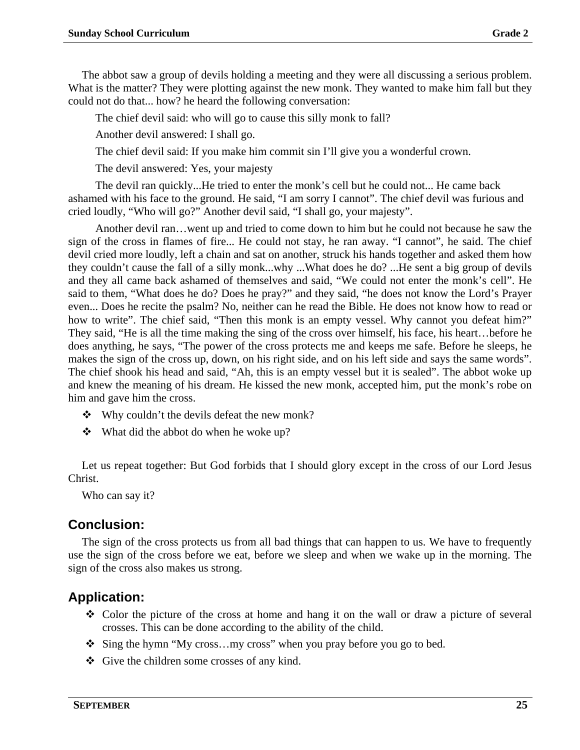The abbot saw a group of devils holding a meeting and they were all discussing a serious problem. What is the matter? They were plotting against the new monk. They wanted to make him fall but they could not do that... how? he heard the following conversation:

The chief devil said: who will go to cause this silly monk to fall?

Another devil answered: I shall go.

The chief devil said: If you make him commit sin I'll give you a wonderful crown.

The devil answered: Yes, your majesty

The devil ran quickly...He tried to enter the monk's cell but he could not... He came back ashamed with his face to the ground. He said, "I am sorry I cannot". The chief devil was furious and cried loudly, "Who will go?" Another devil said, "I shall go, your majesty".

Another devil ran…went up and tried to come down to him but he could not because he saw the sign of the cross in flames of fire... He could not stay, he ran away. "I cannot", he said. The chief devil cried more loudly, left a chain and sat on another, struck his hands together and asked them how they couldn't cause the fall of a silly monk...why ...What does he do? ...He sent a big group of devils and they all came back ashamed of themselves and said, "We could not enter the monk's cell". He said to them, "What does he do? Does he pray?" and they said, "he does not know the Lord's Prayer even... Does he recite the psalm? No, neither can he read the Bible. He does not know how to read or how to write". The chief said, "Then this monk is an empty vessel. Why cannot you defeat him?" They said, "He is all the time making the sing of the cross over himself, his face, his heart…before he does anything, he says, "The power of the cross protects me and keeps me safe. Before he sleeps, he makes the sign of the cross up, down, on his right side, and on his left side and says the same words". The chief shook his head and said, "Ah, this is an empty vessel but it is sealed". The abbot woke up and knew the meaning of his dream. He kissed the new monk, accepted him, put the monk's robe on him and gave him the cross.

- Why couldn't the devils defeat the new monk?
- What did the abbot do when he woke up?

Let us repeat together: But God forbids that I should glory except in the cross of our Lord Jesus Christ.

Who can say it?

## Conclusion:

The sign of the cross protects us from all bad things that can happen to us. We have to frequently use the sign of the cross before we eat, before we sleep and when we wake up in the morning. The sign of the cross also makes us strong.

## Application:

- Color the picture of the cross at home and hang it on the wall or draw a picture of several crosses. This can be done according to the ability of the child.
- Sing the hymn "My cross…my cross" when you pray before you go to bed.
- Give the children some crosses of any kind.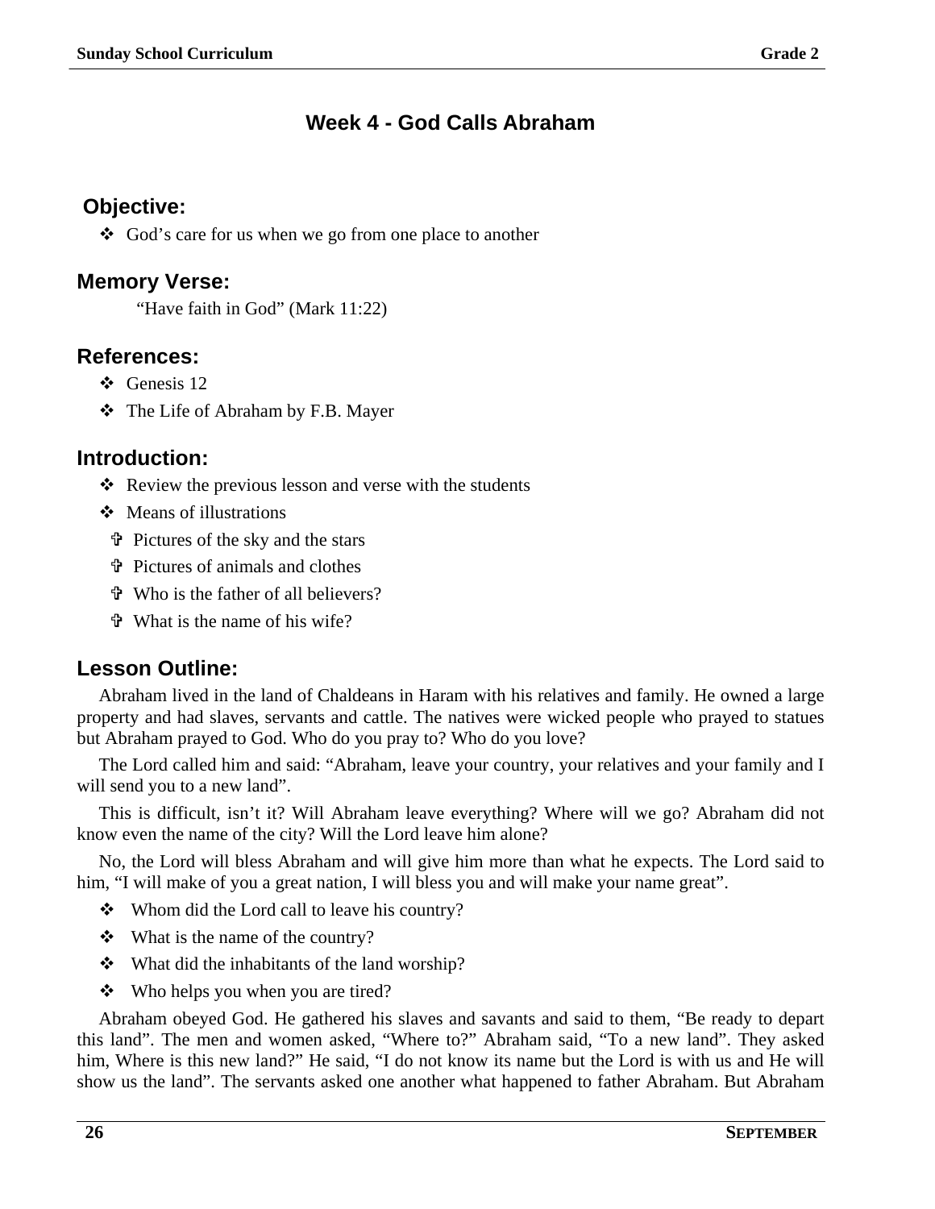## Week 4 - God Calls Abraham

### Objective:

- ❖ God's care for us when we go from one place to another

### Memory Verse:

"Have faith in God" (Mark 11:22)

### References:

- ❖ Genesis 12
- ❖ The Life of Abraham by F.B. Mayer

### Introduction:

- ❖ Review the previous lesson and verse with the students
- ❖ Means of illustrations
  - ✞ Pictures of the sky and the stars
  - ✞ Pictures of animals and clothes
  - ✞ Who is the father of all believers?
  - ✞ What is the name of his wife?

### Lesson Outline:

Abraham lived in the land of Chaldeans in Haram with his relatives and family. He owned a large property and had slaves, servants and cattle. The natives were wicked people who prayed to statues but Abraham prayed to God. Who do you pray to? Who do you love?

The Lord called him and said: "Abraham, leave your country, your relatives and your family and I will send you to a new land".

This is difficult, isn't it? Will Abraham leave everything? Where will we go? Abraham did not know even the name of the city? Will the Lord leave him alone?

No, the Lord will bless Abraham and will give him more than what he expects. The Lord said to him, "I will make of you a great nation, I will bless you and will make your name great".

- ❖ Whom did the Lord call to leave his country?
- ❖ What is the name of the country?
- ❖ What did the inhabitants of the land worship?
- ❖ Who helps you when you are tired?

Abraham obeyed God. He gathered his slaves and savants and said to them, "Be ready to depart this land". The men and women asked, "Where to?" Abraham said, "To a new land". They asked him, Where is this new land?" He said, "I do not know its name but the Lord is with us and He will show us the land". The servants asked one another what happened to father Abraham. But Abraham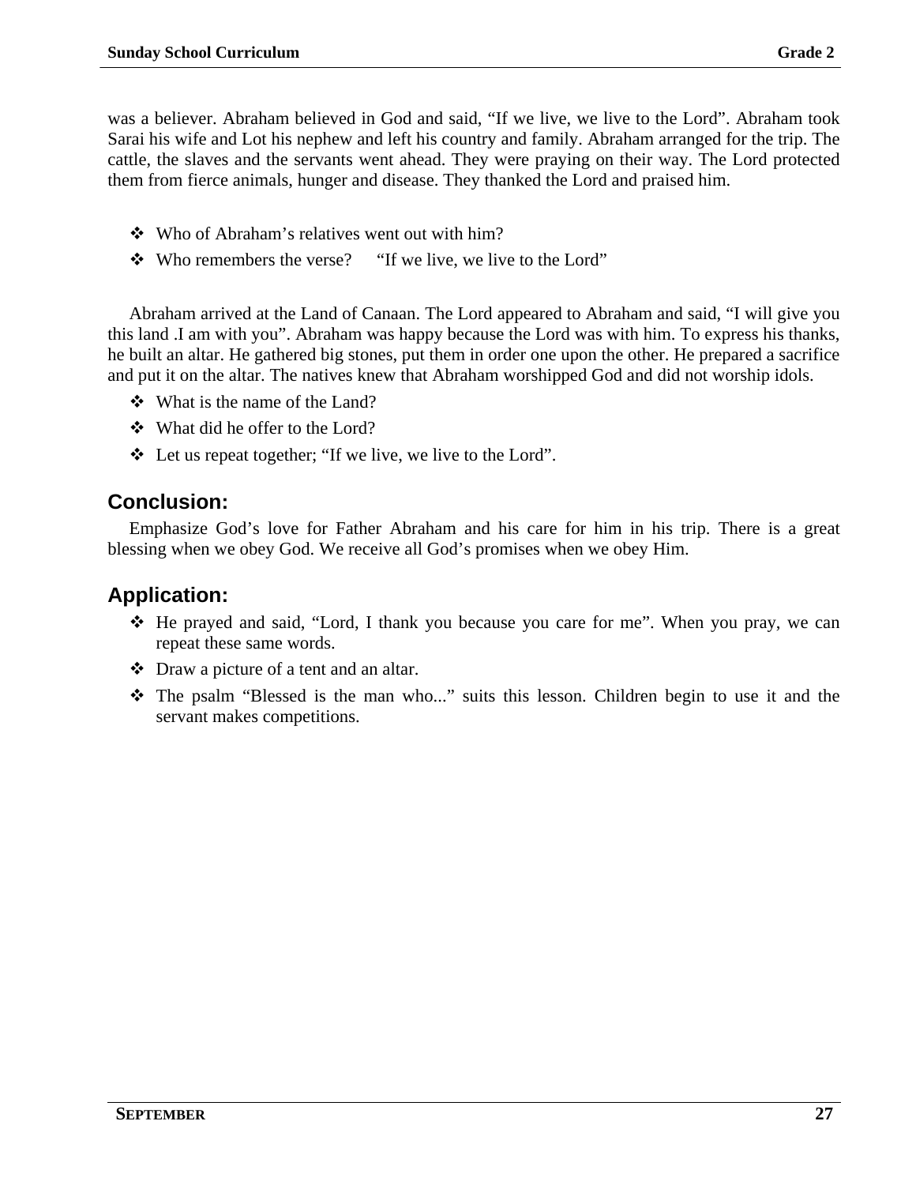was a believer. Abraham believed in God and said, “If we live, we live to the Lord”. Abraham took Sarai his wife and Lot his nephew and left his country and family. Abraham arranged for the trip. The cattle, the slaves and the servants went ahead. They were praying on their way. The Lord protected them from fierce animals, hunger and disease. They thanked the Lord and praised him.

- Who of Abraham’s relatives went out with him?
- Who remembers the verse? “If we live, we live to the Lord”

Abraham arrived at the Land of Canaan. The Lord appeared to Abraham and said, “I will give you this land .I am with you”. Abraham was happy because the Lord was with him. To express his thanks, he built an altar. He gathered big stones, put them in order one upon the other. He prepared a sacrifice and put it on the altar. The natives knew that Abraham worshipped God and did not worship idols.

- What is the name of the Land?
- What did he offer to the Lord?
- Let us repeat together; “If we live, we live to the Lord”.

## Conclusion:

Emphasize God’s love for Father Abraham and his care for him in his trip. There is a great blessing when we obey God. We receive all God’s promises when we obey Him.

## Application:

- He prayed and said, “Lord, I thank you because you care for me”. When you pray, we can repeat these same words.
- Draw a picture of a tent and an altar.
- The psalm “Blessed is the man who...” suits this lesson. Children begin to use it and the servant makes competitions.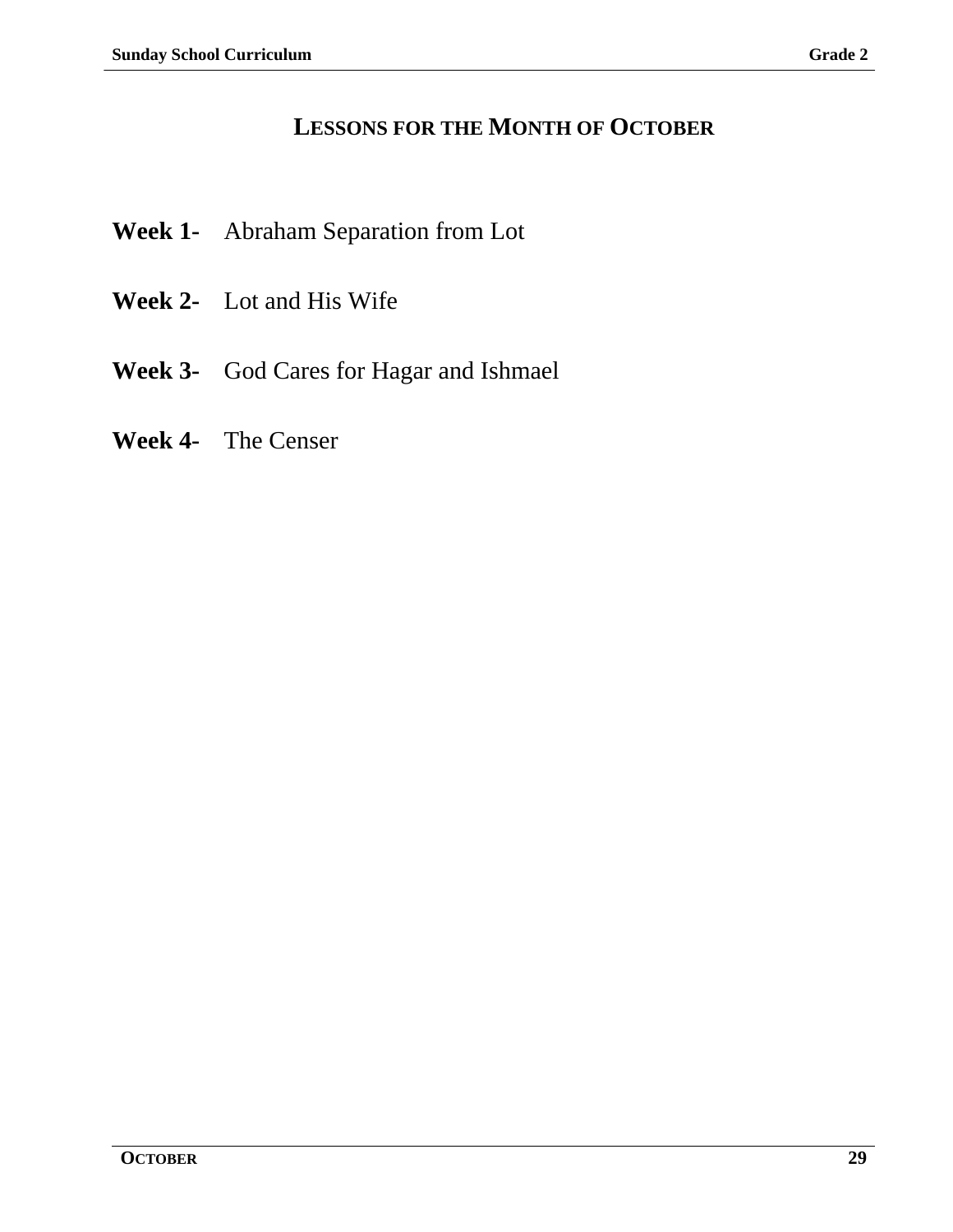## LESSONS FOR THE MONTH OF OCTOBER

**Week 1-** Abraham Separation from Lot

**Week 2-** Lot and His Wife

**Week 3-** God Cares for Hagar and Ishmael

**Week 4-** The Censer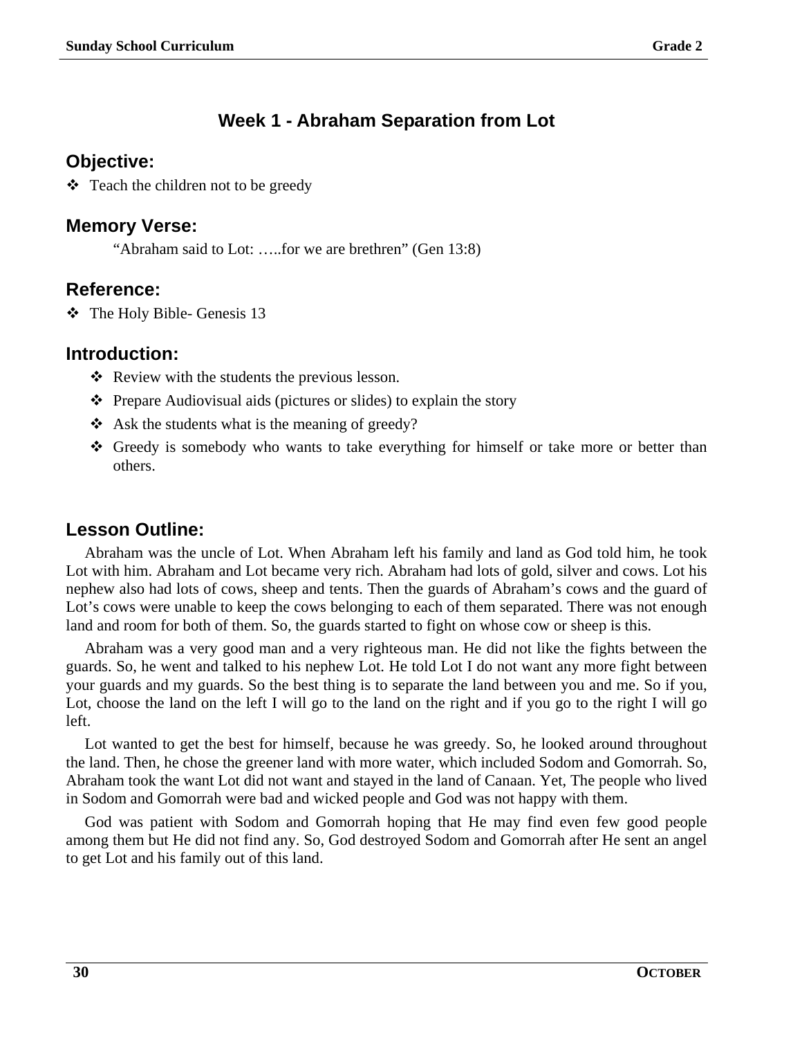## Week 1 - Abraham Separation from Lot

### Objective:

- Teach the children not to be greedy

### Memory Verse:

"Abraham said to Lot: …..for we are brethren" (Gen 13:8)

### Reference:

- The Holy Bible- Genesis 13

### Introduction:

- Review with the students the previous lesson.
- Prepare Audiovisual aids (pictures or slides) to explain the story
- Ask the students what is the meaning of greedy?
- Greedy is somebody who wants to take everything for himself or take more or better than others.

### Lesson Outline:

Abraham was the uncle of Lot. When Abraham left his family and land as God told him, he took Lot with him. Abraham and Lot became very rich. Abraham had lots of gold, silver and cows. Lot his nephew also had lots of cows, sheep and tents. Then the guards of Abraham's cows and the guard of Lot's cows were unable to keep the cows belonging to each of them separated. There was not enough land and room for both of them. So, the guards started to fight on whose cow or sheep is this.

Abraham was a very good man and a very righteous man. He did not like the fights between the guards. So, he went and talked to his nephew Lot. He told Lot I do not want any more fight between your guards and my guards. So the best thing is to separate the land between you and me. So if you, Lot, choose the land on the left I will go to the land on the right and if you go to the right I will go left.

Lot wanted to get the best for himself, because he was greedy. So, he looked around throughout the land. Then, he chose the greener land with more water, which included Sodom and Gomorrah. So, Abraham took the want Lot did not want and stayed in the land of Canaan. Yet, The people who lived in Sodom and Gomorrah were bad and wicked people and God was not happy with them.

God was patient with Sodom and Gomorrah hoping that He may find even few good people among them but He did not find any. So, God destroyed Sodom and Gomorrah after He sent an angel to get Lot and his family out of this land.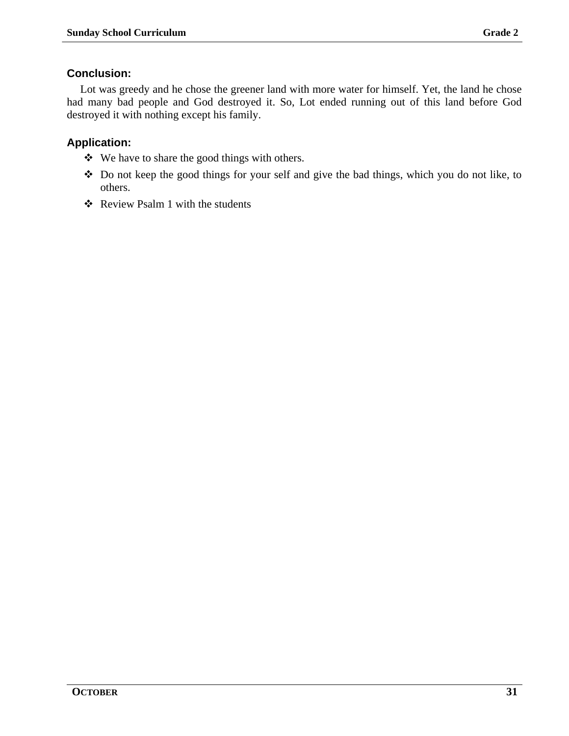## Conclusion:

Lot was greedy and he chose the greener land with more water for himself. Yet, the land he chose had many bad people and God destroyed it. So, Lot ended running out of this land before God destroyed it with nothing except his family.

## Application:

- We have to share the good things with others.
- Do not keep the good things for your self and give the bad things, which you do not like, to others.
- Review Psalm 1 with the students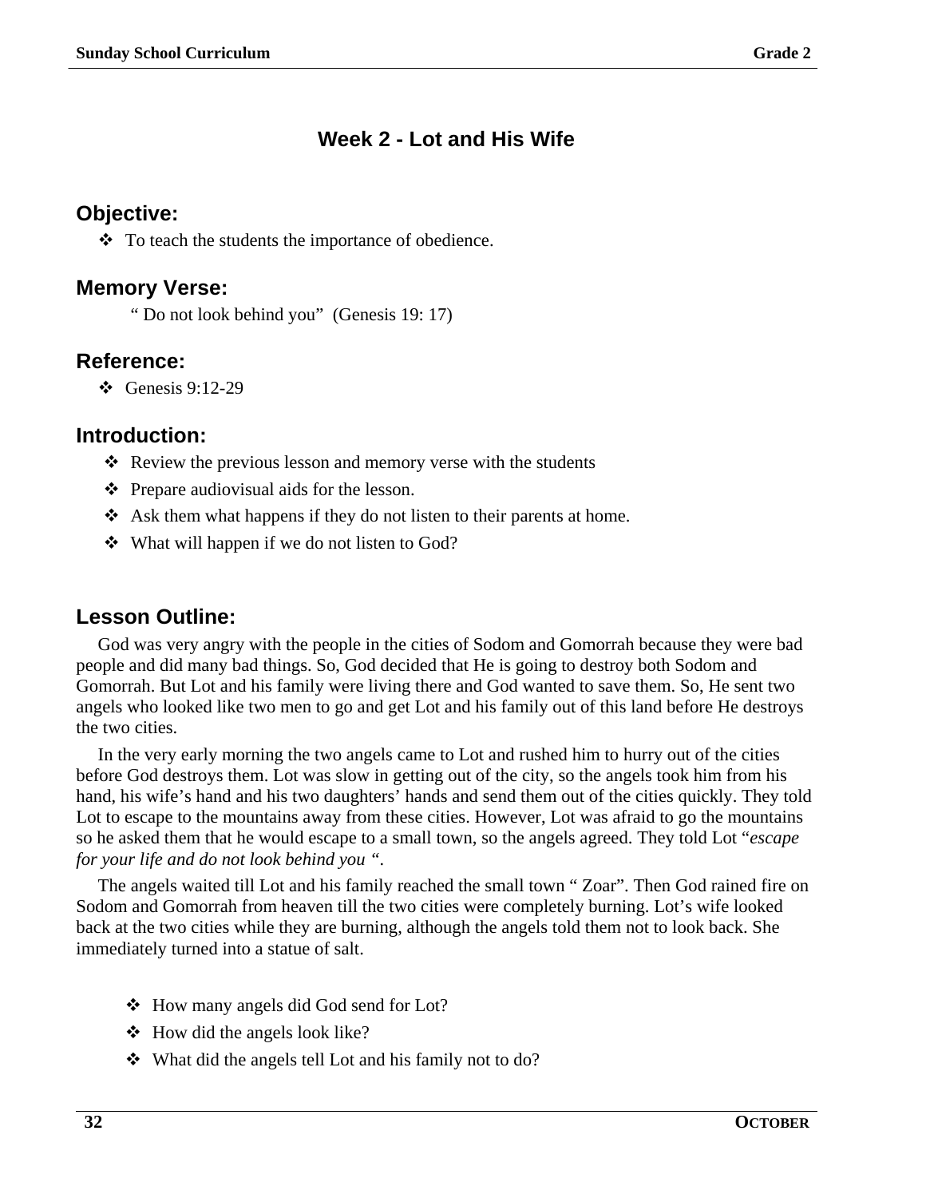# Week 2 - Lot and His Wife

## Objective:

- To teach the students the importance of obedience.

## Memory Verse:

" Do not look behind you" (Genesis 19: 17)

## Reference:

- Genesis 9:12-29

## Introduction:

- Review the previous lesson and memory verse with the students
- Prepare audiovisual aids for the lesson.
- Ask them what happens if they do not listen to their parents at home.
- What will happen if we do not listen to God?

## Lesson Outline:

God was very angry with the people in the cities of Sodom and Gomorrah because they were bad people and did many bad things. So, God decided that He is going to destroy both Sodom and Gomorrah. But Lot and his family were living there and God wanted to save them. So, He sent two angels who looked like two men to go and get Lot and his family out of this land before He destroys the two cities.

In the very early morning the two angels came to Lot and rushed him to hurry out of the cities before God destroys them. Lot was slow in getting out of the city, so the angels took him from his hand, his wife's hand and his two daughters' hands and send them out of the cities quickly. They told Lot to escape to the mountains away from these cities. However, Lot was afraid to go the mountains so he asked them that he would escape to a small town, so the angels agreed. They told Lot "*escape for your life and do not look behind you* ".

The angels waited till Lot and his family reached the small town " Zoar". Then God rained fire on Sodom and Gomorrah from heaven till the two cities were completely burning. Lot's wife looked back at the two cities while they are burning, although the angels told them not to look back. She immediately turned into a statue of salt.

- How many angels did God send for Lot?
- How did the angels look like?
- What did the angels tell Lot and his family not to do?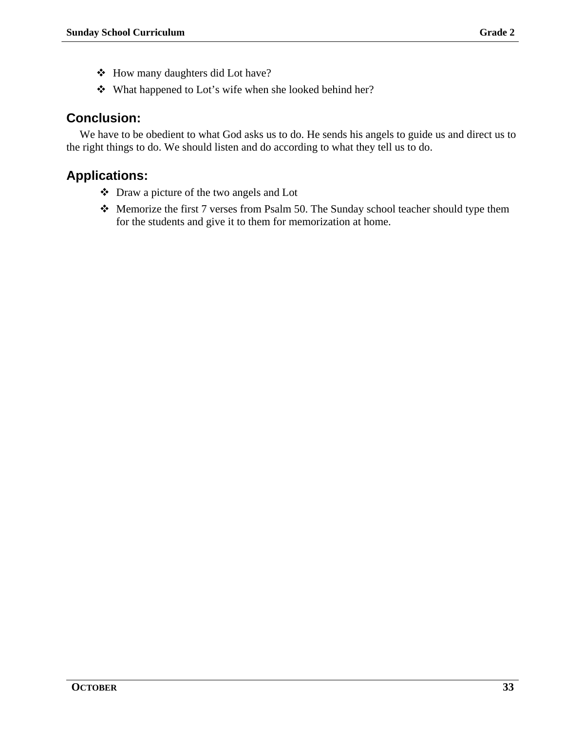- How many daughters did Lot have?
- What happened to Lot's wife when she looked behind her?

## Conclusion:

We have to be obedient to what God asks us to do. He sends his angels to guide us and direct us to the right things to do. We should listen and do according to what they tell us to do.

## Applications:

- Draw a picture of the two angels and Lot
- Memorize the first 7 verses from Psalm 50. The Sunday school teacher should type them for the students and give it to them for memorization at home.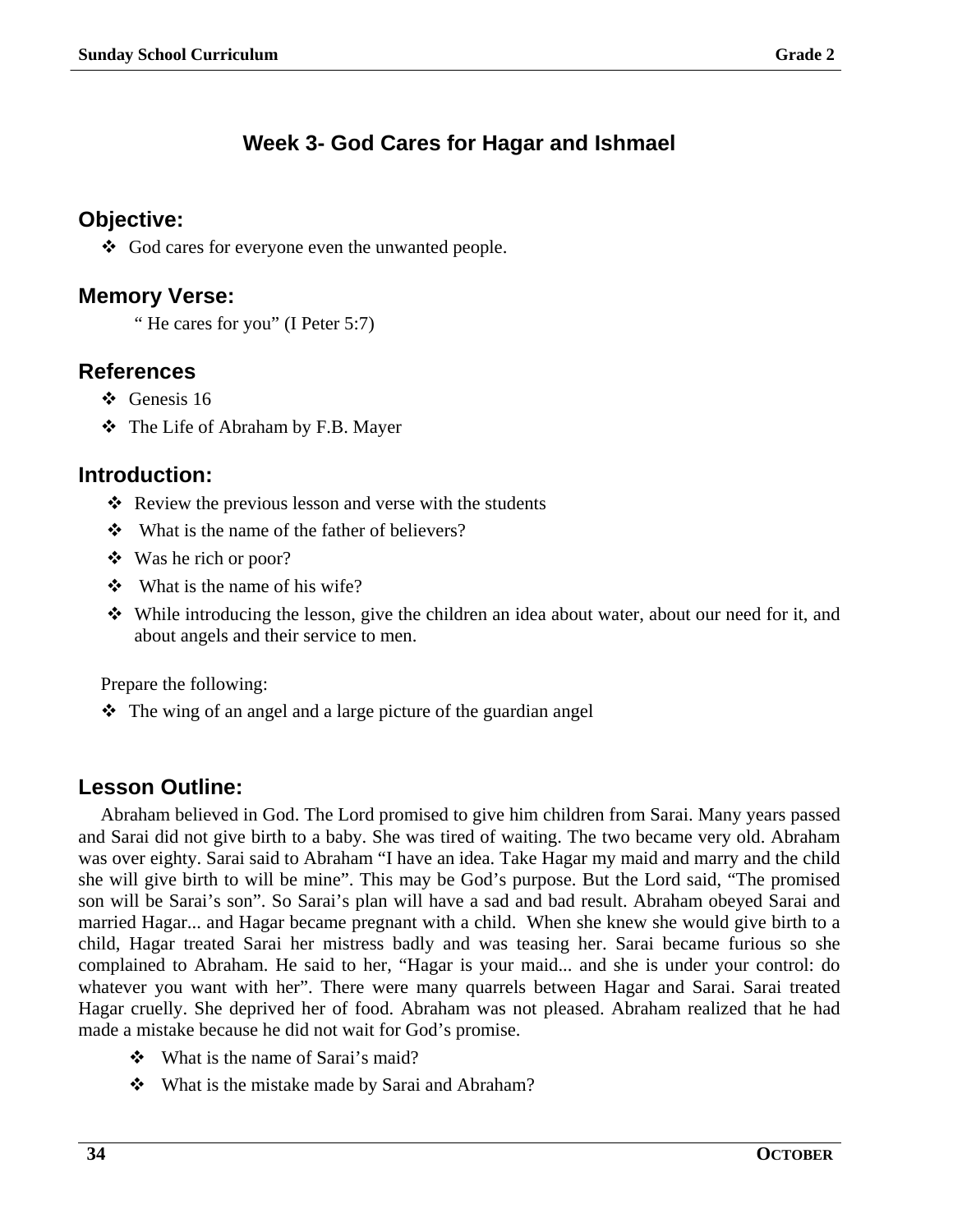# Week 3- God Cares for Hagar and Ishmael

## Objective:

- God cares for everyone even the unwanted people.

## Memory Verse:

" He cares for you" (I Peter 5:7)

## References

- Genesis 16
- The Life of Abraham by F.B. Mayer

## Introduction:

- Review the previous lesson and verse with the students
- What is the name of the father of believers?
- Was he rich or poor?
- What is the name of his wife?
- While introducing the lesson, give the children an idea about water, about our need for it, and about angels and their service to men.

Prepare the following:

- The wing of an angel and a large picture of the guardian angel

## Lesson Outline:

Abraham believed in God. The Lord promised to give him children from Sarai. Many years passed and Sarai did not give birth to a baby. She was tired of waiting. The two became very old. Abraham was over eighty. Sarai said to Abraham "I have an idea. Take Hagar my maid and marry and the child she will give birth to will be mine". This may be God's purpose. But the Lord said, "The promised son will be Sarai's son". So Sarai's plan will have a sad and bad result. Abraham obeyed Sarai and married Hagar... and Hagar became pregnant with a child. When she knew she would give birth to a child, Hagar treated Sarai her mistress badly and was teasing her. Sarai became furious so she complained to Abraham. He said to her, "Hagar is your maid... and she is under your control: do whatever you want with her". There were many quarrels between Hagar and Sarai. Sarai treated Hagar cruelly. She deprived her of food. Abraham was not pleased. Abraham realized that he had made a mistake because he did not wait for God's promise.

- What is the name of Sarai's maid?
- What is the mistake made by Sarai and Abraham?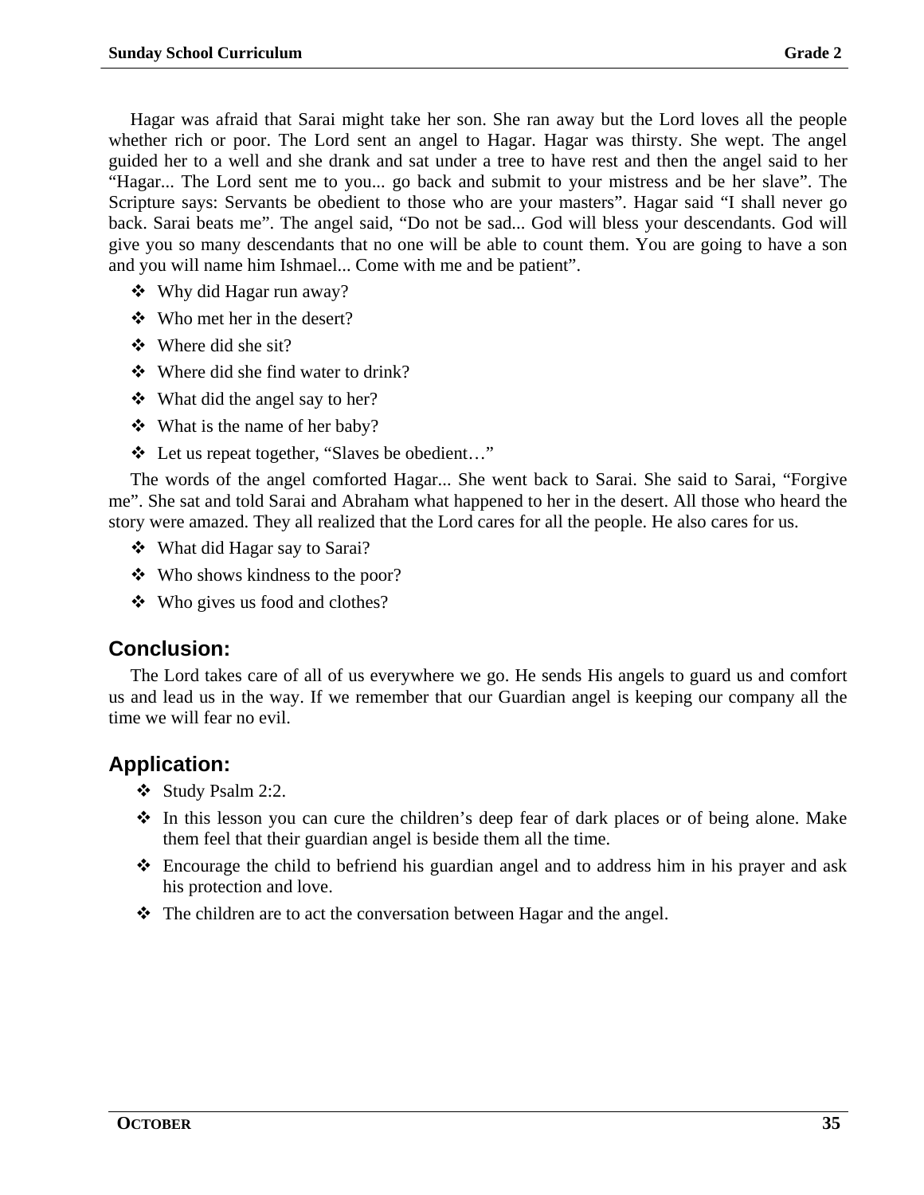Hagar was afraid that Sarai might take her son. She ran away but the Lord loves all the people whether rich or poor. The Lord sent an angel to Hagar. Hagar was thirsty. She wept. The angel guided her to a well and she drank and sat under a tree to have rest and then the angel said to her "Hagar... The Lord sent me to you... go back and submit to your mistress and be her slave". The Scripture says: Servants be obedient to those who are your masters". Hagar said "I shall never go back. Sarai beats me". The angel said, "Do not be sad... God will bless your descendants. God will give you so many descendants that no one will be able to count them. You are going to have a son and you will name him Ishmael... Come with me and be patient".

- Why did Hagar run away?
- Who met her in the desert?
- Where did she sit?
- Where did she find water to drink?
- What did the angel say to her?
- What is the name of her baby?
- Let us repeat together, "Slaves be obedient…"

The words of the angel comforted Hagar... She went back to Sarai. She said to Sarai, "Forgive me". She sat and told Sarai and Abraham what happened to her in the desert. All those who heard the story were amazed. They all realized that the Lord cares for all the people. He also cares for us.

- What did Hagar say to Sarai?
- Who shows kindness to the poor?
- Who gives us food and clothes?

## Conclusion:

The Lord takes care of all of us everywhere we go. He sends His angels to guard us and comfort us and lead us in the way. If we remember that our Guardian angel is keeping our company all the time we will fear no evil.

## Application:

- Study Psalm 2:2.
- In this lesson you can cure the children's deep fear of dark places or of being alone. Make them feel that their guardian angel is beside them all the time.
- Encourage the child to befriend his guardian angel and to address him in his prayer and ask his protection and love.
- The children are to act the conversation between Hagar and the angel.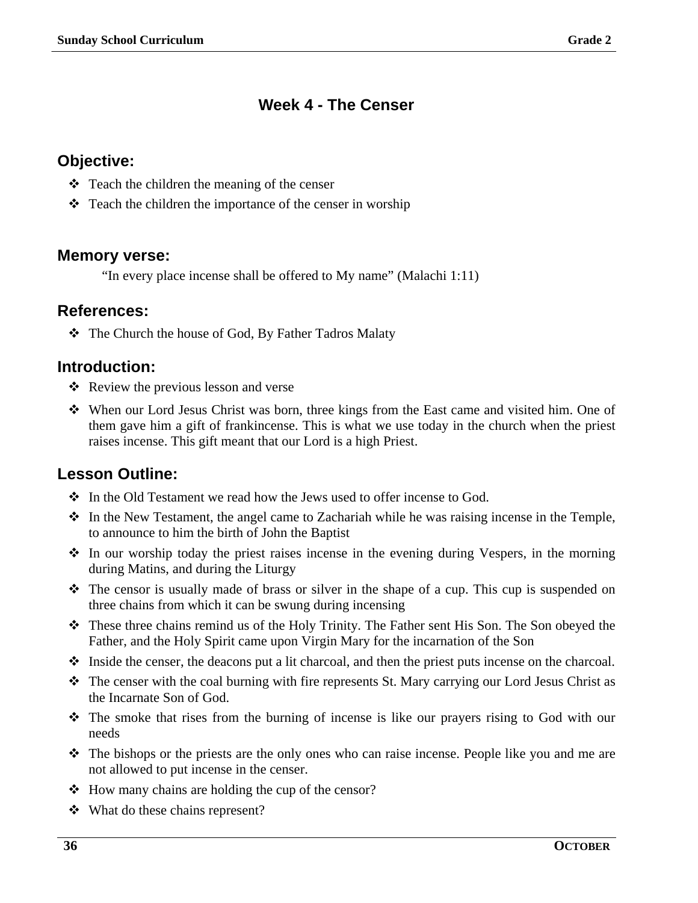## Week 4 - The Censer

### Objective:

- Teach the children the meaning of the censer
- Teach the children the importance of the censer in worship

### Memory verse:

"In every place incense shall be offered to My name" (Malachi 1:11)

### References:

- The Church the house of God, By Father Tadros Malaty

### Introduction:

- Review the previous lesson and verse
- When our Lord Jesus Christ was born, three kings from the East came and visited him. One of them gave him a gift of frankincense. This is what we use today in the church when the priest raises incense. This gift meant that our Lord is a high Priest.

### Lesson Outline:

- In the Old Testament we read how the Jews used to offer incense to God.
- In the New Testament, the angel came to Zachariah while he was raising incense in the Temple, to announce to him the birth of John the Baptist
- In our worship today the priest raises incense in the evening during Vespers, in the morning during Matins, and during the Liturgy
- The censor is usually made of brass or silver in the shape of a cup. This cup is suspended on three chains from which it can be swung during incensing
- These three chains remind us of the Holy Trinity. The Father sent His Son. The Son obeyed the Father, and the Holy Spirit came upon Virgin Mary for the incarnation of the Son
- Inside the censer, the deacons put a lit charcoal, and then the priest puts incense on the charcoal.
- The censer with the coal burning with fire represents St. Mary carrying our Lord Jesus Christ as the Incarnate Son of God.
- The smoke that rises from the burning of incense is like our prayers rising to God with our needs
- The bishops or the priests are the only ones who can raise incense. People like you and me are not allowed to put incense in the censer.
- How many chains are holding the cup of the censor?
- What do these chains represent?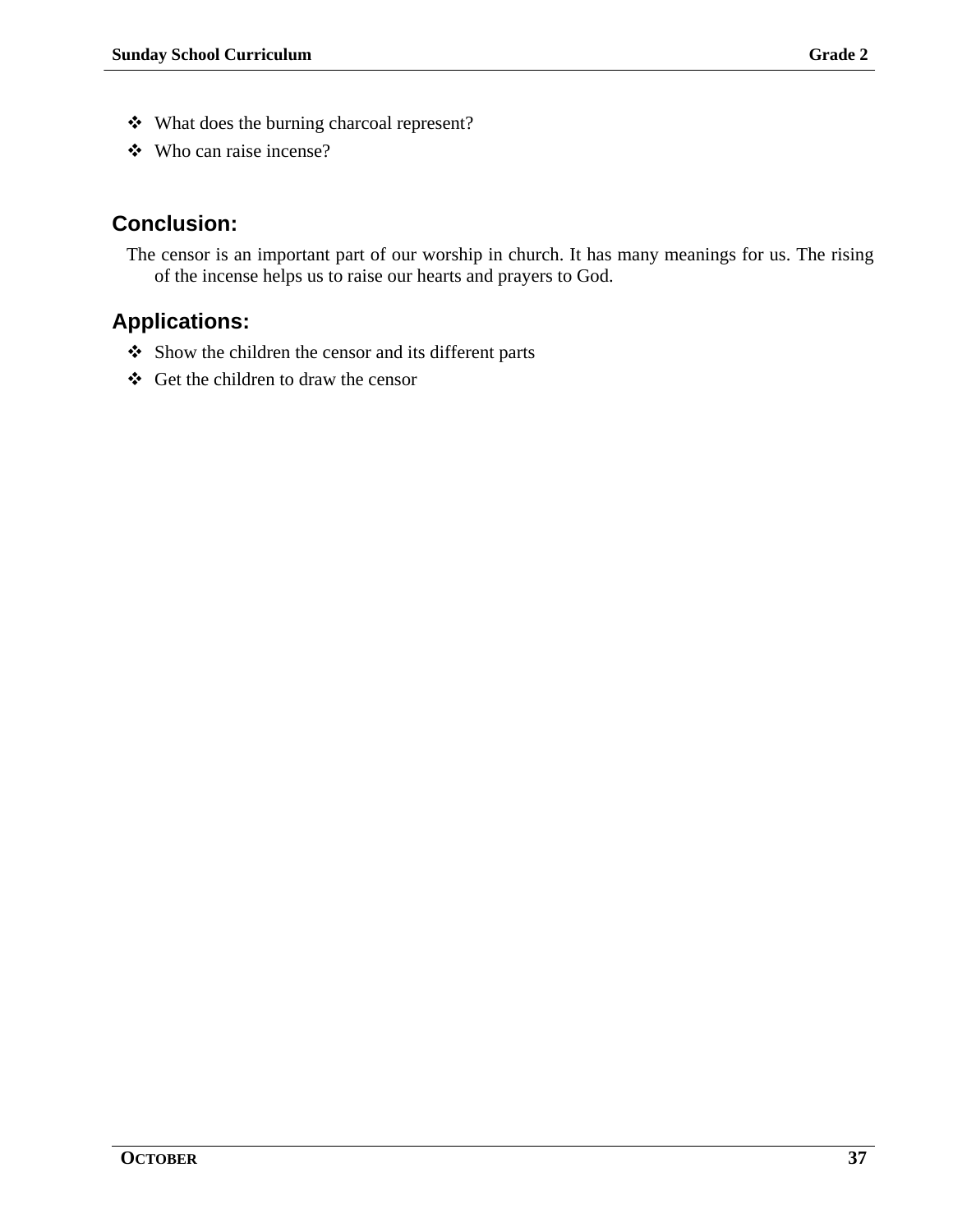- What does the burning charcoal represent?
- Who can raise incense?

## Conclusion:

The censor is an important part of our worship in church. It has many meanings for us. The rising of the incense helps us to raise our hearts and prayers to God.

## Applications:

- Show the children the censor and its different parts
- Get the children to draw the censor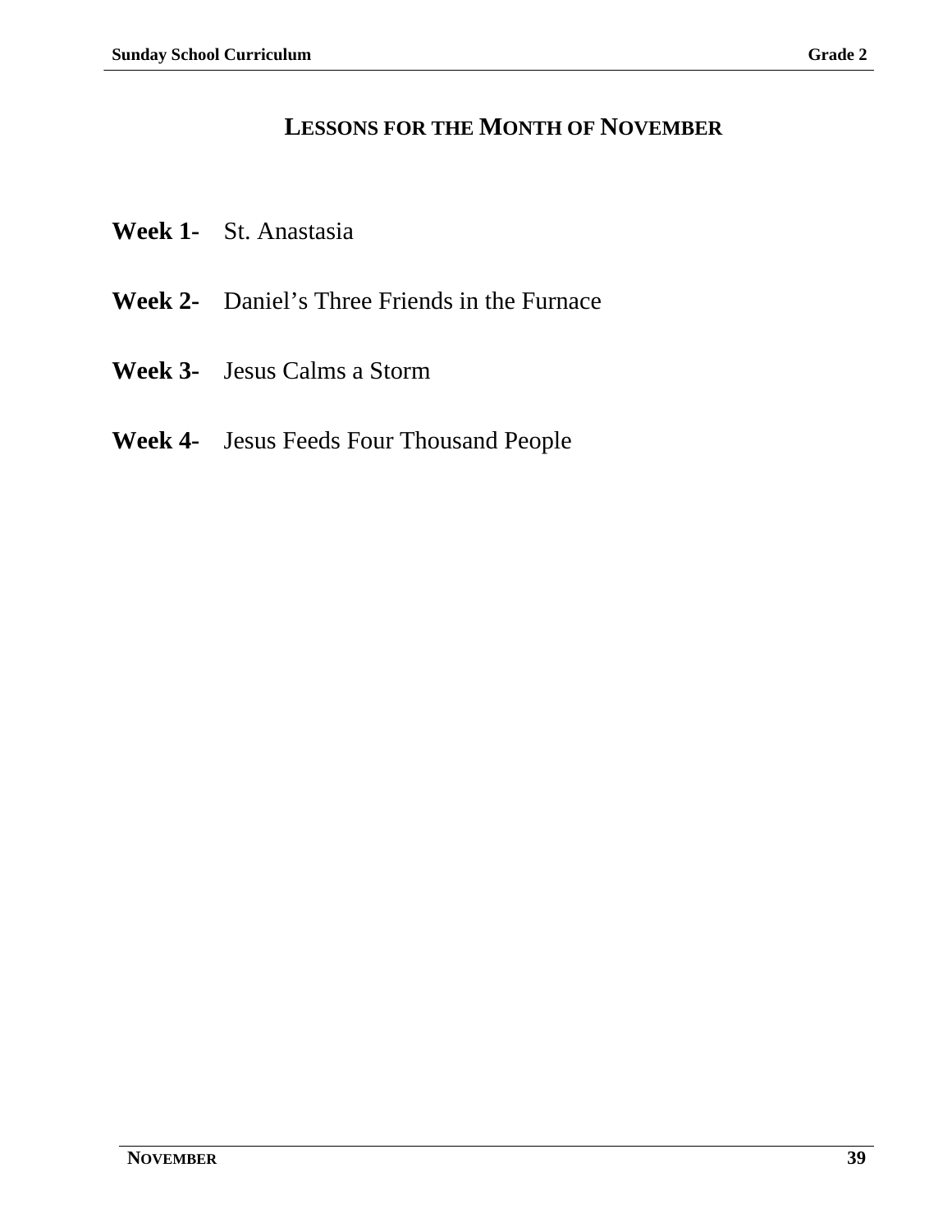## LESSONS FOR THE MONTH OF NOVEMBER

**Week 1-** St. Anastasia

**Week 2-** Daniel's Three Friends in the Furnace

**Week 3-** Jesus Calms a Storm

**Week 4-** Jesus Feeds Four Thousand People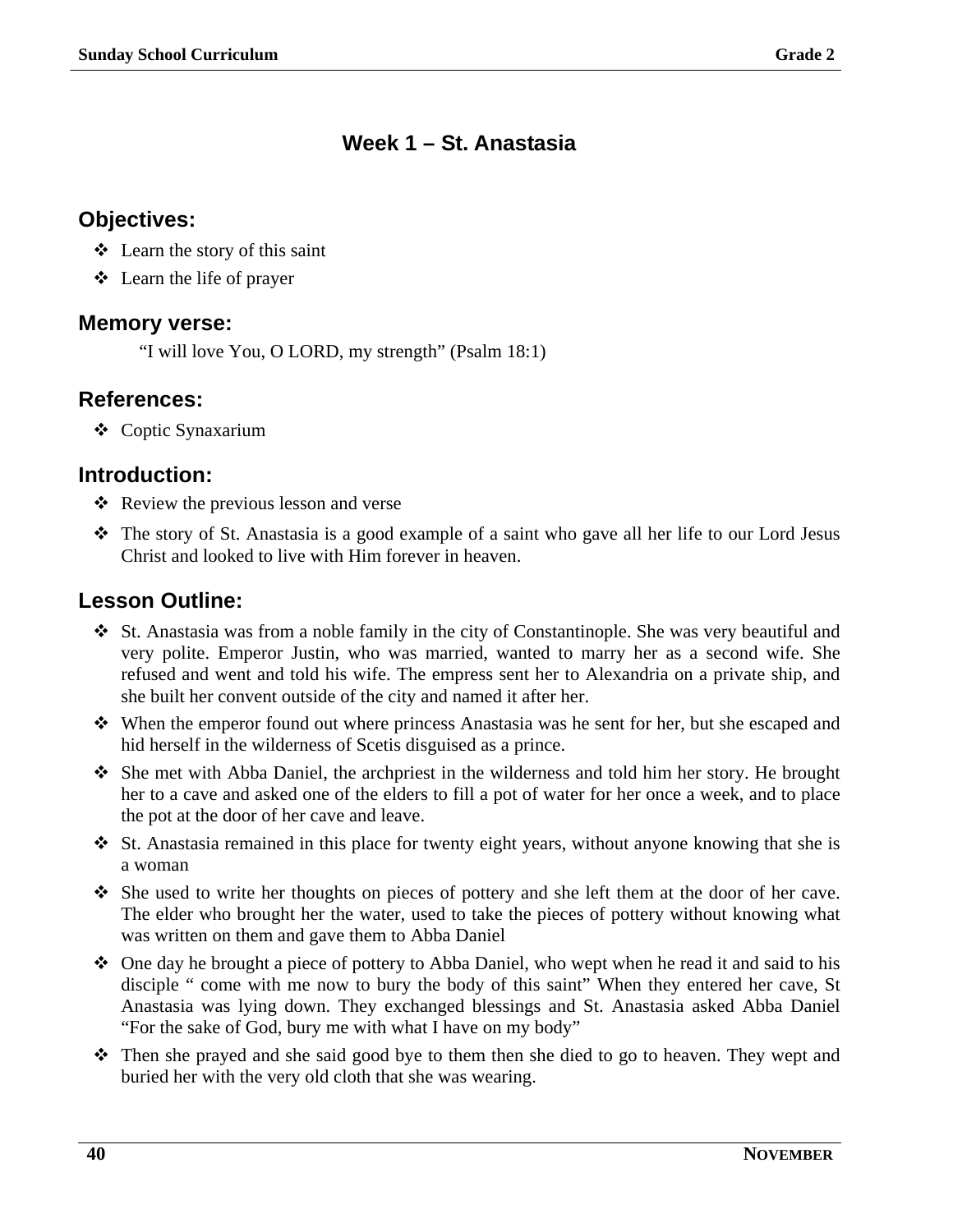# Week 1 – St. Anastasia

## Objectives:

- Learn the story of this saint
- Learn the life of prayer

## Memory verse:

"I will love You, O LORD, my strength" (Psalm 18:1)

## References:

- Coptic Synaxarium

## Introduction:

- Review the previous lesson and verse
- The story of St. Anastasia is a good example of a saint who gave all her life to our Lord Jesus Christ and looked to live with Him forever in heaven.

## Lesson Outline:

- St. Anastasia was from a noble family in the city of Constantinople. She was very beautiful and very polite. Emperor Justin, who was married, wanted to marry her as a second wife. She refused and went and told his wife. The empress sent her to Alexandria on a private ship, and she built her convent outside of the city and named it after her.
- When the emperor found out where princess Anastasia was he sent for her, but she escaped and hid herself in the wilderness of Scetis disguised as a prince.
- She met with Abba Daniel, the archpriest in the wilderness and told him her story. He brought her to a cave and asked one of the elders to fill a pot of water for her once a week, and to place the pot at the door of her cave and leave.
- St. Anastasia remained in this place for twenty eight years, without anyone knowing that she is a woman
- She used to write her thoughts on pieces of pottery and she left them at the door of her cave. The elder who brought her the water, used to take the pieces of pottery without knowing what was written on them and gave them to Abba Daniel
- One day he brought a piece of pottery to Abba Daniel, who wept when he read it and said to his disciple " come with me now to bury the body of this saint" When they entered her cave, St Anastasia was lying down. They exchanged blessings and St. Anastasia asked Abba Daniel "For the sake of God, bury me with what I have on my body"
- Then she prayed and she said good bye to them then she died to go to heaven. They wept and buried her with the very old cloth that she was wearing.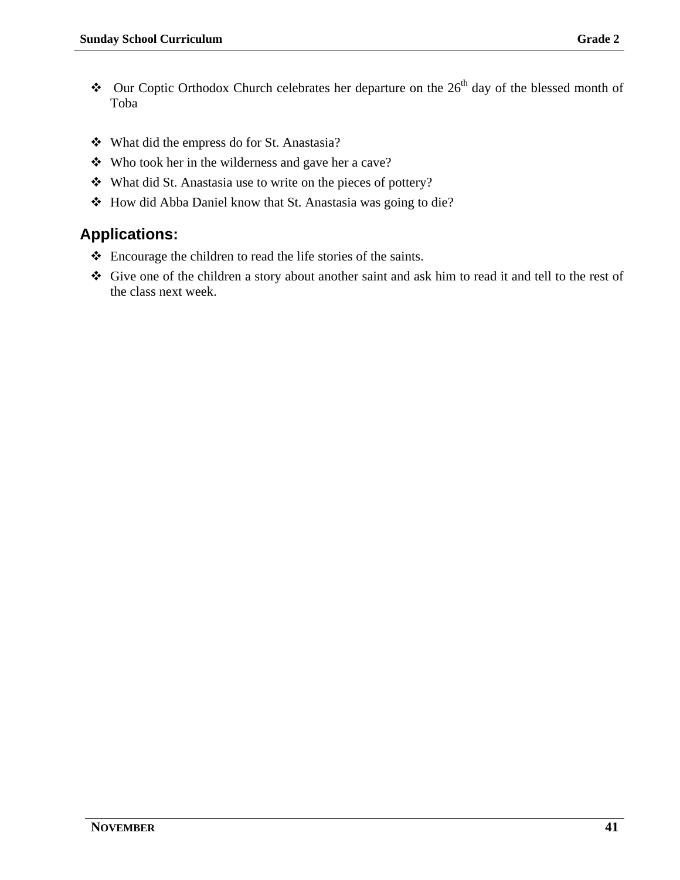- Our Coptic Orthodox Church celebrates her departure on the 26th day of the blessed month of Toba

- What did the empress do for St. Anastasia?
- Who took her in the wilderness and gave her a cave?
- What did St. Anastasia use to write on the pieces of pottery?
- How did Abba Daniel know that St. Anastasia was going to die?

## Applications:

- Encourage the children to read the life stories of the saints.
- Give one of the children a story about another saint and ask him to read it and tell to the rest of the class next week.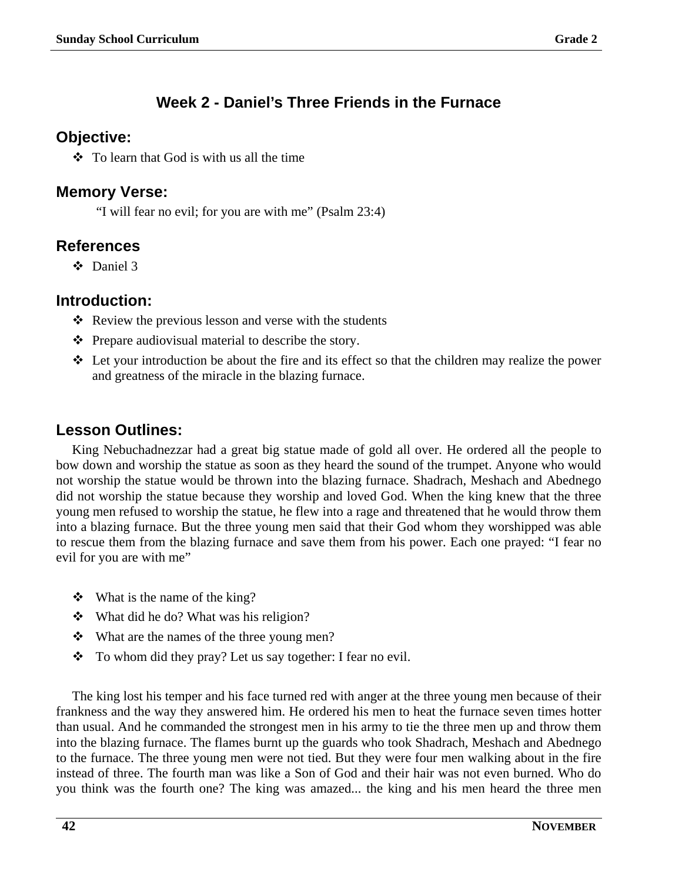## Week 2 - Daniel's Three Friends in the Furnace

### Objective:

- To learn that God is with us all the time

### Memory Verse:

"I will fear no evil; for you are with me" (Psalm 23:4)

### References

- Daniel 3

### Introduction:

- Review the previous lesson and verse with the students
- Prepare audiovisual material to describe the story.
- Let your introduction be about the fire and its effect so that the children may realize the power and greatness of the miracle in the blazing furnace.

### Lesson Outlines:

King Nebuchadnezzar had a great big statue made of gold all over. He ordered all the people to bow down and worship the statue as soon as they heard the sound of the trumpet. Anyone who would not worship the statue would be thrown into the blazing furnace. Shadrach, Meshach and Abednego did not worship the statue because they worship and loved God. When the king knew that the three young men refused to worship the statue, he flew into a rage and threatened that he would throw them into a blazing furnace. But the three young men said that their God whom they worshipped was able to rescue them from the blazing furnace and save them from his power. Each one prayed: "I fear no evil for you are with me"

- What is the name of the king?
- What did he do? What was his religion?
- What are the names of the three young men?
- To whom did they pray? Let us say together: I fear no evil.

The king lost his temper and his face turned red with anger at the three young men because of their frankness and the way they answered him. He ordered his men to heat the furnace seven times hotter than usual. And he commanded the strongest men in his army to tie the three men up and throw them into the blazing furnace. The flames burnt up the guards who took Shadrach, Meshach and Abednego to the furnace. The three young men were not tied. But they were four men walking about in the fire instead of three. The fourth man was like a Son of God and their hair was not even burned. Who do you think was the fourth one? The king was amazed... the king and his men heard the three men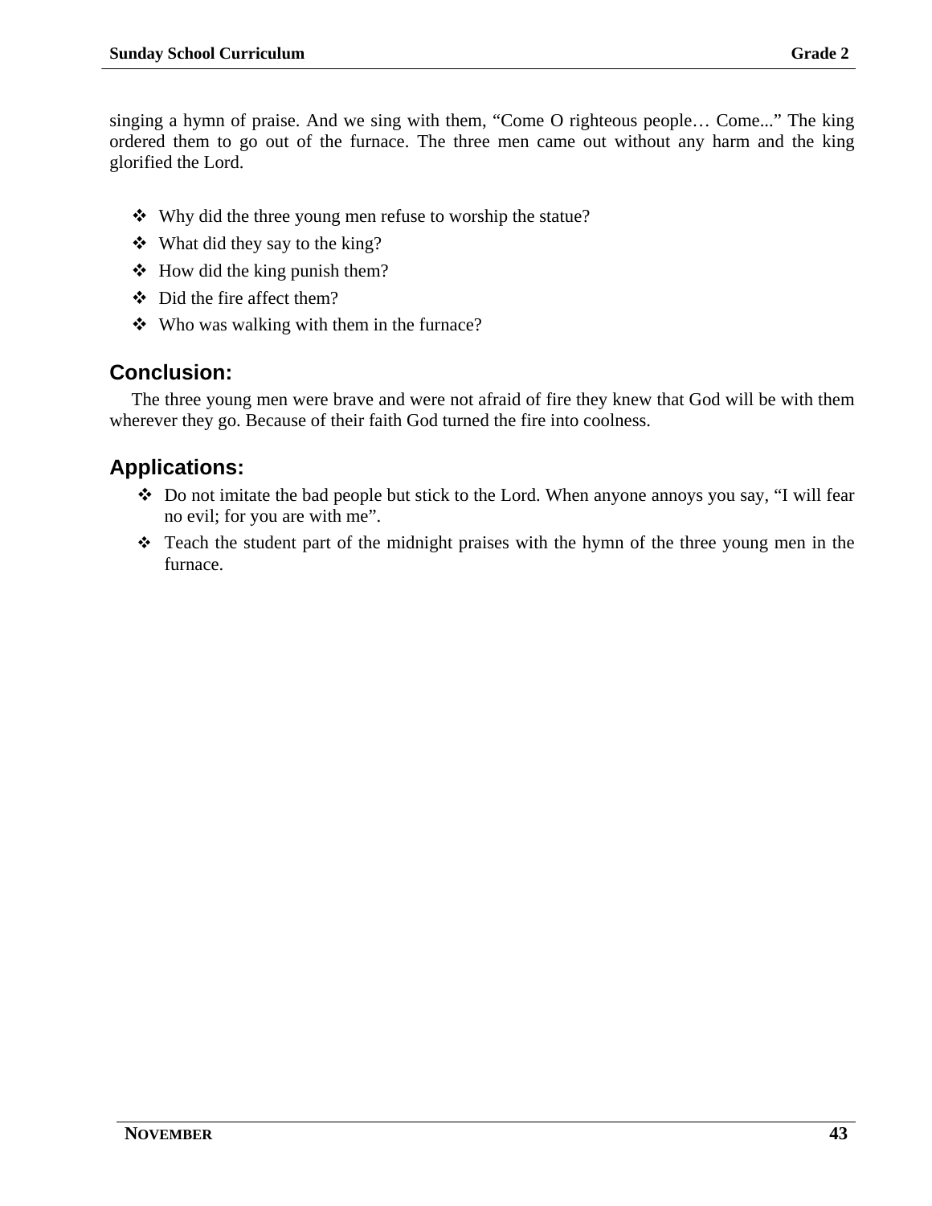singing a hymn of praise. And we sing with them, “Come O righteous people… Come...” The king ordered them to go out of the furnace. The three men came out without any harm and the king glorified the Lord.

- Why did the three young men refuse to worship the statue?
- What did they say to the king?
- How did the king punish them?
- Did the fire affect them?
- Who was walking with them in the furnace?

## Conclusion:

The three young men were brave and were not afraid of fire they knew that God will be with them wherever they go. Because of their faith God turned the fire into coolness.

## Applications:

- Do not imitate the bad people but stick to the Lord. When anyone annoys you say, “I will fear no evil; for you are with me”.
- Teach the student part of the midnight praises with the hymn of the three young men in the furnace.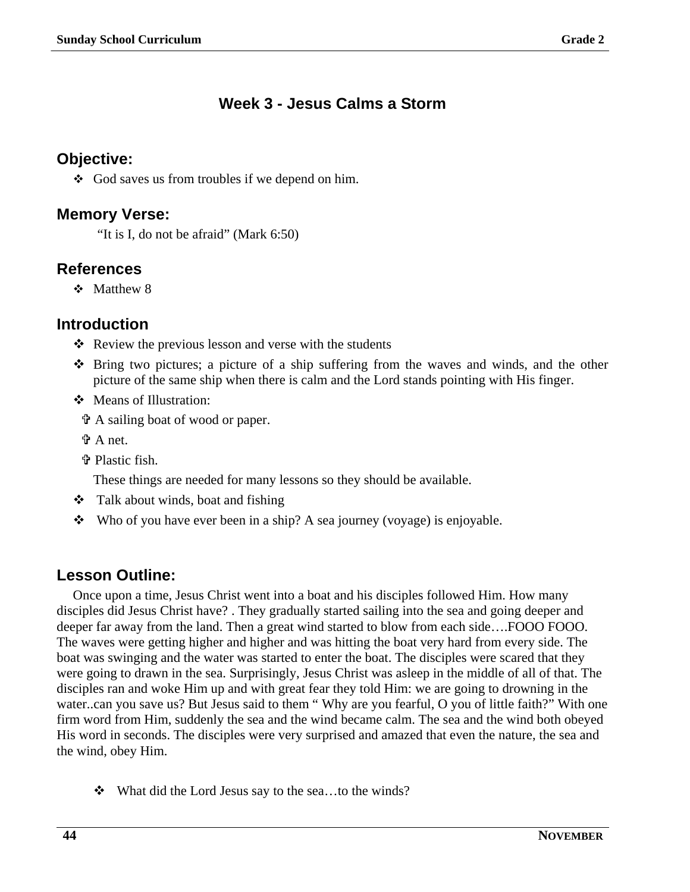# Week 3 - Jesus Calms a Storm

## Objective:

- ❖ God saves us from troubles if we depend on him.

## Memory Verse:

"It is I, do not be afraid" (Mark 6:50)

## References

- ❖ Matthew 8

## Introduction

- ❖ Review the previous lesson and verse with the students
- ❖ Bring two pictures; a picture of a ship suffering from the waves and winds, and the other picture of the same ship when there is calm and the Lord stands pointing with His finger.
- ❖ Means of Illustration:
  - ✞ A sailing boat of wood or paper.
  - ✞ A net.
  - ✞ Plastic fish.

  These things are needed for many lessons so they should be available.
- ❖ Talk about winds, boat and fishing
- ❖ Who of you have ever been in a ship? A sea journey (voyage) is enjoyable.

## Lesson Outline:

Once upon a time, Jesus Christ went into a boat and his disciples followed Him. How many disciples did Jesus Christ have? . They gradually started sailing into the sea and going deeper and deeper far away from the land. Then a great wind started to blow from each side….FOOO FOOO. The waves were getting higher and higher and was hitting the boat very hard from every side. The boat was swinging and the water was started to enter the boat. The disciples were scared that they were going to drawn in the sea. Surprisingly, Jesus Christ was asleep in the middle of all of that. The disciples ran and woke Him up and with great fear they told Him: we are going to drowning in the water..can you save us? But Jesus said to them " Why are you fearful, O you of little faith?" With one firm word from Him, suddenly the sea and the wind became calm. The sea and the wind both obeyed His word in seconds. The disciples were very surprised and amazed that even the nature, the sea and the wind, obey Him.

- ❖ What did the Lord Jesus say to the sea…to the winds?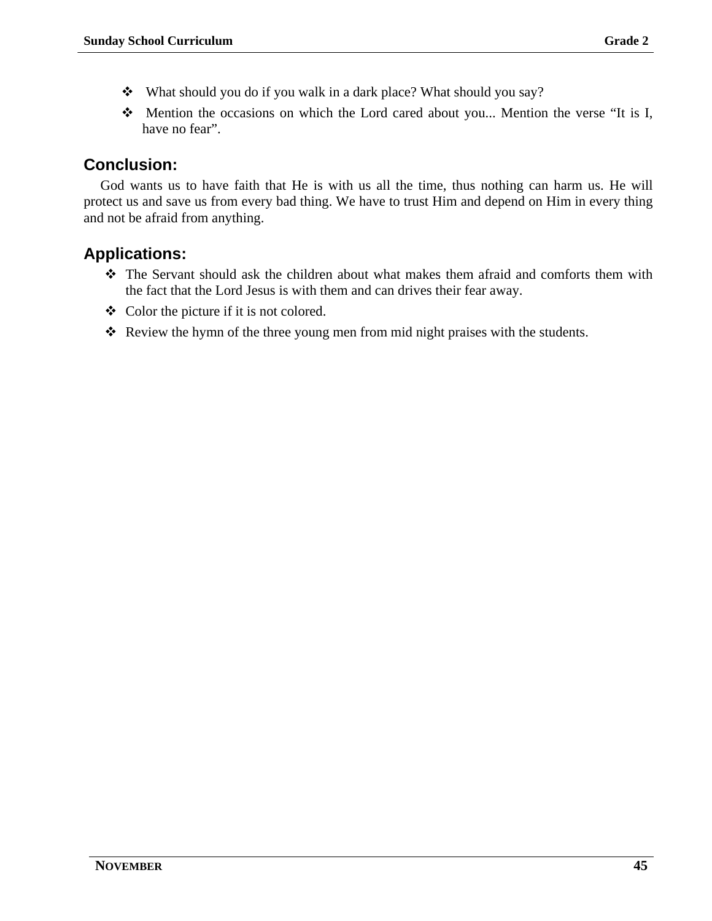- What should you do if you walk in a dark place? What should you say?
- Mention the occasions on which the Lord cared about you... Mention the verse “It is I, have no fear”.

## Conclusion:

God wants us to have faith that He is with us all the time, thus nothing can harm us. He will protect us and save us from every bad thing. We have to trust Him and depend on Him in every thing and not be afraid from anything.

## Applications:

- The Servant should ask the children about what makes them afraid and comforts them with the fact that the Lord Jesus is with them and can drives their fear away.
- Color the picture if it is not colored.
- Review the hymn of the three young men from mid night praises with the students.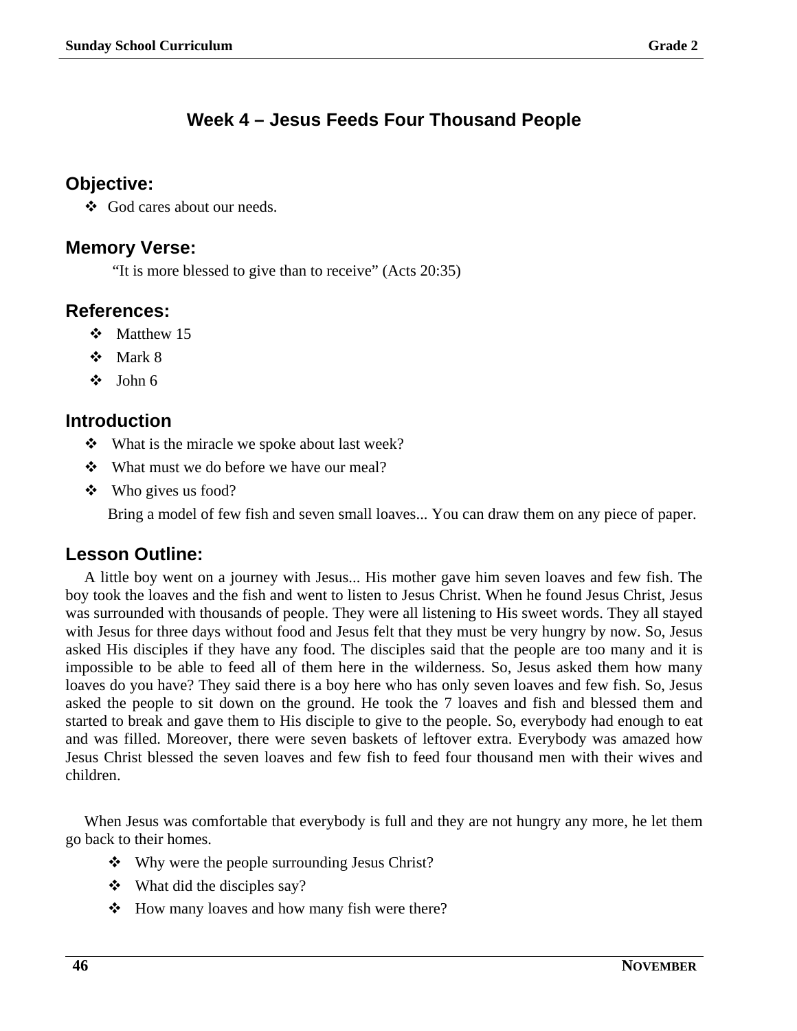# Week 4 – Jesus Feeds Four Thousand People

## Objective:

- God cares about our needs.

## Memory Verse:

"It is more blessed to give than to receive" (Acts 20:35)

## References:

- Matthew 15
- Mark 8
- John 6

## Introduction

- What is the miracle we spoke about last week?
- What must we do before we have our meal?
- Who gives us food?

Bring a model of few fish and seven small loaves... You can draw them on any piece of paper.

## Lesson Outline:

A little boy went on a journey with Jesus... His mother gave him seven loaves and few fish. The boy took the loaves and the fish and went to listen to Jesus Christ. When he found Jesus Christ, Jesus was surrounded with thousands of people. They were all listening to His sweet words. They all stayed with Jesus for three days without food and Jesus felt that they must be very hungry by now. So, Jesus asked His disciples if they have any food. The disciples said that the people are too many and it is impossible to be able to feed all of them here in the wilderness. So, Jesus asked them how many loaves do you have? They said there is a boy here who has only seven loaves and few fish. So, Jesus asked the people to sit down on the ground. He took the 7 loaves and fish and blessed them and started to break and gave them to His disciple to give to the people. So, everybody had enough to eat and was filled. Moreover, there were seven baskets of leftover extra. Everybody was amazed how Jesus Christ blessed the seven loaves and few fish to feed four thousand men with their wives and children.

When Jesus was comfortable that everybody is full and they are not hungry any more, he let them go back to their homes.

- Why were the people surrounding Jesus Christ?
- What did the disciples say?
- How many loaves and how many fish were there?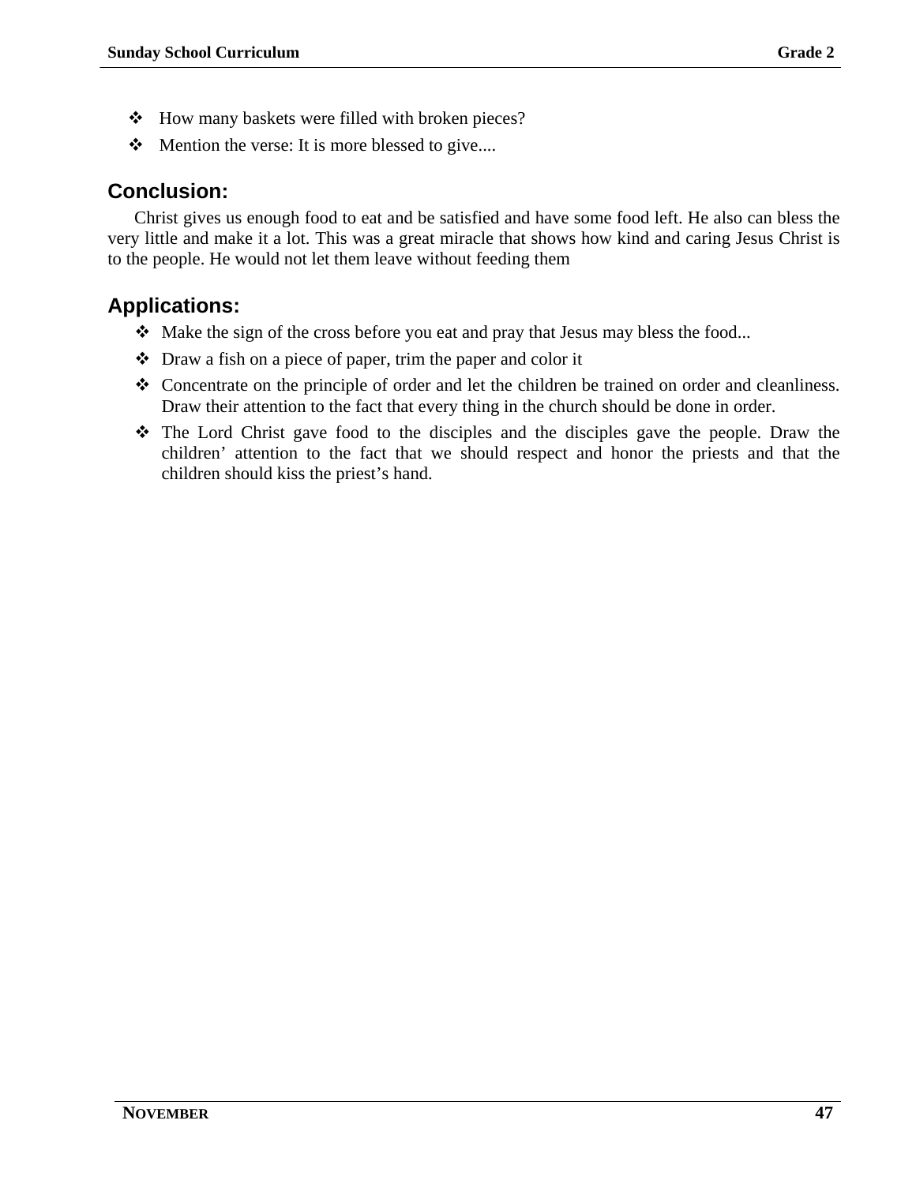- How many baskets were filled with broken pieces?
- Mention the verse: It is more blessed to give....

## Conclusion:

Christ gives us enough food to eat and be satisfied and have some food left. He also can bless the very little and make it a lot. This was a great miracle that shows how kind and caring Jesus Christ is to the people. He would not let them leave without feeding them

## Applications:

- Make the sign of the cross before you eat and pray that Jesus may bless the food...
- Draw a fish on a piece of paper, trim the paper and color it
- Concentrate on the principle of order and let the children be trained on order and cleanliness. Draw their attention to the fact that every thing in the church should be done in order.
- The Lord Christ gave food to the disciples and the disciples gave the people. Draw the children' attention to the fact that we should respect and honor the priests and that the children should kiss the priest's hand.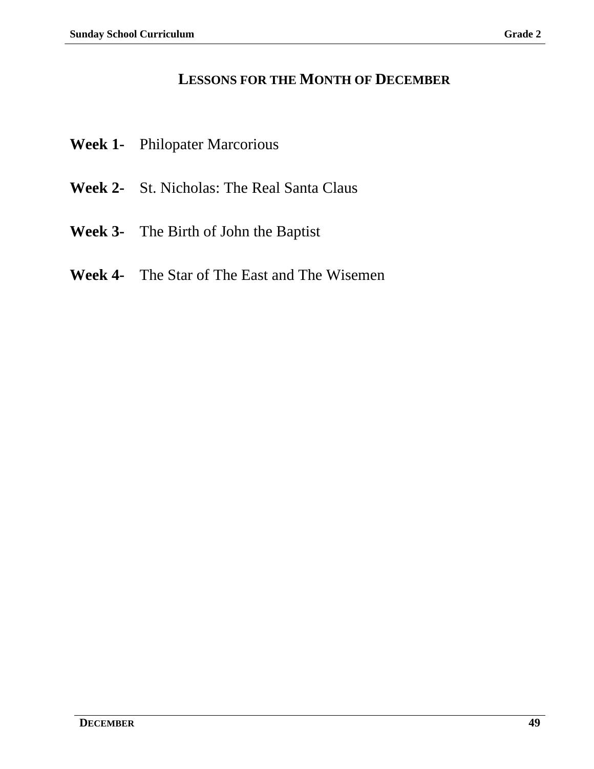## LESSONS FOR THE MONTH OF DECEMBER

**Week 1-** Philopater Marcorious

**Week 2-** St. Nicholas: The Real Santa Claus

**Week 3-** The Birth of John the Baptist

**Week 4-** The Star of The East and The Wisemen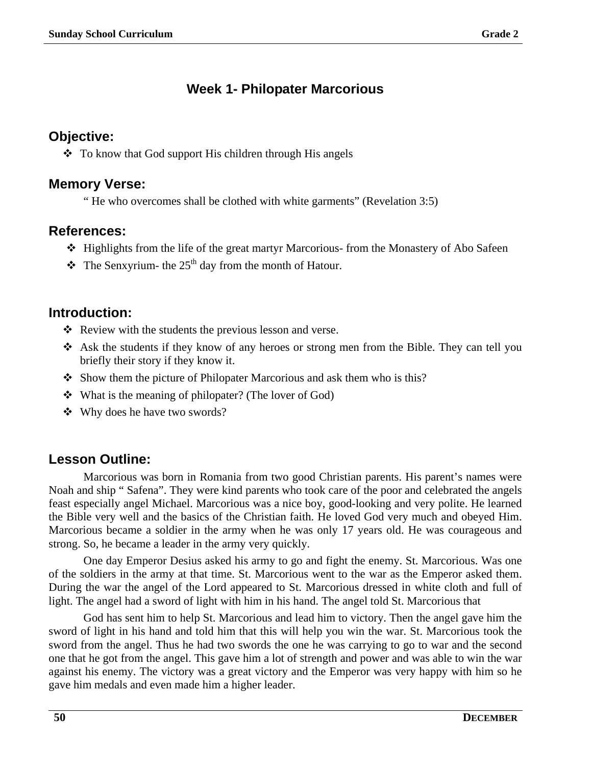## Week 1- Philopater Marcorious

### Objective:

- To know that God support His children through His angels

### Memory Verse:

" He who overcomes shall be clothed with white garments" (Revelation 3:5)

### References:

- Highlights from the life of the great martyr Marcorious- from the Monastery of Abo Safeen
- The Senxyrium- the 25th day from the month of Hatour.

### Introduction:

- Review with the students the previous lesson and verse.
- Ask the students if they know of any heroes or strong men from the Bible. They can tell you briefly their story if they know it.
- Show them the picture of Philopater Marcorious and ask them who is this?
- What is the meaning of philopater? (The lover of God)
- Why does he have two swords?

### Lesson Outline:

Marcorious was born in Romania from two good Christian parents. His parent's names were Noah and ship " Safena". They were kind parents who took care of the poor and celebrated the angels feast especially angel Michael. Marcorious was a nice boy, good-looking and very polite. He learned the Bible very well and the basics of the Christian faith. He loved God very much and obeyed Him. Marcorious became a soldier in the army when he was only 17 years old. He was courageous and strong. So, he became a leader in the army very quickly.

One day Emperor Desius asked his army to go and fight the enemy. St. Marcorious. Was one of the soldiers in the army at that time. St. Marcorious went to the war as the Emperor asked them. During the war the angel of the Lord appeared to St. Marcorious dressed in white cloth and full of light. The angel had a sword of light with him in his hand. The angel told St. Marcorious that

God has sent him to help St. Marcorious and lead him to victory. Then the angel gave him the sword of light in his hand and told him that this will help you win the war. St. Marcorious took the sword from the angel. Thus he had two swords the one he was carrying to go to war and the second one that he got from the angel. This gave him a lot of strength and power and was able to win the war against his enemy. The victory was a great victory and the Emperor was very happy with him so he gave him medals and even made him a higher leader.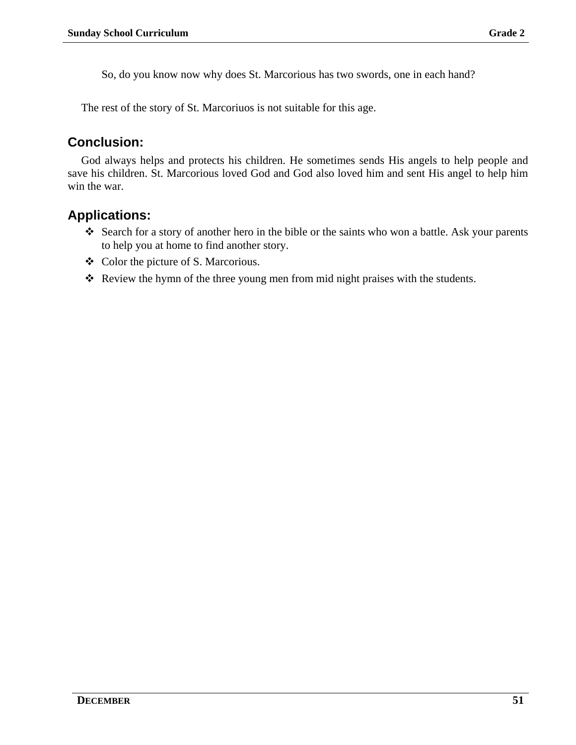So, do you know now why does St. Marcorious has two swords, one in each hand?

The rest of the story of St. Marcoriuos is not suitable for this age.

## Conclusion:

God always helps and protects his children. He sometimes sends His angels to help people and save his children. St. Marcorious loved God and God also loved him and sent His angel to help him win the war.

## Applications:

- Search for a story of another hero in the bible or the saints who won a battle. Ask your parents to help you at home to find another story.
- Color the picture of S. Marcorious.
- Review the hymn of the three young men from mid night praises with the students.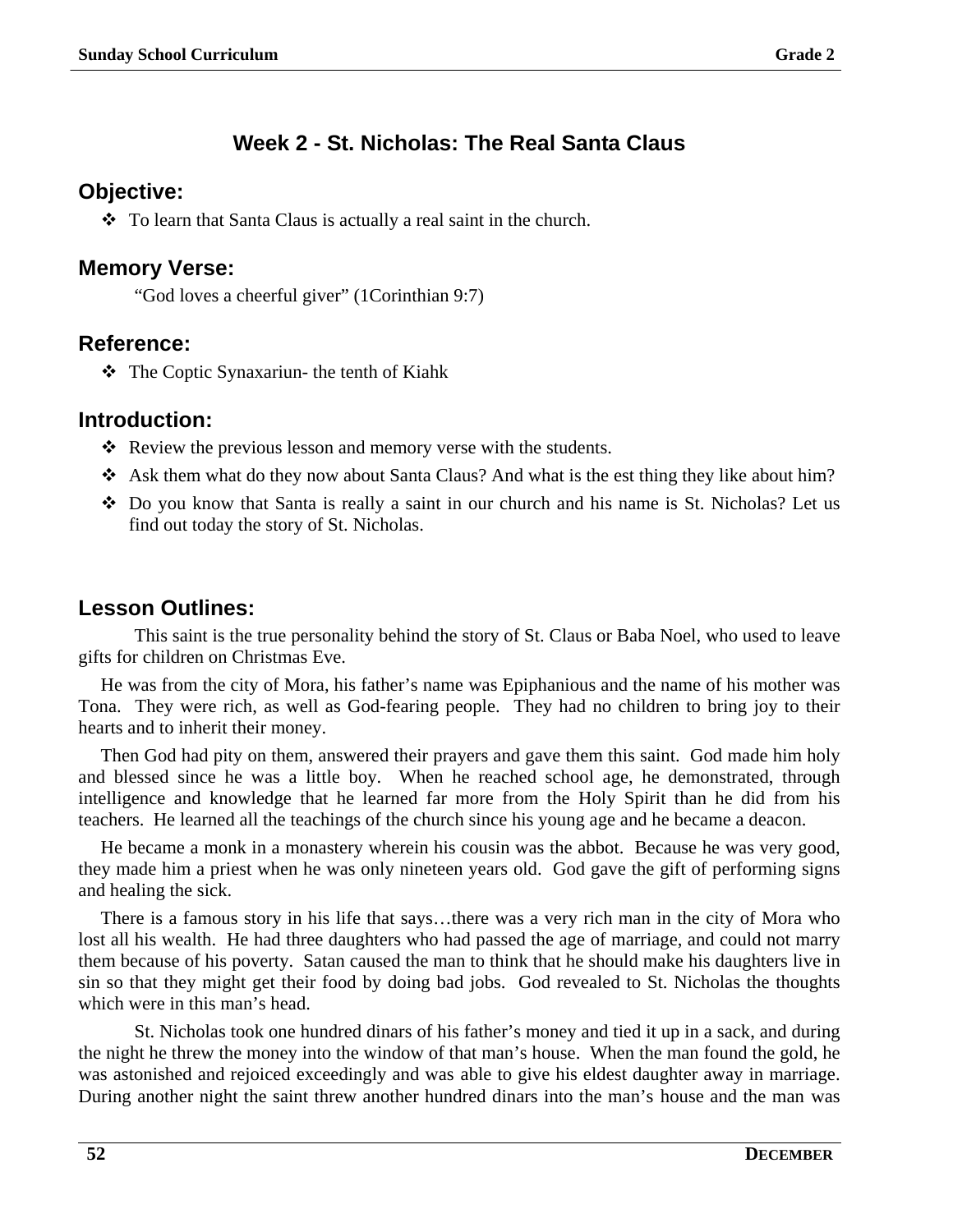## Week 2 - St. Nicholas: The Real Santa Claus

### Objective:

- To learn that Santa Claus is actually a real saint in the church.

### Memory Verse:

"God loves a cheerful giver" (1Corinthian 9:7)

### Reference:

- The Coptic Synaxariun- the tenth of Kiahk

### Introduction:

- Review the previous lesson and memory verse with the students.
- Ask them what do they now about Santa Claus? And what is the est thing they like about him?
- Do you know that Santa is really a saint in our church and his name is St. Nicholas? Let us find out today the story of St. Nicholas.

### Lesson Outlines:

This saint is the true personality behind the story of St. Claus or Baba Noel, who used to leave gifts for children on Christmas Eve.

He was from the city of Mora, his father's name was Epiphanious and the name of his mother was Tona. They were rich, as well as God-fearing people. They had no children to bring joy to their hearts and to inherit their money.

Then God had pity on them, answered their prayers and gave them this saint. God made him holy and blessed since he was a little boy. When he reached school age, he demonstrated, through intelligence and knowledge that he learned far more from the Holy Spirit than he did from his teachers. He learned all the teachings of the church since his young age and he became a deacon.

He became a monk in a monastery wherein his cousin was the abbot. Because he was very good, they made him a priest when he was only nineteen years old. God gave the gift of performing signs and healing the sick.

There is a famous story in his life that says…there was a very rich man in the city of Mora who lost all his wealth. He had three daughters who had passed the age of marriage, and could not marry them because of his poverty. Satan caused the man to think that he should make his daughters live in sin so that they might get their food by doing bad jobs. God revealed to St. Nicholas the thoughts which were in this man's head.

St. Nicholas took one hundred dinars of his father's money and tied it up in a sack, and during the night he threw the money into the window of that man's house. When the man found the gold, he was astonished and rejoiced exceedingly and was able to give his eldest daughter away in marriage. During another night the saint threw another hundred dinars into the man's house and the man was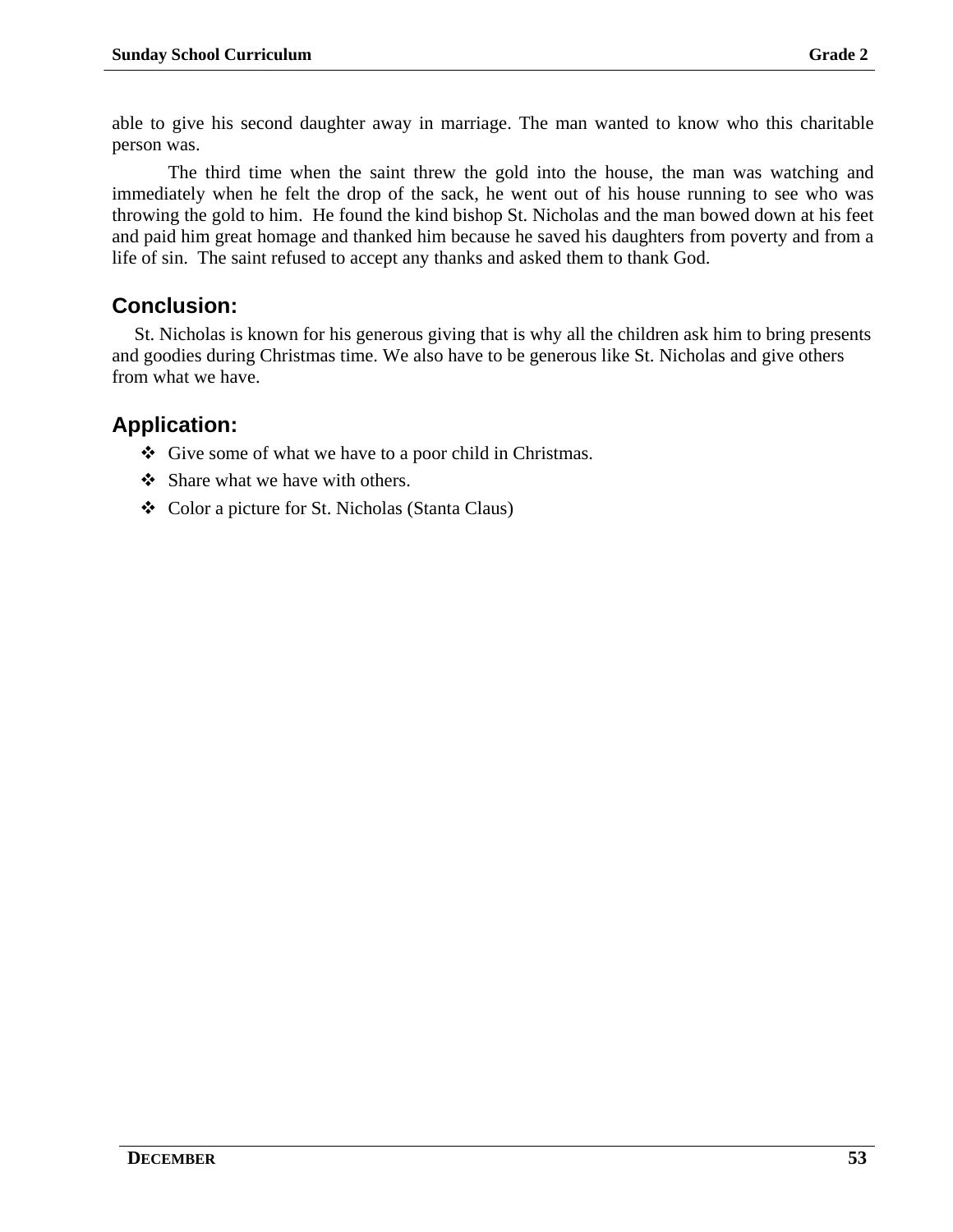able to give his second daughter away in marriage. The man wanted to know who this charitable person was.

The third time when the saint threw the gold into the house, the man was watching and immediately when he felt the drop of the sack, he went out of his house running to see who was throwing the gold to him. He found the kind bishop St. Nicholas and the man bowed down at his feet and paid him great homage and thanked him because he saved his daughters from poverty and from a life of sin. The saint refused to accept any thanks and asked them to thank God.

## Conclusion:

St. Nicholas is known for his generous giving that is why all the children ask him to bring presents and goodies during Christmas time. We also have to be generous like St. Nicholas and give others from what we have.

## Application:

- Give some of what we have to a poor child in Christmas.
- Share what we have with others.
- Color a picture for St. Nicholas (Stanta Claus)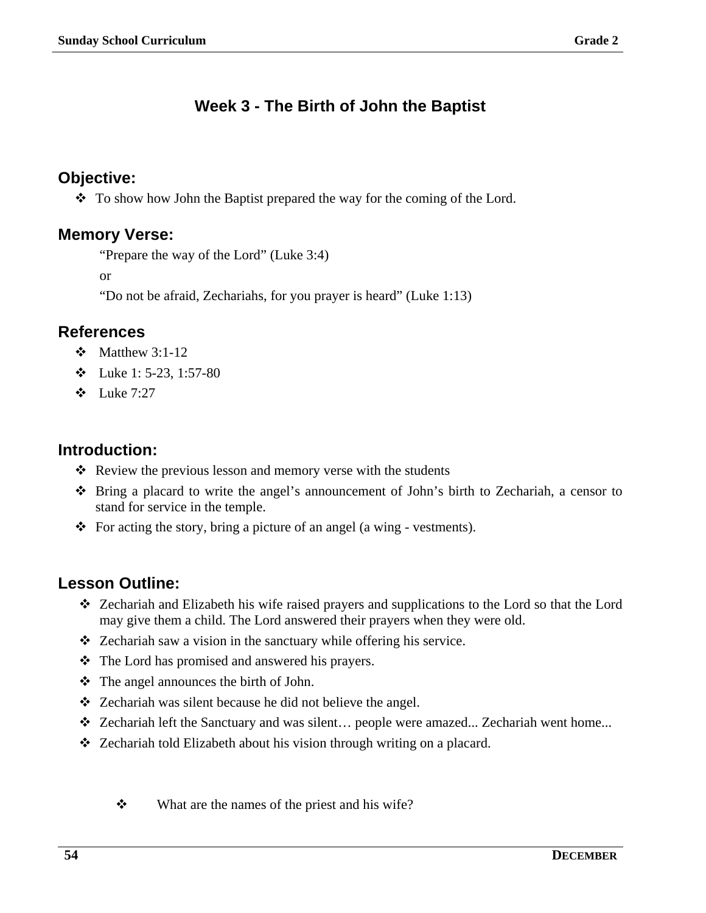# Week 3 - The Birth of John the Baptist

## Objective:

- To show how John the Baptist prepared the way for the coming of the Lord.

## Memory Verse:

"Prepare the way of the Lord" (Luke 3:4)

or

"Do not be afraid, Zechariahs, for you prayer is heard" (Luke 1:13)

## References

- Matthew 3:1-12
- Luke 1: 5-23, 1:57-80
- Luke 7:27

## Introduction:

- Review the previous lesson and memory verse with the students
- Bring a placard to write the angel's announcement of John's birth to Zechariah, a censor to stand for service in the temple.
- For acting the story, bring a picture of an angel (a wing - vestments).

## Lesson Outline:

- Zechariah and Elizabeth his wife raised prayers and supplications to the Lord so that the Lord may give them a child. The Lord answered their prayers when they were old.
- Zechariah saw a vision in the sanctuary while offering his service.
- The Lord has promised and answered his prayers.
- The angel announces the birth of John.
- Zechariah was silent because he did not believe the angel.
- Zechariah left the Sanctuary and was silent… people were amazed... Zechariah went home...
- Zechariah told Elizabeth about his vision through writing on a placard.

- What are the names of the priest and his wife?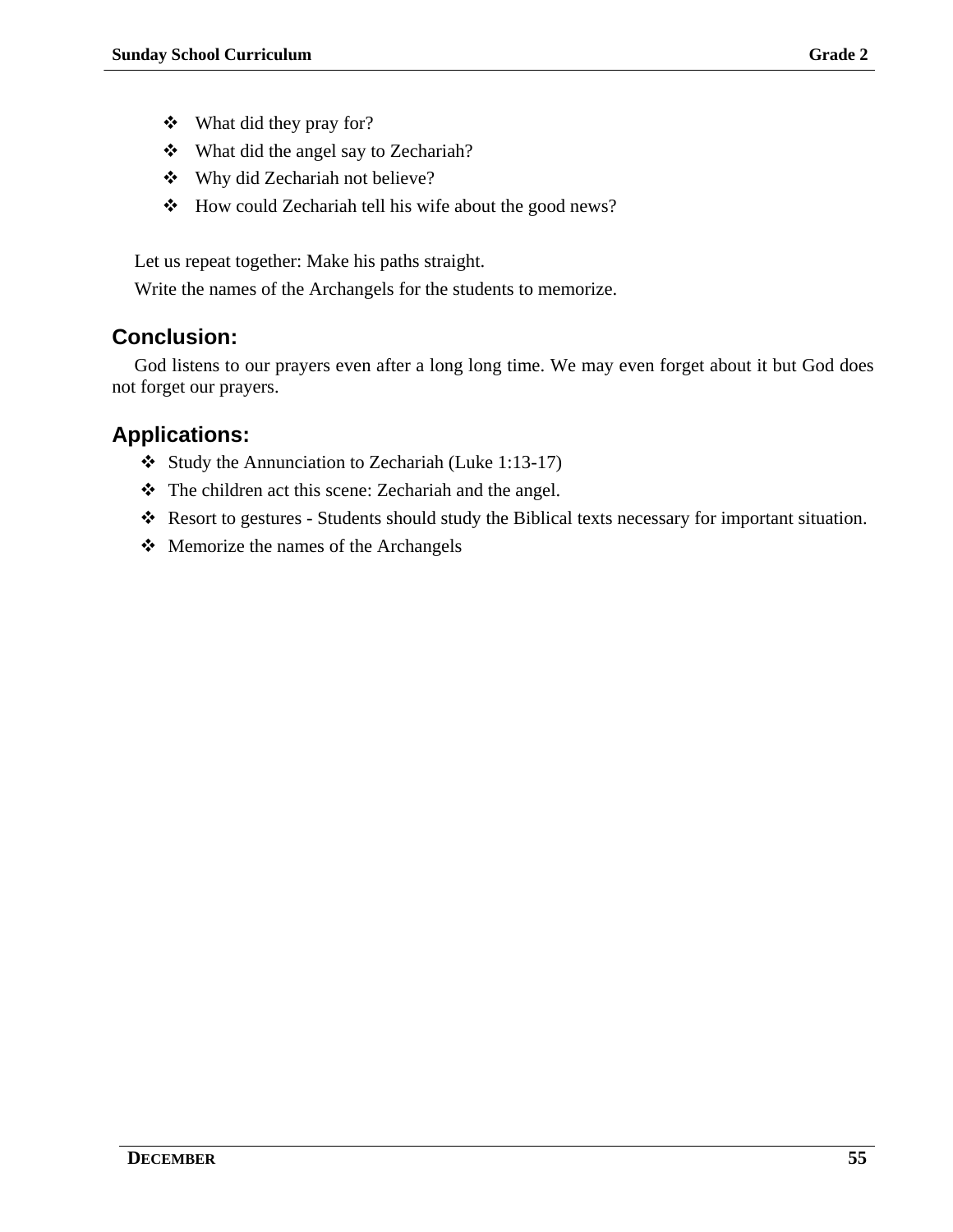- What did they pray for?
- What did the angel say to Zechariah?
- Why did Zechariah not believe?
- How could Zechariah tell his wife about the good news?

Let us repeat together: Make his paths straight.

Write the names of the Archangels for the students to memorize.

## Conclusion:

God listens to our prayers even after a long long time. We may even forget about it but God does not forget our prayers.

## Applications:

- Study the Annunciation to Zechariah (Luke 1:13-17)
- The children act this scene: Zechariah and the angel.
- Resort to gestures - Students should study the Biblical texts necessary for important situation.
- Memorize the names of the Archangels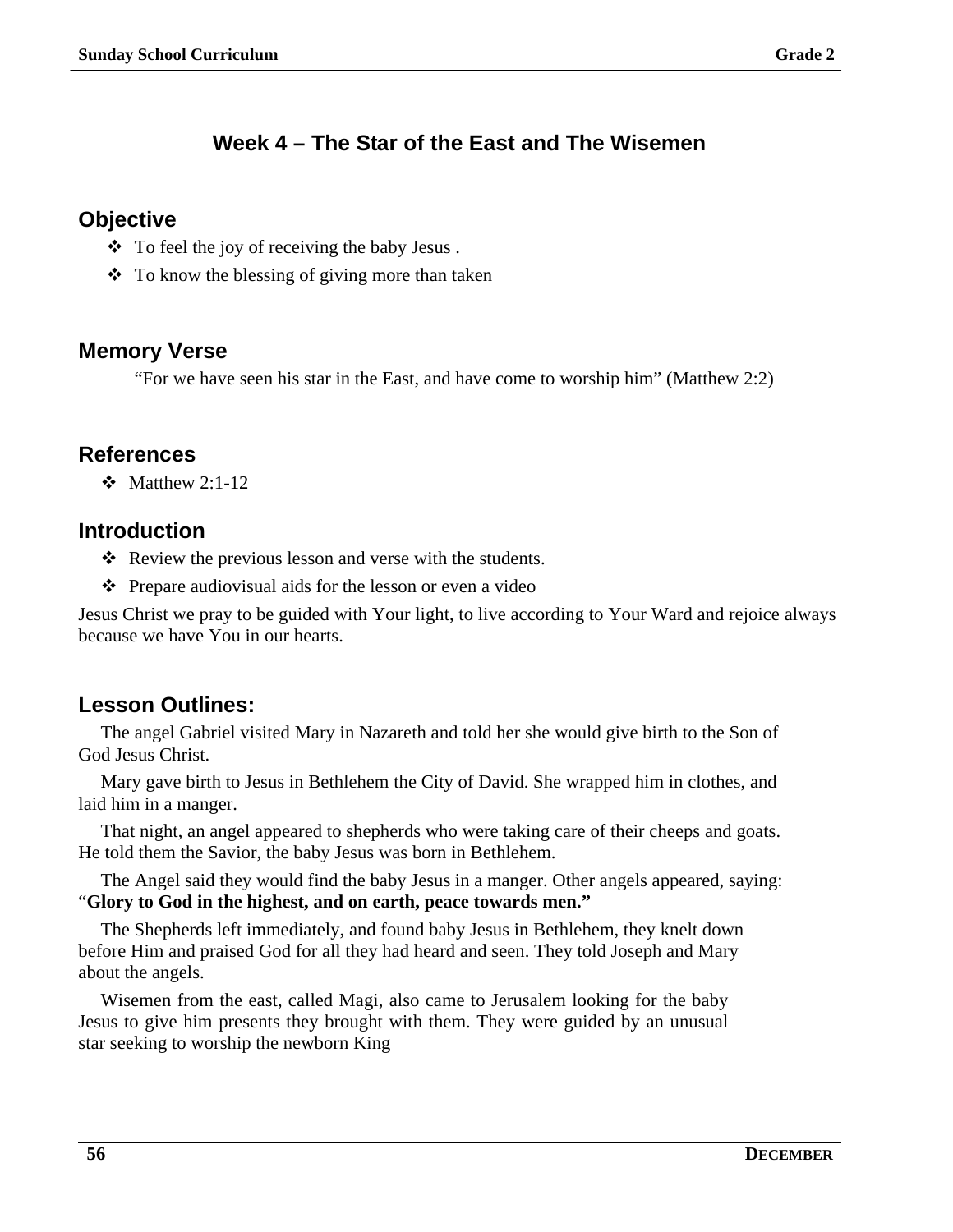## Week 4 – The Star of the East and The Wisemen

### Objective

- To feel the joy of receiving the baby Jesus .
- To know the blessing of giving more than taken

### Memory Verse

"For we have seen his star in the East, and have come to worship him" (Matthew 2:2)

### References

- Matthew 2:1-12

### Introduction

- Review the previous lesson and verse with the students.
- Prepare audiovisual aids for the lesson or even a video

Jesus Christ we pray to be guided with Your light, to live according to Your Ward and rejoice always because we have You in our hearts.

### Lesson Outlines:

The angel Gabriel visited Mary in Nazareth and told her she would give birth to the Son of God Jesus Christ.

Mary gave birth to Jesus in Bethlehem the City of David. She wrapped him in clothes, and laid him in a manger.

That night, an angel appeared to shepherds who were taking care of their cheeps and goats. He told them the Savior, the baby Jesus was born in Bethlehem.

The Angel said they would find the baby Jesus in a manger. Other angels appeared, saying: "**Glory to God in the highest, and on earth, peace towards men."**

The Shepherds left immediately, and found baby Jesus in Bethlehem, they knelt down before Him and praised God for all they had heard and seen. They told Joseph and Mary about the angels.

Wisemen from the east, called Magi, also came to Jerusalem looking for the baby Jesus to give him presents they brought with them. They were guided by an unusual star seeking to worship the newborn King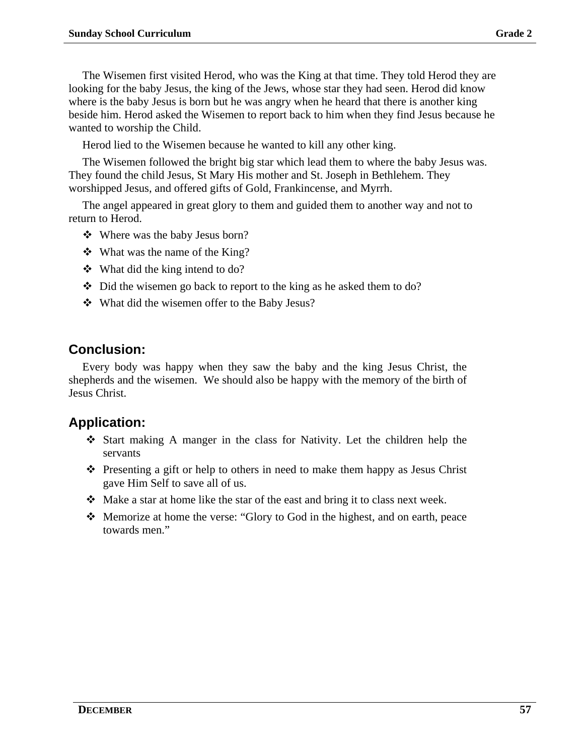The Wisemen first visited Herod, who was the King at that time. They told Herod they are looking for the baby Jesus, the king of the Jews, whose star they had seen. Herod did know where is the baby Jesus is born but he was angry when he heard that there is another king beside him. Herod asked the Wisemen to report back to him when they find Jesus because he wanted to worship the Child.

Herod lied to the Wisemen because he wanted to kill any other king.

The Wisemen followed the bright big star which lead them to where the baby Jesus was. They found the child Jesus, St Mary His mother and St. Joseph in Bethlehem. They worshipped Jesus, and offered gifts of Gold, Frankincense, and Myrrh.

The angel appeared in great glory to them and guided them to another way and not to return to Herod.

- Where was the baby Jesus born?
- What was the name of the King?
- What did the king intend to do?
- Did the wisemen go back to report to the king as he asked them to do?
- What did the wisemen offer to the Baby Jesus?

## Conclusion:

Every body was happy when they saw the baby and the king Jesus Christ, the shepherds and the wisemen. We should also be happy with the memory of the birth of Jesus Christ.

## Application:

- Start making A manger in the class for Nativity. Let the children help the servants
- Presenting a gift or help to others in need to make them happy as Jesus Christ gave Him Self to save all of us.
- Make a star at home like the star of the east and bring it to class next week.
- Memorize at home the verse: "Glory to God in the highest, and on earth, peace towards men."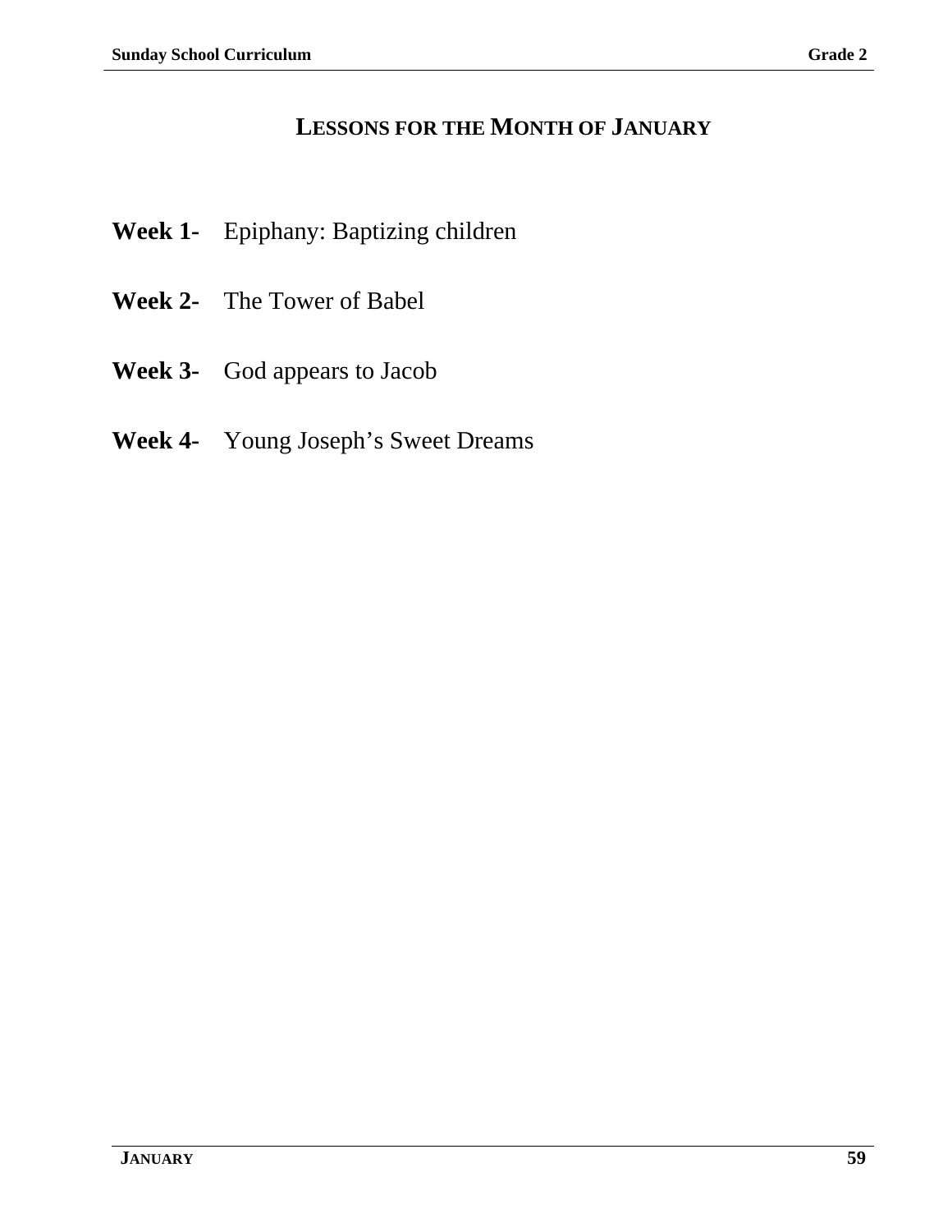## LESSONS FOR THE MONTH OF JANUARY

**Week 1-** Epiphany: Baptizing children

**Week 2-** The Tower of Babel

**Week 3-** God appears to Jacob

**Week 4-** Young Joseph's Sweet Dreams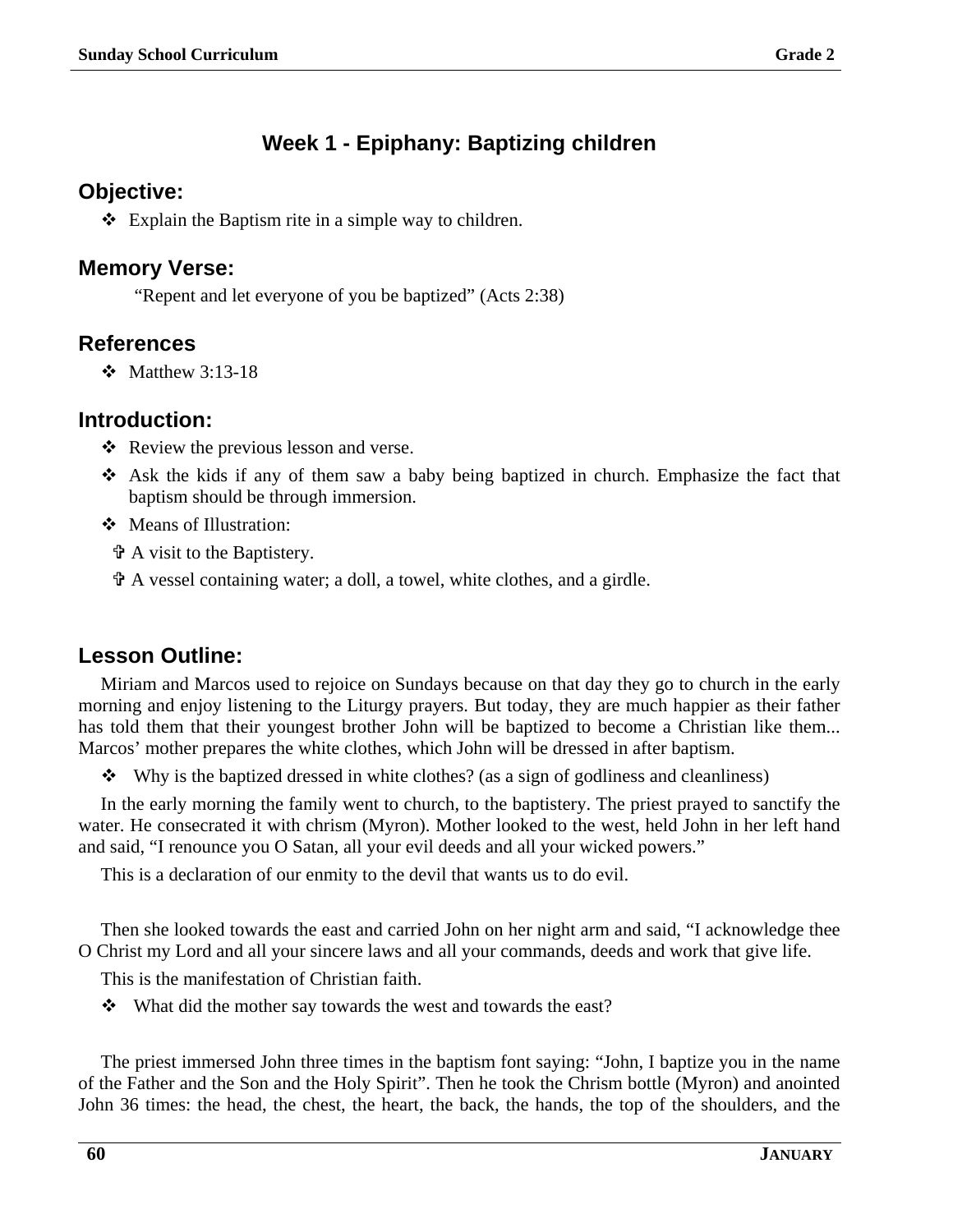## Week 1 - Epiphany: Baptizing children

### Objective:

- ❖ Explain the Baptism rite in a simple way to children.

### Memory Verse:

"Repent and let everyone of you be baptized" (Acts 2:38)

### References

- ❖ Matthew 3:13-18

### Introduction:

- ❖ Review the previous lesson and verse.
- ❖ Ask the kids if any of them saw a baby being baptized in church. Emphasize the fact that baptism should be through immersion.
- ❖ Means of Illustration:
  - ✞ A visit to the Baptistery.
  - ✞ A vessel containing water; a doll, a towel, white clothes, and a girdle.

### Lesson Outline:

Miriam and Marcos used to rejoice on Sundays because on that day they go to church in the early morning and enjoy listening to the Liturgy prayers. But today, they are much happier as their father has told them that their youngest brother John will be baptized to become a Christian like them... Marcos' mother prepares the white clothes, which John will be dressed in after baptism.

- ❖ Why is the baptized dressed in white clothes? (as a sign of godliness and cleanliness)

In the early morning the family went to church, to the baptistery. The priest prayed to sanctify the water. He consecrated it with chrism (Myron). Mother looked to the west, held John in her left hand and said, "I renounce you O Satan, all your evil deeds and all your wicked powers."

This is a declaration of our enmity to the devil that wants us to do evil.

Then she looked towards the east and carried John on her night arm and said, "I acknowledge thee O Christ my Lord and all your sincere laws and all your commands, deeds and work that give life.

This is the manifestation of Christian faith.

- ❖ What did the mother say towards the west and towards the east?

The priest immersed John three times in the baptism font saying: "John, I baptize you in the name of the Father and the Son and the Holy Spirit". Then he took the Chrism bottle (Myron) and anointed John 36 times: the head, the chest, the heart, the back, the hands, the top of the shoulders, and the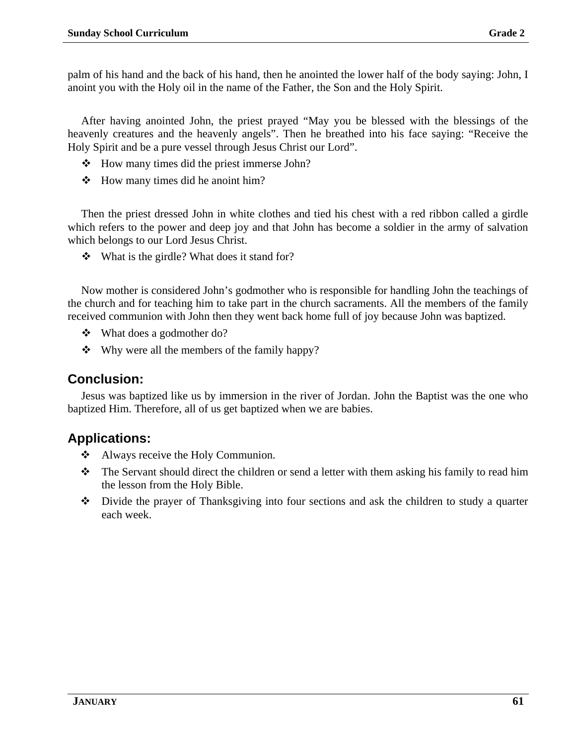palm of his hand and the back of his hand, then he anointed the lower half of the body saying: John, I anoint you with the Holy oil in the name of the Father, the Son and the Holy Spirit.

After having anointed John, the priest prayed "May you be blessed with the blessings of the heavenly creatures and the heavenly angels". Then he breathed into his face saying: "Receive the Holy Spirit and be a pure vessel through Jesus Christ our Lord".

- How many times did the priest immerse John?
- How many times did he anoint him?

Then the priest dressed John in white clothes and tied his chest with a red ribbon called a girdle which refers to the power and deep joy and that John has become a soldier in the army of salvation which belongs to our Lord Jesus Christ.

- What is the girdle? What does it stand for?

Now mother is considered John's godmother who is responsible for handling John the teachings of the church and for teaching him to take part in the church sacraments. All the members of the family received communion with John then they went back home full of joy because John was baptized.

- What does a godmother do?
- Why were all the members of the family happy?

## Conclusion:

Jesus was baptized like us by immersion in the river of Jordan. John the Baptist was the one who baptized Him. Therefore, all of us get baptized when we are babies.

## Applications:

- Always receive the Holy Communion.
- The Servant should direct the children or send a letter with them asking his family to read him the lesson from the Holy Bible.
- Divide the prayer of Thanksgiving into four sections and ask the children to study a quarter each week.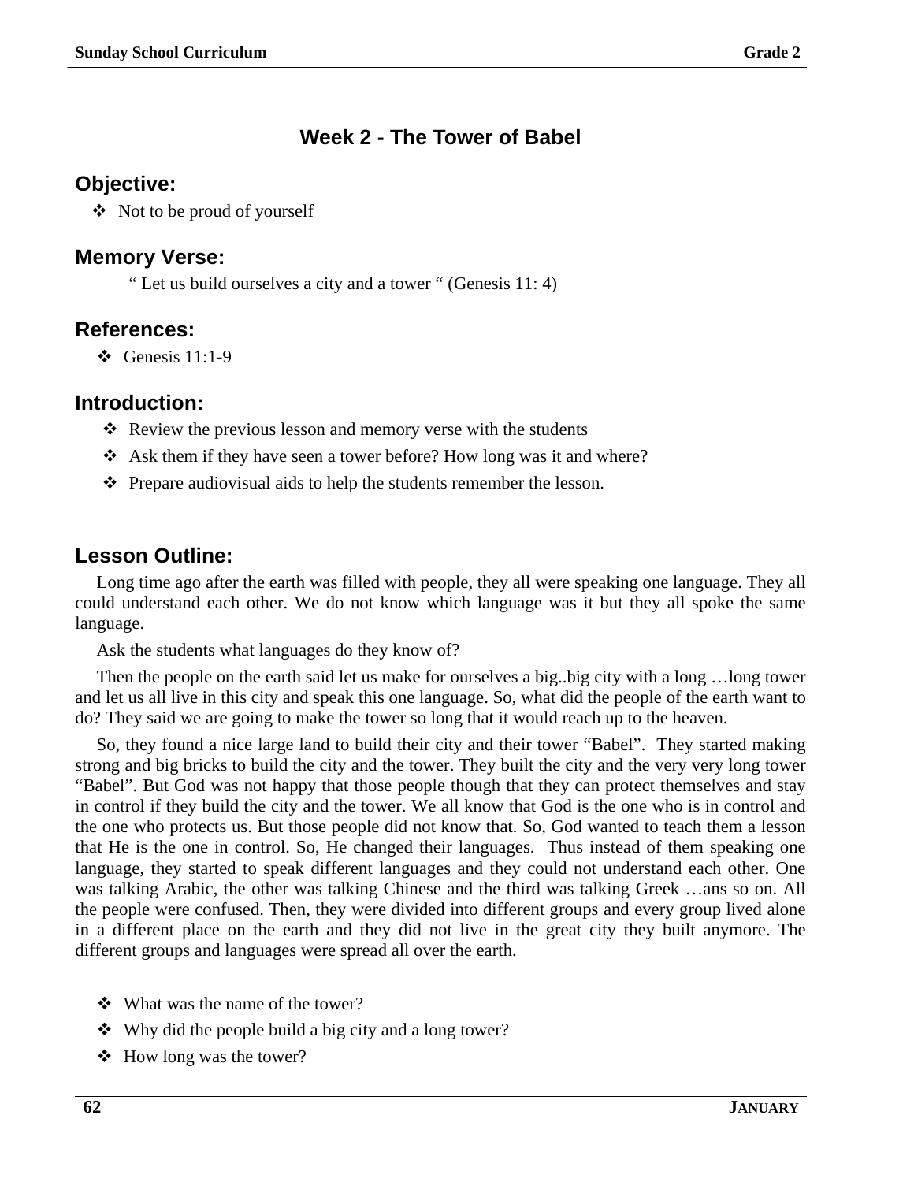## Week 2 - The Tower of Babel

### Objective:

- Not to be proud of yourself

### Memory Verse:

" Let us build ourselves a city and a tower " (Genesis 11: 4)

### References:

- Genesis 11:1-9

### Introduction:

- Review the previous lesson and memory verse with the students
- Ask them if they have seen a tower before? How long was it and where?
- Prepare audiovisual aids to help the students remember the lesson.

### Lesson Outline:

Long time ago after the earth was filled with people, they all were speaking one language. They all could understand each other. We do not know which language was it but they all spoke the same language.

Ask the students what languages do they know of?

Then the people on the earth said let us make for ourselves a big..big city with a long …long tower and let us all live in this city and speak this one language. So, what did the people of the earth want to do? They said we are going to make the tower so long that it would reach up to the heaven.

So, they found a nice large land to build their city and their tower "Babel". They started making strong and big bricks to build the city and the tower. They built the city and the very very long tower "Babel". But God was not happy that those people though that they can protect themselves and stay in control if they build the city and the tower. We all know that God is the one who is in control and the one who protects us. But those people did not know that. So, God wanted to teach them a lesson that He is the one in control. So, He changed their languages. Thus instead of them speaking one language, they started to speak different languages and they could not understand each other. One was talking Arabic, the other was talking Chinese and the third was talking Greek …ans so on. All the people were confused. Then, they were divided into different groups and every group lived alone in a different place on the earth and they did not live in the great city they built anymore. The different groups and languages were spread all over the earth.

- What was the name of the tower?
- Why did the people build a big city and a long tower?
- How long was the tower?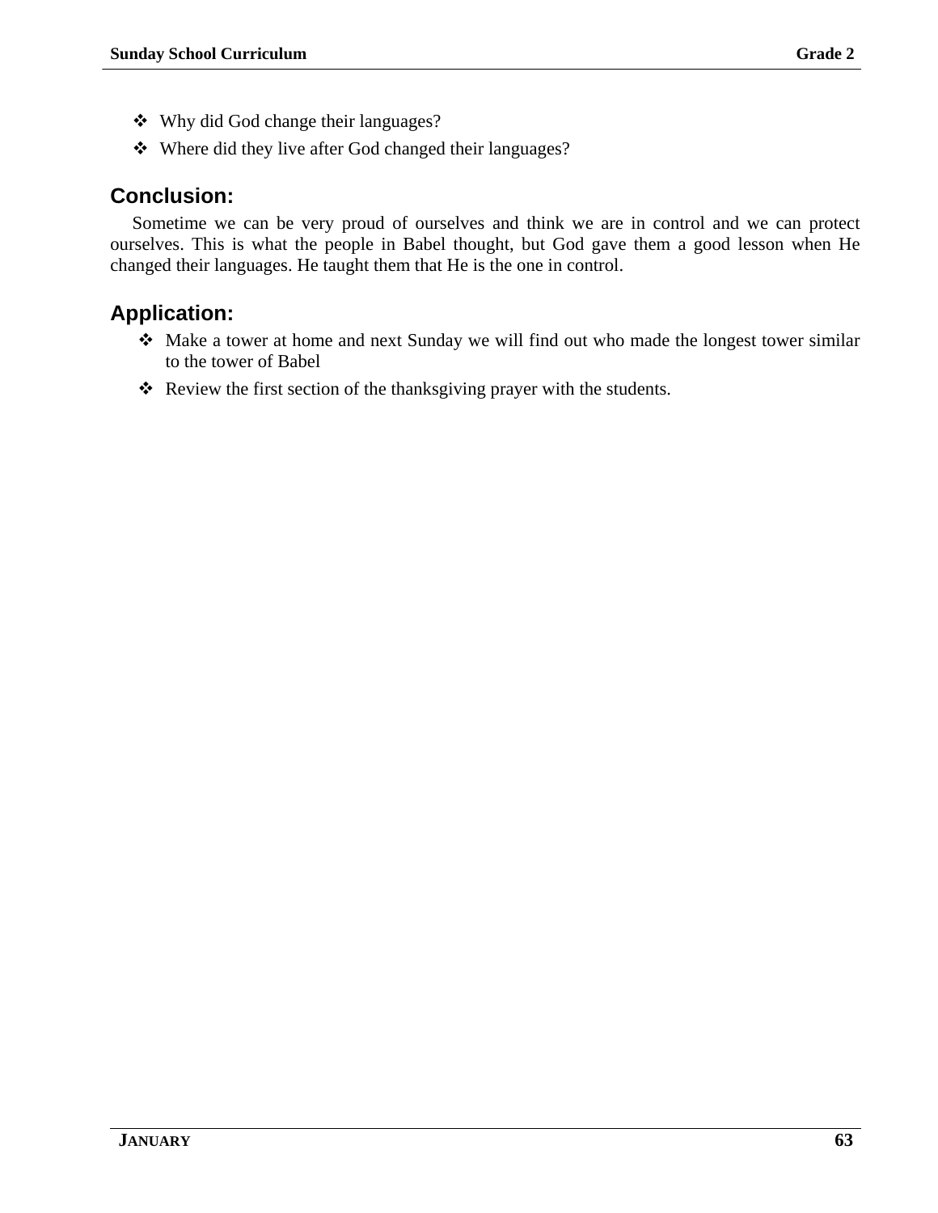- Why did God change their languages?
- Where did they live after God changed their languages?

## Conclusion:

Sometime we can be very proud of ourselves and think we are in control and we can protect ourselves. This is what the people in Babel thought, but God gave them a good lesson when He changed their languages. He taught them that He is the one in control.

## Application:

- Make a tower at home and next Sunday we will find out who made the longest tower similar to the tower of Babel
- Review the first section of the thanksgiving prayer with the students.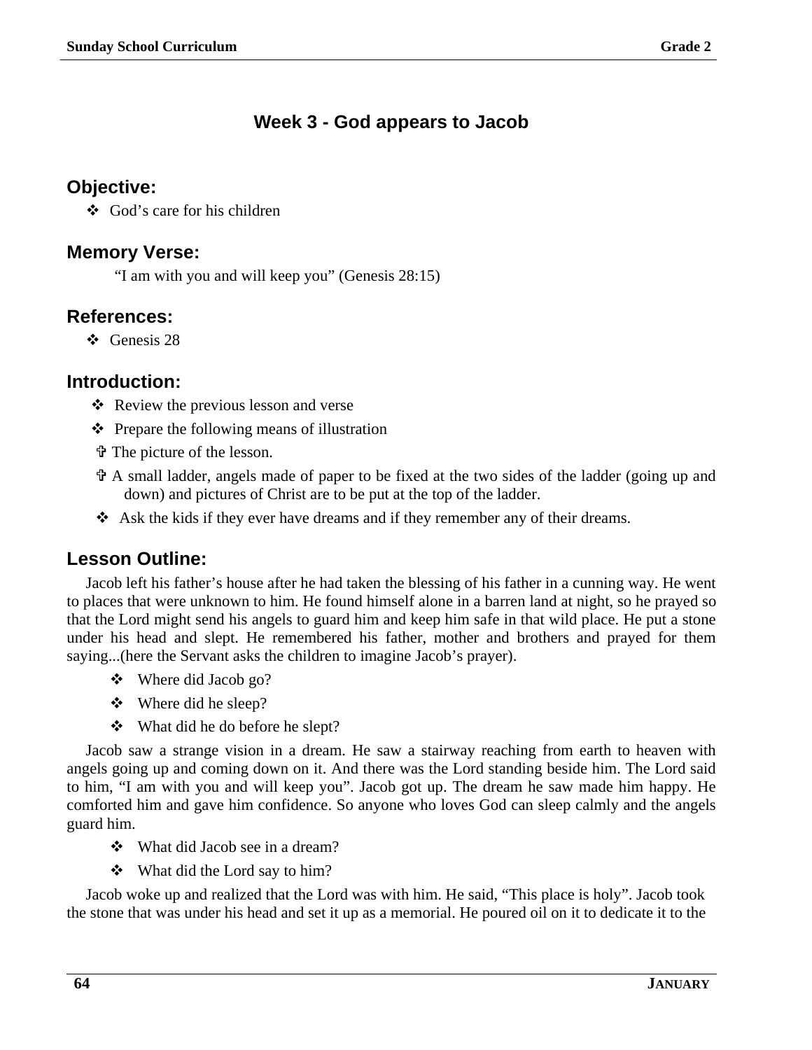# Week 3 - God appears to Jacob

## Objective:

- ❖ God's care for his children

## Memory Verse:

"I am with you and will keep you" (Genesis 28:15)

## References:

- ❖ Genesis 28

## Introduction:

- ❖ Review the previous lesson and verse
- ❖ Prepare the following means of illustration
  - ✞ The picture of the lesson.
  - ✞ A small ladder, angels made of paper to be fixed at the two sides of the ladder (going up and down) and pictures of Christ are to be put at the top of the ladder.
- ❖ Ask the kids if they ever have dreams and if they remember any of their dreams.

## Lesson Outline:

Jacob left his father's house after he had taken the blessing of his father in a cunning way. He went to places that were unknown to him. He found himself alone in a barren land at night, so he prayed so that the Lord might send his angels to guard him and keep him safe in that wild place. He put a stone under his head and slept. He remembered his father, mother and brothers and prayed for them saying...(here the Servant asks the children to imagine Jacob's prayer).

- ❖ Where did Jacob go?
- ❖ Where did he sleep?
- ❖ What did he do before he slept?

Jacob saw a strange vision in a dream. He saw a stairway reaching from earth to heaven with angels going up and coming down on it. And there was the Lord standing beside him. The Lord said to him, "I am with you and will keep you". Jacob got up. The dream he saw made him happy. He comforted him and gave him confidence. So anyone who loves God can sleep calmly and the angels guard him.

- ❖ What did Jacob see in a dream?
- ❖ What did the Lord say to him?

Jacob woke up and realized that the Lord was with him. He said, "This place is holy". Jacob took the stone that was under his head and set it up as a memorial. He poured oil on it to dedicate it to the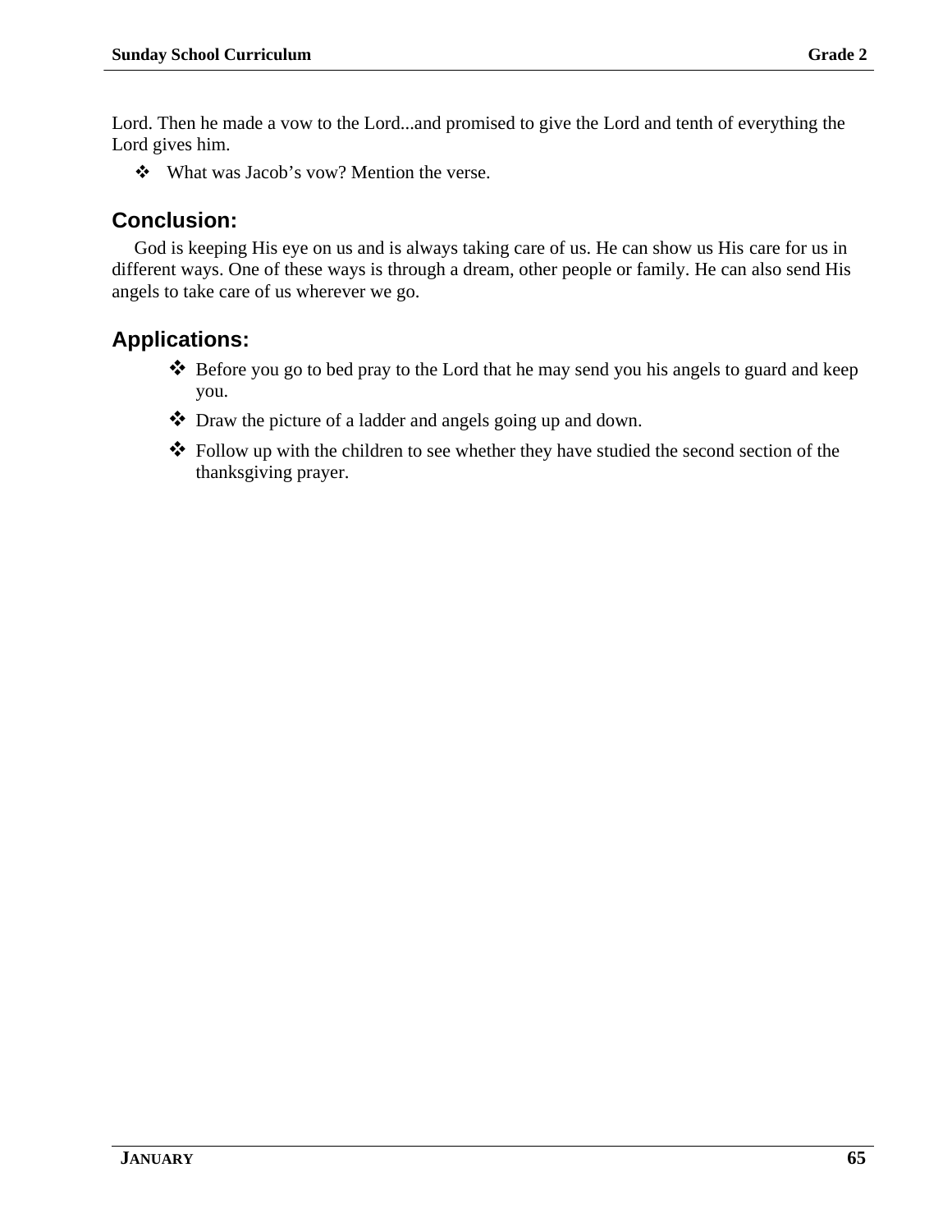Lord. Then he made a vow to the Lord...and promised to give the Lord and tenth of everything the Lord gives him.

- What was Jacob's vow? Mention the verse.

## Conclusion:

God is keeping His eye on us and is always taking care of us. He can show us His care for us in different ways. One of these ways is through a dream, other people or family. He can also send His angels to take care of us wherever we go.

## Applications:

- Before you go to bed pray to the Lord that he may send you his angels to guard and keep you.
- Draw the picture of a ladder and angels going up and down.
- Follow up with the children to see whether they have studied the second section of the thanksgiving prayer.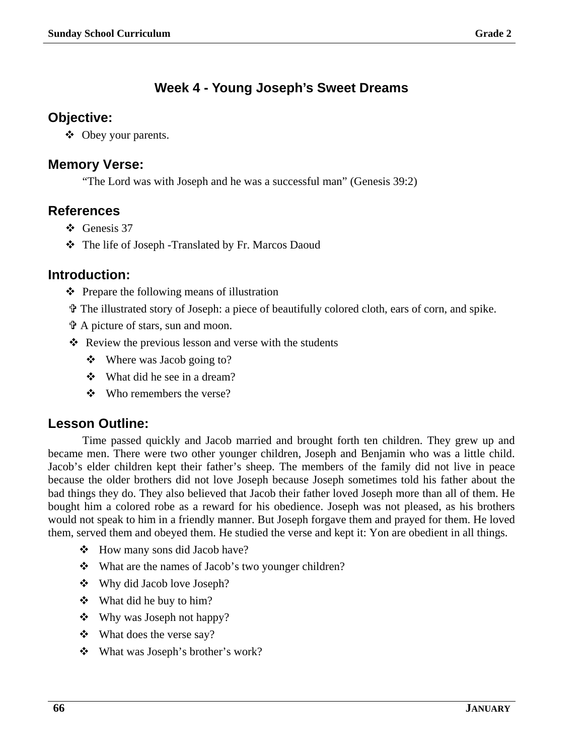## Week 4 - Young Joseph's Sweet Dreams

### Objective:

- ❖ Obey your parents.

### Memory Verse:

"The Lord was with Joseph and he was a successful man" (Genesis 39:2)

### References

- ❖ Genesis 37
- ❖ The life of Joseph -Translated by Fr. Marcos Daoud

### Introduction:

- ❖ Prepare the following means of illustration
  - ✞ The illustrated story of Joseph: a piece of beautifully colored cloth, ears of corn, and spike.
  - ✞ A picture of stars, sun and moon.
- ❖ Review the previous lesson and verse with the students
  - ❖ Where was Jacob going to?
  - ❖ What did he see in a dream?
  - ❖ Who remembers the verse?

### Lesson Outline:

Time passed quickly and Jacob married and brought forth ten children. They grew up and became men. There were two other younger children, Joseph and Benjamin who was a little child. Jacob's elder children kept their father's sheep. The members of the family did not live in peace because the older brothers did not love Joseph because Joseph sometimes told his father about the bad things they do. They also believed that Jacob their father loved Joseph more than all of them. He bought him a colored robe as a reward for his obedience. Joseph was not pleased, as his brothers would not speak to him in a friendly manner. But Joseph forgave them and prayed for them. He loved them, served them and obeyed them. He studied the verse and kept it: Yon are obedient in all things.

- ❖ How many sons did Jacob have?
- ❖ What are the names of Jacob's two younger children?
- ❖ Why did Jacob love Joseph?
- ❖ What did he buy to him?
- ❖ Why was Joseph not happy?
- ❖ What does the verse say?
- ❖ What was Joseph's brother's work?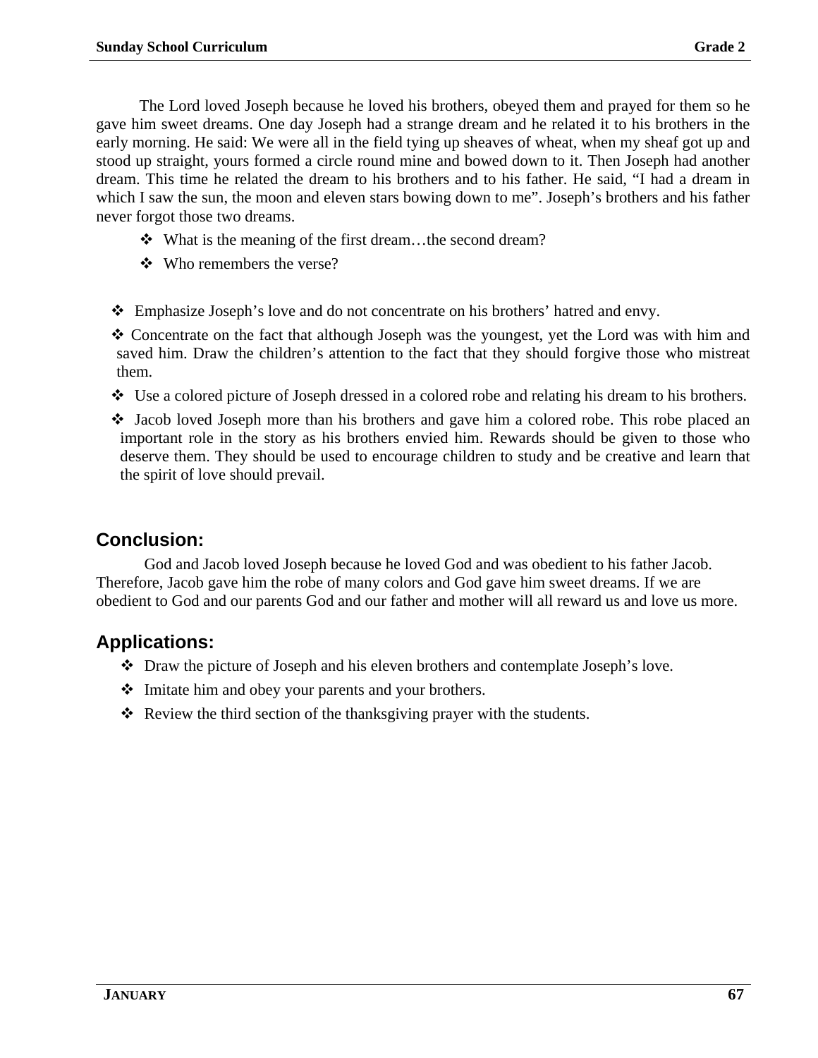The Lord loved Joseph because he loved his brothers, obeyed them and prayed for them so he gave him sweet dreams. One day Joseph had a strange dream and he related it to his brothers in the early morning. He said: We were all in the field tying up sheaves of wheat, when my sheaf got up and stood up straight, yours formed a circle round mine and bowed down to it. Then Joseph had another dream. This time he related the dream to his brothers and to his father. He said, "I had a dream in which I saw the sun, the moon and eleven stars bowing down to me". Joseph's brothers and his father never forgot those two dreams.

- ❖ What is the meaning of the first dream…the second dream?
- ❖ Who remembers the verse?

- ❖ Emphasize Joseph's love and do not concentrate on his brothers' hatred and envy.
- ❖ Concentrate on the fact that although Joseph was the youngest, yet the Lord was with him and saved him. Draw the children's attention to the fact that they should forgive those who mistreat them.
- ❖ Use a colored picture of Joseph dressed in a colored robe and relating his dream to his brothers.
- ❖ Jacob loved Joseph more than his brothers and gave him a colored robe. This robe placed an important role in the story as his brothers envied him. Rewards should be given to those who deserve them. They should be used to encourage children to study and be creative and learn that the spirit of love should prevail.

## Conclusion:

God and Jacob loved Joseph because he loved God and was obedient to his father Jacob. Therefore, Jacob gave him the robe of many colors and God gave him sweet dreams. If we are obedient to God and our parents God and our father and mother will all reward us and love us more.

## Applications:

- ❖ Draw the picture of Joseph and his eleven brothers and contemplate Joseph's love.
- ❖ Imitate him and obey your parents and your brothers.
- ❖ Review the third section of the thanksgiving prayer with the students.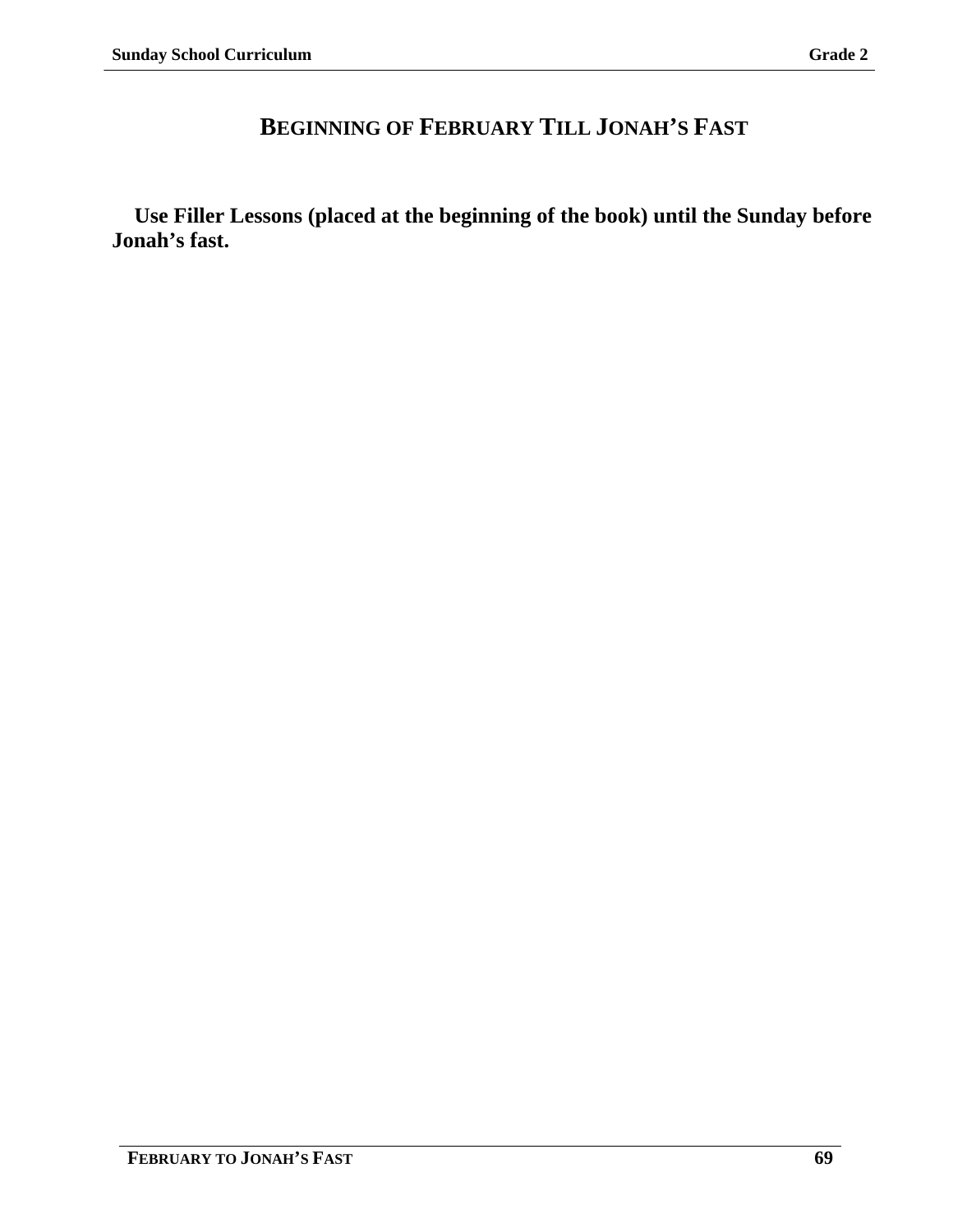# BEGINNING OF FEBRUARY TILL JONAH'S FAST

**Use Filler Lessons (placed at the beginning of the book) until the Sunday before Jonah's fast.**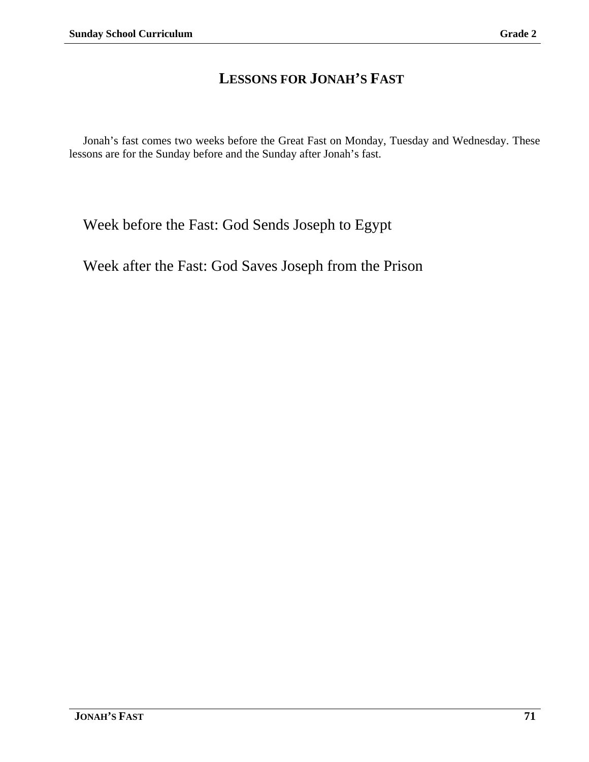# LESSONS FOR JONAH'S FAST

Jonah's fast comes two weeks before the Great Fast on Monday, Tuesday and Wednesday. These lessons are for the Sunday before and the Sunday after Jonah's fast.

Week before the Fast: God Sends Joseph to Egypt

Week after the Fast: God Saves Joseph from the Prison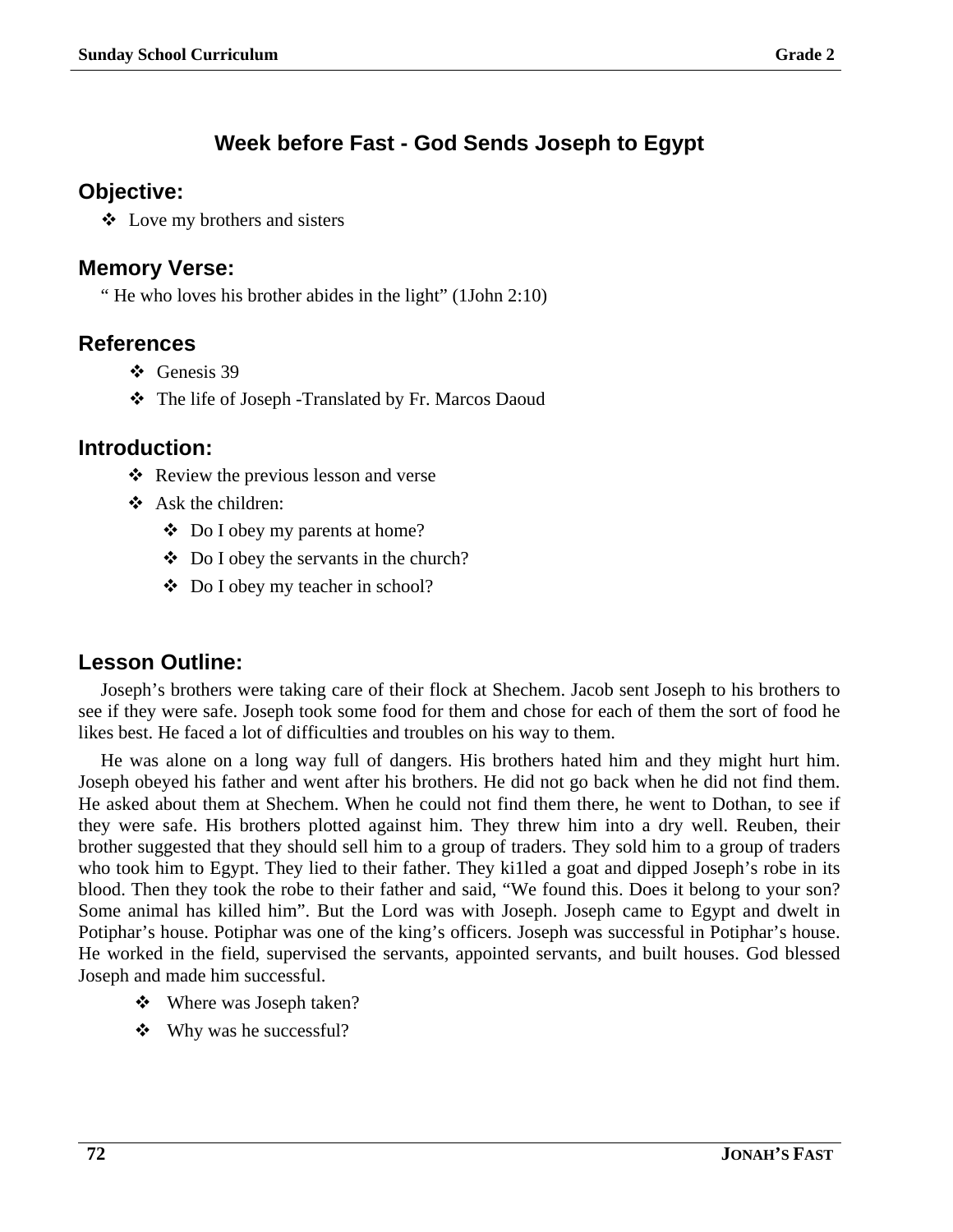## Week before Fast - God Sends Joseph to Egypt

### Objective:

- Love my brothers and sisters

### Memory Verse:

" He who loves his brother abides in the light" (1John 2:10)

### References

- Genesis 39
- The life of Joseph -Translated by Fr. Marcos Daoud

### Introduction:

- Review the previous lesson and verse
- Ask the children:
  - Do I obey my parents at home?
  - Do I obey the servants in the church?
  - Do I obey my teacher in school?

### Lesson Outline:

Joseph's brothers were taking care of their flock at Shechem. Jacob sent Joseph to his brothers to see if they were safe. Joseph took some food for them and chose for each of them the sort of food he likes best. He faced a lot of difficulties and troubles on his way to them.

He was alone on a long way full of dangers. His brothers hated him and they might hurt him. Joseph obeyed his father and went after his brothers. He did not go back when he did not find them. He asked about them at Shechem. When he could not find them there, he went to Dothan, to see if they were safe. His brothers plotted against him. They threw him into a dry well. Reuben, their brother suggested that they should sell him to a group of traders. They sold him to a group of traders who took him to Egypt. They lied to their father. They ki1led a goat and dipped Joseph's robe in its blood. Then they took the robe to their father and said, "We found this. Does it belong to your son? Some animal has killed him". But the Lord was with Joseph. Joseph came to Egypt and dwelt in Potiphar's house. Potiphar was one of the king's officers. Joseph was successful in Potiphar's house. He worked in the field, supervised the servants, appointed servants, and built houses. God blessed Joseph and made him successful.

- Where was Joseph taken?
- Why was he successful?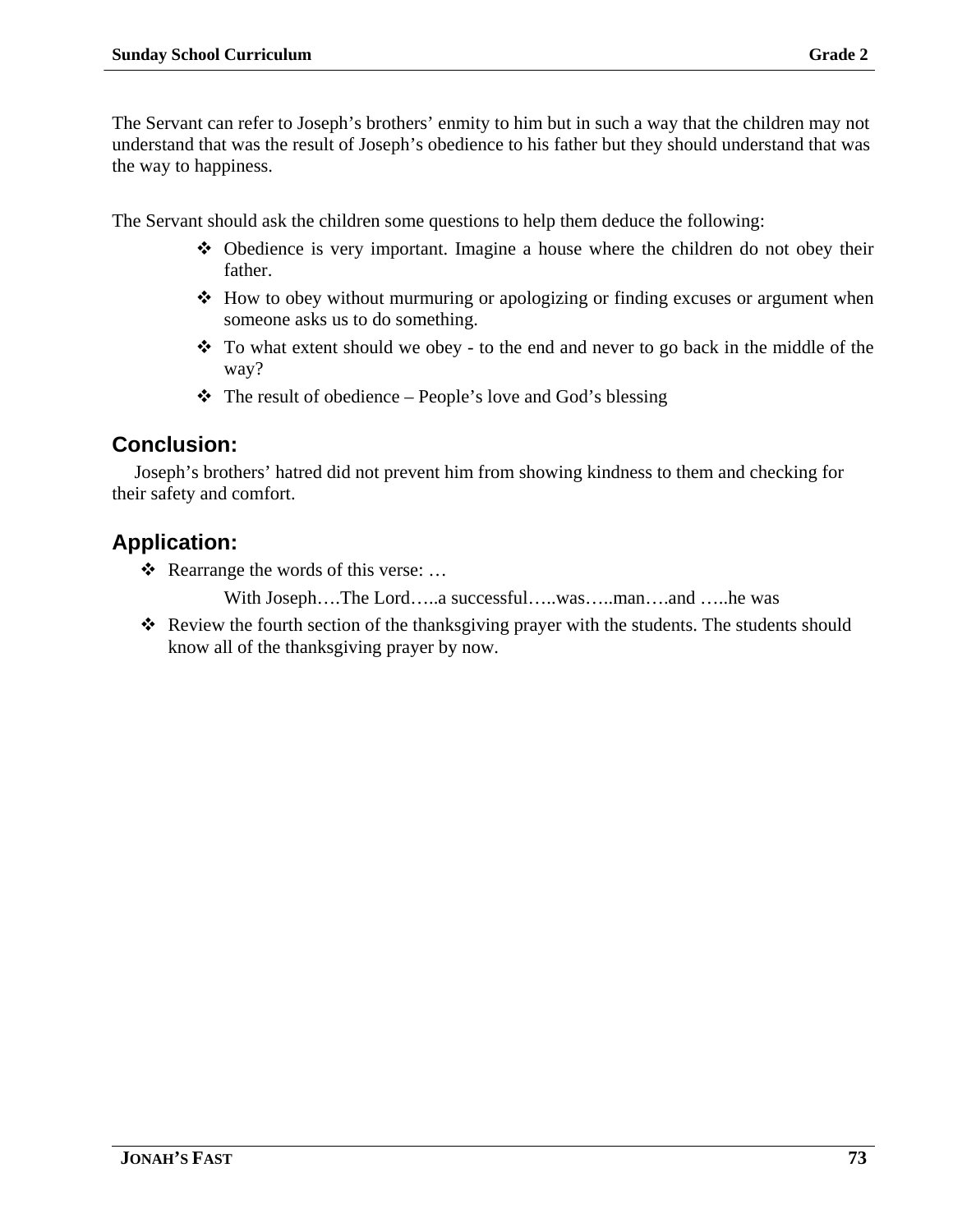The Servant can refer to Joseph's brothers' enmity to him but in such a way that the children may not understand that was the result of Joseph's obedience to his father but they should understand that was the way to happiness.

The Servant should ask the children some questions to help them deduce the following:

- Obedience is very important. Imagine a house where the children do not obey their father.
- How to obey without murmuring or apologizing or finding excuses or argument when someone asks us to do something.
- To what extent should we obey - to the end and never to go back in the middle of the way?
- The result of obedience – People's love and God's blessing

## Conclusion:

Joseph's brothers' hatred did not prevent him from showing kindness to them and checking for their safety and comfort.

## Application:

- Rearrange the words of this verse: …

  With Joseph….The Lord…..a successful…..was…..man….and …..he was

- Review the fourth section of the thanksgiving prayer with the students. The students should know all of the thanksgiving prayer by now.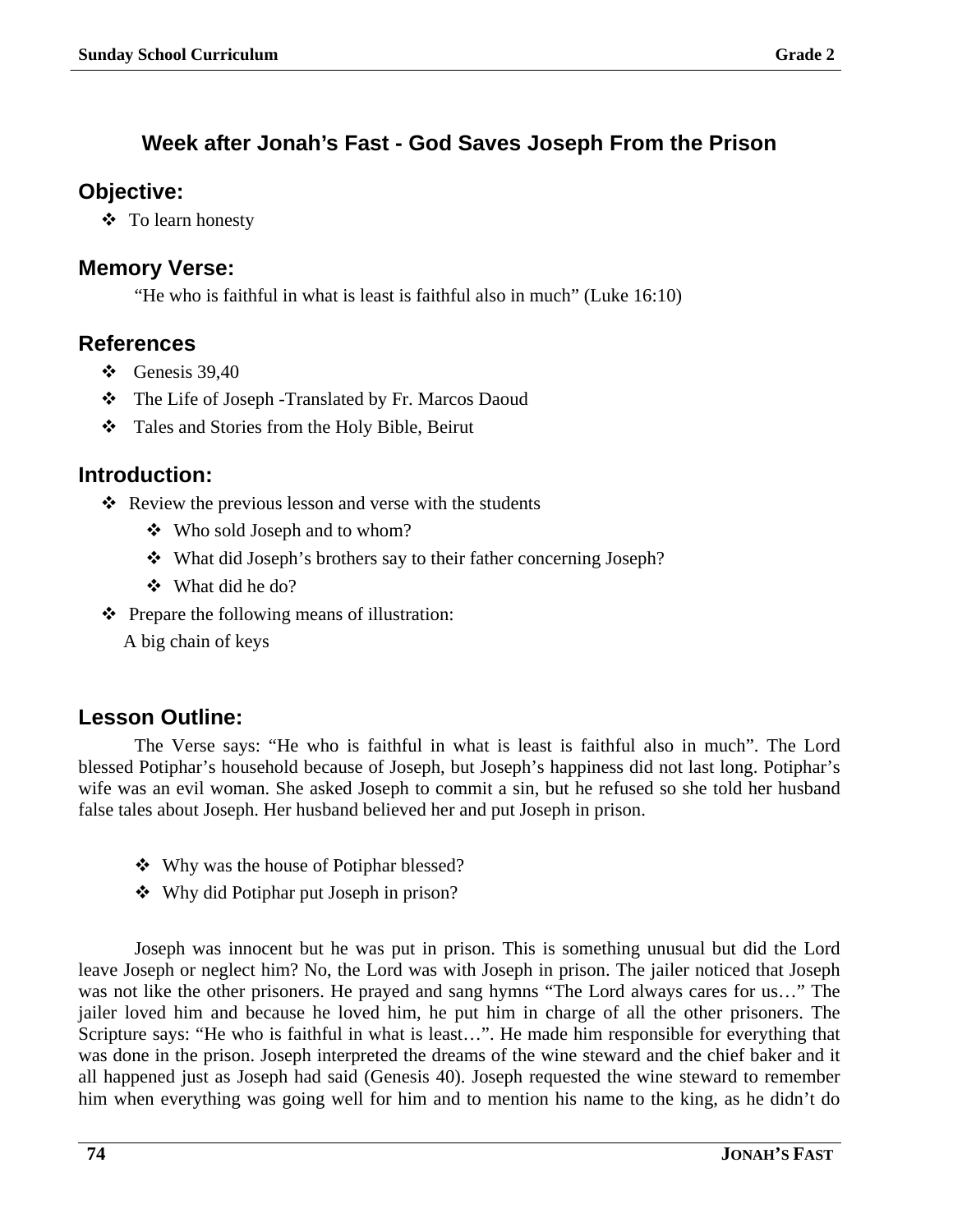## Week after Jonah's Fast - God Saves Joseph From the Prison

### Objective:

- To learn honesty

### Memory Verse:

"He who is faithful in what is least is faithful also in much" (Luke 16:10)

### References

- Genesis 39,40
- The Life of Joseph -Translated by Fr. Marcos Daoud
- Tales and Stories from the Holy Bible, Beirut

### Introduction:

- Review the previous lesson and verse with the students
  - Who sold Joseph and to whom?
  - What did Joseph's brothers say to their father concerning Joseph?
  - What did he do?
- Prepare the following means of illustration:

  A big chain of keys

### Lesson Outline:

The Verse says: "He who is faithful in what is least is faithful also in much". The Lord blessed Potiphar's household because of Joseph, but Joseph's happiness did not last long. Potiphar's wife was an evil woman. She asked Joseph to commit a sin, but he refused so she told her husband false tales about Joseph. Her husband believed her and put Joseph in prison.

- Why was the house of Potiphar blessed?
- Why did Potiphar put Joseph in prison?

Joseph was innocent but he was put in prison. This is something unusual but did the Lord leave Joseph or neglect him? No, the Lord was with Joseph in prison. The jailer noticed that Joseph was not like the other prisoners. He prayed and sang hymns "The Lord always cares for us…" The jailer loved him and because he loved him, he put him in charge of all the other prisoners. The Scripture says: "He who is faithful in what is least…". He made him responsible for everything that was done in the prison. Joseph interpreted the dreams of the wine steward and the chief baker and it all happened just as Joseph had said (Genesis 40). Joseph requested the wine steward to remember him when everything was going well for him and to mention his name to the king, as he didn't do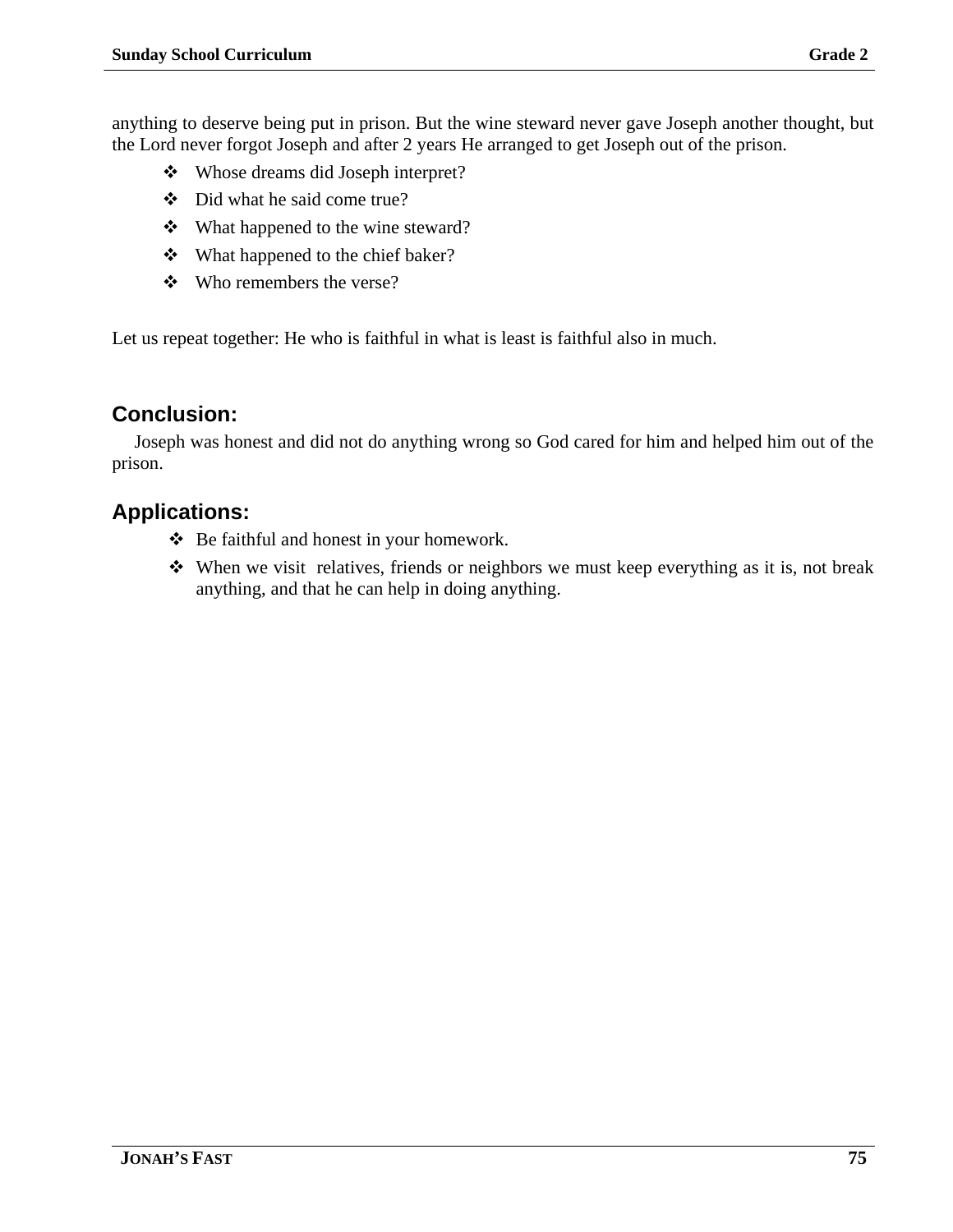anything to deserve being put in prison. But the wine steward never gave Joseph another thought, but the Lord never forgot Joseph and after 2 years He arranged to get Joseph out of the prison.

- Whose dreams did Joseph interpret?
- Did what he said come true?
- What happened to the wine steward?
- What happened to the chief baker?
- Who remembers the verse?

Let us repeat together: He who is faithful in what is least is faithful also in much.

## Conclusion:

Joseph was honest and did not do anything wrong so God cared for him and helped him out of the prison.

## Applications:

- Be faithful and honest in your homework.
- When we visit relatives, friends or neighbors we must keep everything as it is, not break anything, and that he can help in doing anything.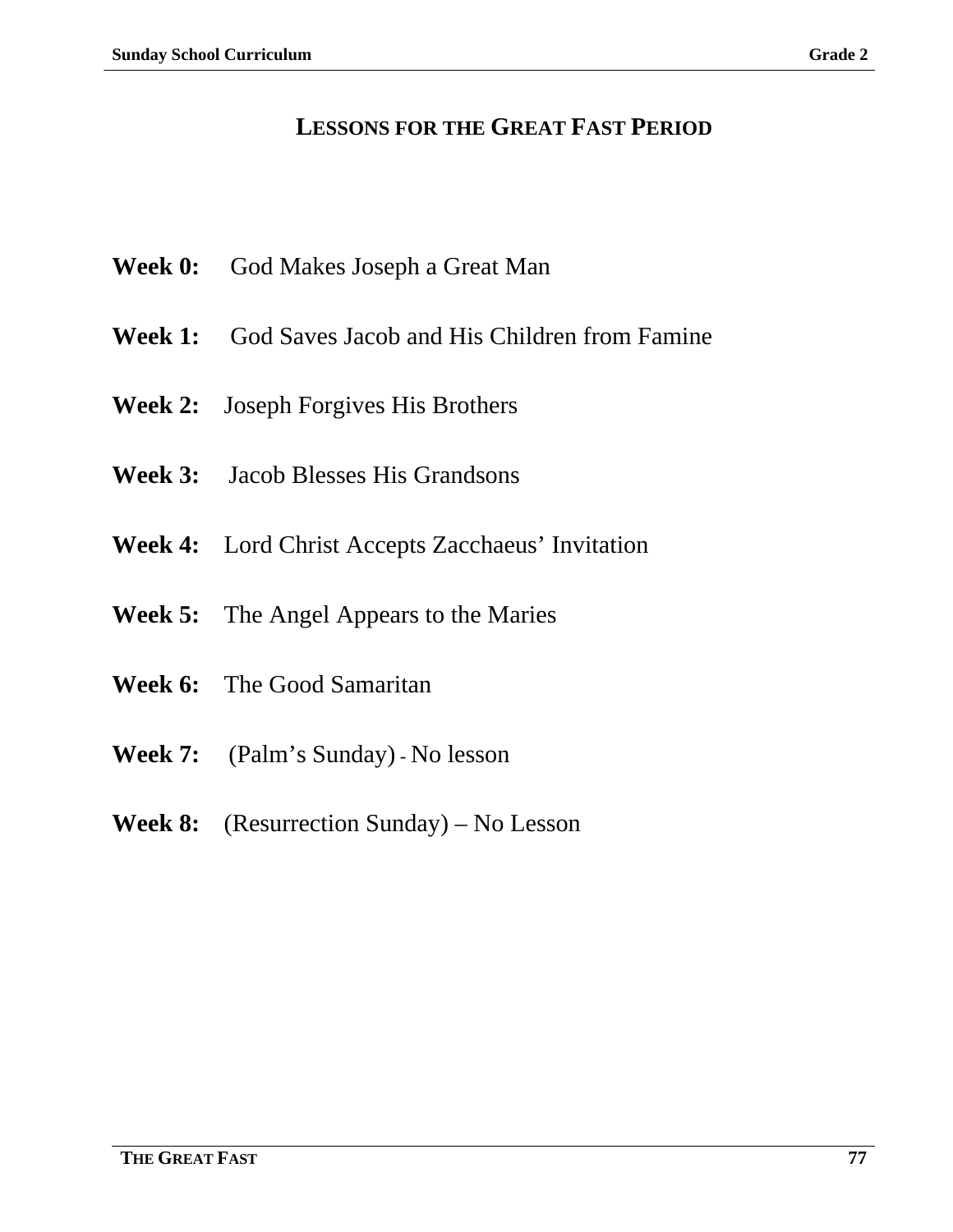## LESSONS FOR THE GREAT FAST PERIOD

**Week 0:** God Makes Joseph a Great Man

**Week 1:** God Saves Jacob and His Children from Famine

**Week 2:** Joseph Forgives His Brothers

**Week 3:** Jacob Blesses His Grandsons

**Week 4:** Lord Christ Accepts Zacchaeus' Invitation

**Week 5:** The Angel Appears to the Maries

**Week 6:** The Good Samaritan

**Week 7:** (Palm's Sunday) - No lesson

**Week 8:** (Resurrection Sunday) – No Lesson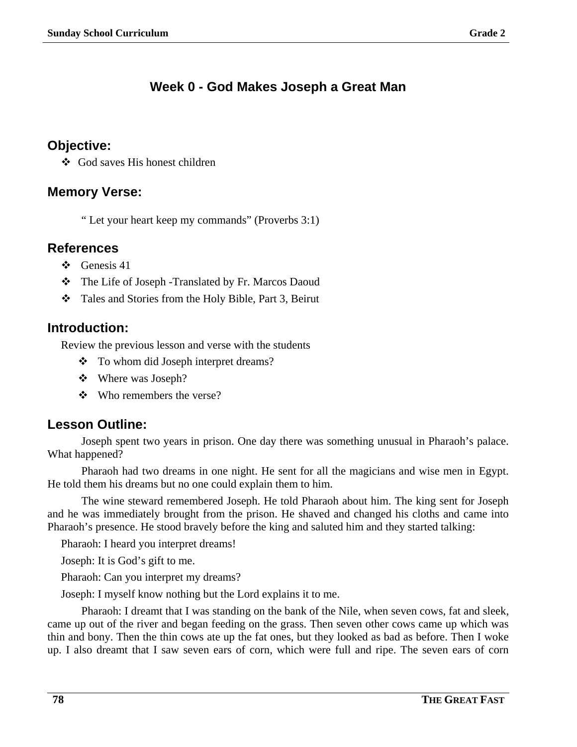# Week 0 - God Makes Joseph a Great Man

## Objective:

- God saves His honest children

## Memory Verse:

" Let your heart keep my commands" (Proverbs 3:1)

## References

- Genesis 41
- The Life of Joseph -Translated by Fr. Marcos Daoud
- Tales and Stories from the Holy Bible, Part 3, Beirut

## Introduction:

Review the previous lesson and verse with the students

- To whom did Joseph interpret dreams?
- Where was Joseph?
- Who remembers the verse?

## Lesson Outline:

Joseph spent two years in prison. One day there was something unusual in Pharaoh's palace. What happened?

Pharaoh had two dreams in one night. He sent for all the magicians and wise men in Egypt. He told them his dreams but no one could explain them to him.

The wine steward remembered Joseph. He told Pharaoh about him. The king sent for Joseph and he was immediately brought from the prison. He shaved and changed his cloths and came into Pharaoh's presence. He stood bravely before the king and saluted him and they started talking:

Pharaoh: I heard you interpret dreams!

Joseph: It is God's gift to me.

Pharaoh: Can you interpret my dreams?

Joseph: I myself know nothing but the Lord explains it to me.

Pharaoh: I dreamt that I was standing on the bank of the Nile, when seven cows, fat and sleek, came up out of the river and began feeding on the grass. Then seven other cows came up which was thin and bony. Then the thin cows ate up the fat ones, but they looked as bad as before. Then I woke up. I also dreamt that I saw seven ears of corn, which were full and ripe. The seven ears of corn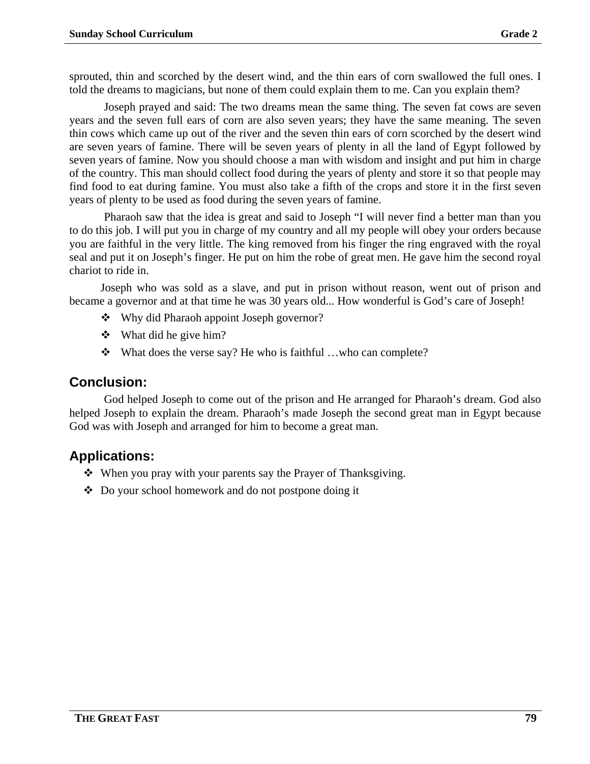sprouted, thin and scorched by the desert wind, and the thin ears of corn swallowed the full ones. I told the dreams to magicians, but none of them could explain them to me. Can you explain them?

Joseph prayed and said: The two dreams mean the same thing. The seven fat cows are seven years and the seven full ears of corn are also seven years; they have the same meaning. The seven thin cows which came up out of the river and the seven thin ears of corn scorched by the desert wind are seven years of famine. There will be seven years of plenty in all the land of Egypt followed by seven years of famine. Now you should choose a man with wisdom and insight and put him in charge of the country. This man should collect food during the years of plenty and store it so that people may find food to eat during famine. You must also take a fifth of the crops and store it in the first seven years of plenty to be used as food during the seven years of famine.

Pharaoh saw that the idea is great and said to Joseph "I will never find a better man than you to do this job. I will put you in charge of my country and all my people will obey your orders because you are faithful in the very little. The king removed from his finger the ring engraved with the royal seal and put it on Joseph's finger. He put on him the robe of great men. He gave him the second royal chariot to ride in.

Joseph who was sold as a slave, and put in prison without reason, went out of prison and became a governor and at that time he was 30 years old... How wonderful is God's care of Joseph!

- Why did Pharaoh appoint Joseph governor?
- What did he give him?
- What does the verse say? He who is faithful …who can complete?

## Conclusion:

God helped Joseph to come out of the prison and He arranged for Pharaoh's dream. God also helped Joseph to explain the dream. Pharaoh's made Joseph the second great man in Egypt because God was with Joseph and arranged for him to become a great man.

## Applications:

- When you pray with your parents say the Prayer of Thanksgiving.
- Do your school homework and do not postpone doing it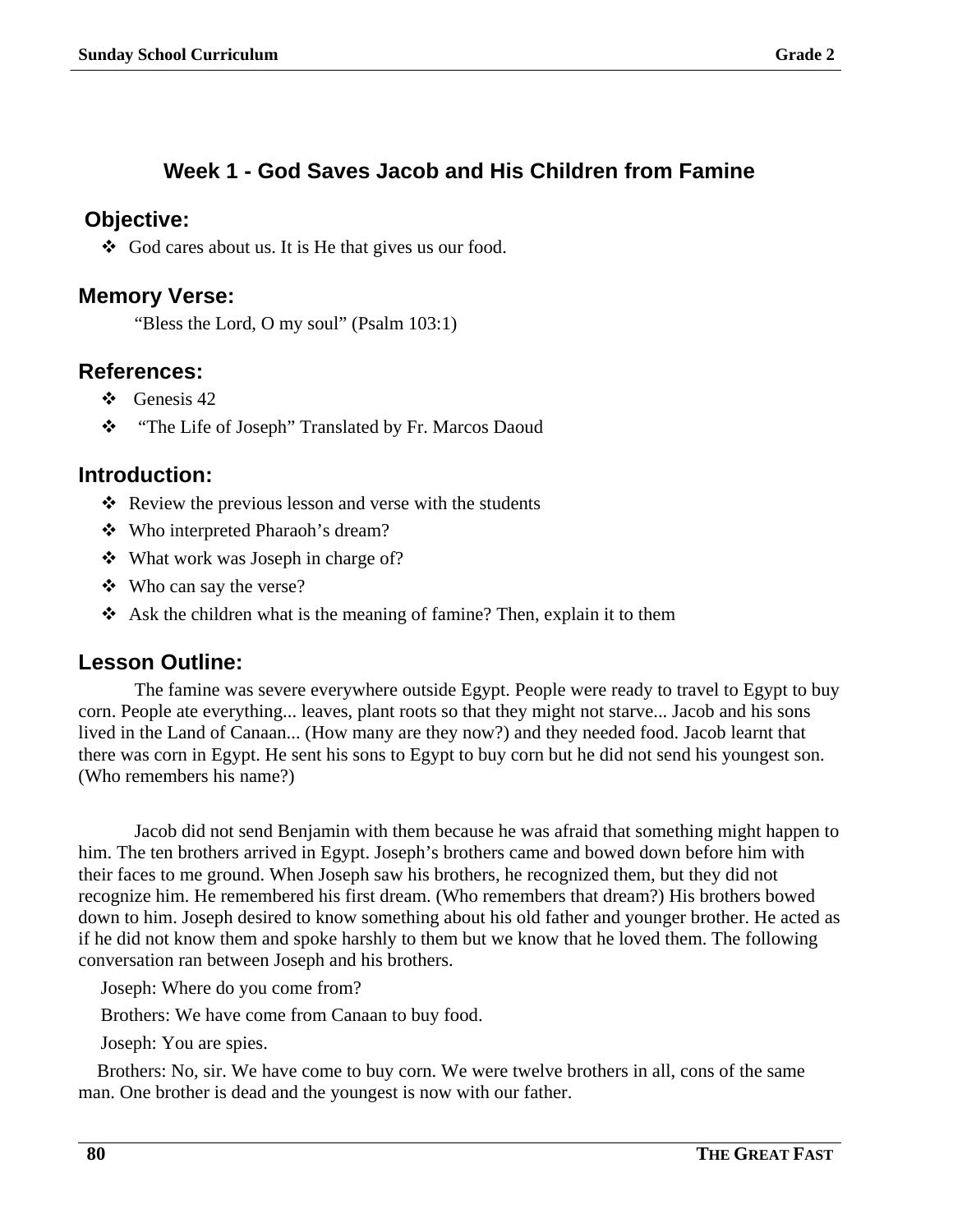## Week 1 - God Saves Jacob and His Children from Famine

### Objective:

- God cares about us. It is He that gives us our food.

### Memory Verse:

"Bless the Lord, O my soul" (Psalm 103:1)

### References:

- Genesis 42
- "The Life of Joseph" Translated by Fr. Marcos Daoud

### Introduction:

- Review the previous lesson and verse with the students
- Who interpreted Pharaoh's dream?
- What work was Joseph in charge of?
- Who can say the verse?
- Ask the children what is the meaning of famine? Then, explain it to them

### Lesson Outline:

The famine was severe everywhere outside Egypt. People were ready to travel to Egypt to buy corn. People ate everything... leaves, plant roots so that they might not starve... Jacob and his sons lived in the Land of Canaan... (How many are they now?) and they needed food. Jacob learnt that there was corn in Egypt. He sent his sons to Egypt to buy corn but he did not send his youngest son. (Who remembers his name?)

Jacob did not send Benjamin with them because he was afraid that something might happen to him. The ten brothers arrived in Egypt. Joseph's brothers came and bowed down before him with their faces to me ground. When Joseph saw his brothers, he recognized them, but they did not recognize him. He remembered his first dream. (Who remembers that dream?) His brothers bowed down to him. Joseph desired to know something about his old father and younger brother. He acted as if he did not know them and spoke harshly to them but we know that he loved them. The following conversation ran between Joseph and his brothers.

Joseph: Where do you come from?

Brothers: We have come from Canaan to buy food.

Joseph: You are spies.

Brothers: No, sir. We have come to buy corn. We were twelve brothers in all, cons of the same man. One brother is dead and the youngest is now with our father.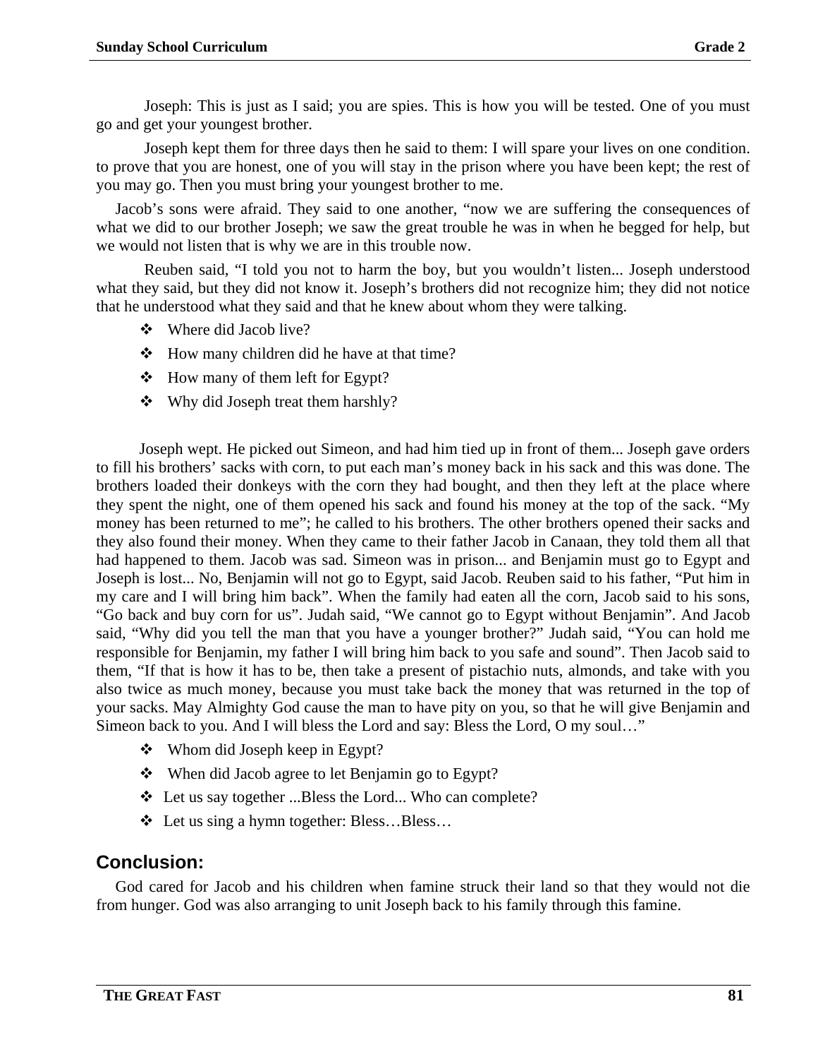Joseph: This is just as I said; you are spies. This is how you will be tested. One of you must go and get your youngest brother.

Joseph kept them for three days then he said to them: I will spare your lives on one condition. to prove that you are honest, one of you will stay in the prison where you have been kept; the rest of you may go. Then you must bring your youngest brother to me.

Jacob's sons were afraid. They said to one another, "now we are suffering the consequences of what we did to our brother Joseph; we saw the great trouble he was in when he begged for help, but we would not listen that is why we are in this trouble now.

Reuben said, "I told you not to harm the boy, but you wouldn't listen... Joseph understood what they said, but they did not know it. Joseph's brothers did not recognize him; they did not notice that he understood what they said and that he knew about whom they were talking.

- ❖ Where did Jacob live?
- ❖ How many children did he have at that time?
- ❖ How many of them left for Egypt?
- ❖ Why did Joseph treat them harshly?

Joseph wept. He picked out Simeon, and had him tied up in front of them... Joseph gave orders to fill his brothers' sacks with corn, to put each man's money back in his sack and this was done. The brothers loaded their donkeys with the corn they had bought, and then they left at the place where they spent the night, one of them opened his sack and found his money at the top of the sack. "My money has been returned to me"; he called to his brothers. The other brothers opened their sacks and they also found their money. When they came to their father Jacob in Canaan, they told them all that had happened to them. Jacob was sad. Simeon was in prison... and Benjamin must go to Egypt and Joseph is lost... No, Benjamin will not go to Egypt, said Jacob. Reuben said to his father, "Put him in my care and I will bring him back". When the family had eaten all the corn, Jacob said to his sons, "Go back and buy corn for us". Judah said, "We cannot go to Egypt without Benjamin". And Jacob said, "Why did you tell the man that you have a younger brother?" Judah said, "You can hold me responsible for Benjamin, my father I will bring him back to you safe and sound". Then Jacob said to them, "If that is how it has to be, then take a present of pistachio nuts, almonds, and take with you also twice as much money, because you must take back the money that was returned in the top of your sacks. May Almighty God cause the man to have pity on you, so that he will give Benjamin and Simeon back to you. And I will bless the Lord and say: Bless the Lord, O my soul…"

- ❖ Whom did Joseph keep in Egypt?
- ❖ When did Jacob agree to let Benjamin go to Egypt?
- ❖ Let us say together ...Bless the Lord... Who can complete?
- ❖ Let us sing a hymn together: Bless…Bless…

## Conclusion:

God cared for Jacob and his children when famine struck their land so that they would not die from hunger. God was also arranging to unit Joseph back to his family through this famine.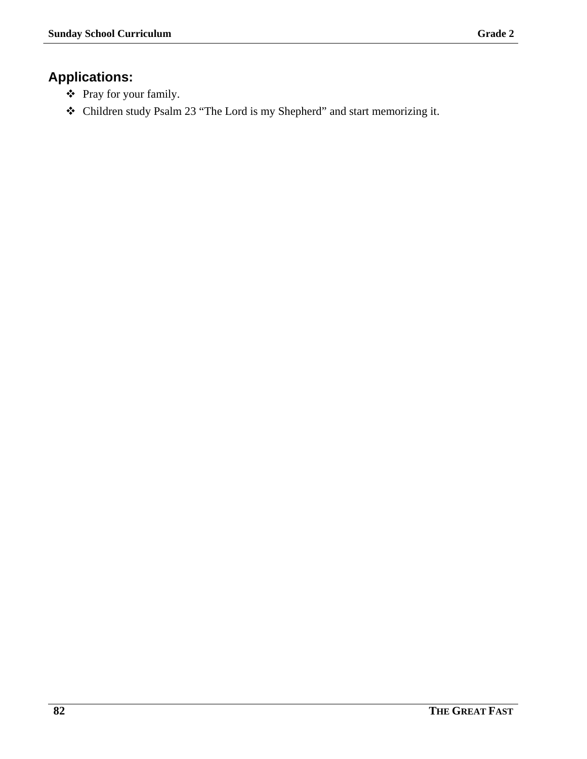## Applications:

- Pray for your family.
- Children study Psalm 23 “The Lord is my Shepherd” and start memorizing it.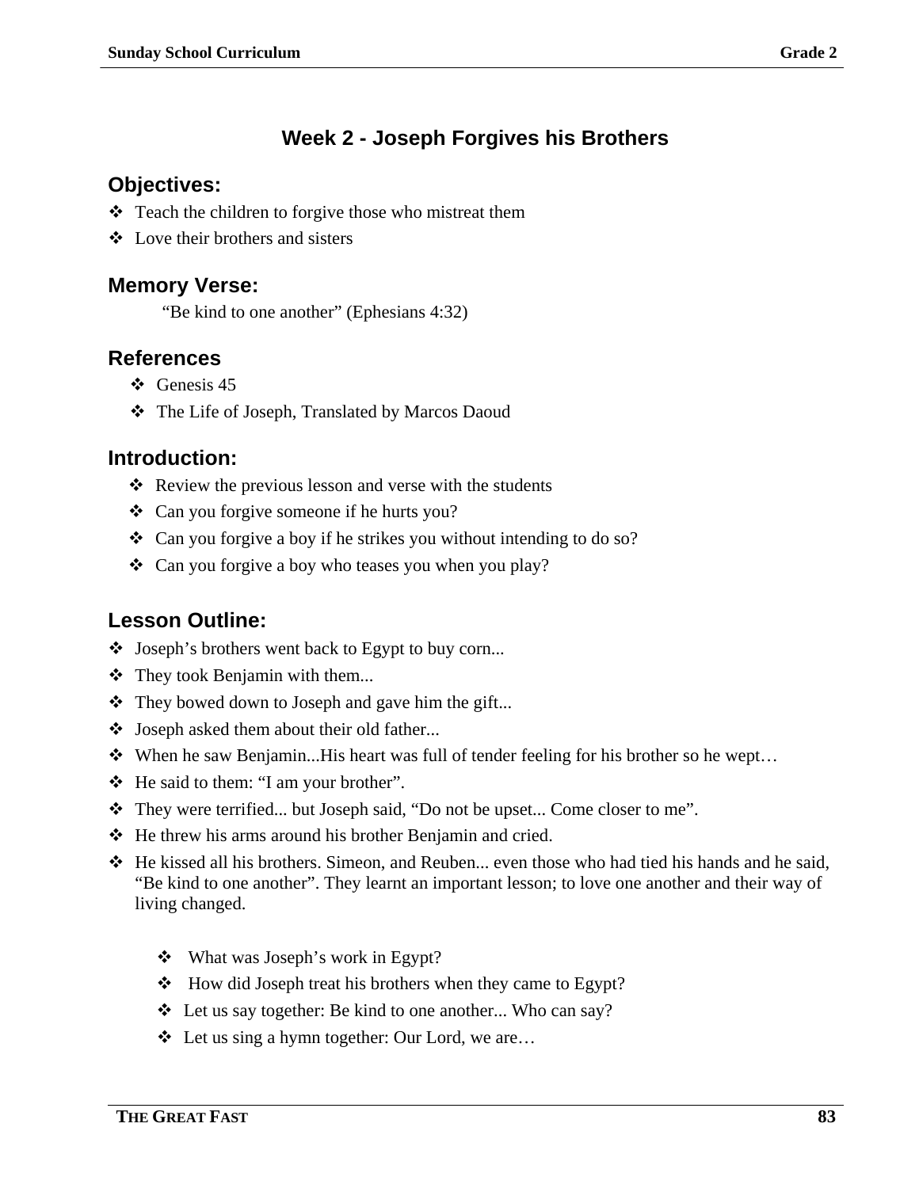## Week 2 - Joseph Forgives his Brothers

### Objectives:

- Teach the children to forgive those who mistreat them
- Love their brothers and sisters

### Memory Verse:

"Be kind to one another" (Ephesians 4:32)

### References

- Genesis 45
- The Life of Joseph, Translated by Marcos Daoud

### Introduction:

- Review the previous lesson and verse with the students
- Can you forgive someone if he hurts you?
- Can you forgive a boy if he strikes you without intending to do so?
- Can you forgive a boy who teases you when you play?

### Lesson Outline:

- Joseph's brothers went back to Egypt to buy corn...
- They took Benjamin with them...
- They bowed down to Joseph and gave him the gift...
- Joseph asked them about their old father...
- When he saw Benjamin...His heart was full of tender feeling for his brother so he wept…
- He said to them: "I am your brother".
- They were terrified... but Joseph said, "Do not be upset... Come closer to me".
- He threw his arms around his brother Benjamin and cried.
- He kissed all his brothers. Simeon, and Reuben... even those who had tied his hands and he said, "Be kind to one another". They learnt an important lesson; to love one another and their way of living changed.

  - What was Joseph's work in Egypt?
  - How did Joseph treat his brothers when they came to Egypt?
  - Let us say together: Be kind to one another... Who can say?
  - Let us sing a hymn together: Our Lord, we are…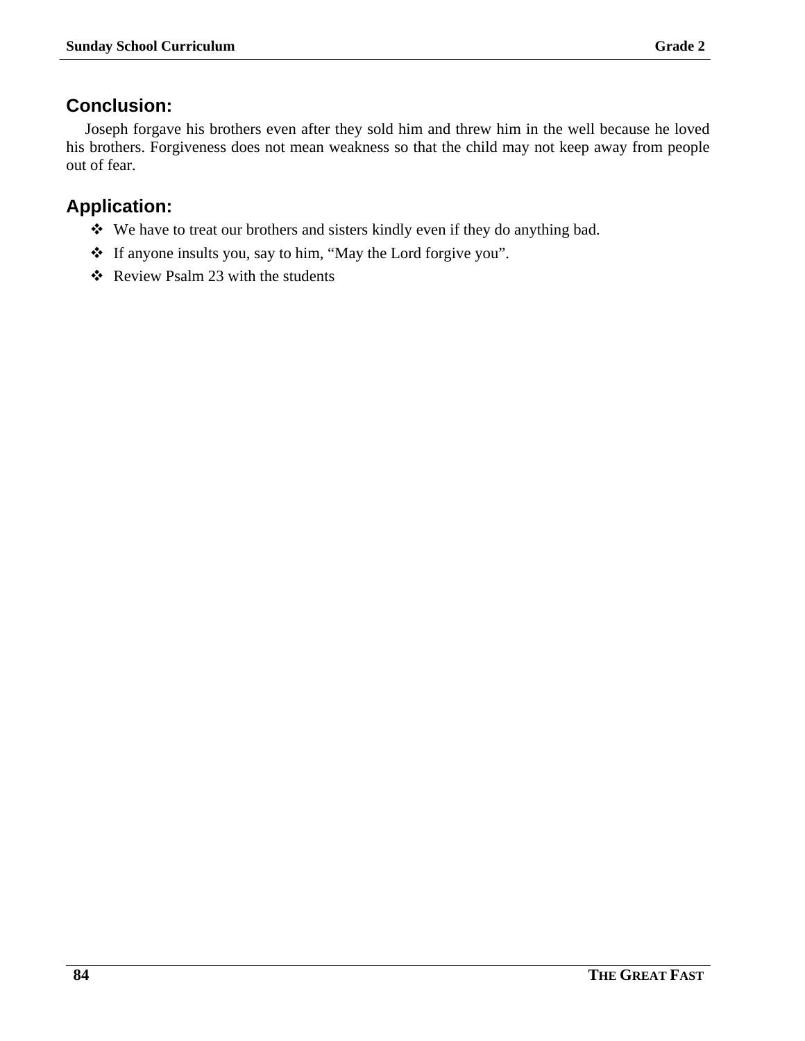## Conclusion:

Joseph forgave his brothers even after they sold him and threw him in the well because he loved his brothers. Forgiveness does not mean weakness so that the child may not keep away from people out of fear.

## Application:

- We have to treat our brothers and sisters kindly even if they do anything bad.
- If anyone insults you, say to him, “May the Lord forgive you”.
- Review Psalm 23 with the students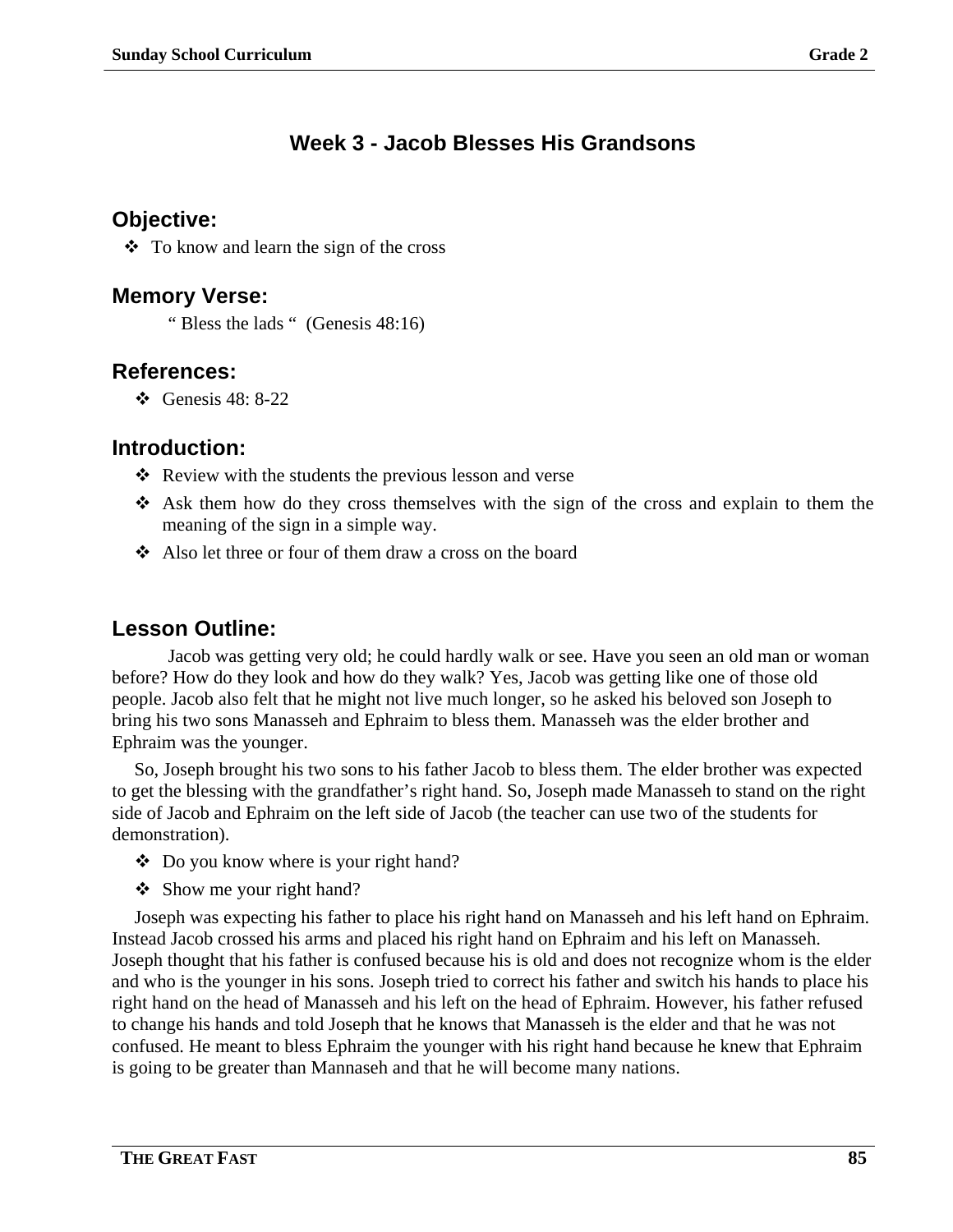## Week 3 - Jacob Blesses His Grandsons

### Objective:

- To know and learn the sign of the cross

### Memory Verse:

" Bless the lads " (Genesis 48:16)

### References:

- Genesis 48: 8-22

### Introduction:

- Review with the students the previous lesson and verse
- Ask them how do they cross themselves with the sign of the cross and explain to them the meaning of the sign in a simple way.
- Also let three or four of them draw a cross on the board

### Lesson Outline:

Jacob was getting very old; he could hardly walk or see. Have you seen an old man or woman before? How do they look and how do they walk? Yes, Jacob was getting like one of those old people. Jacob also felt that he might not live much longer, so he asked his beloved son Joseph to bring his two sons Manasseh and Ephraim to bless them. Manasseh was the elder brother and Ephraim was the younger.

So, Joseph brought his two sons to his father Jacob to bless them. The elder brother was expected to get the blessing with the grandfather's right hand. So, Joseph made Manasseh to stand on the right side of Jacob and Ephraim on the left side of Jacob (the teacher can use two of the students for demonstration).

- Do you know where is your right hand?
- Show me your right hand?

Joseph was expecting his father to place his right hand on Manasseh and his left hand on Ephraim. Instead Jacob crossed his arms and placed his right hand on Ephraim and his left on Manasseh. Joseph thought that his father is confused because his is old and does not recognize whom is the elder and who is the younger in his sons. Joseph tried to correct his father and switch his hands to place his right hand on the head of Manasseh and his left on the head of Ephraim. However, his father refused to change his hands and told Joseph that he knows that Manasseh is the elder and that he was not confused. He meant to bless Ephraim the younger with his right hand because he knew that Ephraim is going to be greater than Mannaseh and that he will become many nations.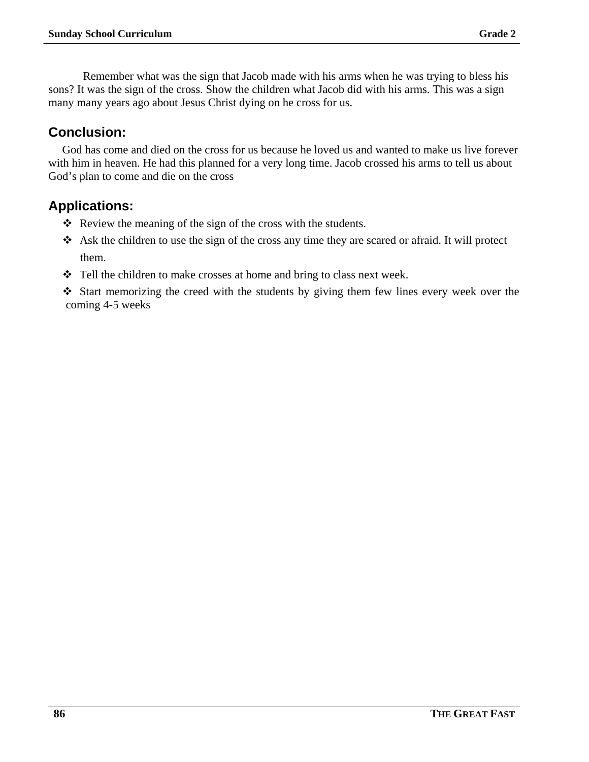Remember what was the sign that Jacob made with his arms when he was trying to bless his sons? It was the sign of the cross. Show the children what Jacob did with his arms. This was a sign many many years ago about Jesus Christ dying on he cross for us.

## Conclusion:

God has come and died on the cross for us because he loved us and wanted to make us live forever with him in heaven. He had this planned for a very long time. Jacob crossed his arms to tell us about God's plan to come and die on the cross

## Applications:

- Review the meaning of the sign of the cross with the students.
- Ask the children to use the sign of the cross any time they are scared or afraid. It will protect them.
- Tell the children to make crosses at home and bring to class next week.
- Start memorizing the creed with the students by giving them few lines every week over the coming 4-5 weeks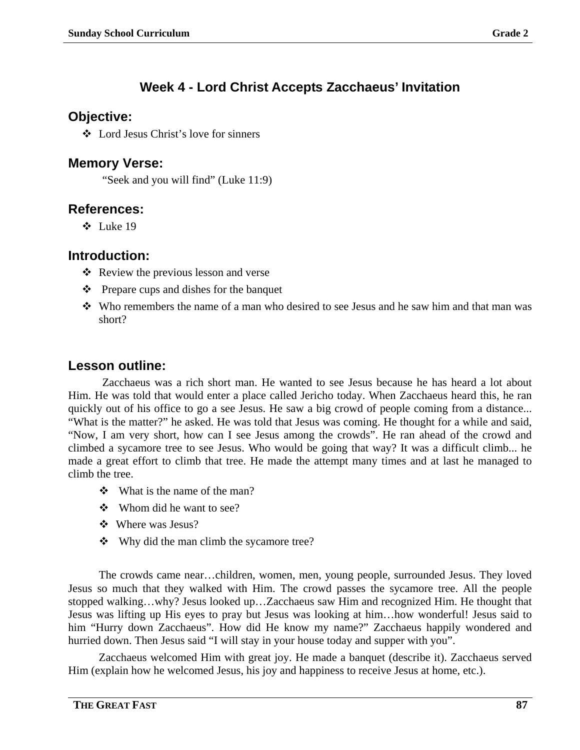## Week 4 - Lord Christ Accepts Zacchaeus' Invitation

### Objective:

- Lord Jesus Christ's love for sinners

### Memory Verse:

"Seek and you will find" (Luke 11:9)

### References:

- Luke 19

### Introduction:

- Review the previous lesson and verse
- Prepare cups and dishes for the banquet
- Who remembers the name of a man who desired to see Jesus and he saw him and that man was short?

### Lesson outline:

Zacchaeus was a rich short man. He wanted to see Jesus because he has heard a lot about Him. He was told that would enter a place called Jericho today. When Zacchaeus heard this, he ran quickly out of his office to go a see Jesus. He saw a big crowd of people coming from a distance... "What is the matter?" he asked. He was told that Jesus was coming. He thought for a while and said, "Now, I am very short, how can I see Jesus among the crowds". He ran ahead of the crowd and climbed a sycamore tree to see Jesus. Who would be going that way? It was a difficult climb... he made a great effort to climb that tree. He made the attempt many times and at last he managed to climb the tree.

- What is the name of the man?
- Whom did he want to see?
- Where was Jesus?
- Why did the man climb the sycamore tree?

The crowds came near…children, women, men, young people, surrounded Jesus. They loved Jesus so much that they walked with Him. The crowd passes the sycamore tree. All the people stopped walking…why? Jesus looked up…Zacchaeus saw Him and recognized Him. He thought that Jesus was lifting up His eyes to pray but Jesus was looking at him…how wonderful! Jesus said to him "Hurry down Zacchaeus". How did He know my name?" Zacchaeus happily wondered and hurried down. Then Jesus said "I will stay in your house today and supper with you".

Zacchaeus welcomed Him with great joy. He made a banquet (describe it). Zacchaeus served Him (explain how he welcomed Jesus, his joy and happiness to receive Jesus at home, etc.).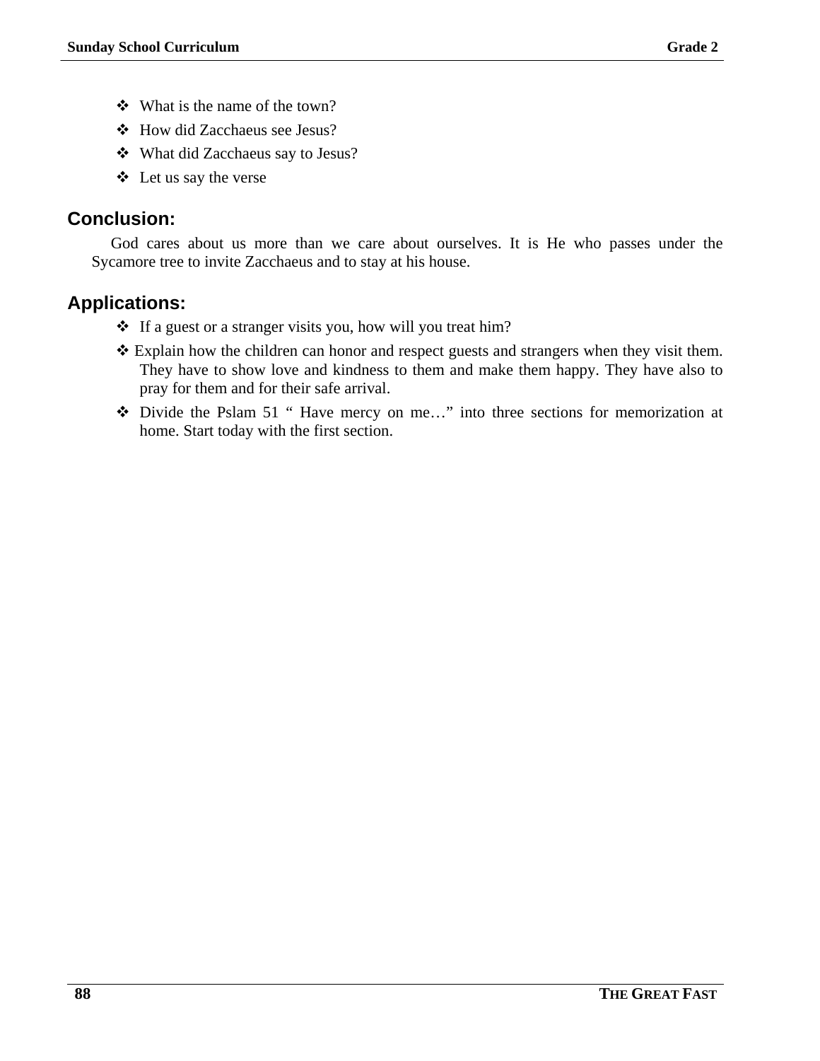- What is the name of the town?
- How did Zacchaeus see Jesus?
- What did Zacchaeus say to Jesus?
- Let us say the verse

## Conclusion:

God cares about us more than we care about ourselves. It is He who passes under the Sycamore tree to invite Zacchaeus and to stay at his house.

## Applications:

- If a guest or a stranger visits you, how will you treat him?
- Explain how the children can honor and respect guests and strangers when they visit them. They have to show love and kindness to them and make them happy. They have also to pray for them and for their safe arrival.
- Divide the Pslam 51 " Have mercy on me…" into three sections for memorization at home. Start today with the first section.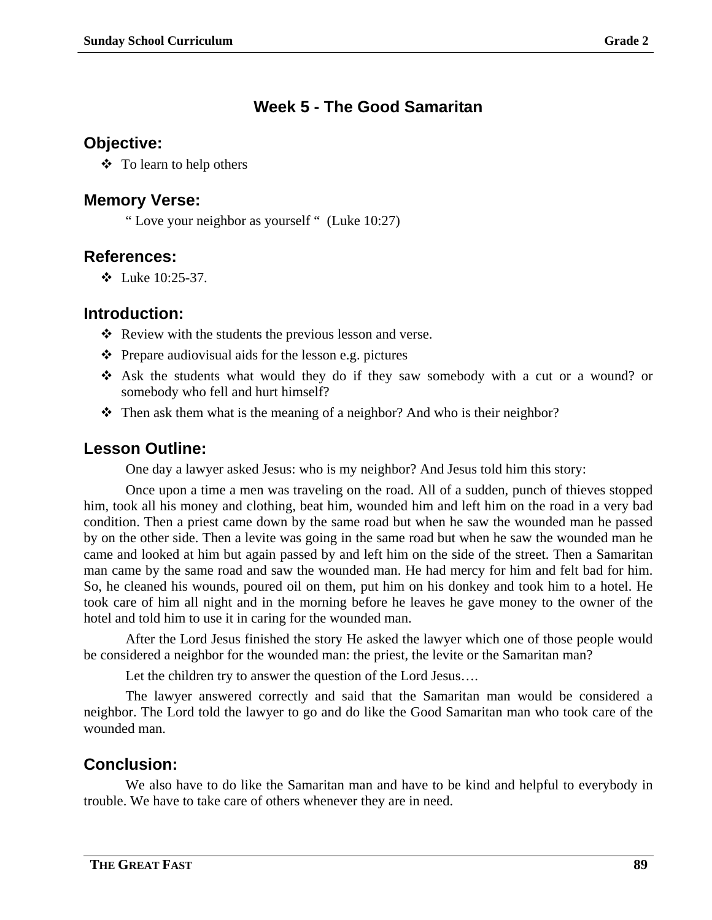# Week 5 - The Good Samaritan

## Objective:

- To learn to help others

## Memory Verse:

" Love your neighbor as yourself " (Luke 10:27)

## References:

- Luke 10:25-37.

## Introduction:

- Review with the students the previous lesson and verse.
- Prepare audiovisual aids for the lesson e.g. pictures
- Ask the students what would they do if they saw somebody with a cut or a wound? or somebody who fell and hurt himself?
- Then ask them what is the meaning of a neighbor? And who is their neighbor?

## Lesson Outline:

One day a lawyer asked Jesus: who is my neighbor? And Jesus told him this story:

Once upon a time a men was traveling on the road. All of a sudden, punch of thieves stopped him, took all his money and clothing, beat him, wounded him and left him on the road in a very bad condition. Then a priest came down by the same road but when he saw the wounded man he passed by on the other side. Then a levite was going in the same road but when he saw the wounded man he came and looked at him but again passed by and left him on the side of the street. Then a Samaritan man came by the same road and saw the wounded man. He had mercy for him and felt bad for him. So, he cleaned his wounds, poured oil on them, put him on his donkey and took him to a hotel. He took care of him all night and in the morning before he leaves he gave money to the owner of the hotel and told him to use it in caring for the wounded man.

After the Lord Jesus finished the story He asked the lawyer which one of those people would be considered a neighbor for the wounded man: the priest, the levite or the Samaritan man?

Let the children try to answer the question of the Lord Jesus….

The lawyer answered correctly and said that the Samaritan man would be considered a neighbor. The Lord told the lawyer to go and do like the Good Samaritan man who took care of the wounded man.

## Conclusion:

We also have to do like the Samaritan man and have to be kind and helpful to everybody in trouble. We have to take care of others whenever they are in need.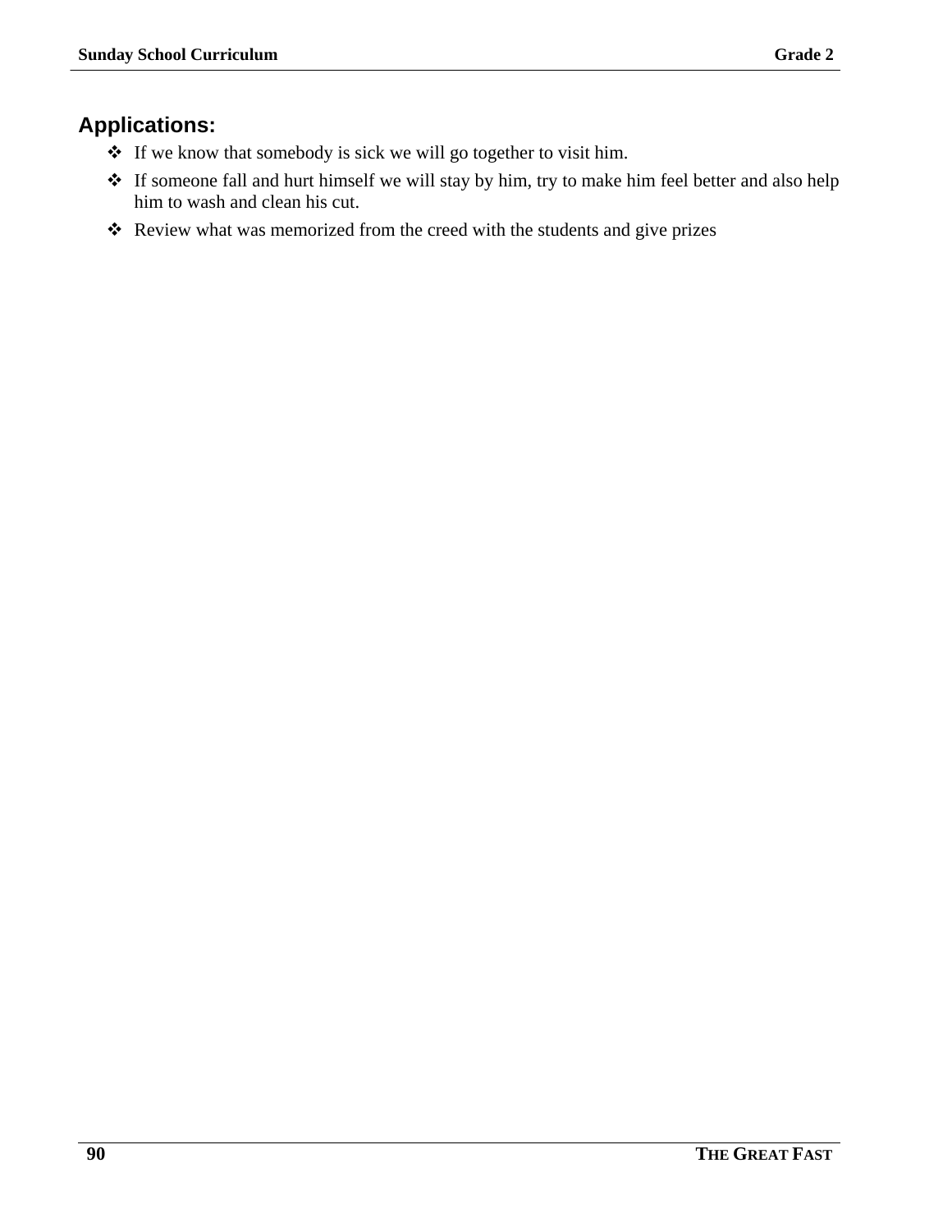## Applications:

- If we know that somebody is sick we will go together to visit him.
- If someone fall and hurt himself we will stay by him, try to make him feel better and also help him to wash and clean his cut.
- Review what was memorized from the creed with the students and give prizes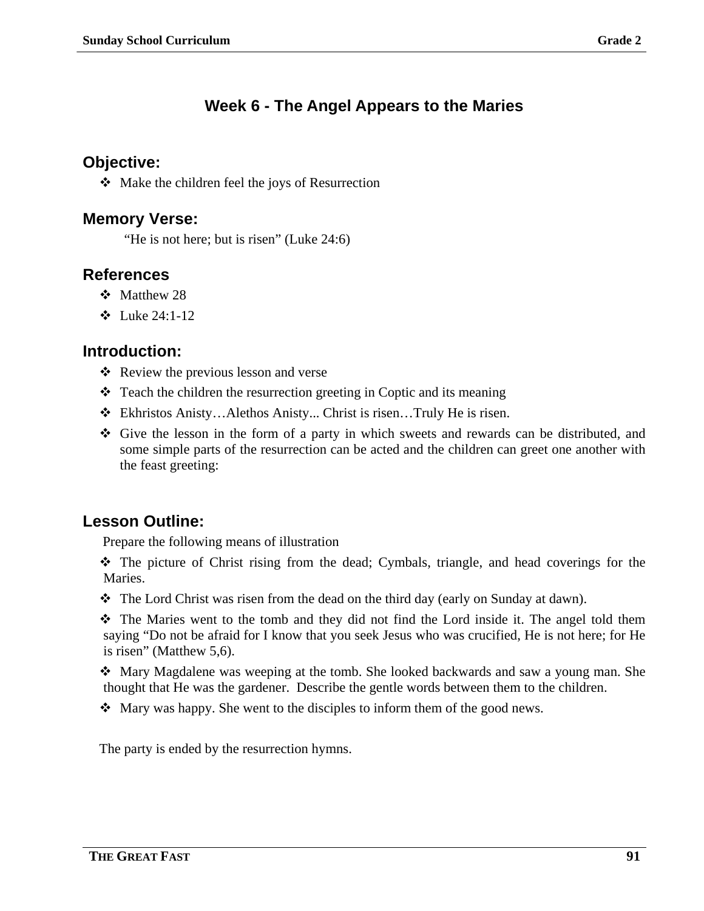## Week 6 - The Angel Appears to the Maries

### Objective:

- Make the children feel the joys of Resurrection

### Memory Verse:

"He is not here; but is risen" (Luke 24:6)

### References

- Matthew 28
- Luke 24:1-12

### Introduction:

- Review the previous lesson and verse
- Teach the children the resurrection greeting in Coptic and its meaning
- Ekhristos Anisty…Alethos Anisty... Christ is risen…Truly He is risen.
- Give the lesson in the form of a party in which sweets and rewards can be distributed, and some simple parts of the resurrection can be acted and the children can greet one another with the feast greeting:

### Lesson Outline:

Prepare the following means of illustration

- The picture of Christ rising from the dead; Cymbals, triangle, and head coverings for the Maries.
- The Lord Christ was risen from the dead on the third day (early on Sunday at dawn).
- The Maries went to the tomb and they did not find the Lord inside it. The angel told them saying "Do not be afraid for I know that you seek Jesus who was crucified, He is not here; for He is risen" (Matthew 5,6).
- Mary Magdalene was weeping at the tomb. She looked backwards and saw a young man. She thought that He was the gardener. Describe the gentle words between them to the children.
- Mary was happy. She went to the disciples to inform them of the good news.

The party is ended by the resurrection hymns.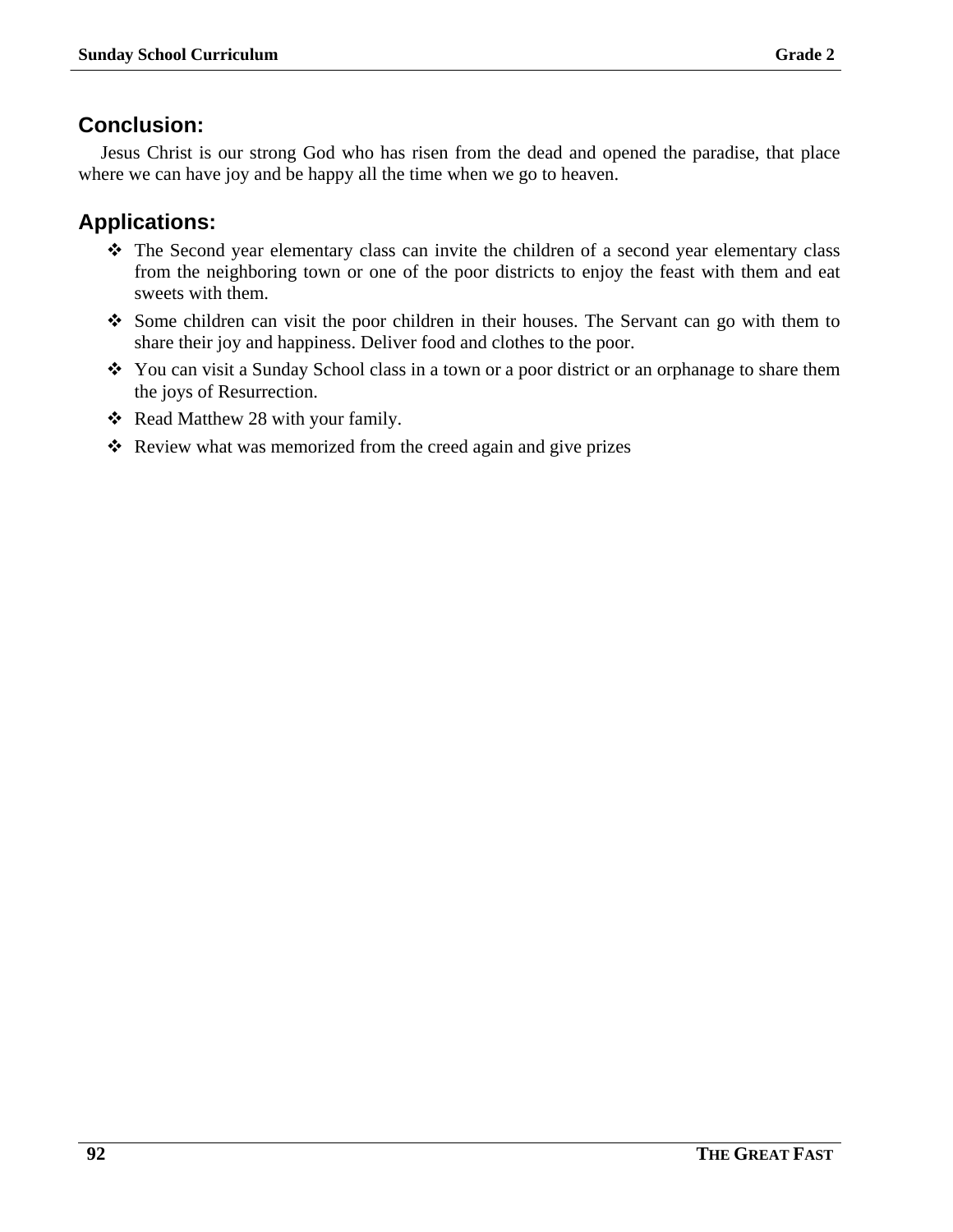## Conclusion:

Jesus Christ is our strong God who has risen from the dead and opened the paradise, that place where we can have joy and be happy all the time when we go to heaven.

## Applications:

- The Second year elementary class can invite the children of a second year elementary class from the neighboring town or one of the poor districts to enjoy the feast with them and eat sweets with them.
- Some children can visit the poor children in their houses. The Servant can go with them to share their joy and happiness. Deliver food and clothes to the poor.
- You can visit a Sunday School class in a town or a poor district or an orphanage to share them the joys of Resurrection.
- Read Matthew 28 with your family.
- Review what was memorized from the creed again and give prizes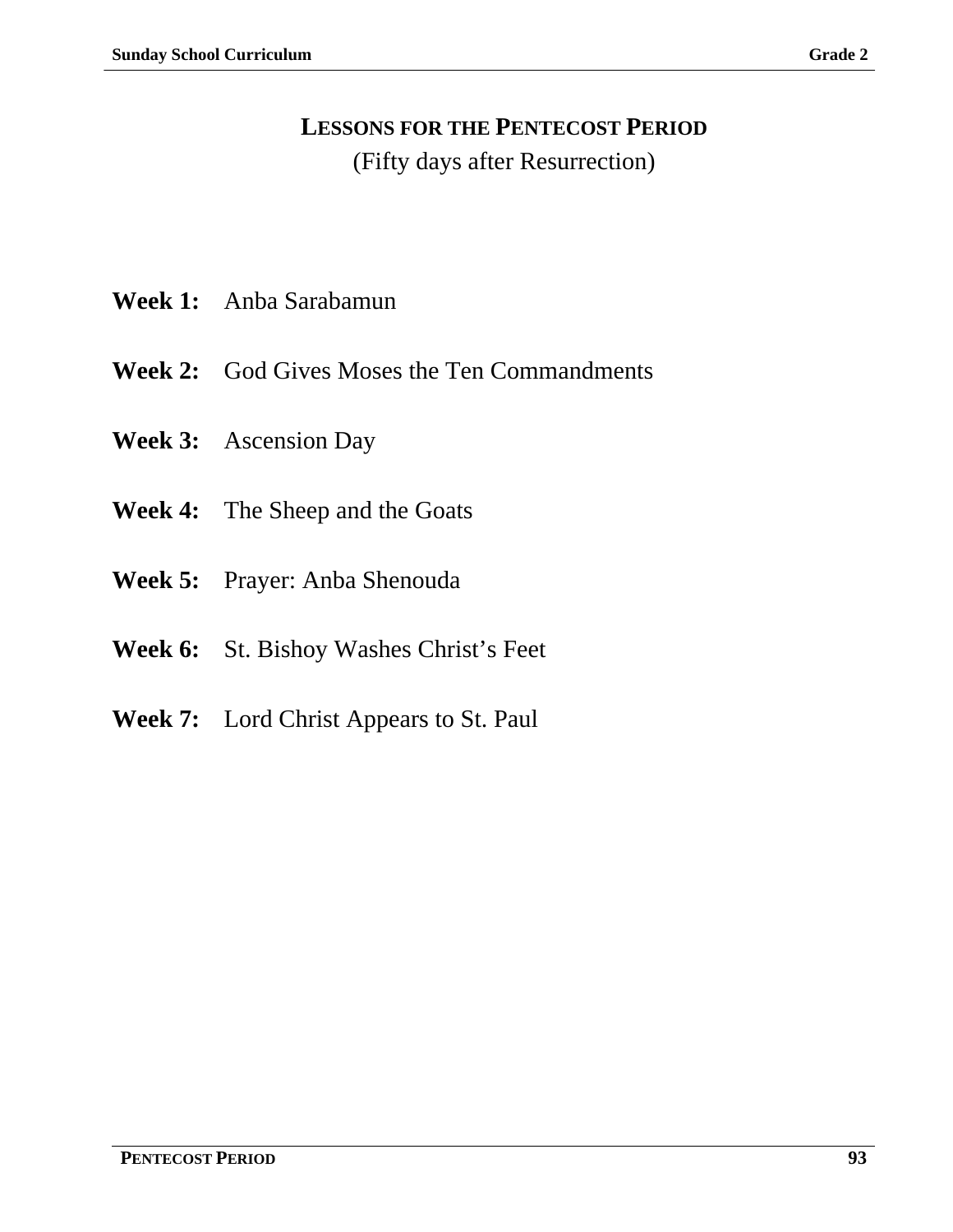# LESSONS FOR THE PENTECOST PERIOD

(Fifty days after Resurrection)

**Week 1:** Anba Sarabamun

**Week 2:** God Gives Moses the Ten Commandments

**Week 3:** Ascension Day

**Week 4:** The Sheep and the Goats

**Week 5:** Prayer: Anba Shenouda

**Week 6:** St. Bishoy Washes Christ's Feet

**Week 7:** Lord Christ Appears to St. Paul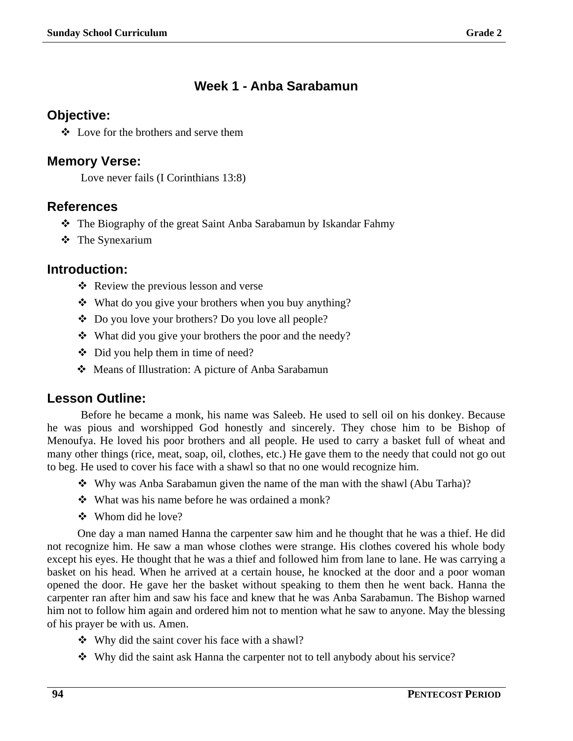# Week 1 - Anba Sarabamun

## Objective:

- Love for the brothers and serve them

## Memory Verse:

Love never fails (I Corinthians 13:8)

## References

- The Biography of the great Saint Anba Sarabamun by Iskandar Fahmy
- The Synexarium

## Introduction:

- Review the previous lesson and verse
- What do you give your brothers when you buy anything?
- Do you love your brothers? Do you love all people?
- What did you give your brothers the poor and the needy?
- Did you help them in time of need?
- Means of Illustration: A picture of Anba Sarabamun

## Lesson Outline:

Before he became a monk, his name was Saleeb. He used to sell oil on his donkey. Because he was pious and worshipped God honestly and sincerely. They chose him to be Bishop of Menoufya. He loved his poor brothers and all people. He used to carry a basket full of wheat and many other things (rice, meat, soap, oil, clothes, etc.) He gave them to the needy that could not go out to beg. He used to cover his face with a shawl so that no one would recognize him.

- Why was Anba Sarabamun given the name of the man with the shawl (Abu Tarha)?
- What was his name before he was ordained a monk?
- Whom did he love?

One day a man named Hanna the carpenter saw him and he thought that he was a thief. He did not recognize him. He saw a man whose clothes were strange. His clothes covered his whole body except his eyes. He thought that he was a thief and followed him from lane to lane. He was carrying a basket on his head. When he arrived at a certain house, he knocked at the door and a poor woman opened the door. He gave her the basket without speaking to them then he went back. Hanna the carpenter ran after him and saw his face and knew that he was Anba Sarabamun. The Bishop warned him not to follow him again and ordered him not to mention what he saw to anyone. May the blessing of his prayer be with us. Amen.

- Why did the saint cover his face with a shawl?
- Why did the saint ask Hanna the carpenter not to tell anybody about his service?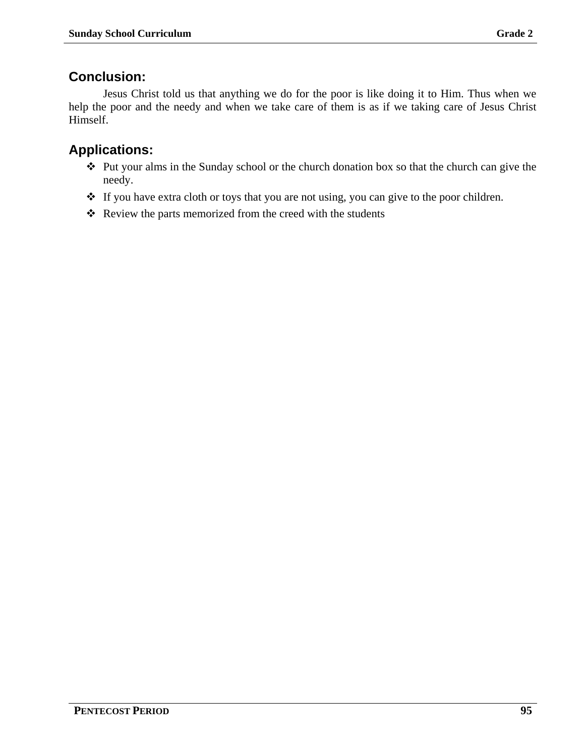## Conclusion:

Jesus Christ told us that anything we do for the poor is like doing it to Him. Thus when we help the poor and the needy and when we take care of them is as if we taking care of Jesus Christ Himself.

## Applications:

- Put your alms in the Sunday school or the church donation box so that the church can give the needy.
- If you have extra cloth or toys that you are not using, you can give to the poor children.
- Review the parts memorized from the creed with the students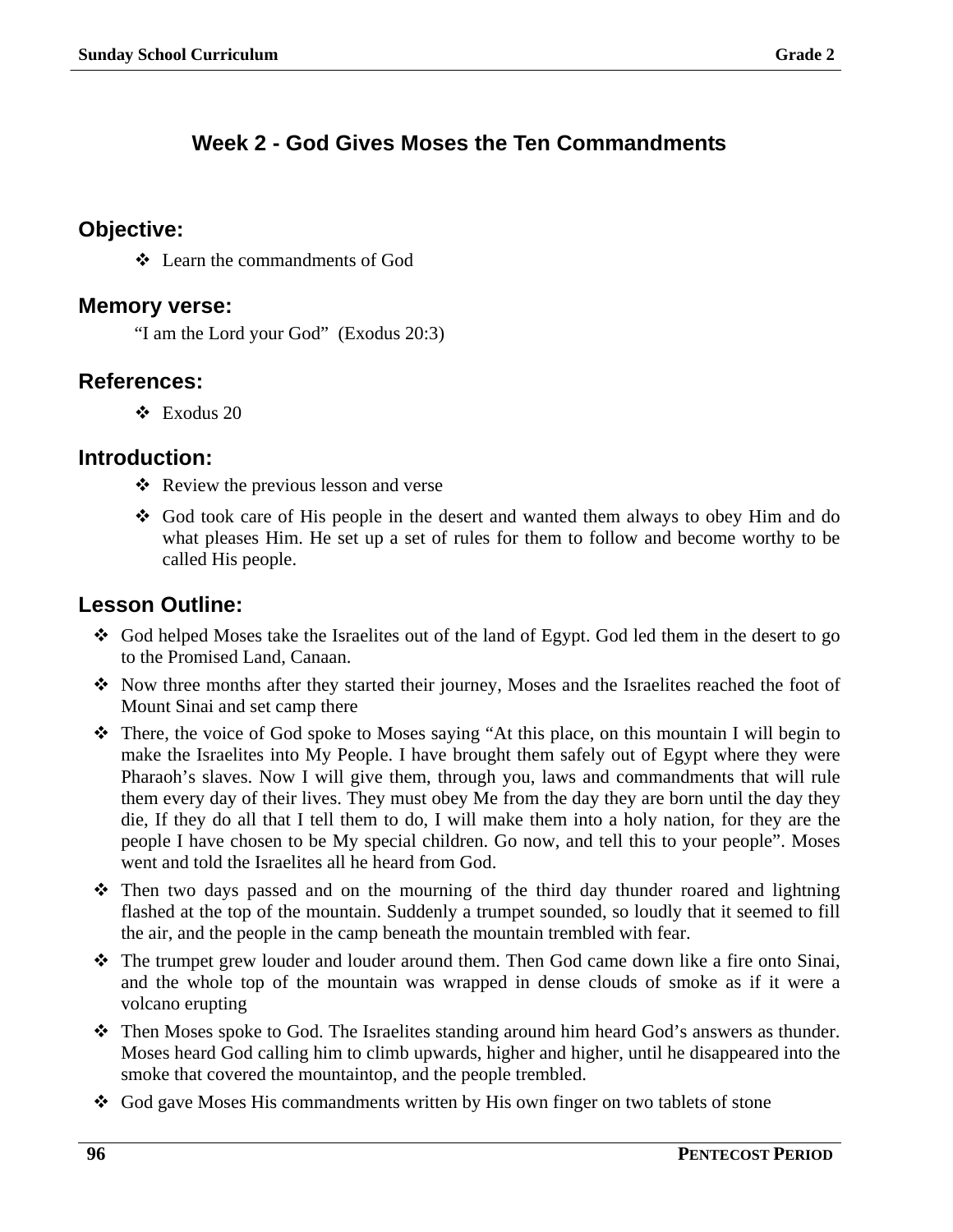## Week 2 - God Gives Moses the Ten Commandments

### Objective:

- Learn the commandments of God

### Memory verse:

"I am the Lord your God" (Exodus 20:3)

### References:

- Exodus 20

### Introduction:

- Review the previous lesson and verse
- God took care of His people in the desert and wanted them always to obey Him and do what pleases Him. He set up a set of rules for them to follow and become worthy to be called His people.

### Lesson Outline:

- God helped Moses take the Israelites out of the land of Egypt. God led them in the desert to go to the Promised Land, Canaan.
- Now three months after they started their journey, Moses and the Israelites reached the foot of Mount Sinai and set camp there
- There, the voice of God spoke to Moses saying "At this place, on this mountain I will begin to make the Israelites into My People. I have brought them safely out of Egypt where they were Pharaoh's slaves. Now I will give them, through you, laws and commandments that will rule them every day of their lives. They must obey Me from the day they are born until the day they die, If they do all that I tell them to do, I will make them into a holy nation, for they are the people I have chosen to be My special children. Go now, and tell this to your people". Moses went and told the Israelites all he heard from God.
- Then two days passed and on the mourning of the third day thunder roared and lightning flashed at the top of the mountain. Suddenly a trumpet sounded, so loudly that it seemed to fill the air, and the people in the camp beneath the mountain trembled with fear.
- The trumpet grew louder and louder around them. Then God came down like a fire onto Sinai, and the whole top of the mountain was wrapped in dense clouds of smoke as if it were a volcano erupting
- Then Moses spoke to God. The Israelites standing around him heard God's answers as thunder. Moses heard God calling him to climb upwards, higher and higher, until he disappeared into the smoke that covered the mountaintop, and the people trembled.
- God gave Moses His commandments written by His own finger on two tablets of stone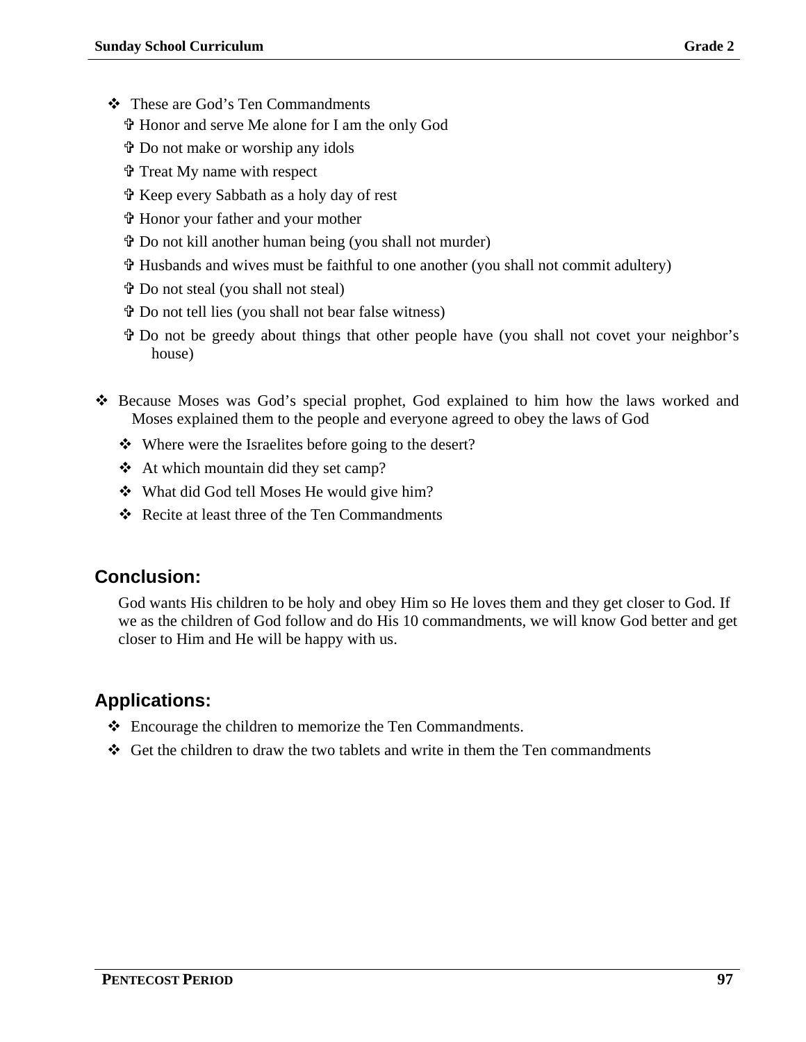- These are God's Ten Commandments
  - ✞ Honor and serve Me alone for I am the only God
  - ✞ Do not make or worship any idols
  - ✞ Treat My name with respect
  - ✞ Keep every Sabbath as a holy day of rest
  - ✞ Honor your father and your mother
  - ✞ Do not kill another human being (you shall not murder)
  - ✞ Husbands and wives must be faithful to one another (you shall not commit adultery)
  - ✞ Do not steal (you shall not steal)
  - ✞ Do not tell lies (you shall not bear false witness)
  - ✞ Do not be greedy about things that other people have (you shall not covet your neighbor's house)

- Because Moses was God's special prophet, God explained to him how the laws worked and Moses explained them to the people and everyone agreed to obey the laws of God
  - Where were the Israelites before going to the desert?
  - At which mountain did they set camp?
  - What did God tell Moses He would give him?
  - Recite at least three of the Ten Commandments

## Conclusion:

God wants His children to be holy and obey Him so He loves them and they get closer to God. If we as the children of God follow and do His 10 commandments, we will know God better and get closer to Him and He will be happy with us.

## Applications:

- Encourage the children to memorize the Ten Commandments.
- Get the children to draw the two tablets and write in them the Ten commandments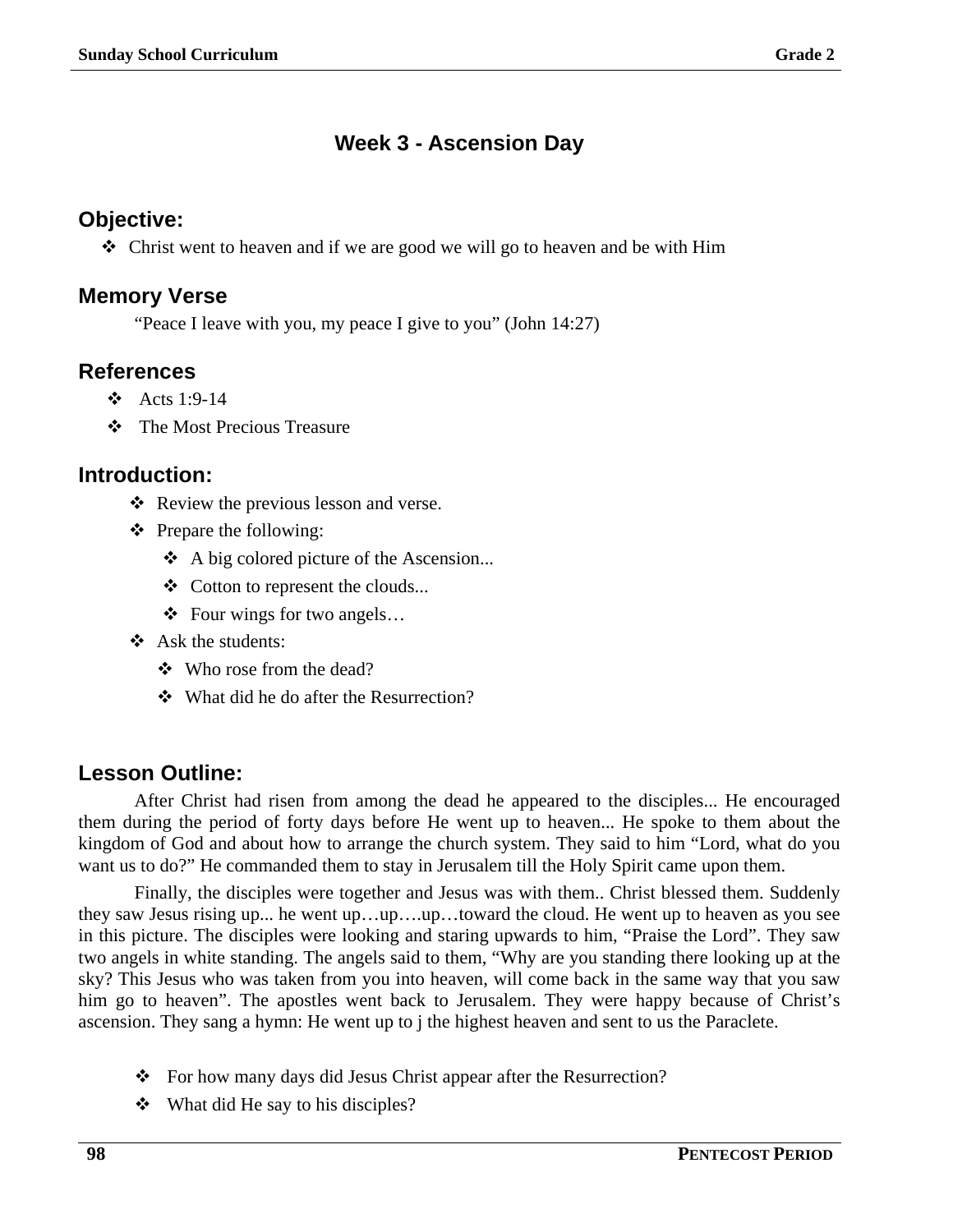# Week 3 - Ascension Day

## Objective:

- Christ went to heaven and if we are good we will go to heaven and be with Him

## Memory Verse

“Peace I leave with you, my peace I give to you” (John 14:27)

## References

- Acts 1:9-14
- The Most Precious Treasure

## Introduction:

- Review the previous lesson and verse.
- Prepare the following:
  - A big colored picture of the Ascension...
  - Cotton to represent the clouds...
  - Four wings for two angels…
- Ask the students:
  - Who rose from the dead?
  - What did he do after the Resurrection?

## Lesson Outline:

After Christ had risen from among the dead he appeared to the disciples... He encouraged them during the period of forty days before He went up to heaven... He spoke to them about the kingdom of God and about how to arrange the church system. They said to him “Lord, what do you want us to do?” He commanded them to stay in Jerusalem till the Holy Spirit came upon them.

Finally, the disciples were together and Jesus was with them.. Christ blessed them. Suddenly they saw Jesus rising up... he went up…up….up…toward the cloud. He went up to heaven as you see in this picture. The disciples were looking and staring upwards to him, “Praise the Lord”. They saw two angels in white standing. The angels said to them, “Why are you standing there looking up at the sky? This Jesus who was taken from you into heaven, will come back in the same way that you saw him go to heaven”. The apostles went back to Jerusalem. They were happy because of Christ’s ascension. They sang a hymn: He went up to j the highest heaven and sent to us the Paraclete.

- For how many days did Jesus Christ appear after the Resurrection?
- What did He say to his disciples?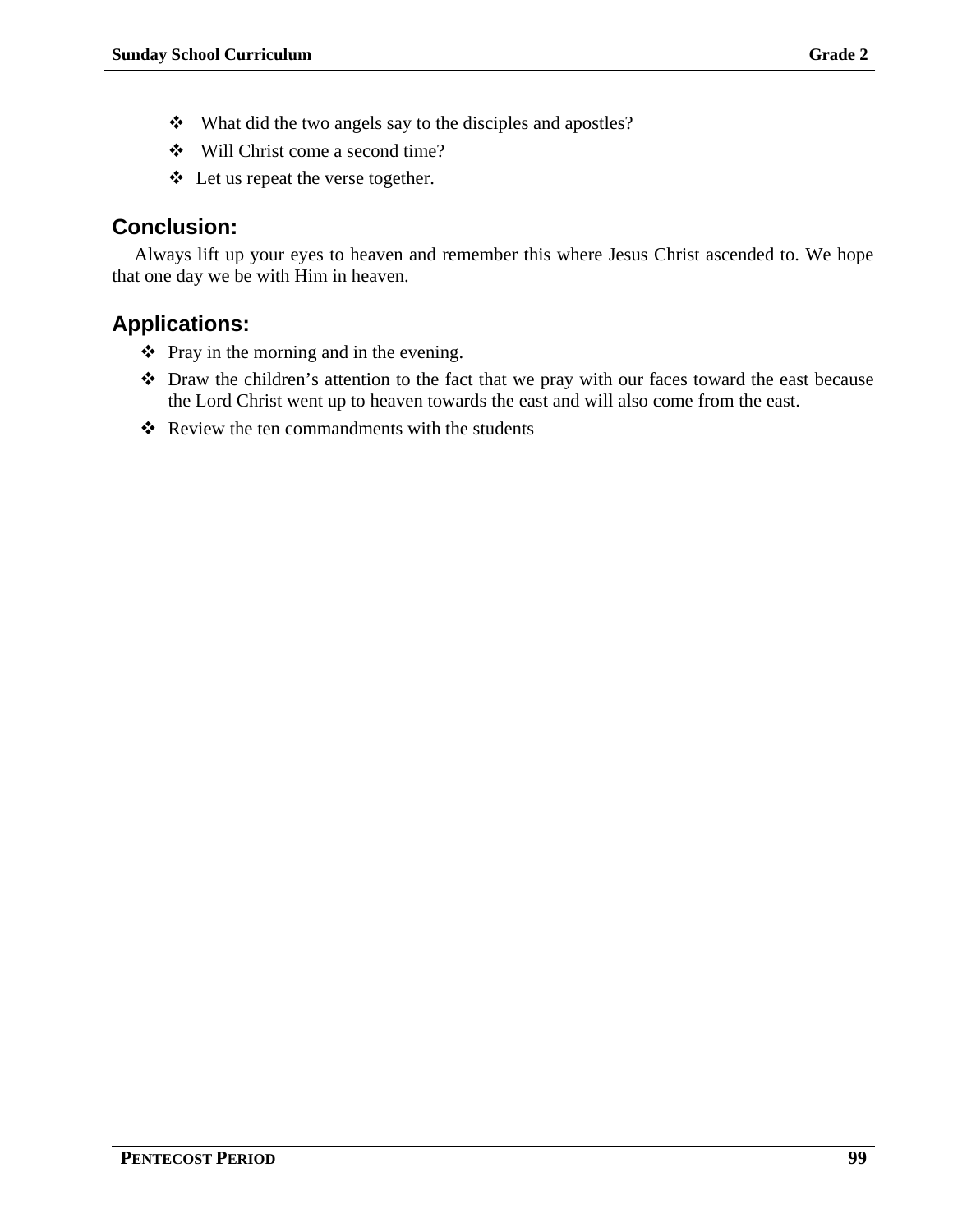- What did the two angels say to the disciples and apostles?
- Will Christ come a second time?
- Let us repeat the verse together.

## Conclusion:

Always lift up your eyes to heaven and remember this where Jesus Christ ascended to. We hope that one day we be with Him in heaven.

## Applications:

- Pray in the morning and in the evening.
- Draw the children's attention to the fact that we pray with our faces toward the east because the Lord Christ went up to heaven towards the east and will also come from the east.
- Review the ten commandments with the students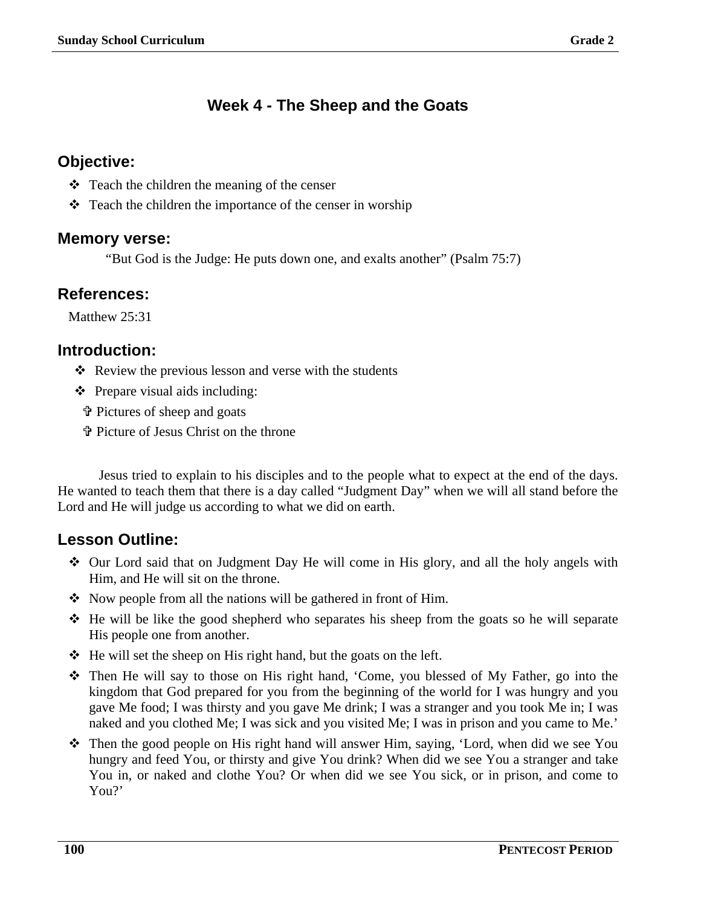# Week 4 - The Sheep and the Goats

## Objective:

- Teach the children the meaning of the censer
- Teach the children the importance of the censer in worship

## Memory verse:

"But God is the Judge: He puts down one, and exalts another" (Psalm 75:7)

## References:

Matthew 25:31

## Introduction:

- Review the previous lesson and verse with the students
- Prepare visual aids including:
  - ✞ Pictures of sheep and goats
  - ✞ Picture of Jesus Christ on the throne

Jesus tried to explain to his disciples and to the people what to expect at the end of the days. He wanted to teach them that there is a day called "Judgment Day" when we will all stand before the Lord and He will judge us according to what we did on earth.

## Lesson Outline:

- Our Lord said that on Judgment Day He will come in His glory, and all the holy angels with Him, and He will sit on the throne.
- Now people from all the nations will be gathered in front of Him.
- He will be like the good shepherd who separates his sheep from the goats so he will separate His people one from another.
- He will set the sheep on His right hand, but the goats on the left.
- Then He will say to those on His right hand, 'Come, you blessed of My Father, go into the kingdom that God prepared for you from the beginning of the world for I was hungry and you gave Me food; I was thirsty and you gave Me drink; I was a stranger and you took Me in; I was naked and you clothed Me; I was sick and you visited Me; I was in prison and you came to Me.'
- Then the good people on His right hand will answer Him, saying, 'Lord, when did we see You hungry and feed You, or thirsty and give You drink? When did we see You a stranger and take You in, or naked and clothe You? Or when did we see You sick, or in prison, and come to You?'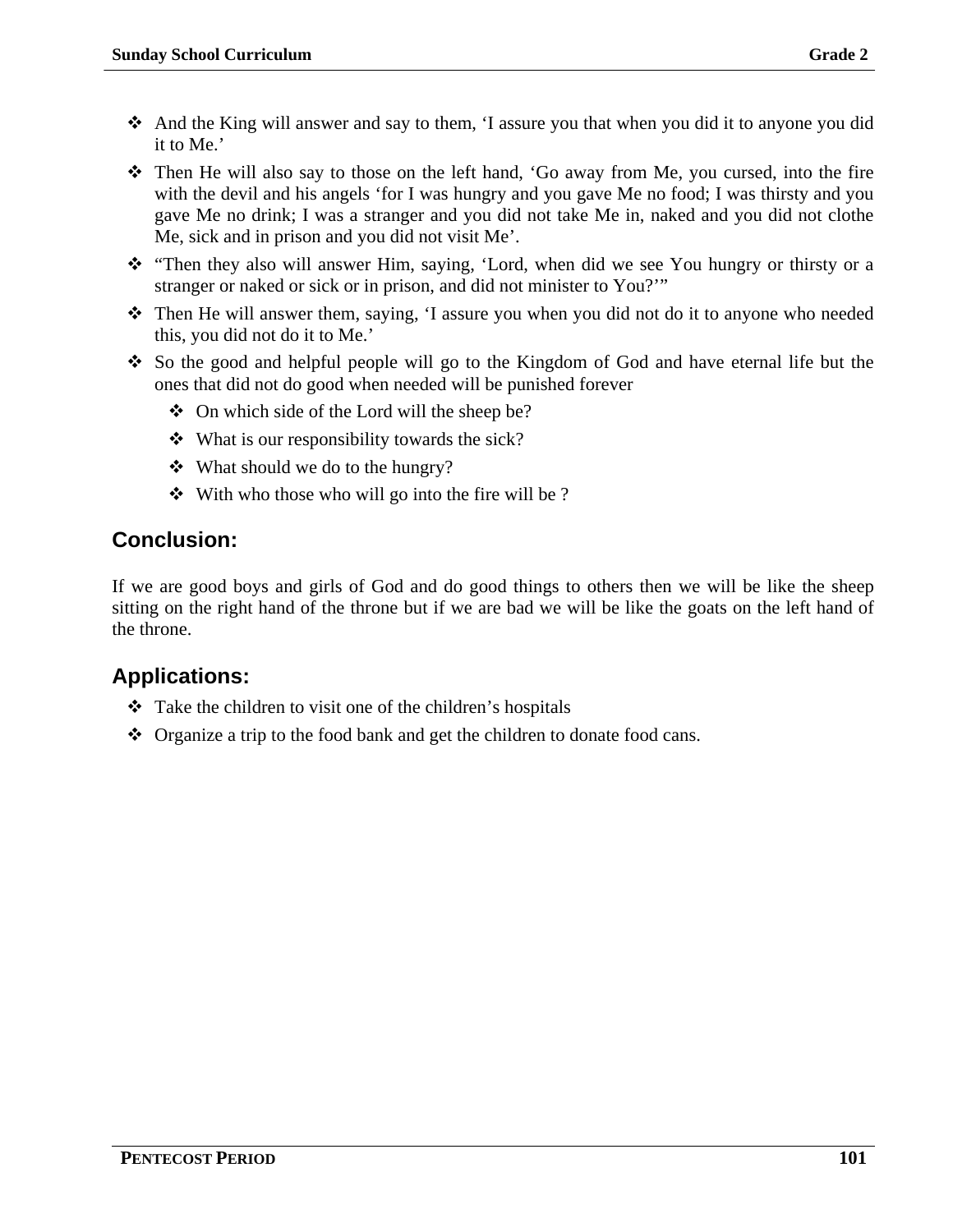- And the King will answer and say to them, 'I assure you that when you did it to anyone you did it to Me.'
- Then He will also say to those on the left hand, 'Go away from Me, you cursed, into the fire with the devil and his angels 'for I was hungry and you gave Me no food; I was thirsty and you gave Me no drink; I was a stranger and you did not take Me in, naked and you did not clothe Me, sick and in prison and you did not visit Me'.
- "Then they also will answer Him, saying, 'Lord, when did we see You hungry or thirsty or a stranger or naked or sick or in prison, and did not minister to You?'"
- Then He will answer them, saying, 'I assure you when you did not do it to anyone who needed this, you did not do it to Me.'
- So the good and helpful people will go to the Kingdom of God and have eternal life but the ones that did not do good when needed will be punished forever
  - On which side of the Lord will the sheep be?
  - What is our responsibility towards the sick?
  - What should we do to the hungry?
  - With who those who will go into the fire will be ?

## Conclusion:

If we are good boys and girls of God and do good things to others then we will be like the sheep sitting on the right hand of the throne but if we are bad we will be like the goats on the left hand of the throne.

## Applications:

- Take the children to visit one of the children's hospitals
- Organize a trip to the food bank and get the children to donate food cans.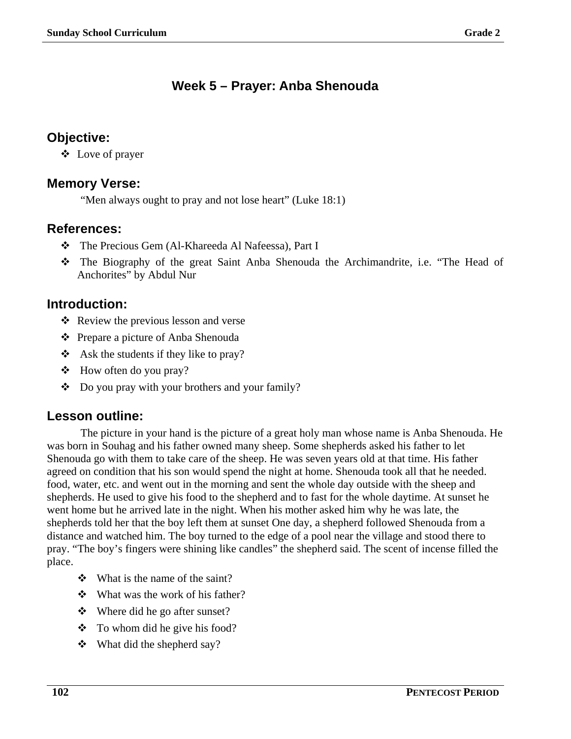# Week 5 – Prayer: Anba Shenouda

## Objective:

- Love of prayer

## Memory Verse:

"Men always ought to pray and not lose heart" (Luke 18:1)

## References:

- The Precious Gem (Al-Khareeda Al Nafeessa), Part I
- The Biography of the great Saint Anba Shenouda the Archimandrite, i.e. "The Head of Anchorites" by Abdul Nur

## Introduction:

- Review the previous lesson and verse
- Prepare a picture of Anba Shenouda
- Ask the students if they like to pray?
- How often do you pray?
- Do you pray with your brothers and your family?

## Lesson outline:

The picture in your hand is the picture of a great holy man whose name is Anba Shenouda. He was born in Souhag and his father owned many sheep. Some shepherds asked his father to let Shenouda go with them to take care of the sheep. He was seven years old at that time. His father agreed on condition that his son would spend the night at home. Shenouda took all that he needed. food, water, etc. and went out in the morning and sent the whole day outside with the sheep and shepherds. He used to give his food to the shepherd and to fast for the whole daytime. At sunset he went home but he arrived late in the night. When his mother asked him why he was late, the shepherds told her that the boy left them at sunset One day, a shepherd followed Shenouda from a distance and watched him. The boy turned to the edge of a pool near the village and stood there to pray. "The boy's fingers were shining like candles" the shepherd said. The scent of incense filled the place.

- What is the name of the saint?
- What was the work of his father?
- Where did he go after sunset?
- To whom did he give his food?
- What did the shepherd say?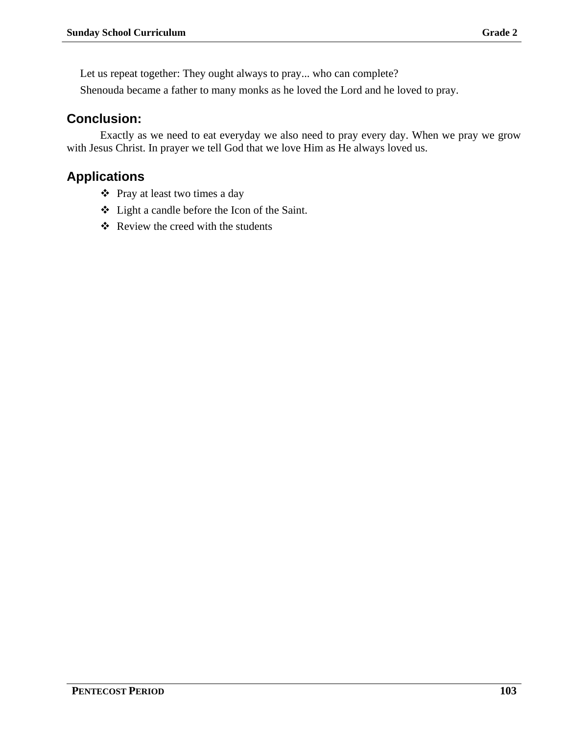Let us repeat together: They ought always to pray... who can complete?

Shenouda became a father to many monks as he loved the Lord and he loved to pray.

## Conclusion:

Exactly as we need to eat everyday we also need to pray every day. When we pray we grow with Jesus Christ. In prayer we tell God that we love Him as He always loved us.

## Applications

- Pray at least two times a day
- Light a candle before the Icon of the Saint.
- Review the creed with the students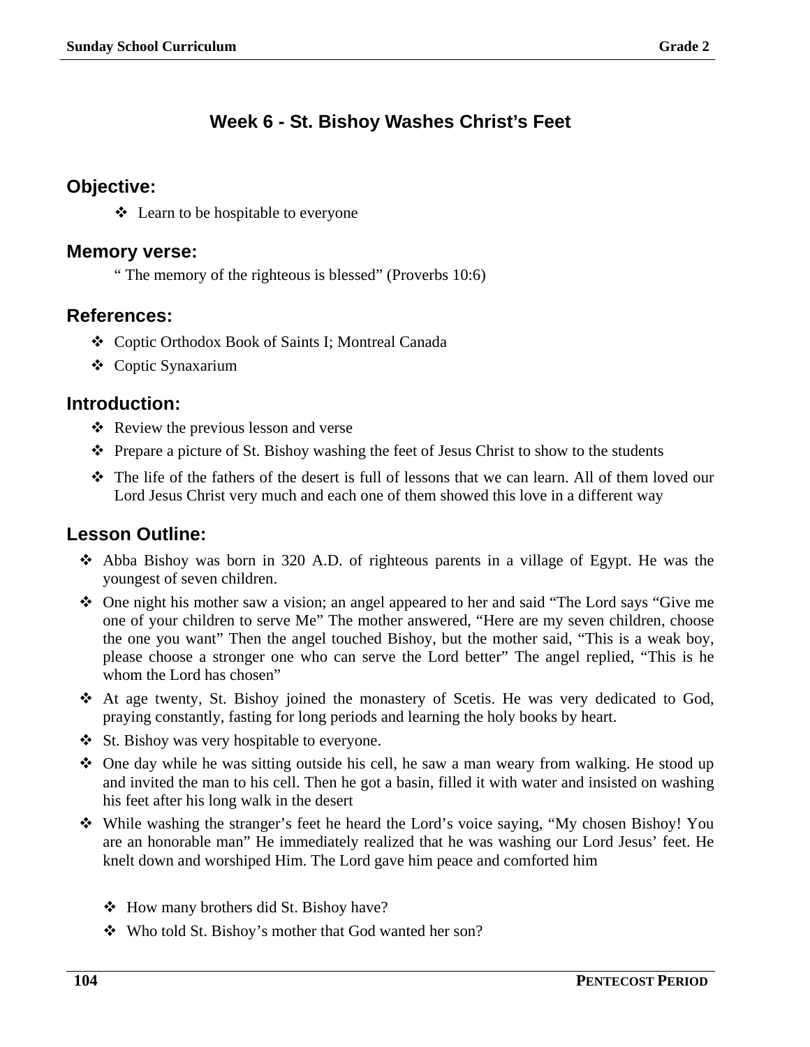## Week 6 - St. Bishoy Washes Christ's Feet

### Objective:

- Learn to be hospitable to everyone

### Memory verse:

" The memory of the righteous is blessed" (Proverbs 10:6)

### References:

- Coptic Orthodox Book of Saints I; Montreal Canada
- Coptic Synaxarium

### Introduction:

- Review the previous lesson and verse
- Prepare a picture of St. Bishoy washing the feet of Jesus Christ to show to the students
- The life of the fathers of the desert is full of lessons that we can learn. All of them loved our Lord Jesus Christ very much and each one of them showed this love in a different way

### Lesson Outline:

- Abba Bishoy was born in 320 A.D. of righteous parents in a village of Egypt. He was the youngest of seven children.
- One night his mother saw a vision; an angel appeared to her and said "The Lord says "Give me one of your children to serve Me" The mother answered, "Here are my seven children, choose the one you want" Then the angel touched Bishoy, but the mother said, "This is a weak boy, please choose a stronger one who can serve the Lord better" The angel replied, "This is he whom the Lord has chosen"
- At age twenty, St. Bishoy joined the monastery of Scetis. He was very dedicated to God, praying constantly, fasting for long periods and learning the holy books by heart.
- St. Bishoy was very hospitable to everyone.
- One day while he was sitting outside his cell, he saw a man weary from walking. He stood up and invited the man to his cell. Then he got a basin, filled it with water and insisted on washing his feet after his long walk in the desert
- While washing the stranger's feet he heard the Lord's voice saying, "My chosen Bishoy! You are an honorable man" He immediately realized that he was washing our Lord Jesus' feet. He knelt down and worshiped Him. The Lord gave him peace and comforted him

  - How many brothers did St. Bishoy have?
  - Who told St. Bishoy's mother that God wanted her son?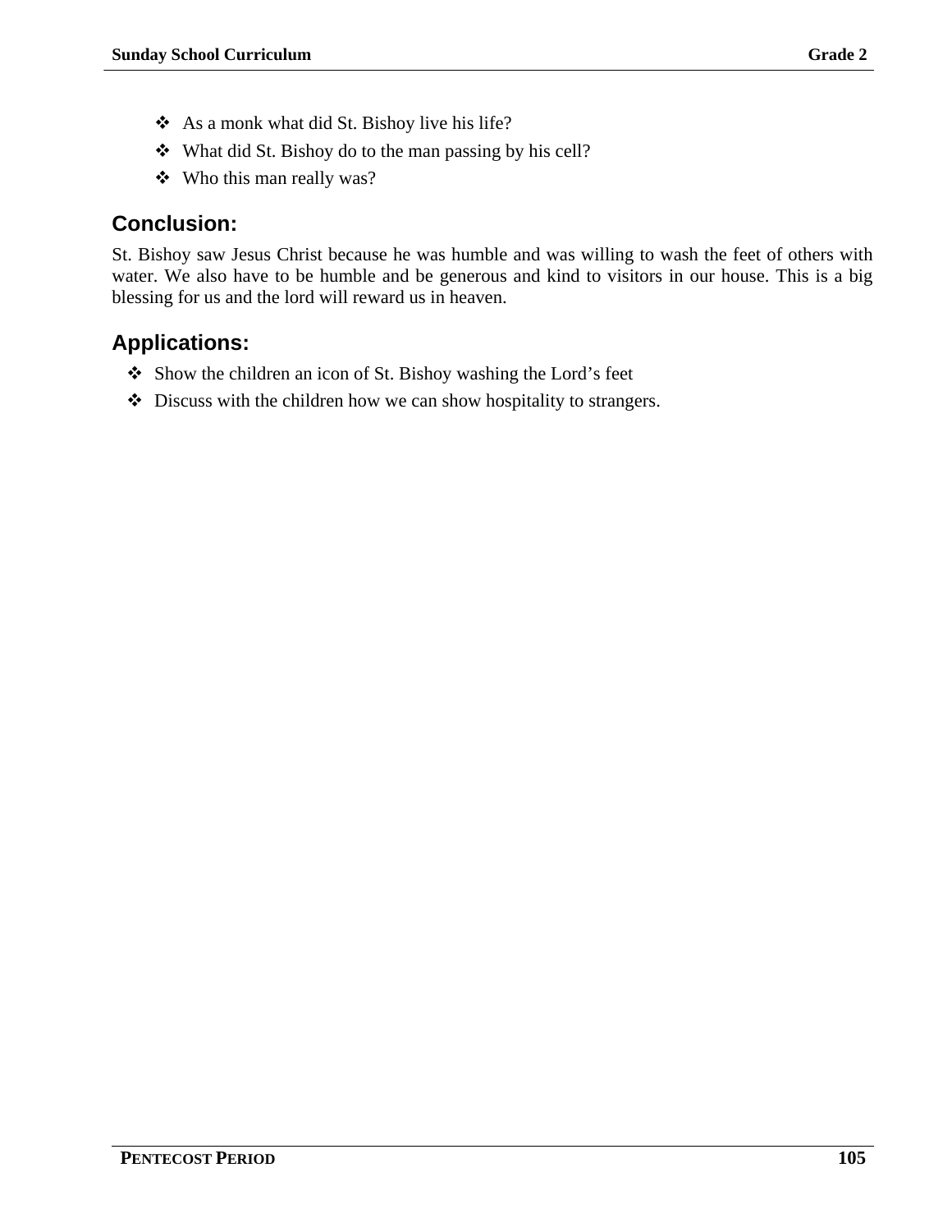- As a monk what did St. Bishoy live his life?
- What did St. Bishoy do to the man passing by his cell?
- Who this man really was?

## Conclusion:

St. Bishoy saw Jesus Christ because he was humble and was willing to wash the feet of others with water. We also have to be humble and be generous and kind to visitors in our house. This is a big blessing for us and the lord will reward us in heaven.

## Applications:

- Show the children an icon of St. Bishoy washing the Lord's feet
- Discuss with the children how we can show hospitality to strangers.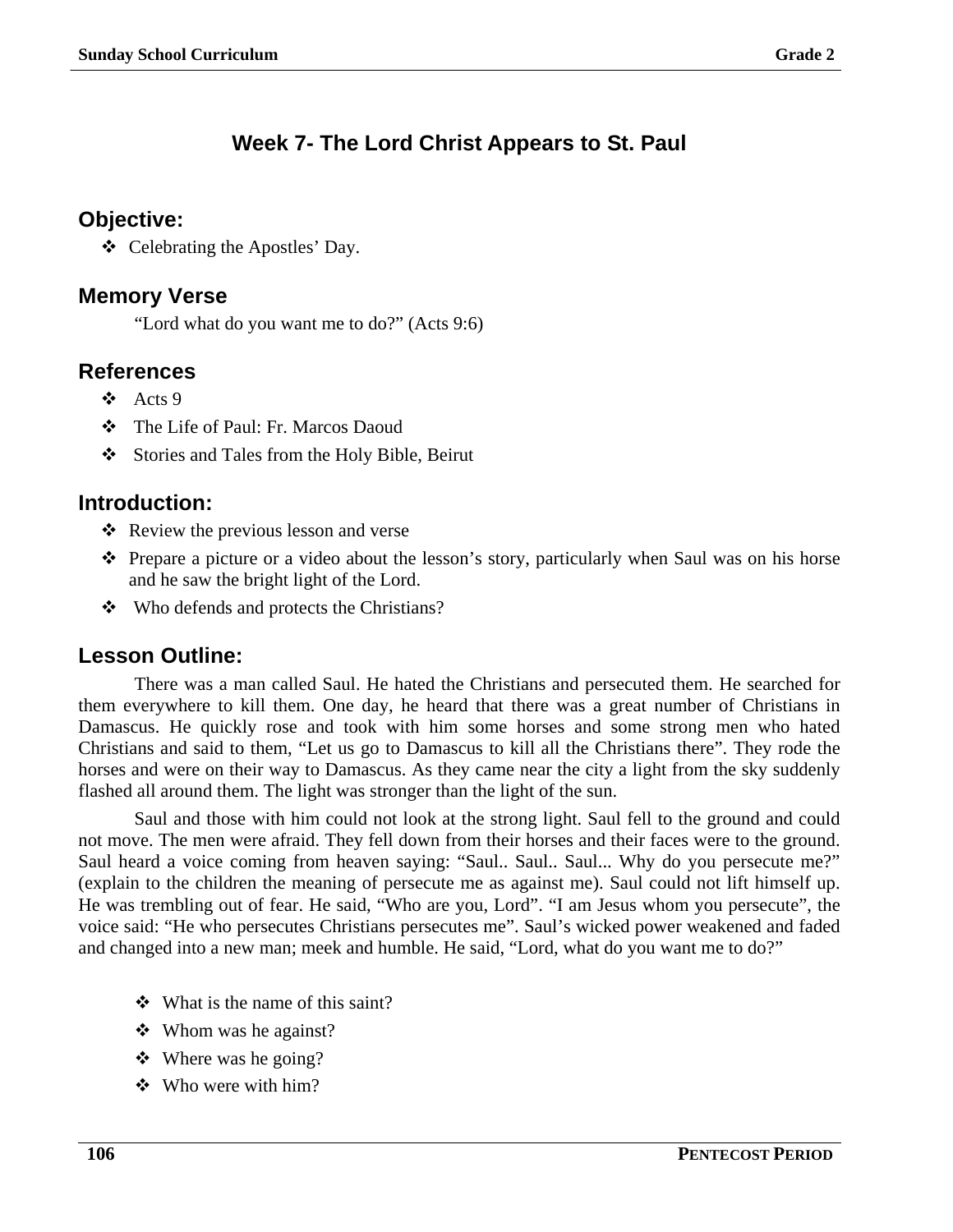# Week 7- The Lord Christ Appears to St. Paul

## Objective:

- Celebrating the Apostles' Day.

## Memory Verse

"Lord what do you want me to do?" (Acts 9:6)

## References

- Acts 9
- The Life of Paul: Fr. Marcos Daoud
- Stories and Tales from the Holy Bible, Beirut

## Introduction:

- Review the previous lesson and verse
- Prepare a picture or a video about the lesson's story, particularly when Saul was on his horse and he saw the bright light of the Lord.
- Who defends and protects the Christians?

## Lesson Outline:

There was a man called Saul. He hated the Christians and persecuted them. He searched for them everywhere to kill them. One day, he heard that there was a great number of Christians in Damascus. He quickly rose and took with him some horses and some strong men who hated Christians and said to them, "Let us go to Damascus to kill all the Christians there". They rode the horses and were on their way to Damascus. As they came near the city a light from the sky suddenly flashed all around them. The light was stronger than the light of the sun.

Saul and those with him could not look at the strong light. Saul fell to the ground and could not move. The men were afraid. They fell down from their horses and their faces were to the ground. Saul heard a voice coming from heaven saying: "Saul.. Saul.. Saul... Why do you persecute me?" (explain to the children the meaning of persecute me as against me). Saul could not lift himself up. He was trembling out of fear. He said, "Who are you, Lord". "I am Jesus whom you persecute", the voice said: "He who persecutes Christians persecutes me". Saul's wicked power weakened and faded and changed into a new man; meek and humble. He said, "Lord, what do you want me to do?"

- What is the name of this saint?
- Whom was he against?
- Where was he going?
- Who were with him?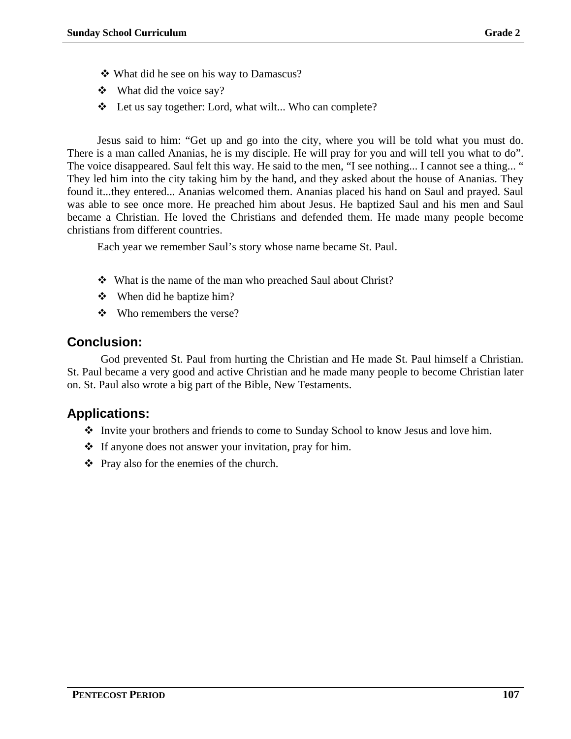- ❖ What did he see on his way to Damascus?
- ❖ What did the voice say?
- ❖ Let us say together: Lord, what wilt... Who can complete?

Jesus said to him: “Get up and go into the city, where you will be told what you must do. There is a man called Ananias, he is my disciple. He will pray for you and will tell you what to do”. The voice disappeared. Saul felt this way. He said to the men, “I see nothing... I cannot see a thing... “ They led him into the city taking him by the hand, and they asked about the house of Ananias. They found it...they entered... Ananias welcomed them. Ananias placed his hand on Saul and prayed. Saul was able to see once more. He preached him about Jesus. He baptized Saul and his men and Saul became a Christian. He loved the Christians and defended them. He made many people become christians from different countries.

Each year we remember Saul’s story whose name became St. Paul.

- ❖ What is the name of the man who preached Saul about Christ?
- ❖ When did he baptize him?
- ❖ Who remembers the verse?

## Conclusion:

God prevented St. Paul from hurting the Christian and He made St. Paul himself a Christian. St. Paul became a very good and active Christian and he made many people to become Christian later on. St. Paul also wrote a big part of the Bible, New Testaments.

## Applications:

- ❖ Invite your brothers and friends to come to Sunday School to know Jesus and love him.
- ❖ If anyone does not answer your invitation, pray for him.
- ❖ Pray also for the enemies of the church.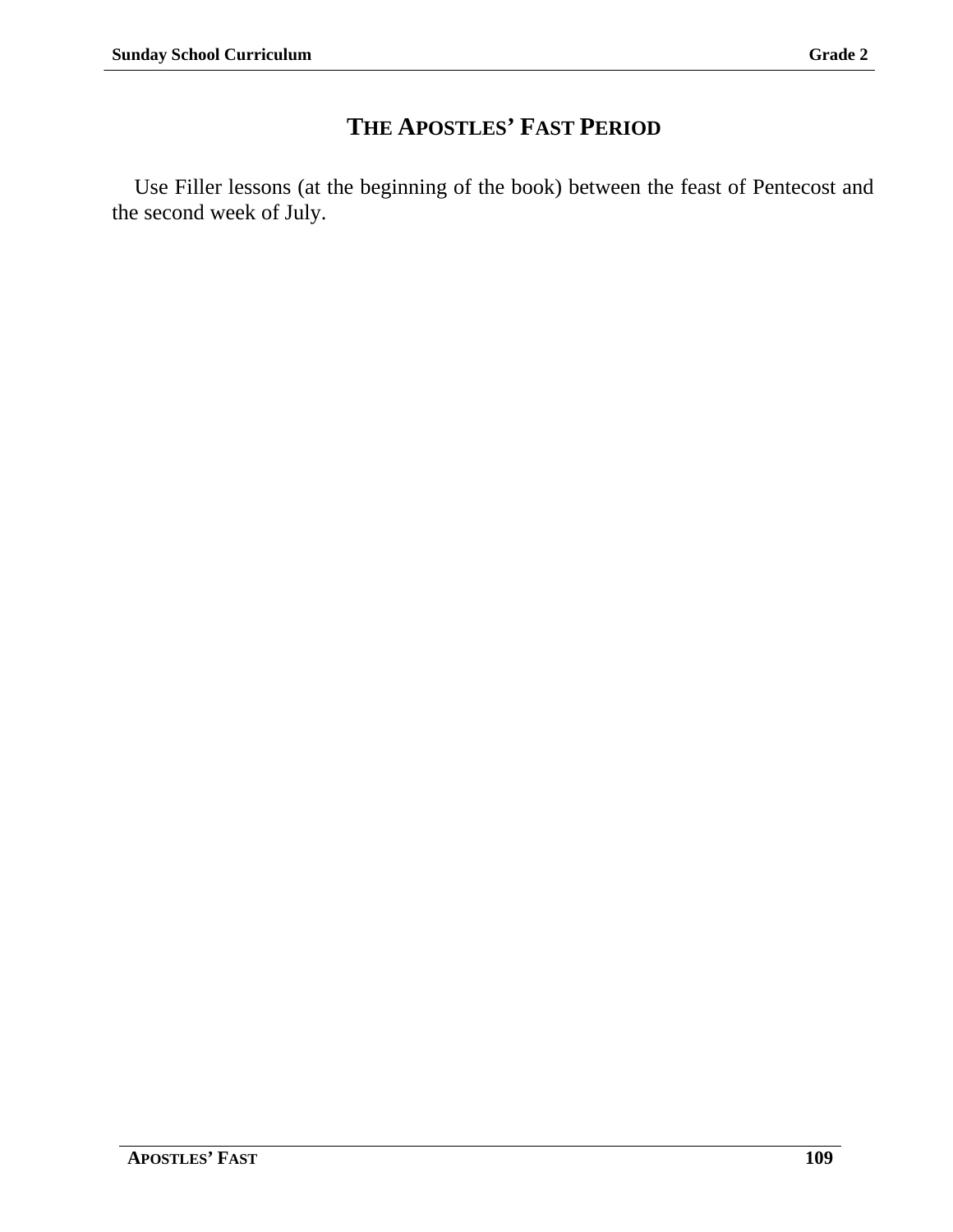# THE APOSTLES' FAST PERIOD

Use Filler lessons (at the beginning of the book) between the feast of Pentecost and the second week of July.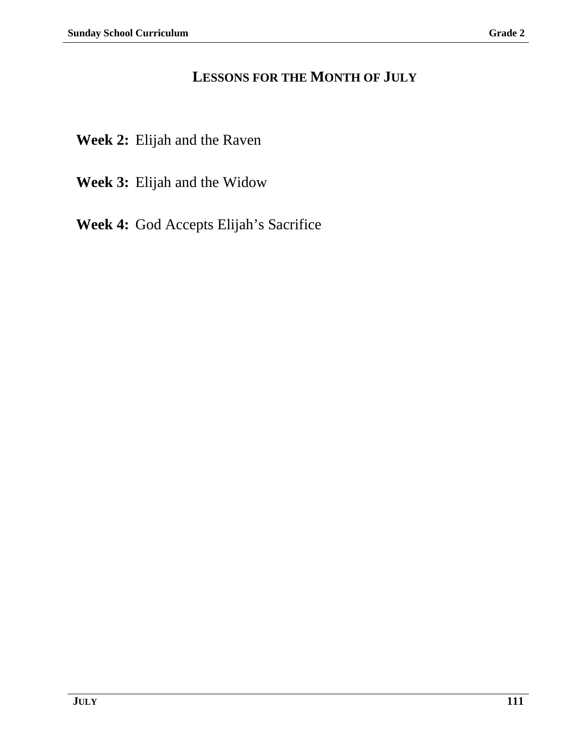# LESSONS FOR THE MONTH OF JULY

**Week 2:** Elijah and the Raven

**Week 3:** Elijah and the Widow

**Week 4:** God Accepts Elijah's Sacrifice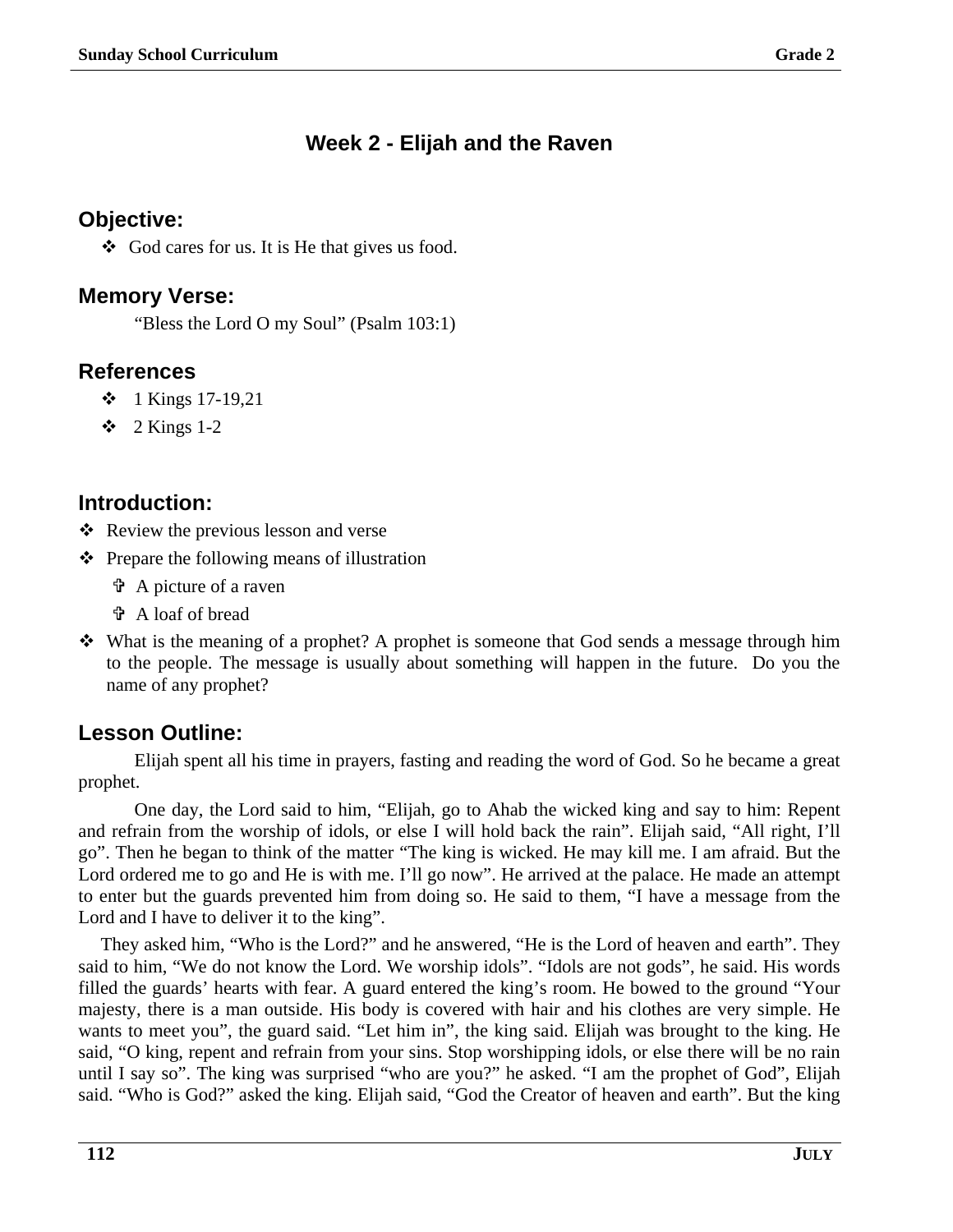## Week 2 - Elijah and the Raven

### Objective:

- God cares for us. It is He that gives us food.

### Memory Verse:

"Bless the Lord O my Soul" (Psalm 103:1)

### References

- 1 Kings 17-19,21
- 2 Kings 1-2

### Introduction:

- Review the previous lesson and verse
- Prepare the following means of illustration
  - A picture of a raven
  - A loaf of bread
- What is the meaning of a prophet? A prophet is someone that God sends a message through him to the people. The message is usually about something will happen in the future. Do you the name of any prophet?

### Lesson Outline:

Elijah spent all his time in prayers, fasting and reading the word of God. So he became a great prophet.

One day, the Lord said to him, "Elijah, go to Ahab the wicked king and say to him: Repent and refrain from the worship of idols, or else I will hold back the rain". Elijah said, "All right, I'll go". Then he began to think of the matter "The king is wicked. He may kill me. I am afraid. But the Lord ordered me to go and He is with me. I'll go now". He arrived at the palace. He made an attempt to enter but the guards prevented him from doing so. He said to them, "I have a message from the Lord and I have to deliver it to the king".

They asked him, "Who is the Lord?" and he answered, "He is the Lord of heaven and earth". They said to him, "We do not know the Lord. We worship idols". "Idols are not gods", he said. His words filled the guards' hearts with fear. A guard entered the king's room. He bowed to the ground "Your majesty, there is a man outside. His body is covered with hair and his clothes are very simple. He wants to meet you", the guard said. "Let him in", the king said. Elijah was brought to the king. He said, "O king, repent and refrain from your sins. Stop worshipping idols, or else there will be no rain until I say so". The king was surprised "who are you?" he asked. "I am the prophet of God", Elijah said. "Who is God?" asked the king. Elijah said, "God the Creator of heaven and earth". But the king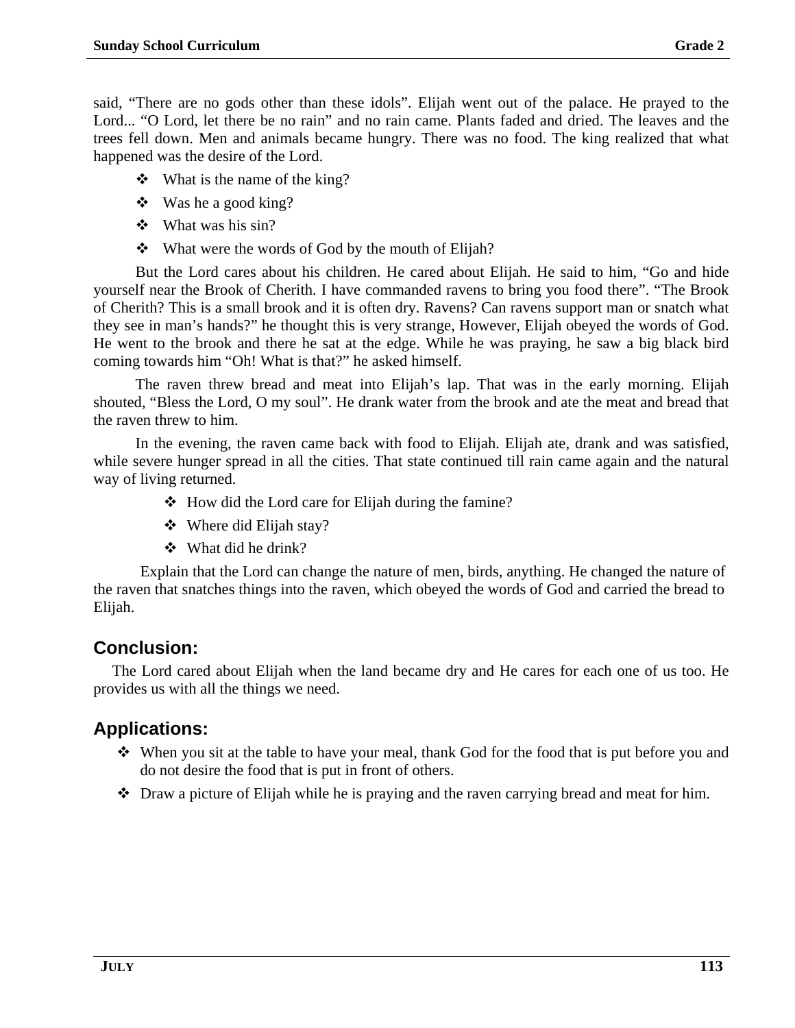said, "There are no gods other than these idols". Elijah went out of the palace. He prayed to the Lord... "O Lord, let there be no rain" and no rain came. Plants faded and dried. The leaves and the trees fell down. Men and animals became hungry. There was no food. The king realized that what happened was the desire of the Lord.

- What is the name of the king?
- Was he a good king?
- What was his sin?
- What were the words of God by the mouth of Elijah?

But the Lord cares about his children. He cared about Elijah. He said to him, "Go and hide yourself near the Brook of Cherith. I have commanded ravens to bring you food there". "The Brook of Cherith? This is a small brook and it is often dry. Ravens? Can ravens support man or snatch what they see in man's hands?" he thought this is very strange, However, Elijah obeyed the words of God. He went to the brook and there he sat at the edge. While he was praying, he saw a big black bird coming towards him "Oh! What is that?" he asked himself.

The raven threw bread and meat into Elijah's lap. That was in the early morning. Elijah shouted, "Bless the Lord, O my soul". He drank water from the brook and ate the meat and bread that the raven threw to him.

In the evening, the raven came back with food to Elijah. Elijah ate, drank and was satisfied, while severe hunger spread in all the cities. That state continued till rain came again and the natural way of living returned.

- How did the Lord care for Elijah during the famine?
- Where did Elijah stay?
- What did he drink?

Explain that the Lord can change the nature of men, birds, anything. He changed the nature of the raven that snatches things into the raven, which obeyed the words of God and carried the bread to Elijah.

## Conclusion:

The Lord cared about Elijah when the land became dry and He cares for each one of us too. He provides us with all the things we need.

## Applications:

- When you sit at the table to have your meal, thank God for the food that is put before you and do not desire the food that is put in front of others.
- Draw a picture of Elijah while he is praying and the raven carrying bread and meat for him.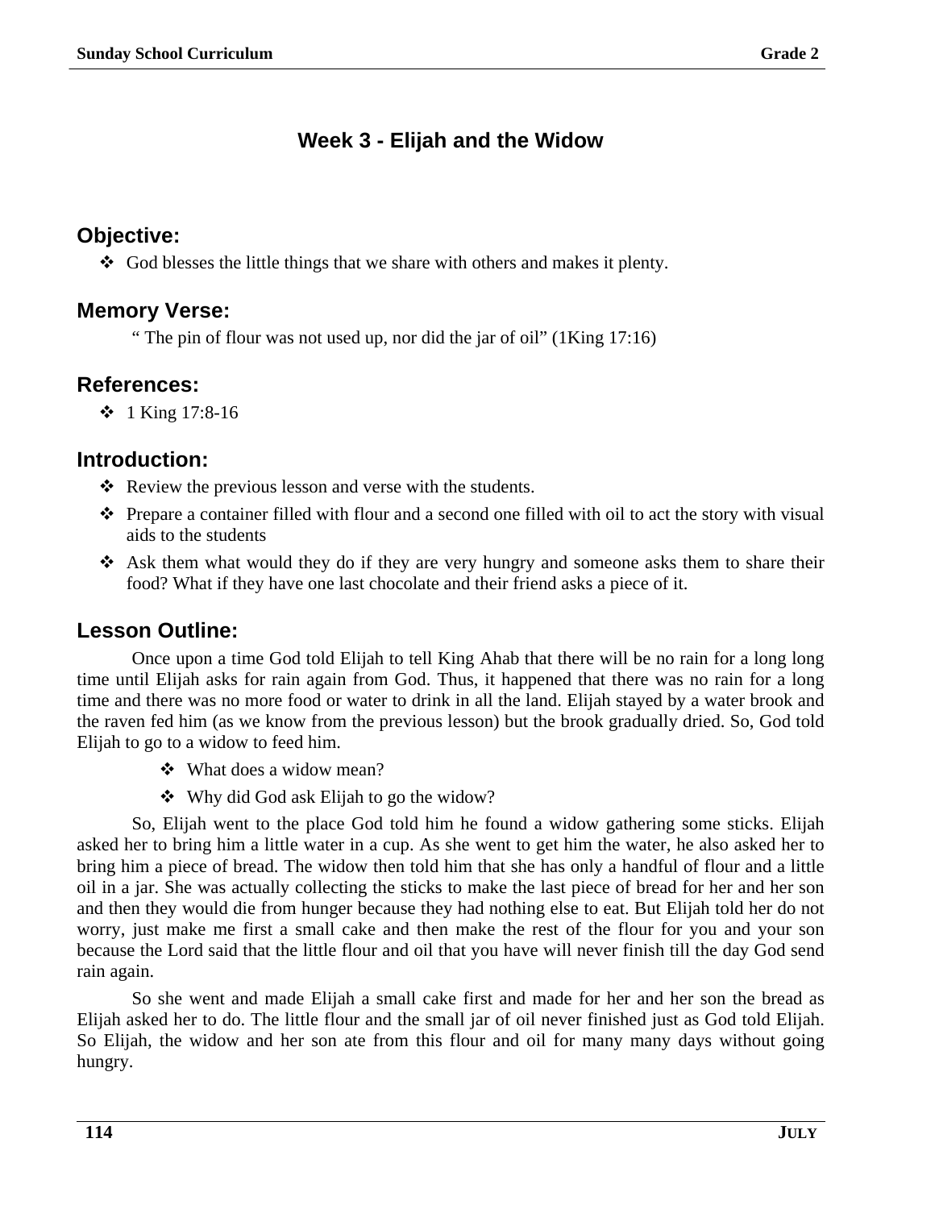# Week 3 - Elijah and the Widow

## Objective:

- God blesses the little things that we share with others and makes it plenty.

## Memory Verse:

" The pin of flour was not used up, nor did the jar of oil" (1King 17:16)

## References:

- 1 King 17:8-16

## Introduction:

- Review the previous lesson and verse with the students.
- Prepare a container filled with flour and a second one filled with oil to act the story with visual aids to the students
- Ask them what would they do if they are very hungry and someone asks them to share their food? What if they have one last chocolate and their friend asks a piece of it.

## Lesson Outline:

Once upon a time God told Elijah to tell King Ahab that there will be no rain for a long long time until Elijah asks for rain again from God. Thus, it happened that there was no rain for a long time and there was no more food or water to drink in all the land. Elijah stayed by a water brook and the raven fed him (as we know from the previous lesson) but the brook gradually dried. So, God told Elijah to go to a widow to feed him.

- What does a widow mean?
- Why did God ask Elijah to go the widow?

So, Elijah went to the place God told him he found a widow gathering some sticks. Elijah asked her to bring him a little water in a cup. As she went to get him the water, he also asked her to bring him a piece of bread. The widow then told him that she has only a handful of flour and a little oil in a jar. She was actually collecting the sticks to make the last piece of bread for her and her son and then they would die from hunger because they had nothing else to eat. But Elijah told her do not worry, just make me first a small cake and then make the rest of the flour for you and your son because the Lord said that the little flour and oil that you have will never finish till the day God send rain again.

So she went and made Elijah a small cake first and made for her and her son the bread as Elijah asked her to do. The little flour and the small jar of oil never finished just as God told Elijah. So Elijah, the widow and her son ate from this flour and oil for many many days without going hungry.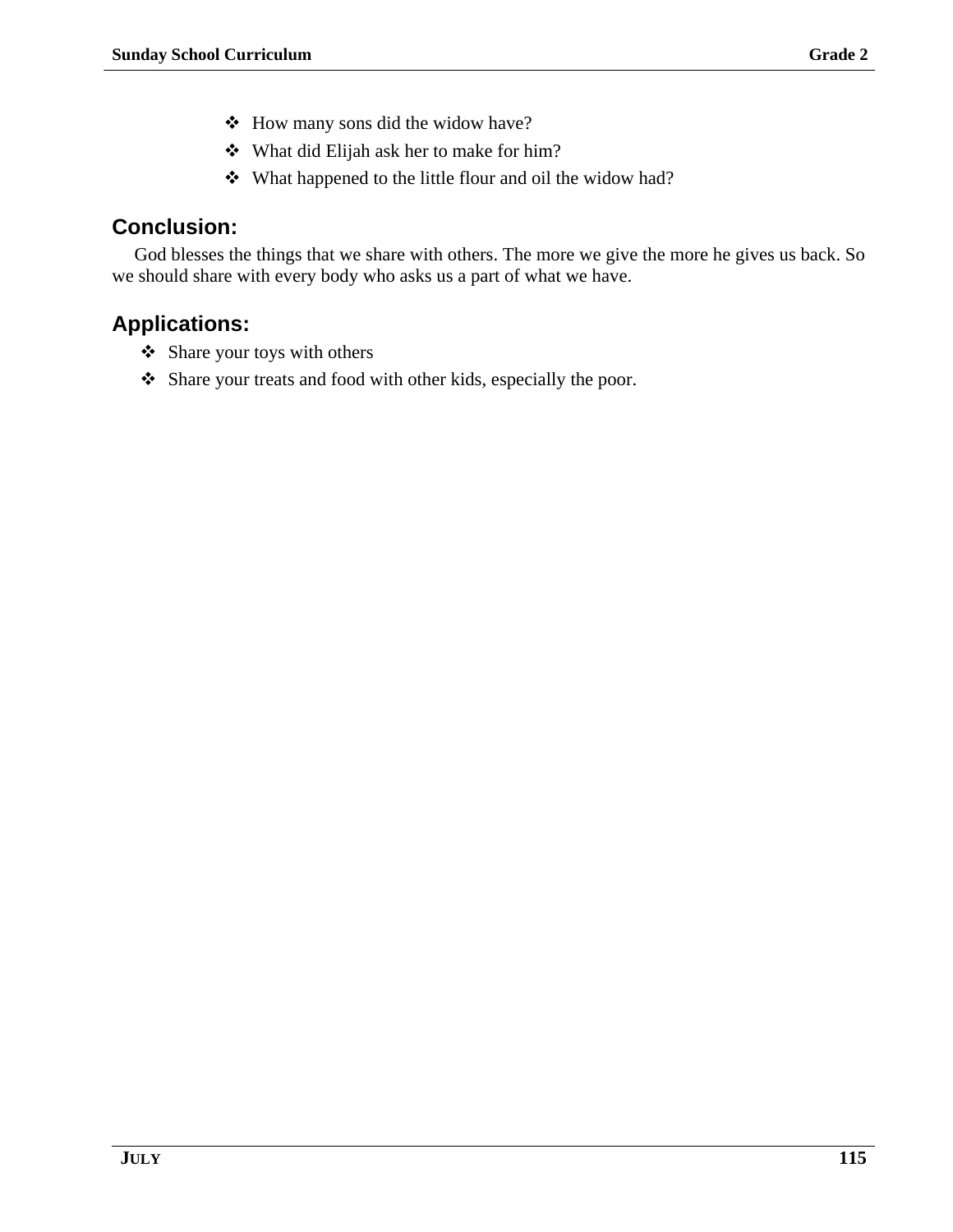- How many sons did the widow have?
- What did Elijah ask her to make for him?
- What happened to the little flour and oil the widow had?

## Conclusion:

God blesses the things that we share with others. The more we give the more he gives us back. So we should share with every body who asks us a part of what we have.

## Applications:

- Share your toys with others
- Share your treats and food with other kids, especially the poor.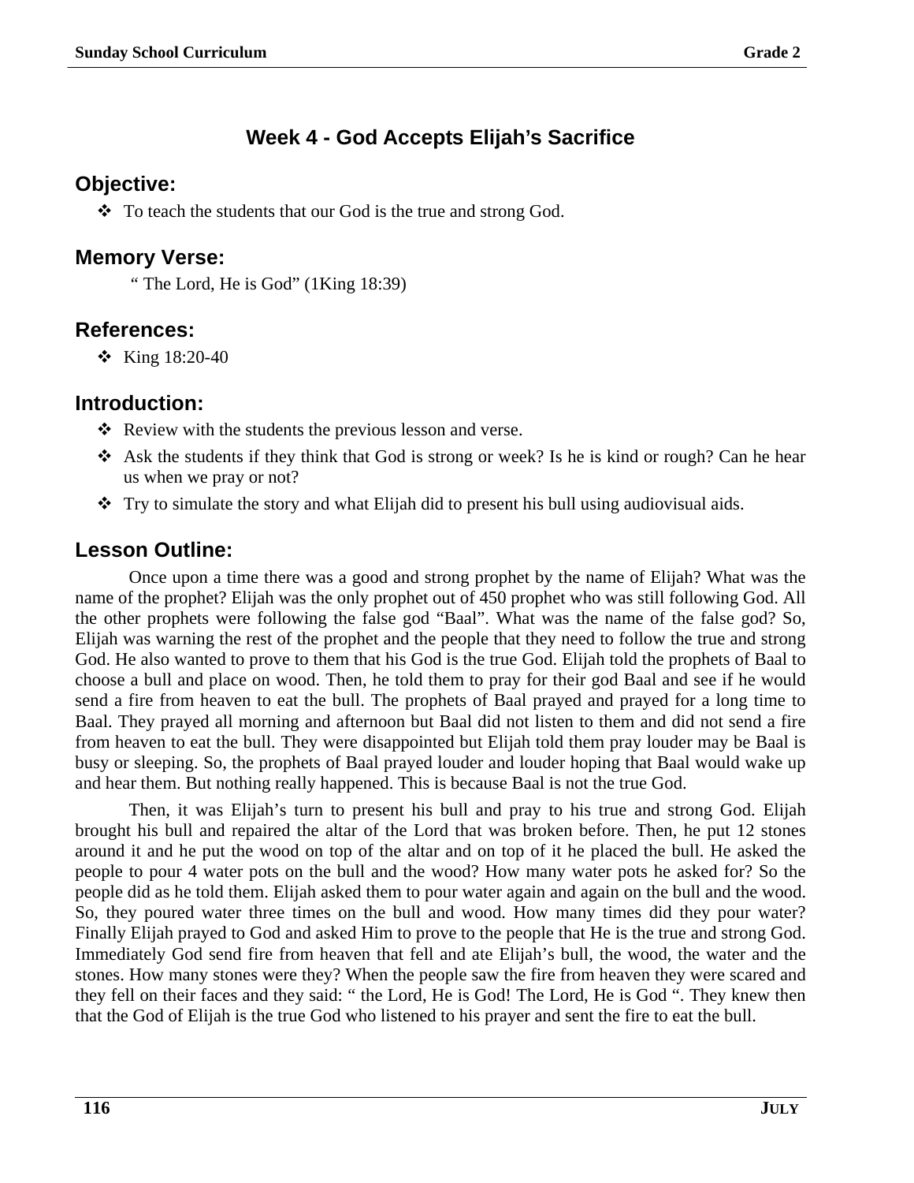# Week 4 - God Accepts Elijah's Sacrifice

## Objective:

- ❖ To teach the students that our God is the true and strong God.

## Memory Verse:

" The Lord, He is God" (1King 18:39)

## References:

- ❖ King 18:20-40

## Introduction:

- ❖ Review with the students the previous lesson and verse.
- ❖ Ask the students if they think that God is strong or week? Is he is kind or rough? Can he hear us when we pray or not?
- ❖ Try to simulate the story and what Elijah did to present his bull using audiovisual aids.

## Lesson Outline:

Once upon a time there was a good and strong prophet by the name of Elijah? What was the name of the prophet? Elijah was the only prophet out of 450 prophet who was still following God. All the other prophets were following the false god "Baal". What was the name of the false god? So, Elijah was warning the rest of the prophet and the people that they need to follow the true and strong God. He also wanted to prove to them that his God is the true God. Elijah told the prophets of Baal to choose a bull and place on wood. Then, he told them to pray for their god Baal and see if he would send a fire from heaven to eat the bull. The prophets of Baal prayed and prayed for a long time to Baal. They prayed all morning and afternoon but Baal did not listen to them and did not send a fire from heaven to eat the bull. They were disappointed but Elijah told them pray louder may be Baal is busy or sleeping. So, the prophets of Baal prayed louder and louder hoping that Baal would wake up and hear them. But nothing really happened. This is because Baal is not the true God.

Then, it was Elijah's turn to present his bull and pray to his true and strong God. Elijah brought his bull and repaired the altar of the Lord that was broken before. Then, he put 12 stones around it and he put the wood on top of the altar and on top of it he placed the bull. He asked the people to pour 4 water pots on the bull and the wood? How many water pots he asked for? So the people did as he told them. Elijah asked them to pour water again and again on the bull and the wood. So, they poured water three times on the bull and wood. How many times did they pour water? Finally Elijah prayed to God and asked Him to prove to the people that He is the true and strong God. Immediately God send fire from heaven that fell and ate Elijah's bull, the wood, the water and the stones. How many stones were they? When the people saw the fire from heaven they were scared and they fell on their faces and they said: " the Lord, He is God! The Lord, He is God ". They knew then that the God of Elijah is the true God who listened to his prayer and sent the fire to eat the bull.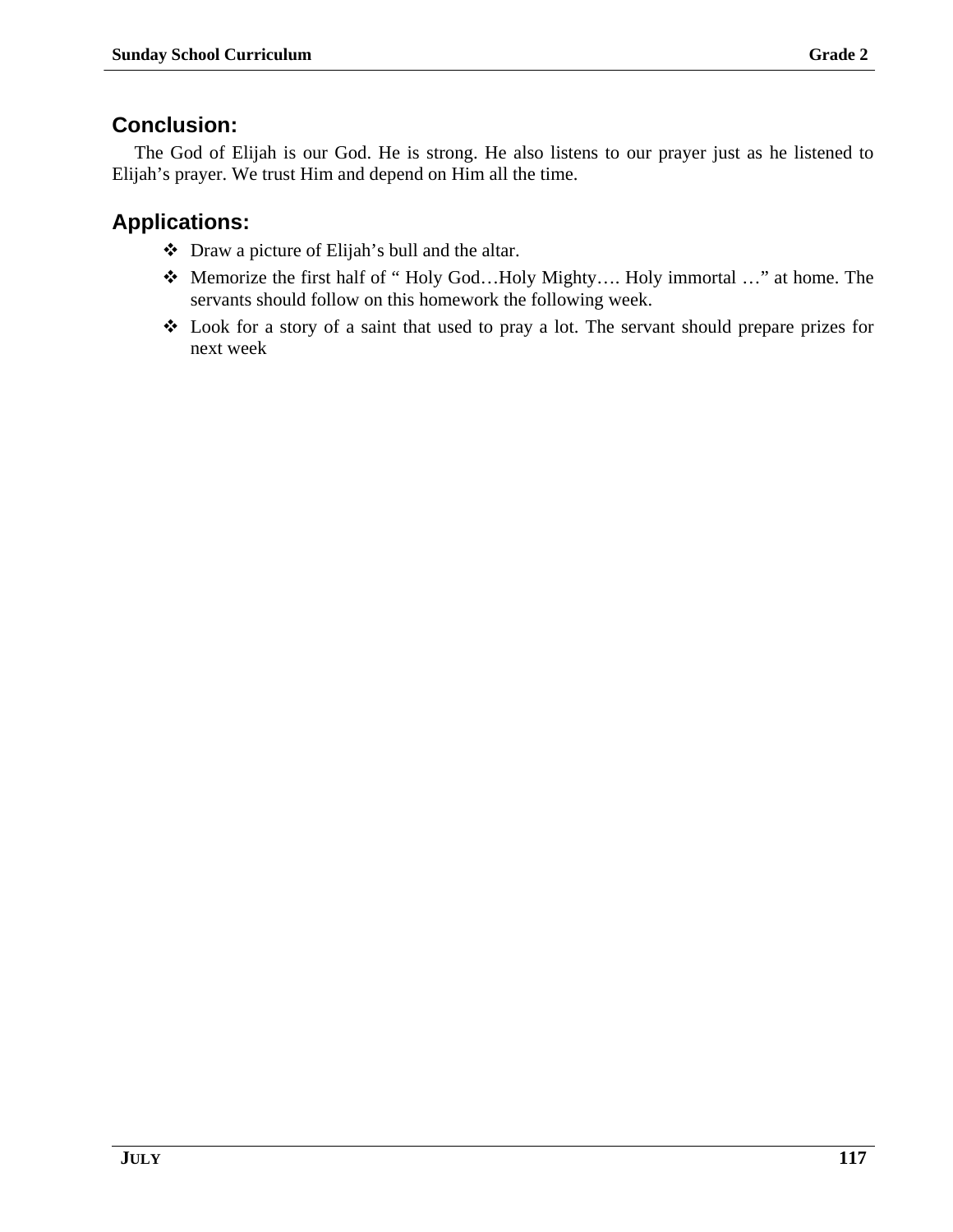## Conclusion:

The God of Elijah is our God. He is strong. He also listens to our prayer just as he listened to Elijah's prayer. We trust Him and depend on Him all the time.

## Applications:

- Draw a picture of Elijah's bull and the altar.
- Memorize the first half of " Holy God…Holy Mighty…. Holy immortal …" at home. The servants should follow on this homework the following week.
- Look for a story of a saint that used to pray a lot. The servant should prepare prizes for next week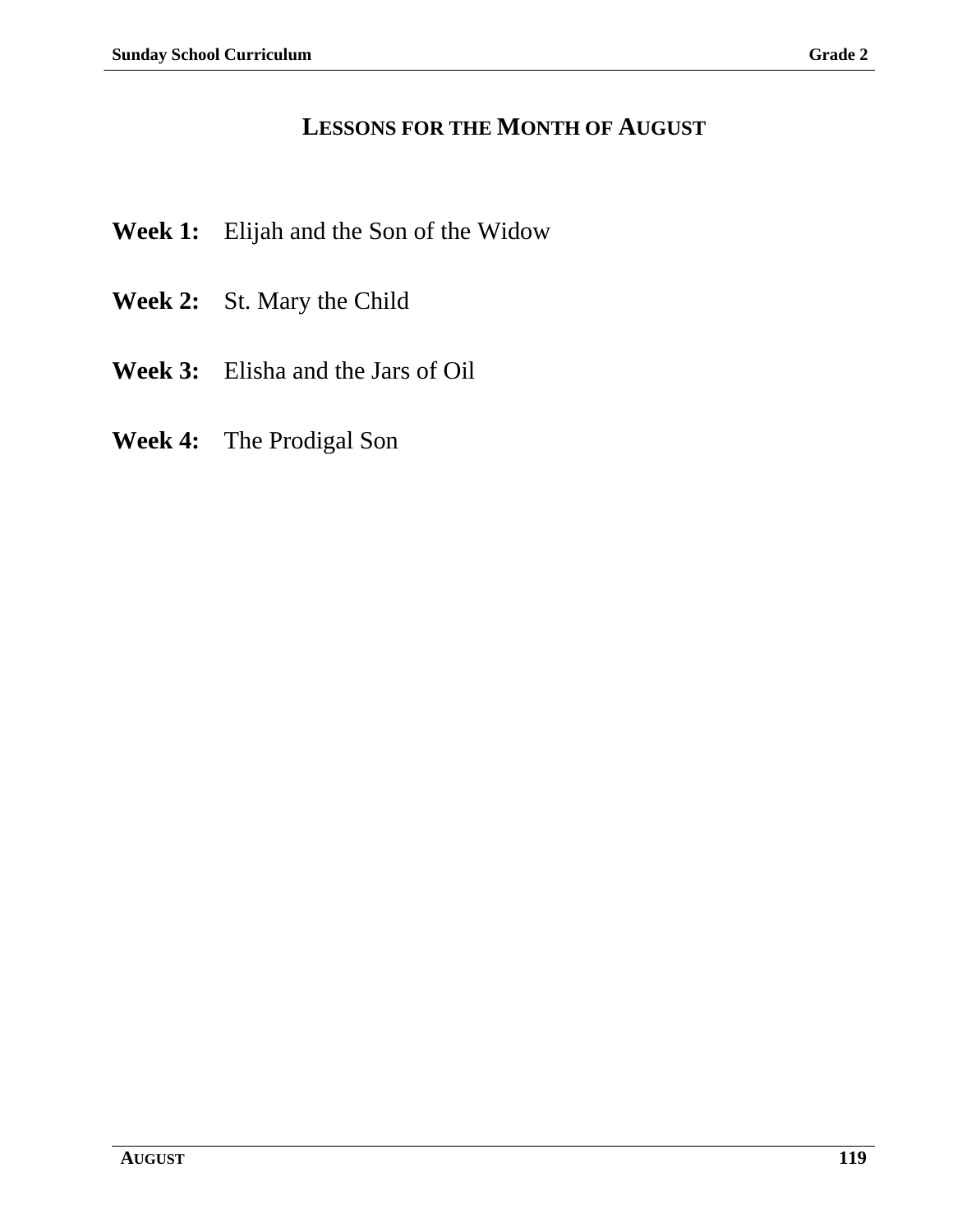# Lessons for the Month of August

**Week 1:** Elijah and the Son of the Widow

**Week 2:** St. Mary the Child

**Week 3:** Elisha and the Jars of Oil

**Week 4:** The Prodigal Son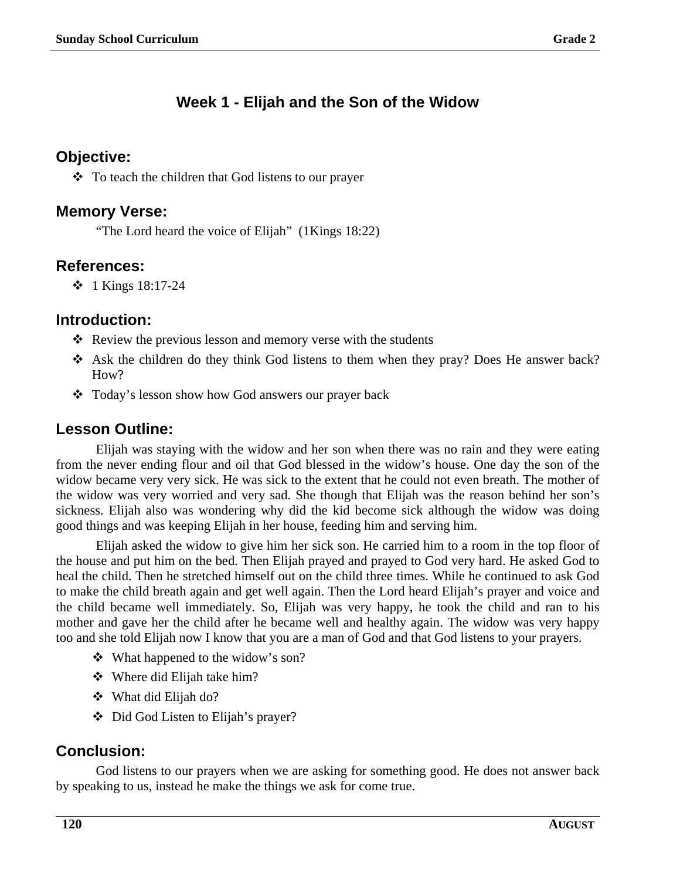# Week 1 - Elijah and the Son of the Widow

## Objective:

- To teach the children that God listens to our prayer

## Memory Verse:

"The Lord heard the voice of Elijah" (1Kings 18:22)

## References:

- 1 Kings 18:17-24

## Introduction:

- Review the previous lesson and memory verse with the students
- Ask the children do they think God listens to them when they pray? Does He answer back? How?
- Today's lesson show how God answers our prayer back

## Lesson Outline:

Elijah was staying with the widow and her son when there was no rain and they were eating from the never ending flour and oil that God blessed in the widow's house. One day the son of the widow became very very sick. He was sick to the extent that he could not even breath. The mother of the widow was very worried and very sad. She though that Elijah was the reason behind her son's sickness. Elijah also was wondering why did the kid become sick although the widow was doing good things and was keeping Elijah in her house, feeding him and serving him.

Elijah asked the widow to give him her sick son. He carried him to a room in the top floor of the house and put him on the bed. Then Elijah prayed and prayed to God very hard. He asked God to heal the child. Then he stretched himself out on the child three times. While he continued to ask God to make the child breath again and get well again. Then the Lord heard Elijah's prayer and voice and the child became well immediately. So, Elijah was very happy, he took the child and ran to his mother and gave her the child after he became well and healthy again. The widow was very happy too and she told Elijah now I know that you are a man of God and that God listens to your prayers.

- What happened to the widow's son?
- Where did Elijah take him?
- What did Elijah do?
- Did God Listen to Elijah's prayer?

## Conclusion:

God listens to our prayers when we are asking for something good. He does not answer back by speaking to us, instead he make the things we ask for come true.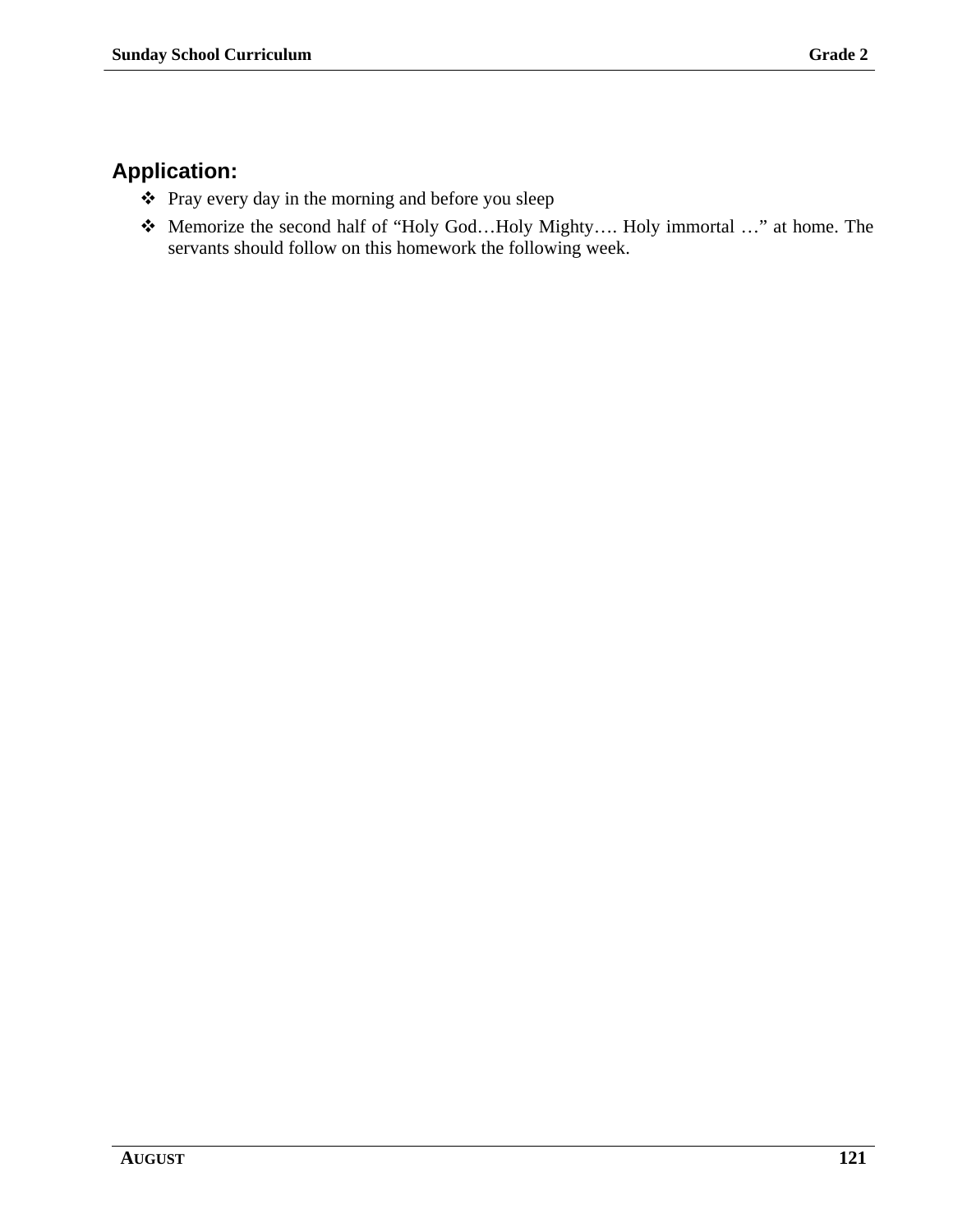## Application:

- Pray every day in the morning and before you sleep
- Memorize the second half of “Holy God…Holy Mighty…. Holy immortal …” at home. The servants should follow on this homework the following week.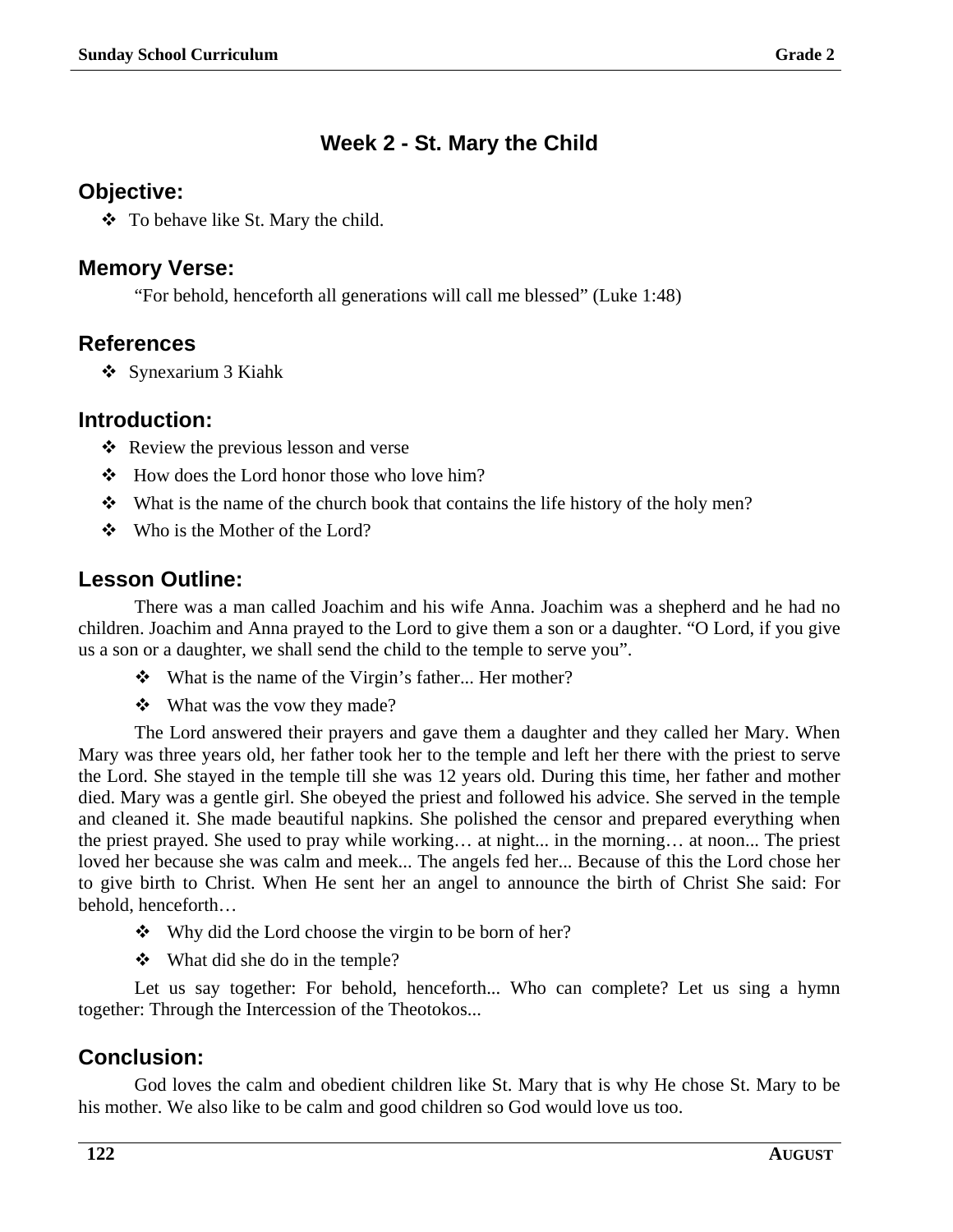## Week 2 - St. Mary the Child

### Objective:

- To behave like St. Mary the child.

### Memory Verse:

"For behold, henceforth all generations will call me blessed" (Luke 1:48)

### References

- Synexarium 3 Kiahk

### Introduction:

- Review the previous lesson and verse
- How does the Lord honor those who love him?
- What is the name of the church book that contains the life history of the holy men?
- Who is the Mother of the Lord?

### Lesson Outline:

There was a man called Joachim and his wife Anna. Joachim was a shepherd and he had no children. Joachim and Anna prayed to the Lord to give them a son or a daughter. "O Lord, if you give us a son or a daughter, we shall send the child to the temple to serve you".

- What is the name of the Virgin's father... Her mother?
- What was the vow they made?

The Lord answered their prayers and gave them a daughter and they called her Mary. When Mary was three years old, her father took her to the temple and left her there with the priest to serve the Lord. She stayed in the temple till she was 12 years old. During this time, her father and mother died. Mary was a gentle girl. She obeyed the priest and followed his advice. She served in the temple and cleaned it. She made beautiful napkins. She polished the censor and prepared everything when the priest prayed. She used to pray while working… at night... in the morning… at noon... The priest loved her because she was calm and meek... The angels fed her... Because of this the Lord chose her to give birth to Christ. When He sent her an angel to announce the birth of Christ She said: For behold, henceforth…

- Why did the Lord choose the virgin to be born of her?
- What did she do in the temple?

Let us say together: For behold, henceforth... Who can complete? Let us sing a hymn together: Through the Intercession of the Theotokos...

### Conclusion:

God loves the calm and obedient children like St. Mary that is why He chose St. Mary to be his mother. We also like to be calm and good children so God would love us too.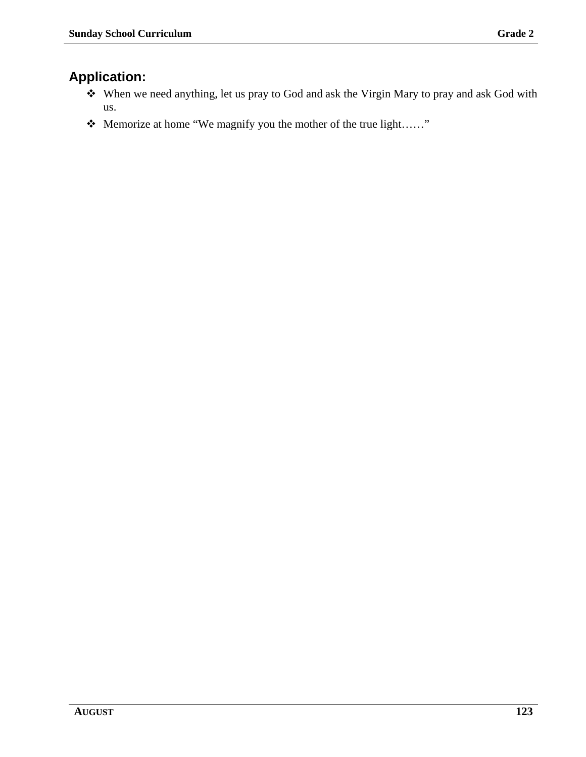## Application:

- When we need anything, let us pray to God and ask the Virgin Mary to pray and ask God with us.
- Memorize at home "We magnify you the mother of the true light……"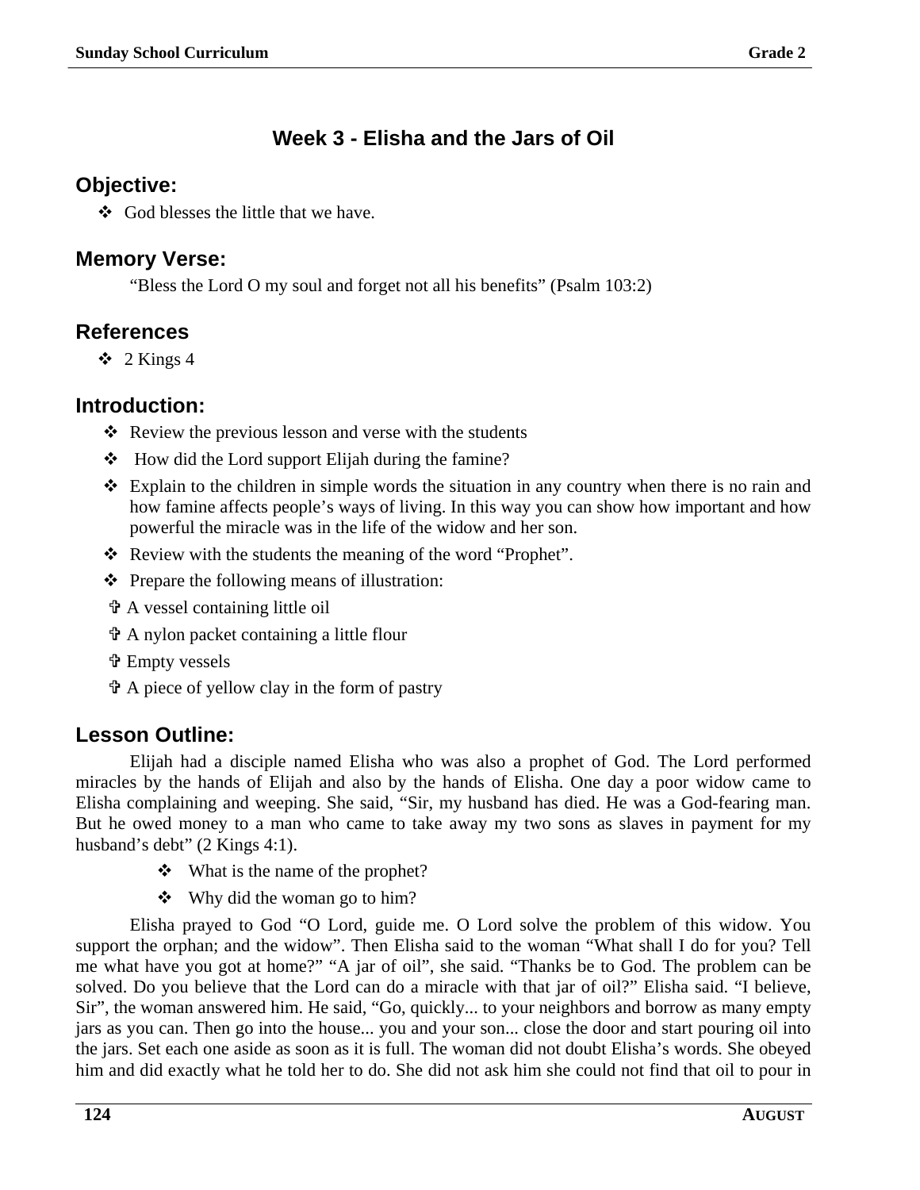## Week 3 - Elisha and the Jars of Oil

### Objective:

- God blesses the little that we have.

### Memory Verse:

"Bless the Lord O my soul and forget not all his benefits" (Psalm 103:2)

### References

- 2 Kings 4

### Introduction:

- Review the previous lesson and verse with the students
- How did the Lord support Elijah during the famine?
- Explain to the children in simple words the situation in any country when there is no rain and how famine affects people's ways of living. In this way you can show how important and how powerful the miracle was in the life of the widow and her son.
- Review with the students the meaning of the word "Prophet".
- Prepare the following means of illustration:
  - ✞ A vessel containing little oil
  - ✞ A nylon packet containing a little flour
  - ✞ Empty vessels
  - ✞ A piece of yellow clay in the form of pastry

### Lesson Outline:

Elijah had a disciple named Elisha who was also a prophet of God. The Lord performed miracles by the hands of Elijah and also by the hands of Elisha. One day a poor widow came to Elisha complaining and weeping. She said, "Sir, my husband has died. He was a God-fearing man. But he owed money to a man who came to take away my two sons as slaves in payment for my husband's debt" (2 Kings 4:1).

- What is the name of the prophet?
- Why did the woman go to him?

Elisha prayed to God "O Lord, guide me. O Lord solve the problem of this widow. You support the orphan; and the widow". Then Elisha said to the woman "What shall I do for you? Tell me what have you got at home?" "A jar of oil", she said. "Thanks be to God. The problem can be solved. Do you believe that the Lord can do a miracle with that jar of oil?" Elisha said. "I believe, Sir", the woman answered him. He said, "Go, quickly... to your neighbors and borrow as many empty jars as you can. Then go into the house... you and your son... close the door and start pouring oil into the jars. Set each one aside as soon as it is full. The woman did not doubt Elisha's words. She obeyed him and did exactly what he told her to do. She did not ask him she could not find that oil to pour in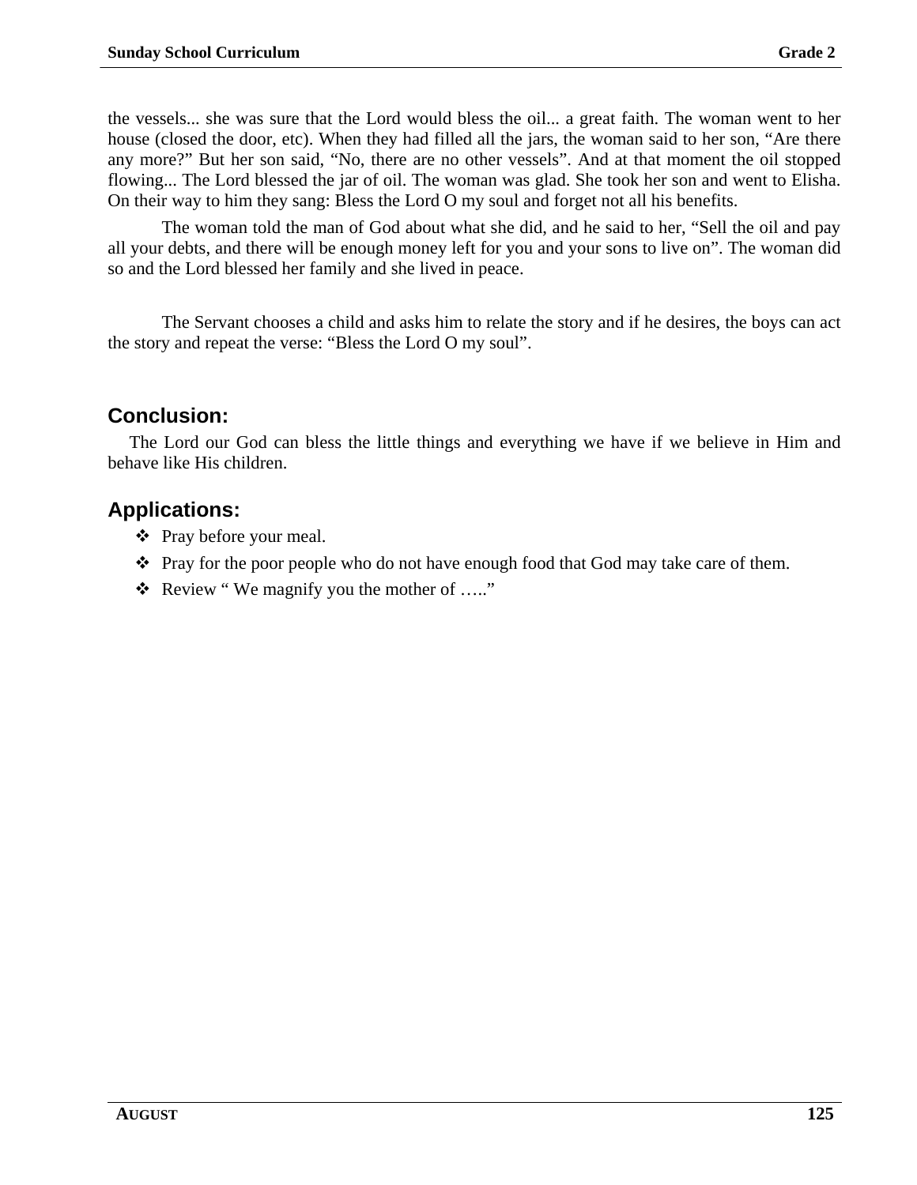the vessels... she was sure that the Lord would bless the oil... a great faith. The woman went to her house (closed the door, etc). When they had filled all the jars, the woman said to her son, “Are there any more?” But her son said, “No, there are no other vessels”. And at that moment the oil stopped flowing... The Lord blessed the jar of oil. The woman was glad. She took her son and went to Elisha. On their way to him they sang: Bless the Lord O my soul and forget not all his benefits.

The woman told the man of God about what she did, and he said to her, “Sell the oil and pay all your debts, and there will be enough money left for you and your sons to live on”. The woman did so and the Lord blessed her family and she lived in peace.

The Servant chooses a child and asks him to relate the story and if he desires, the boys can act the story and repeat the verse: “Bless the Lord O my soul”.

## Conclusion:

The Lord our God can bless the little things and everything we have if we believe in Him and behave like His children.

## Applications:

- Pray before your meal.
- Pray for the poor people who do not have enough food that God may take care of them.
- Review “ We magnify you the mother of …..”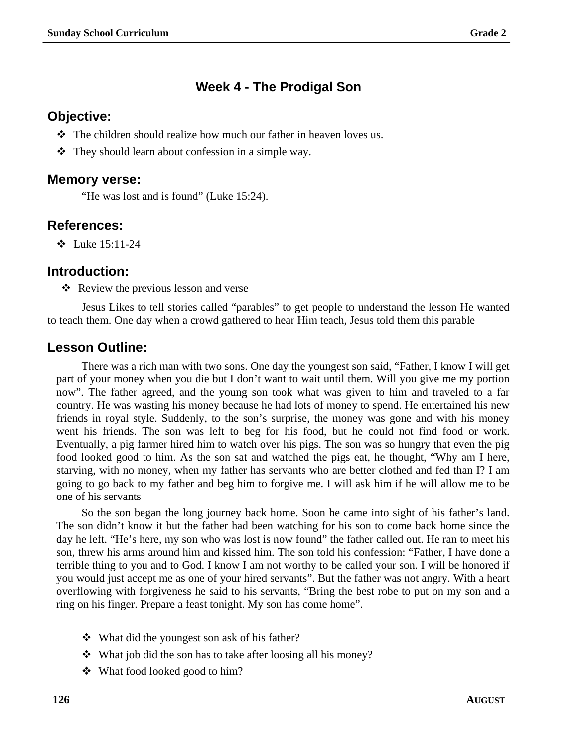## Week 4 - The Prodigal Son

### Objective:

- ❖ The children should realize how much our father in heaven loves us.
- ❖ They should learn about confession in a simple way.

### Memory verse:

"He was lost and is found" (Luke 15:24).

### References:

- ❖ Luke 15:11-24

### Introduction:

- ❖ Review the previous lesson and verse

Jesus Likes to tell stories called "parables" to get people to understand the lesson He wanted to teach them. One day when a crowd gathered to hear Him teach, Jesus told them this parable

### Lesson Outline:

There was a rich man with two sons. One day the youngest son said, "Father, I know I will get part of your money when you die but I don't want to wait until them. Will you give me my portion now". The father agreed, and the young son took what was given to him and traveled to a far country. He was wasting his money because he had lots of money to spend. He entertained his new friends in royal style. Suddenly, to the son's surprise, the money was gone and with his money went his friends. The son was left to beg for his food, but he could not find food or work. Eventually, a pig farmer hired him to watch over his pigs. The son was so hungry that even the pig food looked good to him. As the son sat and watched the pigs eat, he thought, "Why am I here, starving, with no money, when my father has servants who are better clothed and fed than I? I am going to go back to my father and beg him to forgive me. I will ask him if he will allow me to be one of his servants

So the son began the long journey back home. Soon he came into sight of his father's land. The son didn't know it but the father had been watching for his son to come back home since the day he left. "He's here, my son who was lost is now found" the father called out. He ran to meet his son, threw his arms around him and kissed him. The son told his confession: "Father, I have done a terrible thing to you and to God. I know I am not worthy to be called your son. I will be honored if you would just accept me as one of your hired servants". But the father was not angry. With a heart overflowing with forgiveness he said to his servants, "Bring the best robe to put on my son and a ring on his finger. Prepare a feast tonight. My son has come home".

- ❖ What did the youngest son ask of his father?
- ❖ What job did the son has to take after loosing all his money?
- ❖ What food looked good to him?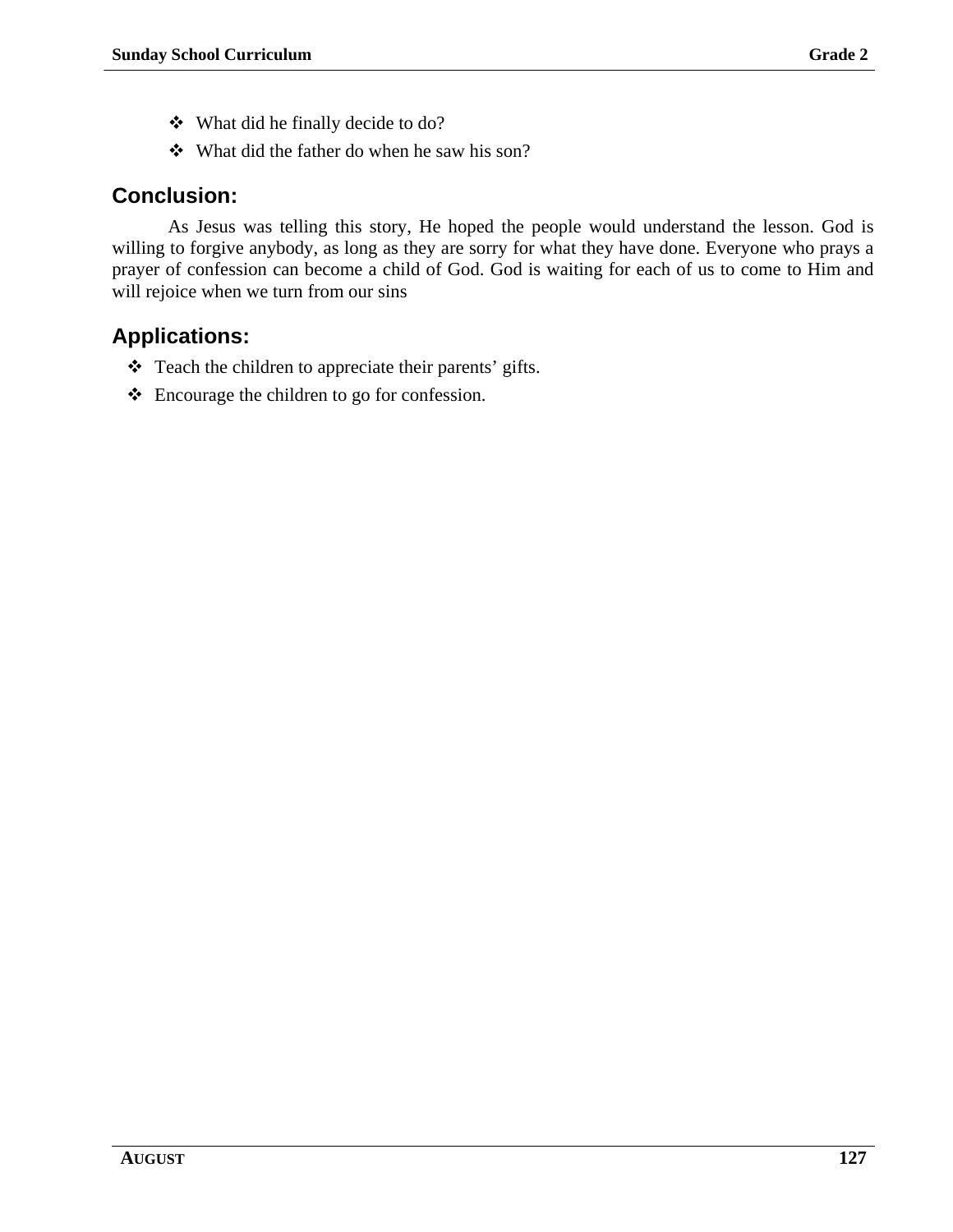- What did he finally decide to do?
- What did the father do when he saw his son?

## Conclusion:

As Jesus was telling this story, He hoped the people would understand the lesson. God is willing to forgive anybody, as long as they are sorry for what they have done. Everyone who prays a prayer of confession can become a child of God. God is waiting for each of us to come to Him and will rejoice when we turn from our sins

## Applications:

- Teach the children to appreciate their parents' gifts.
- Encourage the children to go for confession.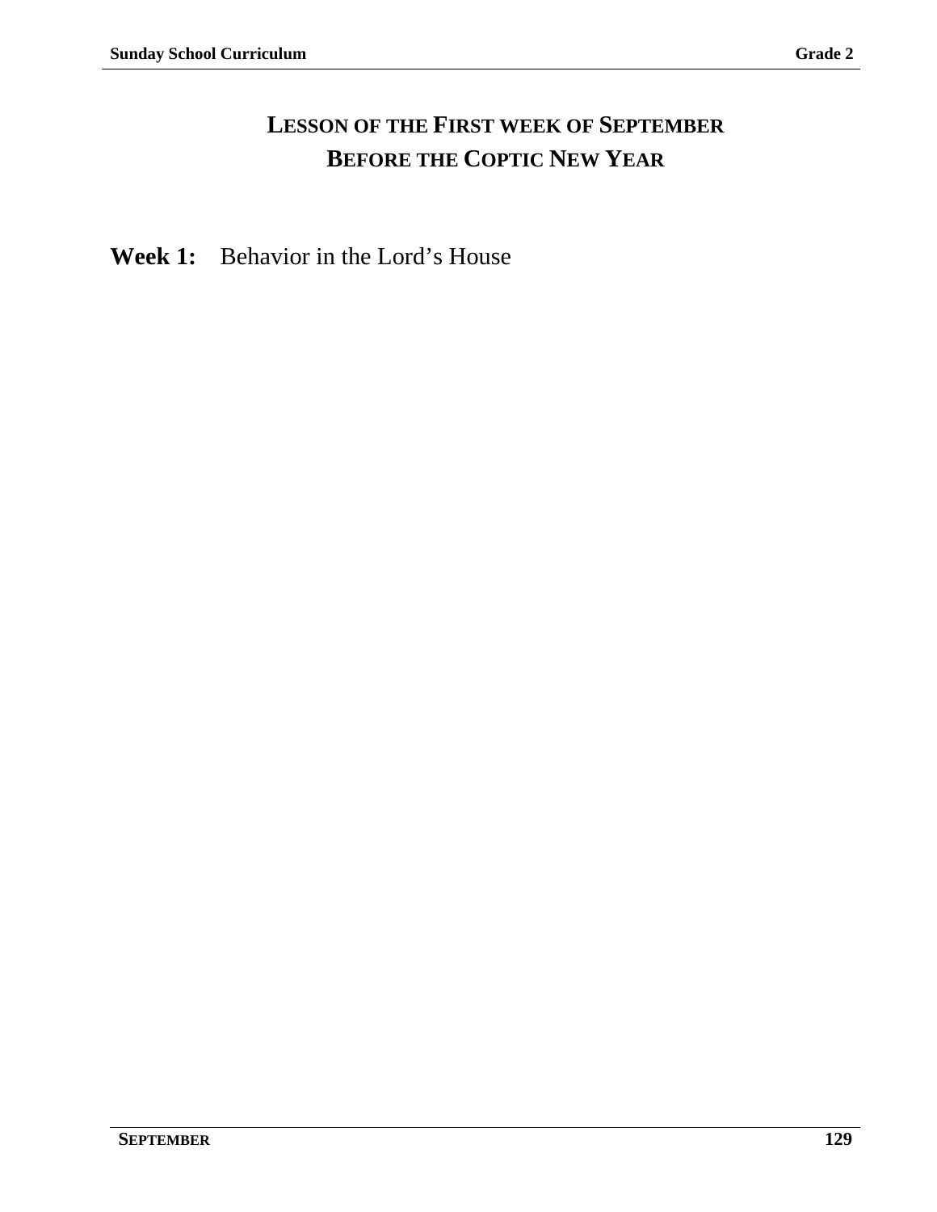# Lesson of the First week of September
# Before the Coptic New Year

**Week 1:** Behavior in the Lord’s House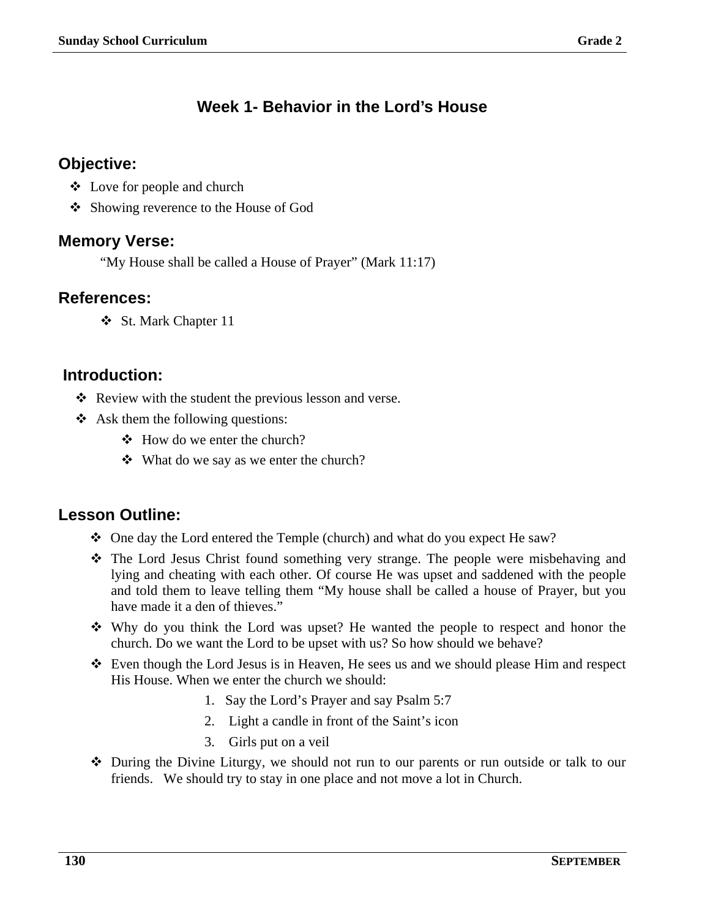# Week 1- Behavior in the Lord's House

## Objective:

- Love for people and church
- Showing reverence to the House of God

## Memory Verse:

"My House shall be called a House of Prayer" (Mark 11:17)

## References:

- St. Mark Chapter 11

## Introduction:

- Review with the student the previous lesson and verse.
- Ask them the following questions:
  - How do we enter the church?
  - What do we say as we enter the church?

## Lesson Outline:

- One day the Lord entered the Temple (church) and what do you expect He saw?
- The Lord Jesus Christ found something very strange. The people were misbehaving and lying and cheating with each other. Of course He was upset and saddened with the people and told them to leave telling them "My house shall be called a house of Prayer, but you have made it a den of thieves."
- Why do you think the Lord was upset? He wanted the people to respect and honor the church. Do we want the Lord to be upset with us? So how should we behave?
- Even though the Lord Jesus is in Heaven, He sees us and we should please Him and respect His House. When we enter the church we should:
  1. Say the Lord's Prayer and say Psalm 5:7
  2. Light a candle in front of the Saint's icon
  3. Girls put on a veil
- During the Divine Liturgy, we should not run to our parents or run outside or talk to our friends. We should try to stay in one place and not move a lot in Church.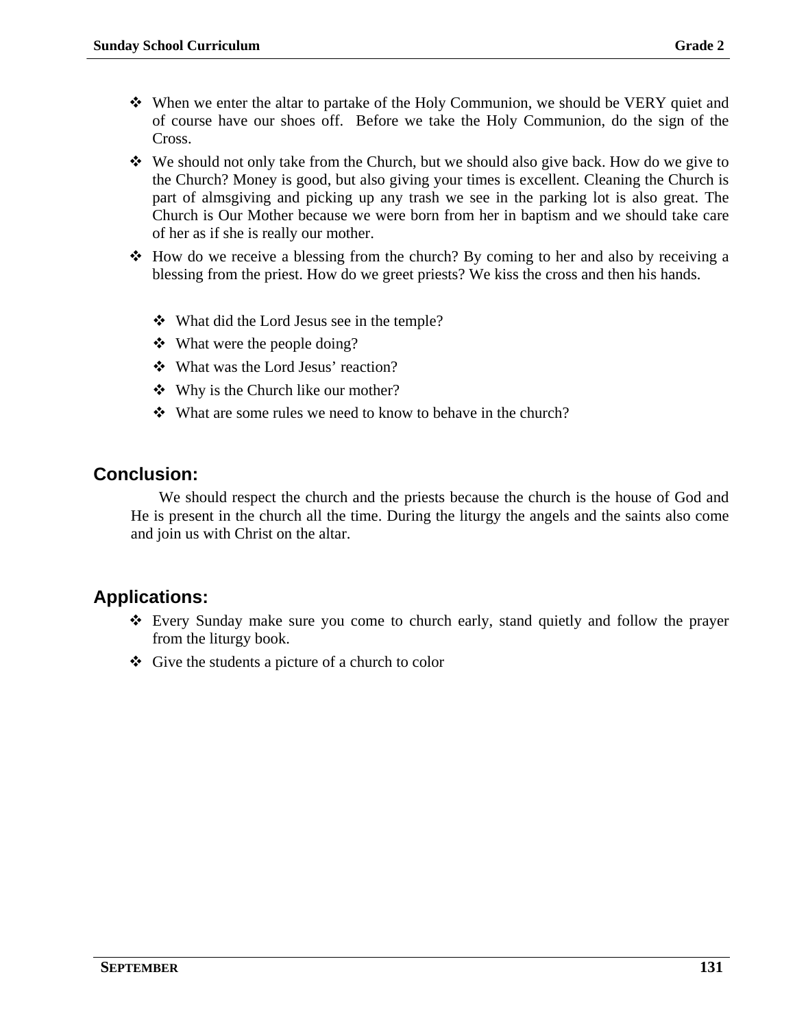- When we enter the altar to partake of the Holy Communion, we should be VERY quiet and of course have our shoes off. Before we take the Holy Communion, do the sign of the Cross.
- We should not only take from the Church, but we should also give back. How do we give to the Church? Money is good, but also giving your times is excellent. Cleaning the Church is part of almsgiving and picking up any trash we see in the parking lot is also great. The Church is Our Mother because we were born from her in baptism and we should take care of her as if she is really our mother.
- How do we receive a blessing from the church? By coming to her and also by receiving a blessing from the priest. How do we greet priests? We kiss the cross and then his hands.

  - What did the Lord Jesus see in the temple?
  - What were the people doing?
  - What was the Lord Jesus' reaction?
  - Why is the Church like our mother?
  - What are some rules we need to know to behave in the church?

## Conclusion:

We should respect the church and the priests because the church is the house of God and He is present in the church all the time. During the liturgy the angels and the saints also come and join us with Christ on the altar.

## Applications:

- Every Sunday make sure you come to church early, stand quietly and follow the prayer from the liturgy book.
- Give the students a picture of a church to color